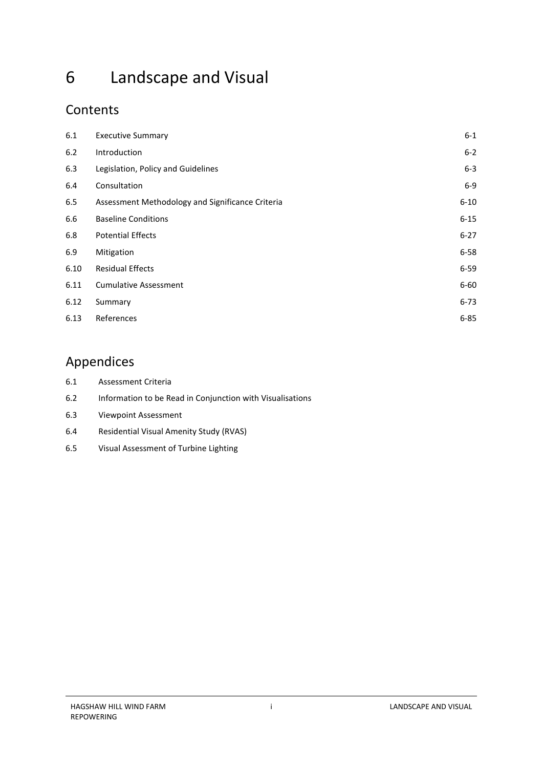# 6 Landscape and Visual

## Contents

| | | |
|---|---|---|
| 6.1 | Executive Summary | 6-1 |
| 6.2 | Introduction | 6-2 |
| 6.3 | Legislation, Policy and Guidelines | 6-3 |
| 6.4 | Consultation | 6-9 |
| 6.5 | Assessment Methodology and Significance Criteria | 6-10 |
| 6.6 | Baseline Conditions | 6-15 |
| 6.8 | Potential Effects | 6-27 |
| 6.9 | Mitigation | 6-58 |
| 6.10 | Residual Effects | 6-59 |
| 6.11 | Cumulative Assessment | 6-60 |
| 6.12 | Summary | 6-73 |
| 6.13 | References | 6-85 |

## Appendices

6.1 Assessment Criteria

6.2 Information to be Read in Conjunction with Visualisations

6.3 Viewpoint Assessment

6.4 Residential Visual Amenity Study (RVAS)

6.5 Visual Assessment of Turbine Lighting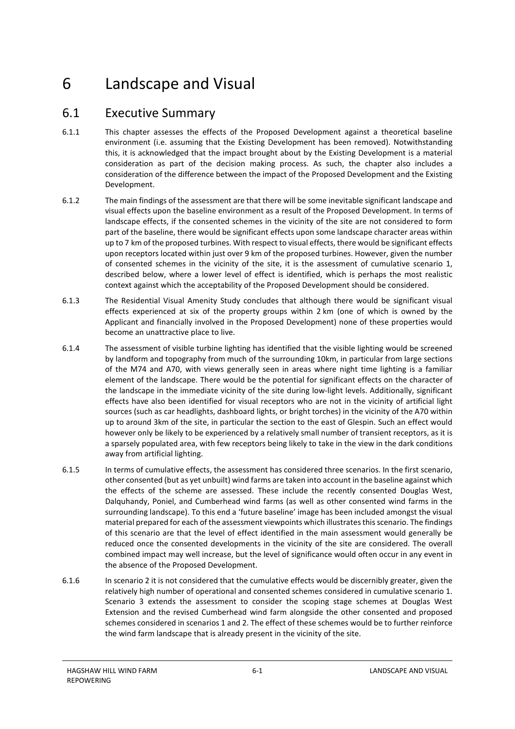# 6 Landscape and Visual

## 6.1 Executive Summary

6.1.1 This chapter assesses the effects of the Proposed Development against a theoretical baseline environment (i.e. assuming that the Existing Development has been removed). Notwithstanding this, it is acknowledged that the impact brought about by the Existing Development is a material consideration as part of the decision making process. As such, the chapter also includes a consideration of the difference between the impact of the Proposed Development and the Existing Development.

6.1.2 The main findings of the assessment are that there will be some inevitable significant landscape and visual effects upon the baseline environment as a result of the Proposed Development. In terms of landscape effects, if the consented schemes in the vicinity of the site are not considered to form part of the baseline, there would be significant effects upon some landscape character areas within up to 7 km of the proposed turbines. With respect to visual effects, there would be significant effects upon receptors located within just over 9 km of the proposed turbines. However, given the number of consented schemes in the vicinity of the site, it is the assessment of cumulative scenario 1, described below, where a lower level of effect is identified, which is perhaps the most realistic context against which the acceptability of the Proposed Development should be considered.

6.1.3 The Residential Visual Amenity Study concludes that although there would be significant visual effects experienced at six of the property groups within 2 km (one of which is owned by the Applicant and financially involved in the Proposed Development) none of these properties would become an unattractive place to live.

6.1.4 The assessment of visible turbine lighting has identified that the visible lighting would be screened by landform and topography from much of the surrounding 10km, in particular from large sections of the M74 and A70, with views generally seen in areas where night time lighting is a familiar element of the landscape. There would be the potential for significant effects on the character of the landscape in the immediate vicinity of the site during low-light levels. Additionally, significant effects have also been identified for visual receptors who are not in the vicinity of artificial light sources (such as car headlights, dashboard lights, or bright torches) in the vicinity of the A70 within up to around 3km of the site, in particular the section to the east of Glespin. Such an effect would however only be likely to be experienced by a relatively small number of transient receptors, as it is a sparsely populated area, with few receptors being likely to take in the view in the dark conditions away from artificial lighting.

6.1.5 In terms of cumulative effects, the assessment has considered three scenarios. In the first scenario, other consented (but as yet unbuilt) wind farms are taken into account in the baseline against which the effects of the scheme are assessed. These include the recently consented Douglas West, Dalquhandy, Poniel, and Cumberhead wind farms (as well as other consented wind farms in the surrounding landscape). To this end a 'future baseline' image has been included amongst the visual material prepared for each of the assessment viewpoints which illustrates this scenario. The findings of this scenario are that the level of effect identified in the main assessment would generally be reduced once the consented developments in the vicinity of the site are considered. The overall combined impact may well increase, but the level of significance would often occur in any event in the absence of the Proposed Development.

6.1.6 In scenario 2 it is not considered that the cumulative effects would be discernibly greater, given the relatively high number of operational and consented schemes considered in cumulative scenario 1. Scenario 3 extends the assessment to consider the scoping stage schemes at Douglas West Extension and the revised Cumberhead wind farm alongside the other consented and proposed schemes considered in scenarios 1 and 2. The effect of these schemes would be to further reinforce the wind farm landscape that is already present in the vicinity of the site.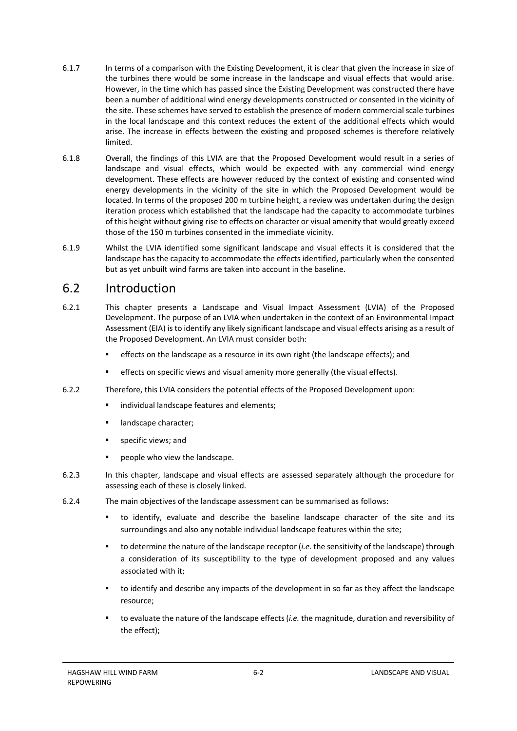6.1.7 In terms of a comparison with the Existing Development, it is clear that given the increase in size of the turbines there would be some increase in the landscape and visual effects that would arise. However, in the time which has passed since the Existing Development was constructed there have been a number of additional wind energy developments constructed or consented in the vicinity of the site. These schemes have served to establish the presence of modern commercial scale turbines in the local landscape and this context reduces the extent of the additional effects which would arise. The increase in effects between the existing and proposed schemes is therefore relatively limited.

6.1.8 Overall, the findings of this LVIA are that the Proposed Development would result in a series of landscape and visual effects, which would be expected with any commercial wind energy development. These effects are however reduced by the context of existing and consented wind energy developments in the vicinity of the site in which the Proposed Development would be located. In terms of the proposed 200 m turbine height, a review was undertaken during the design iteration process which established that the landscape had the capacity to accommodate turbines of this height without giving rise to effects on character or visual amenity that would greatly exceed those of the 150 m turbines consented in the immediate vicinity.

6.1.9 Whilst the LVIA identified some significant landscape and visual effects it is considered that the landscape has the capacity to accommodate the effects identified, particularly when the consented but as yet unbuilt wind farms are taken into account in the baseline.

## 6.2 Introduction

6.2.1 This chapter presents a Landscape and Visual Impact Assessment (LVIA) of the Proposed Development. The purpose of an LVIA when undertaken in the context of an Environmental Impact Assessment (EIA) is to identify any likely significant landscape and visual effects arising as a result of the Proposed Development. An LVIA must consider both:

- effects on the landscape as a resource in its own right (the landscape effects); and
- effects on specific views and visual amenity more generally (the visual effects).

6.2.2 Therefore, this LVIA considers the potential effects of the Proposed Development upon:

- individual landscape features and elements;
- landscape character;
- specific views; and
- people who view the landscape.

6.2.3 In this chapter, landscape and visual effects are assessed separately although the procedure for assessing each of these is closely linked.

6.2.4 The main objectives of the landscape assessment can be summarised as follows:

- to identify, evaluate and describe the baseline landscape character of the site and its surroundings and also any notable individual landscape features within the site;
- to determine the nature of the landscape receptor (*i.e.* the sensitivity of the landscape) through a consideration of its susceptibility to the type of development proposed and any values associated with it;
- to identify and describe any impacts of the development in so far as they affect the landscape resource;
- to evaluate the nature of the landscape effects (*i.e.* the magnitude, duration and reversibility of the effect);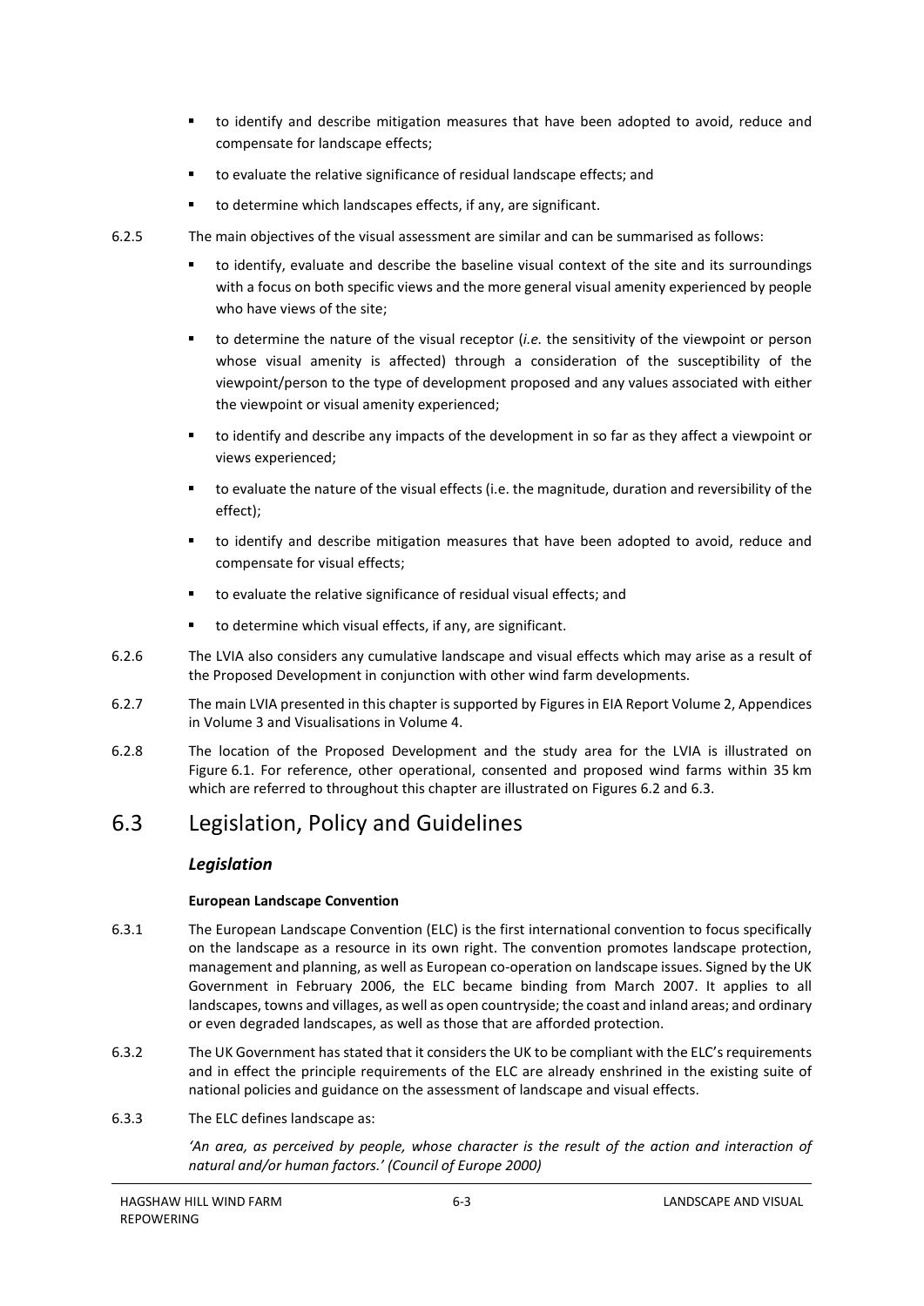- to identify and describe mitigation measures that have been adopted to avoid, reduce and compensate for landscape effects;
- to evaluate the relative significance of residual landscape effects; and
- to determine which landscapes effects, if any, are significant.

6.2.5 The main objectives of the visual assessment are similar and can be summarised as follows:

- to identify, evaluate and describe the baseline visual context of the site and its surroundings with a focus on both specific views and the more general visual amenity experienced by people who have views of the site;
- to determine the nature of the visual receptor (*i.e.* the sensitivity of the viewpoint or person whose visual amenity is affected) through a consideration of the susceptibility of the viewpoint/person to the type of development proposed and any values associated with either the viewpoint or visual amenity experienced;
- to identify and describe any impacts of the development in so far as they affect a viewpoint or views experienced;
- to evaluate the nature of the visual effects (i.e. the magnitude, duration and reversibility of the effect);
- to identify and describe mitigation measures that have been adopted to avoid, reduce and compensate for visual effects;
- to evaluate the relative significance of residual visual effects; and
- to determine which visual effects, if any, are significant.

6.2.6 The LVIA also considers any cumulative landscape and visual effects which may arise as a result of the Proposed Development in conjunction with other wind farm developments.

6.2.7 The main LVIA presented in this chapter is supported by Figures in EIA Report Volume 2, Appendices in Volume 3 and Visualisations in Volume 4.

6.2.8 The location of the Proposed Development and the study area for the LVIA is illustrated on Figure 6.1. For reference, other operational, consented and proposed wind farms within 35 km which are referred to throughout this chapter are illustrated on Figures 6.2 and 6.3.

## 6.3 Legislation, Policy and Guidelines

### *Legislation*

#### European Landscape Convention

6.3.1 The European Landscape Convention (ELC) is the first international convention to focus specifically on the landscape as a resource in its own right. The convention promotes landscape protection, management and planning, as well as European co-operation on landscape issues. Signed by the UK Government in February 2006, the ELC became binding from March 2007. It applies to all landscapes, towns and villages, as well as open countryside; the coast and inland areas; and ordinary or even degraded landscapes, as well as those that are afforded protection.

6.3.2 The UK Government has stated that it considers the UK to be compliant with the ELC's requirements and in effect the principle requirements of the ELC are already enshrined in the existing suite of national policies and guidance on the assessment of landscape and visual effects.

6.3.3 The ELC defines landscape as:

*'An area, as perceived by people, whose character is the result of the action and interaction of natural and/or human factors.' (Council of Europe 2000)*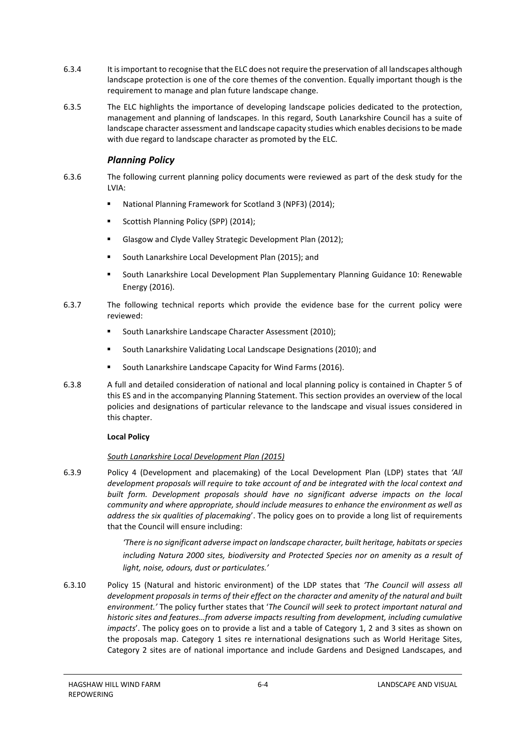6.3.4 It is important to recognise that the ELC does not require the preservation of all landscapes although landscape protection is one of the core themes of the convention. Equally important though is the requirement to manage and plan future landscape change.

6.3.5 The ELC highlights the importance of developing landscape policies dedicated to the protection, management and planning of landscapes. In this regard, South Lanarkshire Council has a suite of landscape character assessment and landscape capacity studies which enables decisions to be made with due regard to landscape character as promoted by the ELC.

### *Planning Policy*

6.3.6 The following current planning policy documents were reviewed as part of the desk study for the LVIA:

- National Planning Framework for Scotland 3 (NPF3) (2014);
- Scottish Planning Policy (SPP) (2014);
- Glasgow and Clyde Valley Strategic Development Plan (2012);
- South Lanarkshire Local Development Plan (2015); and
- South Lanarkshire Local Development Plan Supplementary Planning Guidance 10: Renewable Energy (2016).

6.3.7 The following technical reports which provide the evidence base for the current policy were reviewed:

- South Lanarkshire Landscape Character Assessment (2010);
- South Lanarkshire Validating Local Landscape Designations (2010); and
- South Lanarkshire Landscape Capacity for Wind Farms (2016).

6.3.8 A full and detailed consideration of national and local planning policy is contained in Chapter 5 of this ES and in the accompanying Planning Statement. This section provides an overview of the local policies and designations of particular relevance to the landscape and visual issues considered in this chapter.

**Local Policy**

<u>*South Lanarkshire Local Development Plan (2015)*</u>

6.3.9 Policy 4 (Development and placemaking) of the Local Development Plan (LDP) states that *'All development proposals will require to take account of and be integrated with the local context and built form. Development proposals should have no significant adverse impacts on the local community and where appropriate, should include measures to enhance the environment as well as address the six qualities of placemaking*'. The policy goes on to provide a long list of requirements that the Council will ensure including:

> *'There is no significant adverse impact on landscape character, built heritage, habitats or species including Natura 2000 sites, biodiversity and Protected Species nor on amenity as a result of light, noise, odours, dust or particulates.'*

6.3.10 Policy 15 (Natural and historic environment) of the LDP states that *'The Council will assess all development proposals in terms of their effect on the character and amenity of the natural and built environment.'* The policy further states that '*The Council will seek to protect important natural and historic sites and features…from adverse impacts resulting from development, including cumulative impacts*'. The policy goes on to provide a list and a table of Category 1, 2 and 3 sites as shown on the proposals map. Category 1 sites re international designations such as World Heritage Sites, Category 2 sites are of national importance and include Gardens and Designed Landscapes, and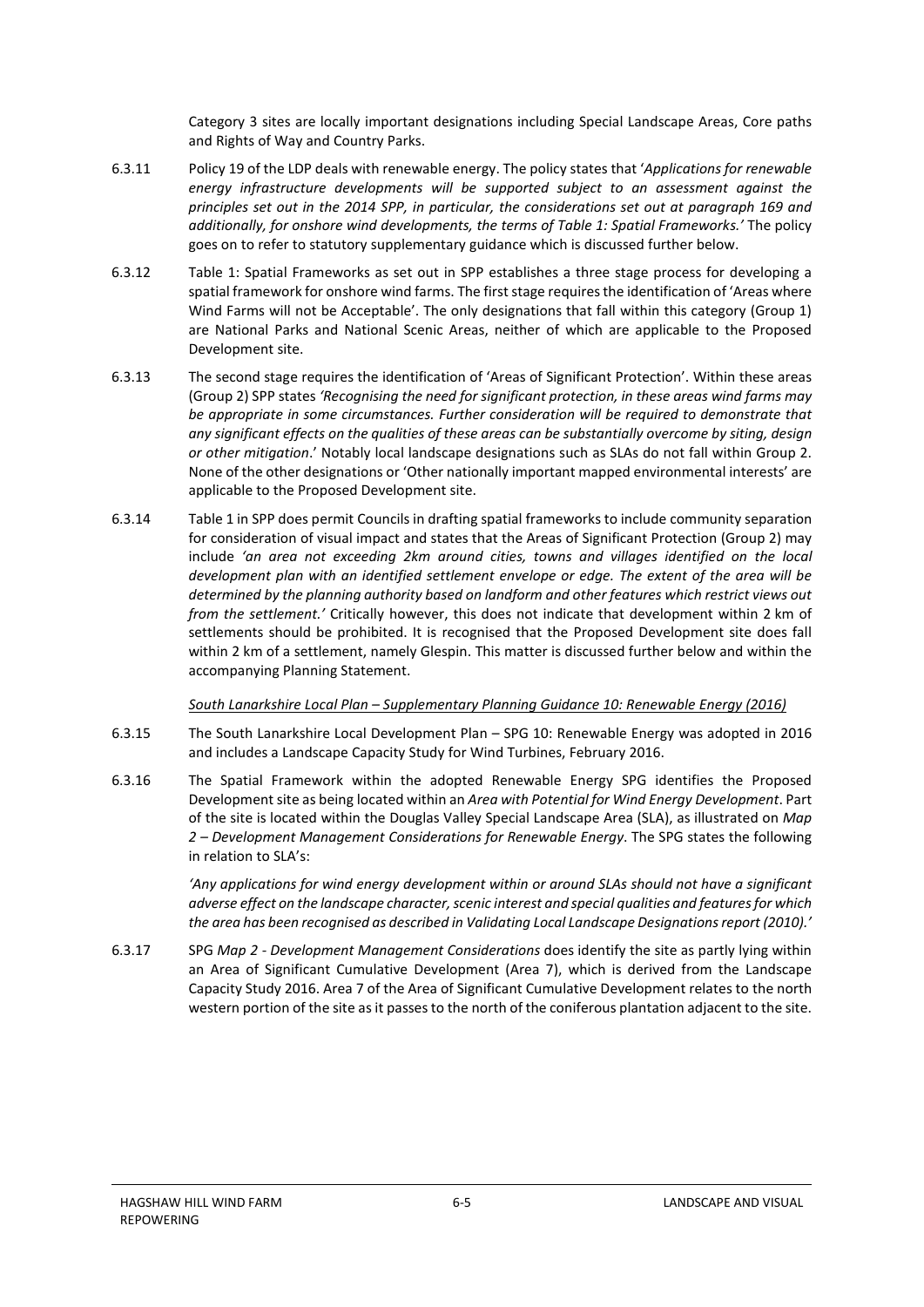Category 3 sites are locally important designations including Special Landscape Areas, Core paths and Rights of Way and Country Parks.

6.3.11 Policy 19 of the LDP deals with renewable energy. The policy states that '*Applications for renewable energy infrastructure developments will be supported subject to an assessment against the principles set out in the 2014 SPP, in particular, the considerations set out at paragraph 169 and additionally, for onshore wind developments, the terms of Table 1: Spatial Frameworks.'* The policy goes on to refer to statutory supplementary guidance which is discussed further below.

6.3.12 Table 1: Spatial Frameworks as set out in SPP establishes a three stage process for developing a spatial framework for onshore wind farms. The first stage requires the identification of 'Areas where Wind Farms will not be Acceptable'. The only designations that fall within this category (Group 1) are National Parks and National Scenic Areas, neither of which are applicable to the Proposed Development site.

6.3.13 The second stage requires the identification of 'Areas of Significant Protection'. Within these areas (Group 2) SPP states *'Recognising the need for significant protection, in these areas wind farms may be appropriate in some circumstances. Further consideration will be required to demonstrate that any significant effects on the qualities of these areas can be substantially overcome by siting, design or other mitigation*.' Notably local landscape designations such as SLAs do not fall within Group 2. None of the other designations or 'Other nationally important mapped environmental interests' are applicable to the Proposed Development site.

6.3.14 Table 1 in SPP does permit Councils in drafting spatial frameworks to include community separation for consideration of visual impact and states that the Areas of Significant Protection (Group 2) may include *'an area not exceeding 2km around cities, towns and villages identified on the local development plan with an identified settlement envelope or edge. The extent of the area will be determined by the planning authority based on landform and other features which restrict views out from the settlement.'* Critically however, this does not indicate that development within 2 km of settlements should be prohibited. It is recognised that the Proposed Development site does fall within 2 km of a settlement, namely Glespin. This matter is discussed further below and within the accompanying Planning Statement.

*South Lanarkshire Local Plan – Supplementary Planning Guidance 10: Renewable Energy (2016)*

6.3.15 The South Lanarkshire Local Development Plan – SPG 10: Renewable Energy was adopted in 2016 and includes a Landscape Capacity Study for Wind Turbines, February 2016.

6.3.16 The Spatial Framework within the adopted Renewable Energy SPG identifies the Proposed Development site as being located within an *Area with Potential for Wind Energy Development*. Part of the site is located within the Douglas Valley Special Landscape Area (SLA), as illustrated on *Map 2 – Development Management Considerations for Renewable Energy*. The SPG states the following in relation to SLA's:

> *'Any applications for wind energy development within or around SLAs should not have a significant adverse effect on the landscape character, scenic interest and special qualities and features for which the area has been recognised as described in Validating Local Landscape Designations report (2010).'*

6.3.17 SPG *Map 2 - Development Management Considerations* does identify the site as partly lying within an Area of Significant Cumulative Development (Area 7), which is derived from the Landscape Capacity Study 2016. Area 7 of the Area of Significant Cumulative Development relates to the north western portion of the site as it passes to the north of the coniferous plantation adjacent to the site.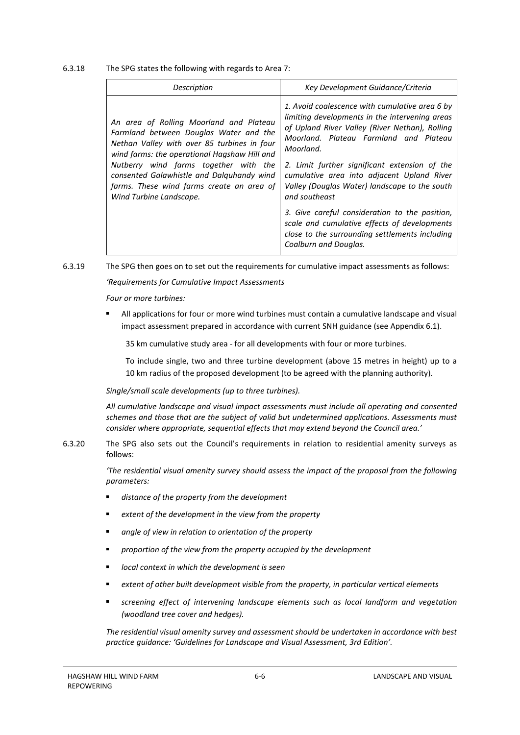6.3.18 The SPG states the following with regards to Area 7:

| *Description* | *Key Development Guidance/Criteria* |
|---|---|
| *An area of Rolling Moorland and Plateau Farmland between Douglas Water and the Nethan Valley with over 85 turbines in four wind farms: the operational Hagshaw Hill and Nutberry wind farms together with the consented Galawhistle and Dalquhandy wind farms. These wind farms create an area of Wind Turbine Landscape.* | *1. Avoid coalescence with cumulative area 6 by limiting developments in the intervening areas of Upland River Valley (River Nethan), Rolling Moorland. Plateau Farmland and Plateau Moorland.*<br><br>*2. Limit further significant extension of the cumulative area into adjacent Upland River Valley (Douglas Water) landscape to the south and southeast*<br><br>*3. Give careful consideration to the position, scale and cumulative effects of developments close to the surrounding settlements including Coalburn and Douglas.* |

6.3.19 The SPG then goes on to set out the requirements for cumulative impact assessments as follows:

*'Requirements for Cumulative Impact Assessments*

*Four or more turbines:*

- All applications for four or more wind turbines must contain a cumulative landscape and visual impact assessment prepared in accordance with current SNH guidance (see Appendix 6.1).

  35 km cumulative study area - for all developments with four or more turbines.

  To include single, two and three turbine development (above 15 metres in height) up to a 10 km radius of the proposed development (to be agreed with the planning authority).

*Single/small scale developments (up to three turbines).*

*All cumulative landscape and visual impact assessments must include all operating and consented schemes and those that are the subject of valid but undetermined applications. Assessments must consider where appropriate, sequential effects that may extend beyond the Council area.'*

6.3.20 The SPG also sets out the Council's requirements in relation to residential amenity surveys as follows:

*'The residential visual amenity survey should assess the impact of the proposal from the following parameters:*

- *distance of the property from the development*
- *extent of the development in the view from the property*
- *angle of view in relation to orientation of the property*
- *proportion of the view from the property occupied by the development*
- *local context in which the development is seen*
- *extent of other built development visible from the property, in particular vertical elements*
- *screening effect of intervening landscape elements such as local landform and vegetation (woodland tree cover and hedges).*

*The residential visual amenity survey and assessment should be undertaken in accordance with best practice guidance: 'Guidelines for Landscape and Visual Assessment, 3rd Edition'.*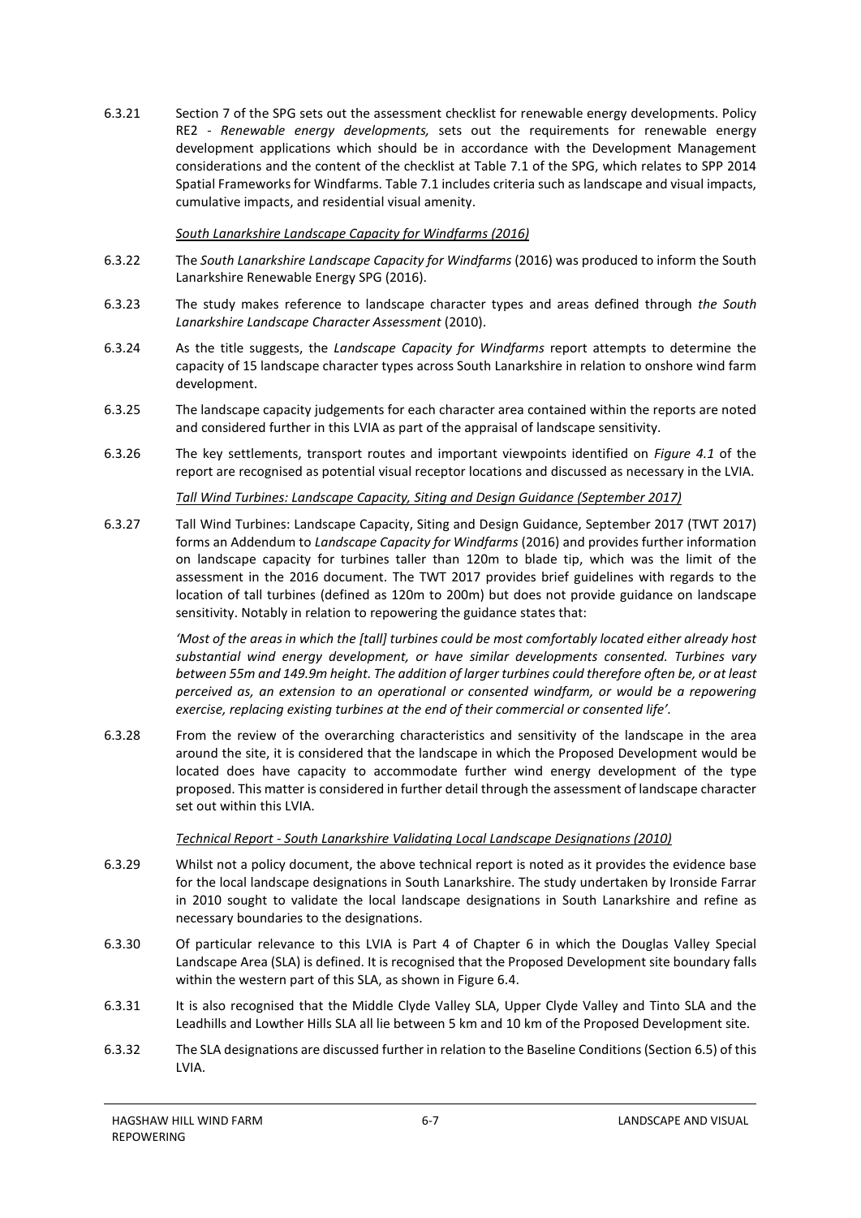6.3.21 Section 7 of the SPG sets out the assessment checklist for renewable energy developments. Policy RE2 - *Renewable energy developments,* sets out the requirements for renewable energy development applications which should be in accordance with the Development Management considerations and the content of the checklist at Table 7.1 of the SPG, which relates to SPP 2014 Spatial Frameworks for Windfarms. Table 7.1 includes criteria such as landscape and visual impacts, cumulative impacts, and residential visual amenity.

*South Lanarkshire Landscape Capacity for Windfarms (2016)*

6.3.22 The *South Lanarkshire Landscape Capacity for Windfarms* (2016) was produced to inform the South Lanarkshire Renewable Energy SPG (2016).

6.3.23 The study makes reference to landscape character types and areas defined through *the South Lanarkshire Landscape Character Assessment* (2010).

6.3.24 As the title suggests, the *Landscape Capacity for Windfarms* report attempts to determine the capacity of 15 landscape character types across South Lanarkshire in relation to onshore wind farm development.

6.3.25 The landscape capacity judgements for each character area contained within the reports are noted and considered further in this LVIA as part of the appraisal of landscape sensitivity.

6.3.26 The key settlements, transport routes and important viewpoints identified on *Figure 4.1* of the report are recognised as potential visual receptor locations and discussed as necessary in the LVIA.

*Tall Wind Turbines: Landscape Capacity, Siting and Design Guidance (September 2017)*

6.3.27 Tall Wind Turbines: Landscape Capacity, Siting and Design Guidance, September 2017 (TWT 2017) forms an Addendum to *Landscape Capacity for Windfarms* (2016) and provides further information on landscape capacity for turbines taller than 120m to blade tip, which was the limit of the assessment in the 2016 document. The TWT 2017 provides brief guidelines with regards to the location of tall turbines (defined as 120m to 200m) but does not provide guidance on landscape sensitivity. Notably in relation to repowering the guidance states that:

> *'Most of the areas in which the [tall] turbines could be most comfortably located either already host substantial wind energy development, or have similar developments consented. Turbines vary between 55m and 149.9m height. The addition of larger turbines could therefore often be, or at least perceived as, an extension to an operational or consented windfarm, or would be a repowering exercise, replacing existing turbines at the end of their commercial or consented life'.*

6.3.28 From the review of the overarching characteristics and sensitivity of the landscape in the area around the site, it is considered that the landscape in which the Proposed Development would be located does have capacity to accommodate further wind energy development of the type proposed. This matter is considered in further detail through the assessment of landscape character set out within this LVIA.

*Technical Report - South Lanarkshire Validating Local Landscape Designations (2010)*

6.3.29 Whilst not a policy document, the above technical report is noted as it provides the evidence base for the local landscape designations in South Lanarkshire. The study undertaken by Ironside Farrar in 2010 sought to validate the local landscape designations in South Lanarkshire and refine as necessary boundaries to the designations.

6.3.30 Of particular relevance to this LVIA is Part 4 of Chapter 6 in which the Douglas Valley Special Landscape Area (SLA) is defined. It is recognised that the Proposed Development site boundary falls within the western part of this SLA, as shown in Figure 6.4.

6.3.31 It is also recognised that the Middle Clyde Valley SLA, Upper Clyde Valley and Tinto SLA and the Leadhills and Lowther Hills SLA all lie between 5 km and 10 km of the Proposed Development site.

6.3.32 The SLA designations are discussed further in relation to the Baseline Conditions (Section 6.5) of this LVIA.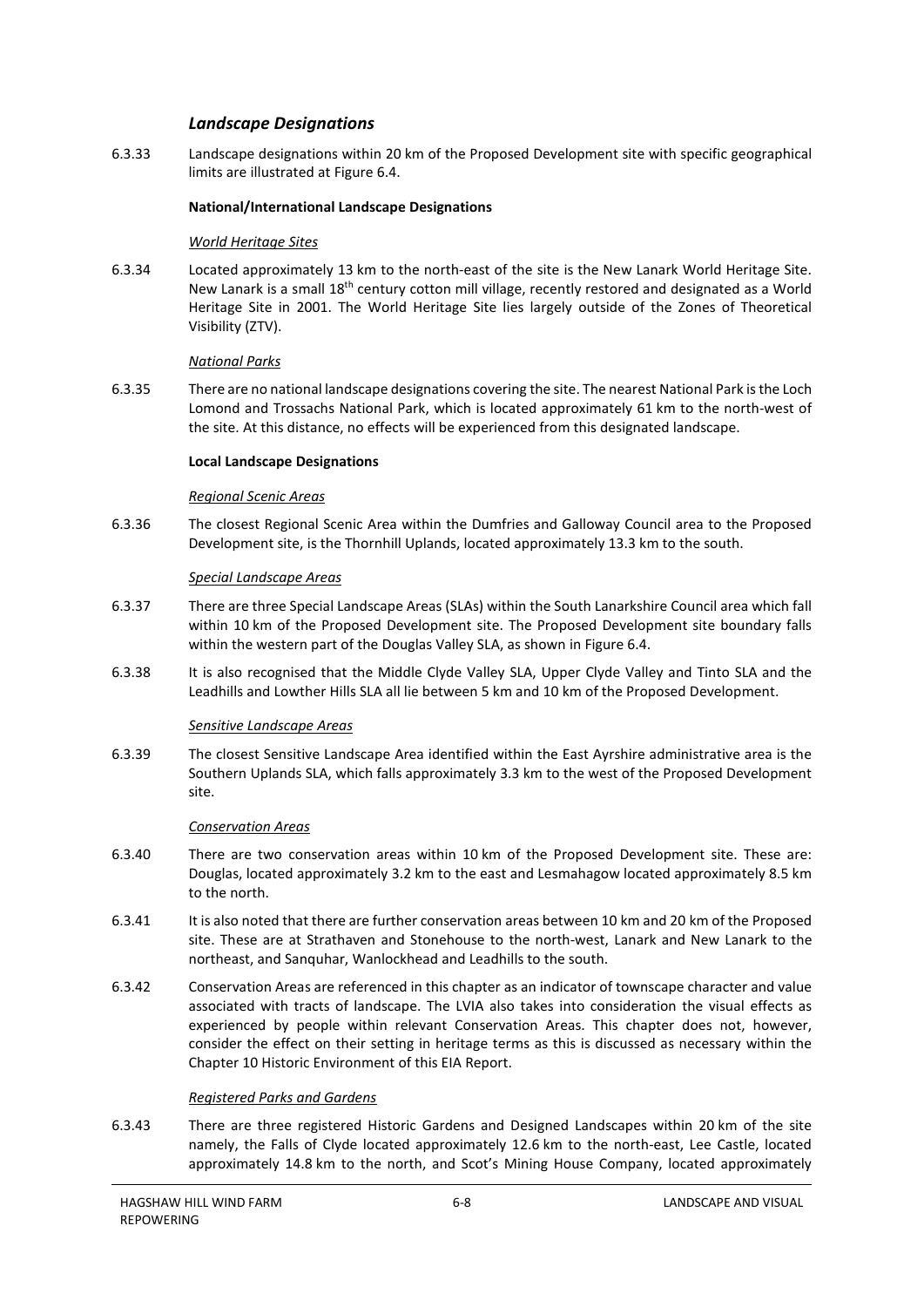## *Landscape Designations*

6.3.33 Landscape designations within 20 km of the Proposed Development site with specific geographical limits are illustrated at Figure 6.4.

**National/International Landscape Designations**

*World Heritage Sites*

6.3.34 Located approximately 13 km to the north-east of the site is the New Lanark World Heritage Site. New Lanark is a small 18th century cotton mill village, recently restored and designated as a World Heritage Site in 2001. The World Heritage Site lies largely outside of the Zones of Theoretical Visibility (ZTV).

*National Parks*

6.3.35 There are no national landscape designations covering the site. The nearest National Park is the Loch Lomond and Trossachs National Park, which is located approximately 61 km to the north-west of the site. At this distance, no effects will be experienced from this designated landscape.

**Local Landscape Designations**

*Regional Scenic Areas*

6.3.36 The closest Regional Scenic Area within the Dumfries and Galloway Council area to the Proposed Development site, is the Thornhill Uplands, located approximately 13.3 km to the south.

*Special Landscape Areas*

6.3.37 There are three Special Landscape Areas (SLAs) within the South Lanarkshire Council area which fall within 10 km of the Proposed Development site. The Proposed Development site boundary falls within the western part of the Douglas Valley SLA, as shown in Figure 6.4.

6.3.38 It is also recognised that the Middle Clyde Valley SLA, Upper Clyde Valley and Tinto SLA and the Leadhills and Lowther Hills SLA all lie between 5 km and 10 km of the Proposed Development.

*Sensitive Landscape Areas*

6.3.39 The closest Sensitive Landscape Area identified within the East Ayrshire administrative area is the Southern Uplands SLA, which falls approximately 3.3 km to the west of the Proposed Development site.

*Conservation Areas*

6.3.40 There are two conservation areas within 10 km of the Proposed Development site. These are: Douglas, located approximately 3.2 km to the east and Lesmahagow located approximately 8.5 km to the north.

6.3.41 It is also noted that there are further conservation areas between 10 km and 20 km of the Proposed site. These are at Strathaven and Stonehouse to the north-west, Lanark and New Lanark to the northeast, and Sanquhar, Wanlockhead and Leadhills to the south.

6.3.42 Conservation Areas are referenced in this chapter as an indicator of townscape character and value associated with tracts of landscape. The LVIA also takes into consideration the visual effects as experienced by people within relevant Conservation Areas. This chapter does not, however, consider the effect on their setting in heritage terms as this is discussed as necessary within the Chapter 10 Historic Environment of this EIA Report.

*Registered Parks and Gardens*

6.3.43 There are three registered Historic Gardens and Designed Landscapes within 20 km of the site namely, the Falls of Clyde located approximately 12.6 km to the north-east, Lee Castle, located approximately 14.8 km to the north, and Scot's Mining House Company, located approximately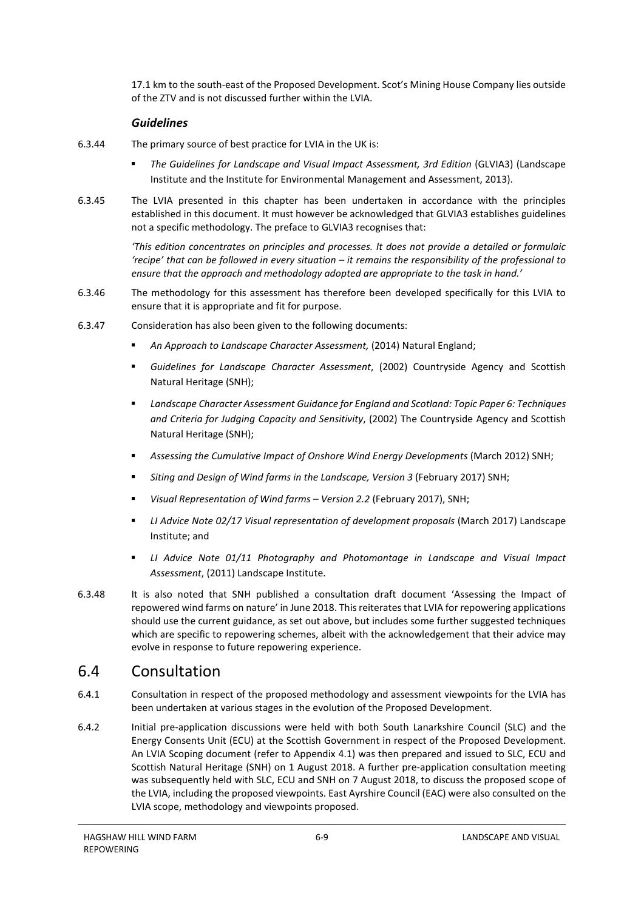17.1 km to the south-east of the Proposed Development. Scot's Mining House Company lies outside of the ZTV and is not discussed further within the LVIA.

### *Guidelines*

6.3.44 The primary source of best practice for LVIA in the UK is:

- *The Guidelines for Landscape and Visual Impact Assessment, 3rd Edition* (GLVIA3) (Landscape Institute and the Institute for Environmental Management and Assessment, 2013).

6.3.45 The LVIA presented in this chapter has been undertaken in accordance with the principles established in this document. It must however be acknowledged that GLVIA3 establishes guidelines not a specific methodology. The preface to GLVIA3 recognises that:

*'This edition concentrates on principles and processes. It does not provide a detailed or formulaic 'recipe' that can be followed in every situation – it remains the responsibility of the professional to ensure that the approach and methodology adopted are appropriate to the task in hand.'*

6.3.46 The methodology for this assessment has therefore been developed specifically for this LVIA to ensure that it is appropriate and fit for purpose.

6.3.47 Consideration has also been given to the following documents:

- *An Approach to Landscape Character Assessment,* (2014) Natural England;
- *Guidelines for Landscape Character Assessment*, (2002) Countryside Agency and Scottish Natural Heritage (SNH);
- *Landscape Character Assessment Guidance for England and Scotland: Topic Paper 6: Techniques and Criteria for Judging Capacity and Sensitivity*, (2002) The Countryside Agency and Scottish Natural Heritage (SNH);
- *Assessing the Cumulative Impact of Onshore Wind Energy Developments* (March 2012) SNH;
- *Siting and Design of Wind farms in the Landscape, Version 3* (February 2017) SNH;
- *Visual Representation of Wind farms – Version 2.2* (February 2017), SNH;
- *LI Advice Note 02/17 Visual representation of development proposals* (March 2017) Landscape Institute; and
- *LI Advice Note 01/11 Photography and Photomontage in Landscape and Visual Impact Assessment*, (2011) Landscape Institute.

6.3.48 It is also noted that SNH published a consultation draft document 'Assessing the Impact of repowered wind farms on nature' in June 2018. This reiterates that LVIA for repowering applications should use the current guidance, as set out above, but includes some further suggested techniques which are specific to repowering schemes, albeit with the acknowledgement that their advice may evolve in response to future repowering experience.

## 6.4 Consultation

6.4.1 Consultation in respect of the proposed methodology and assessment viewpoints for the LVIA has been undertaken at various stages in the evolution of the Proposed Development.

6.4.2 Initial pre-application discussions were held with both South Lanarkshire Council (SLC) and the Energy Consents Unit (ECU) at the Scottish Government in respect of the Proposed Development. An LVIA Scoping document (refer to Appendix 4.1) was then prepared and issued to SLC, ECU and Scottish Natural Heritage (SNH) on 1 August 2018. A further pre-application consultation meeting was subsequently held with SLC, ECU and SNH on 7 August 2018, to discuss the proposed scope of the LVIA, including the proposed viewpoints. East Ayrshire Council (EAC) were also consulted on the LVIA scope, methodology and viewpoints proposed.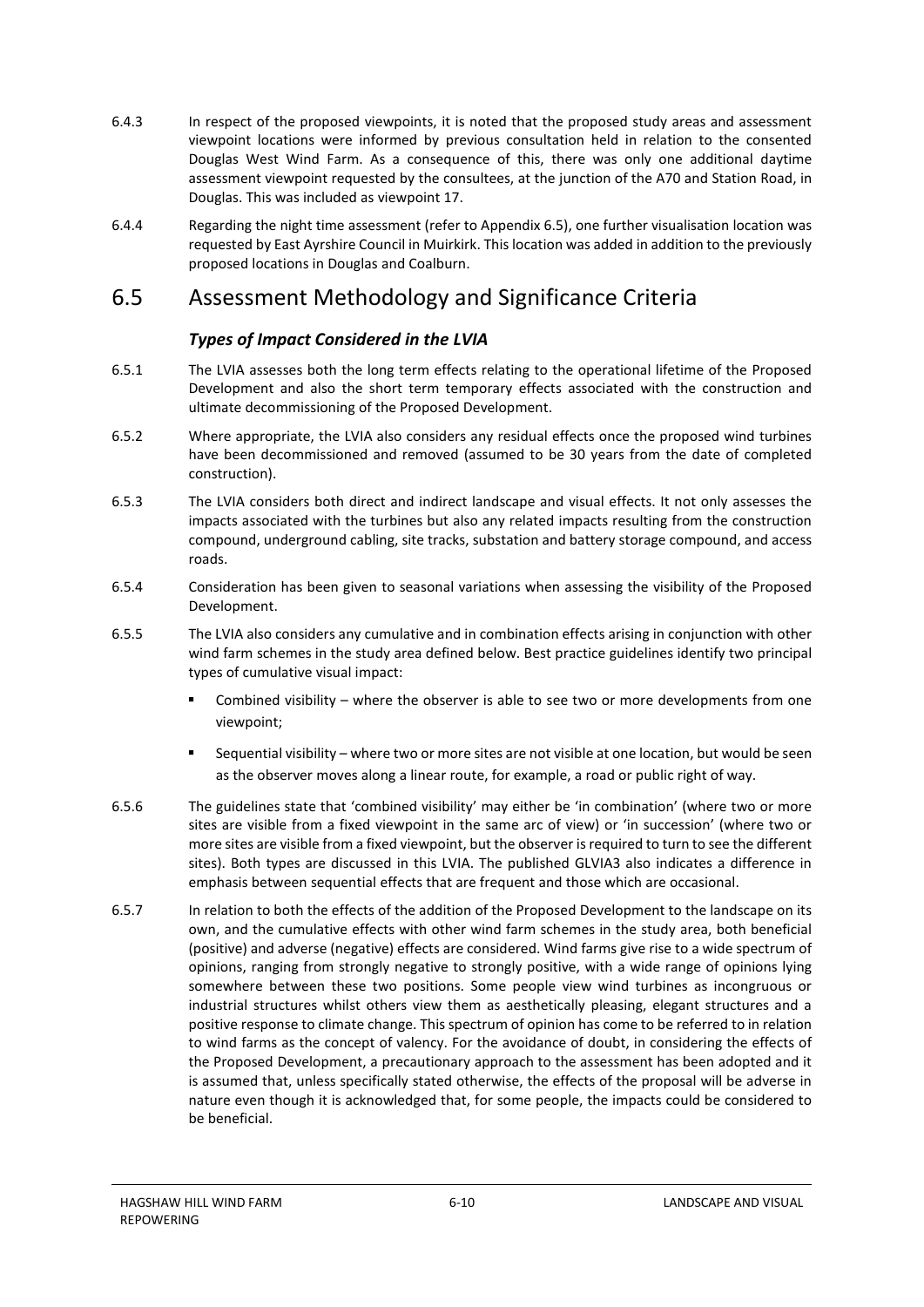6.4.3 In respect of the proposed viewpoints, it is noted that the proposed study areas and assessment viewpoint locations were informed by previous consultation held in relation to the consented Douglas West Wind Farm. As a consequence of this, there was only one additional daytime assessment viewpoint requested by the consultees, at the junction of the A70 and Station Road, in Douglas. This was included as viewpoint 17.

6.4.4 Regarding the night time assessment (refer to Appendix 6.5), one further visualisation location was requested by East Ayrshire Council in Muirkirk. This location was added in addition to the previously proposed locations in Douglas and Coalburn.

## 6.5 Assessment Methodology and Significance Criteria

### *Types of Impact Considered in the LVIA*

6.5.1 The LVIA assesses both the long term effects relating to the operational lifetime of the Proposed Development and also the short term temporary effects associated with the construction and ultimate decommissioning of the Proposed Development.

6.5.2 Where appropriate, the LVIA also considers any residual effects once the proposed wind turbines have been decommissioned and removed (assumed to be 30 years from the date of completed construction).

6.5.3 The LVIA considers both direct and indirect landscape and visual effects. It not only assesses the impacts associated with the turbines but also any related impacts resulting from the construction compound, underground cabling, site tracks, substation and battery storage compound, and access roads.

6.5.4 Consideration has been given to seasonal variations when assessing the visibility of the Proposed Development.

6.5.5 The LVIA also considers any cumulative and in combination effects arising in conjunction with other wind farm schemes in the study area defined below. Best practice guidelines identify two principal types of cumulative visual impact:

- Combined visibility – where the observer is able to see two or more developments from one viewpoint;
- Sequential visibility – where two or more sites are not visible at one location, but would be seen as the observer moves along a linear route, for example, a road or public right of way.

6.5.6 The guidelines state that 'combined visibility' may either be 'in combination' (where two or more sites are visible from a fixed viewpoint in the same arc of view) or 'in succession' (where two or more sites are visible from a fixed viewpoint, but the observer is required to turn to see the different sites). Both types are discussed in this LVIA. The published GLVIA3 also indicates a difference in emphasis between sequential effects that are frequent and those which are occasional.

6.5.7 In relation to both the effects of the addition of the Proposed Development to the landscape on its own, and the cumulative effects with other wind farm schemes in the study area, both beneficial (positive) and adverse (negative) effects are considered. Wind farms give rise to a wide spectrum of opinions, ranging from strongly negative to strongly positive, with a wide range of opinions lying somewhere between these two positions. Some people view wind turbines as incongruous or industrial structures whilst others view them as aesthetically pleasing, elegant structures and a positive response to climate change. This spectrum of opinion has come to be referred to in relation to wind farms as the concept of valency. For the avoidance of doubt, in considering the effects of the Proposed Development, a precautionary approach to the assessment has been adopted and it is assumed that, unless specifically stated otherwise, the effects of the proposal will be adverse in nature even though it is acknowledged that, for some people, the impacts could be considered to be beneficial.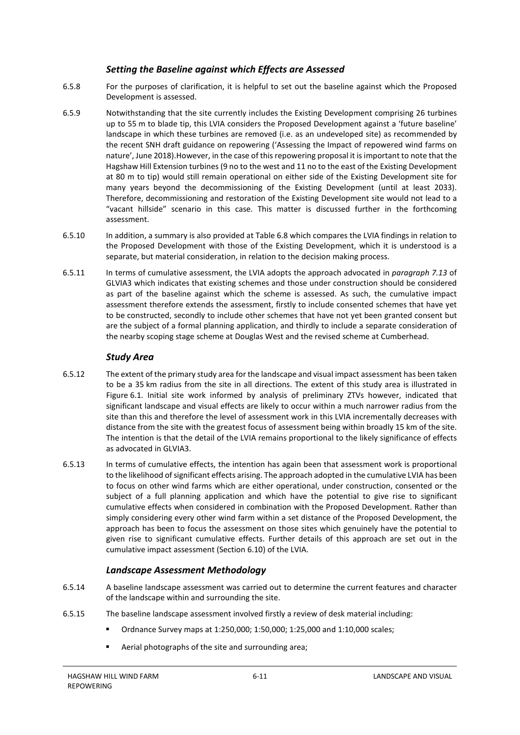### *Setting the Baseline against which Effects are Assessed*

6.5.8 For the purposes of clarification, it is helpful to set out the baseline against which the Proposed Development is assessed.

6.5.9 Notwithstanding that the site currently includes the Existing Development comprising 26 turbines up to 55 m to blade tip, this LVIA considers the Proposed Development against a 'future baseline' landscape in which these turbines are removed (i.e. as an undeveloped site) as recommended by the recent SNH draft guidance on repowering ('Assessing the Impact of repowered wind farms on nature', June 2018).However, in the case of this repowering proposal it is important to note that the Hagshaw Hill Extension turbines (9 no to the west and 11 no to the east of the Existing Development at 80 m to tip) would still remain operational on either side of the Existing Development site for many years beyond the decommissioning of the Existing Development (until at least 2033). Therefore, decommissioning and restoration of the Existing Development site would not lead to a "vacant hillside" scenario in this case. This matter is discussed further in the forthcoming assessment.

6.5.10 In addition, a summary is also provided at Table 6.8 which compares the LVIA findings in relation to the Proposed Development with those of the Existing Development, which it is understood is a separate, but material consideration, in relation to the decision making process.

6.5.11 In terms of cumulative assessment, the LVIA adopts the approach advocated in *paragraph 7.13* of GLVIA3 which indicates that existing schemes and those under construction should be considered as part of the baseline against which the scheme is assessed. As such, the cumulative impact assessment therefore extends the assessment, firstly to include consented schemes that have yet to be constructed, secondly to include other schemes that have not yet been granted consent but are the subject of a formal planning application, and thirdly to include a separate consideration of the nearby scoping stage scheme at Douglas West and the revised scheme at Cumberhead.

### *Study Area*

6.5.12 The extent of the primary study area for the landscape and visual impact assessment has been taken to be a 35 km radius from the site in all directions. The extent of this study area is illustrated in Figure 6.1. Initial site work informed by analysis of preliminary ZTVs however, indicated that significant landscape and visual effects are likely to occur within a much narrower radius from the site than this and therefore the level of assessment work in this LVIA incrementally decreases with distance from the site with the greatest focus of assessment being within broadly 15 km of the site. The intention is that the detail of the LVIA remains proportional to the likely significance of effects as advocated in GLVIA3.

6.5.13 In terms of cumulative effects, the intention has again been that assessment work is proportional to the likelihood of significant effects arising. The approach adopted in the cumulative LVIA has been to focus on other wind farms which are either operational, under construction, consented or the subject of a full planning application and which have the potential to give rise to significant cumulative effects when considered in combination with the Proposed Development. Rather than simply considering every other wind farm within a set distance of the Proposed Development, the approach has been to focus the assessment on those sites which genuinely have the potential to given rise to significant cumulative effects. Further details of this approach are set out in the cumulative impact assessment (Section 6.10) of the LVIA.

### *Landscape Assessment Methodology*

6.5.14 A baseline landscape assessment was carried out to determine the current features and character of the landscape within and surrounding the site.

6.5.15 The baseline landscape assessment involved firstly a review of desk material including:

- Ordnance Survey maps at 1:250,000; 1:50,000; 1:25,000 and 1:10,000 scales;
- Aerial photographs of the site and surrounding area;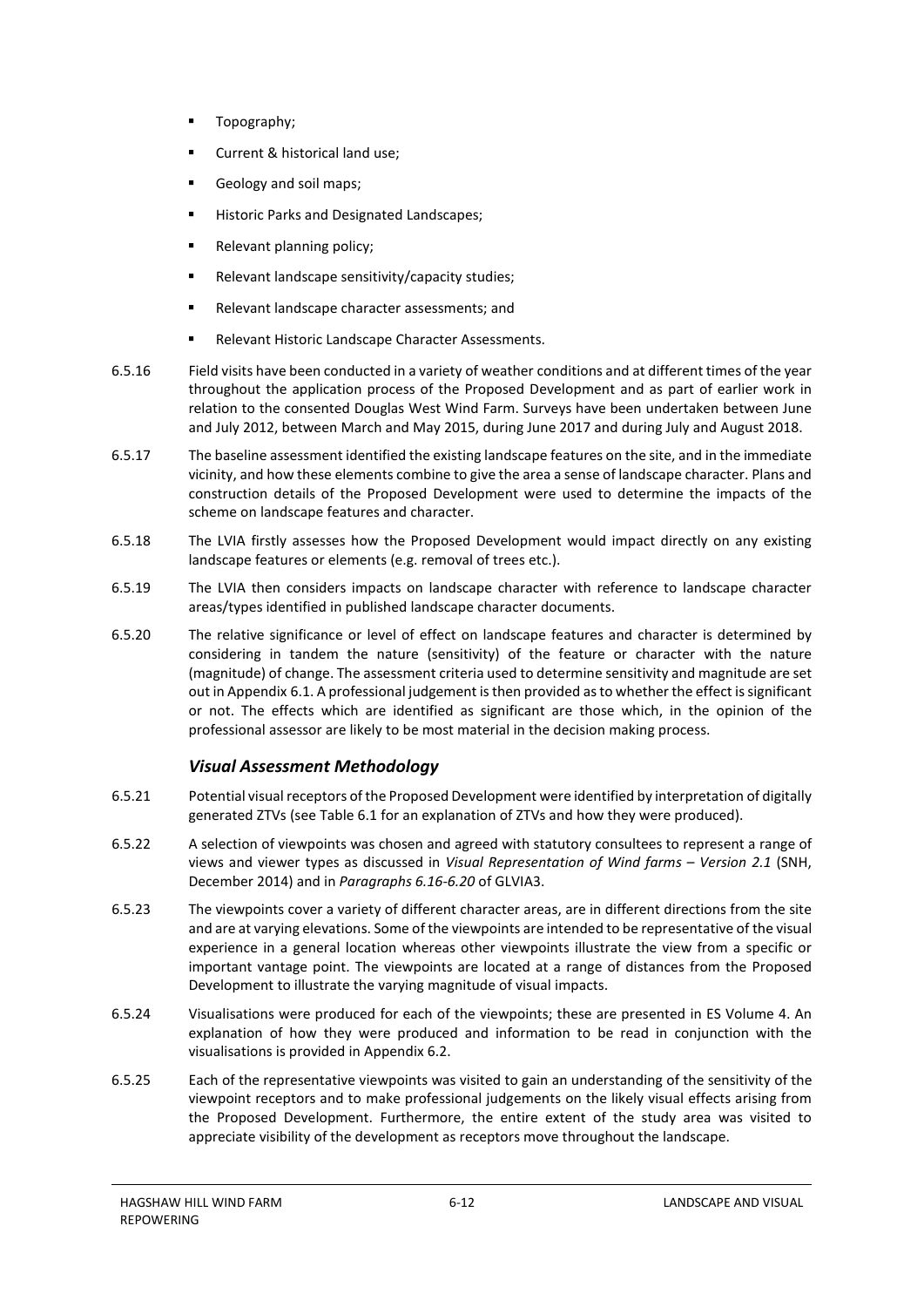- Topography;
- Current & historical land use;
- Geology and soil maps;
- Historic Parks and Designated Landscapes;
- Relevant planning policy;
- Relevant landscape sensitivity/capacity studies;
- Relevant landscape character assessments; and
- Relevant Historic Landscape Character Assessments.

6.5.16 Field visits have been conducted in a variety of weather conditions and at different times of the year throughout the application process of the Proposed Development and as part of earlier work in relation to the consented Douglas West Wind Farm. Surveys have been undertaken between June and July 2012, between March and May 2015, during June 2017 and during July and August 2018.

6.5.17 The baseline assessment identified the existing landscape features on the site, and in the immediate vicinity, and how these elements combine to give the area a sense of landscape character. Plans and construction details of the Proposed Development were used to determine the impacts of the scheme on landscape features and character.

6.5.18 The LVIA firstly assesses how the Proposed Development would impact directly on any existing landscape features or elements (e.g. removal of trees etc.).

6.5.19 The LVIA then considers impacts on landscape character with reference to landscape character areas/types identified in published landscape character documents.

6.5.20 The relative significance or level of effect on landscape features and character is determined by considering in tandem the nature (sensitivity) of the feature or character with the nature (magnitude) of change. The assessment criteria used to determine sensitivity and magnitude are set out in Appendix 6.1. A professional judgement is then provided as to whether the effect is significant or not. The effects which are identified as significant are those which, in the opinion of the professional assessor are likely to be most material in the decision making process.

### *Visual Assessment Methodology*

6.5.21 Potential visual receptors of the Proposed Development were identified by interpretation of digitally generated ZTVs (see Table 6.1 for an explanation of ZTVs and how they were produced).

6.5.22 A selection of viewpoints was chosen and agreed with statutory consultees to represent a range of views and viewer types as discussed in *Visual Representation of Wind farms – Version 2.1* (SNH, December 2014) and in *Paragraphs 6.16-6.20* of GLVIA3.

6.5.23 The viewpoints cover a variety of different character areas, are in different directions from the site and are at varying elevations. Some of the viewpoints are intended to be representative of the visual experience in a general location whereas other viewpoints illustrate the view from a specific or important vantage point. The viewpoints are located at a range of distances from the Proposed Development to illustrate the varying magnitude of visual impacts.

6.5.24 Visualisations were produced for each of the viewpoints; these are presented in ES Volume 4. An explanation of how they were produced and information to be read in conjunction with the visualisations is provided in Appendix 6.2.

6.5.25 Each of the representative viewpoints was visited to gain an understanding of the sensitivity of the viewpoint receptors and to make professional judgements on the likely visual effects arising from the Proposed Development. Furthermore, the entire extent of the study area was visited to appreciate visibility of the development as receptors move throughout the landscape.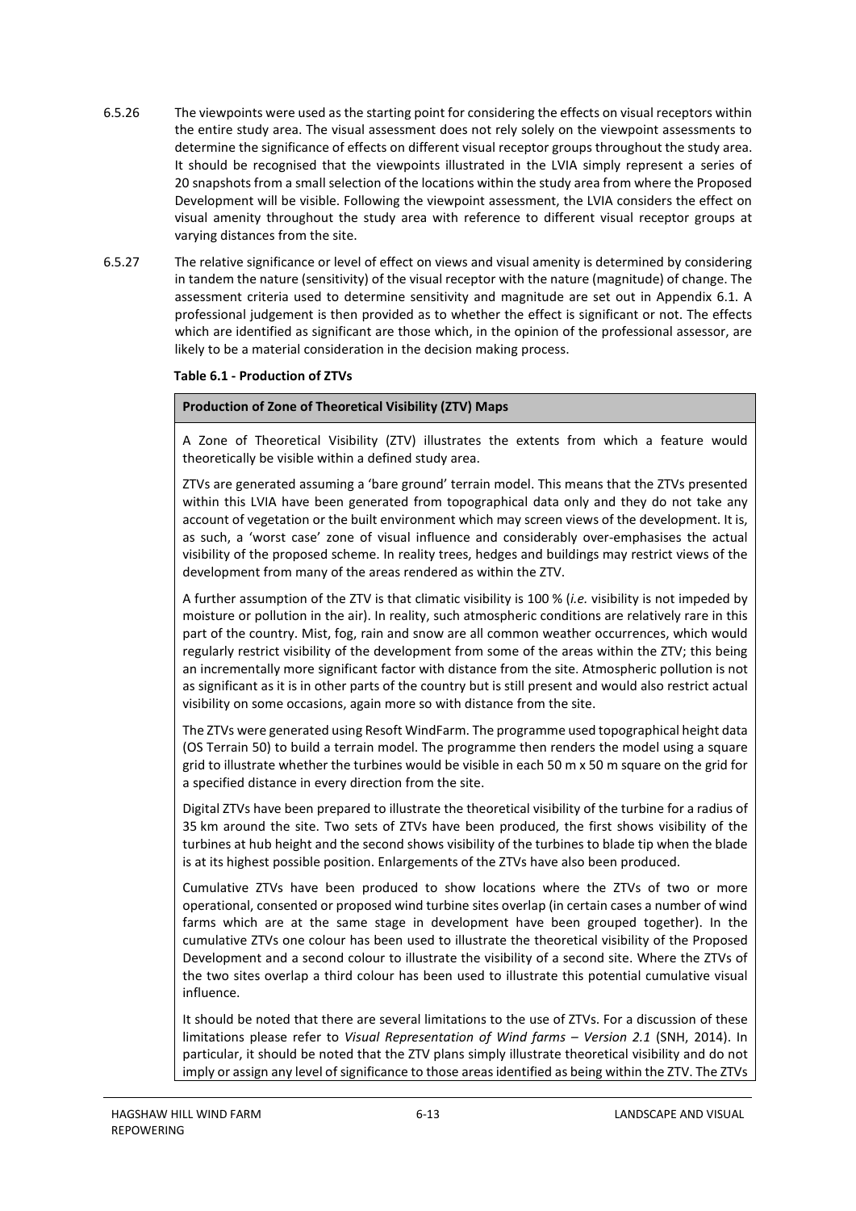6.5.26 The viewpoints were used as the starting point for considering the effects on visual receptors within the entire study area. The visual assessment does not rely solely on the viewpoint assessments to determine the significance of effects on different visual receptor groups throughout the study area. It should be recognised that the viewpoints illustrated in the LVIA simply represent a series of 20 snapshots from a small selection of the locations within the study area from where the Proposed Development will be visible. Following the viewpoint assessment, the LVIA considers the effect on visual amenity throughout the study area with reference to different visual receptor groups at varying distances from the site.

6.5.27 The relative significance or level of effect on views and visual amenity is determined by considering in tandem the nature (sensitivity) of the visual receptor with the nature (magnitude) of change. The assessment criteria used to determine sensitivity and magnitude are set out in Appendix 6.1. A professional judgement is then provided as to whether the effect is significant or not. The effects which are identified as significant are those which, in the opinion of the professional assessor, are likely to be a material consideration in the decision making process.

**Table 6.1 - Production of ZTVs**

| **Production of Zone of Theoretical Visibility (ZTV) Maps** |
|---|
| A Zone of Theoretical Visibility (ZTV) illustrates the extents from which a feature would theoretically be visible within a defined study area.<br><br>ZTVs are generated assuming a 'bare ground' terrain model. This means that the ZTVs presented within this LVIA have been generated from topographical data only and they do not take any account of vegetation or the built environment which may screen views of the development. It is, as such, a 'worst case' zone of visual influence and considerably over-emphasises the actual visibility of the proposed scheme. In reality trees, hedges and buildings may restrict views of the development from many of the areas rendered as within the ZTV.<br><br>A further assumption of the ZTV is that climatic visibility is 100 % (*i.e.* visibility is not impeded by moisture or pollution in the air). In reality, such atmospheric conditions are relatively rare in this part of the country. Mist, fog, rain and snow are all common weather occurrences, which would regularly restrict visibility of the development from some of the areas within the ZTV; this being an incrementally more significant factor with distance from the site. Atmospheric pollution is not as significant as it is in other parts of the country but is still present and would also restrict actual visibility on some occasions, again more so with distance from the site.<br><br>The ZTVs were generated using Resoft WindFarm. The programme used topographical height data (OS Terrain 50) to build a terrain model. The programme then renders the model using a square grid to illustrate whether the turbines would be visible in each 50 m x 50 m square on the grid for a specified distance in every direction from the site.<br><br>Digital ZTVs have been prepared to illustrate the theoretical visibility of the turbine for a radius of 35 km around the site. Two sets of ZTVs have been produced, the first shows visibility of the turbines at hub height and the second shows visibility of the turbines to blade tip when the blade is at its highest possible position. Enlargements of the ZTVs have also been produced.<br><br>Cumulative ZTVs have been produced to show locations where the ZTVs of two or more operational, consented or proposed wind turbine sites overlap (in certain cases a number of wind farms which are at the same stage in development have been grouped together). In the cumulative ZTVs one colour has been used to illustrate the theoretical visibility of the Proposed Development and a second colour to illustrate the visibility of a second site. Where the ZTVs of the two sites overlap a third colour has been used to illustrate this potential cumulative visual influence.<br><br>It should be noted that there are several limitations to the use of ZTVs. For a discussion of these limitations please refer to *Visual Representation of Wind farms – Version 2.1* (SNH, 2014). In particular, it should be noted that the ZTV plans simply illustrate theoretical visibility and do not imply or assign any level of significance to those areas identified as being within the ZTV. The ZTVs |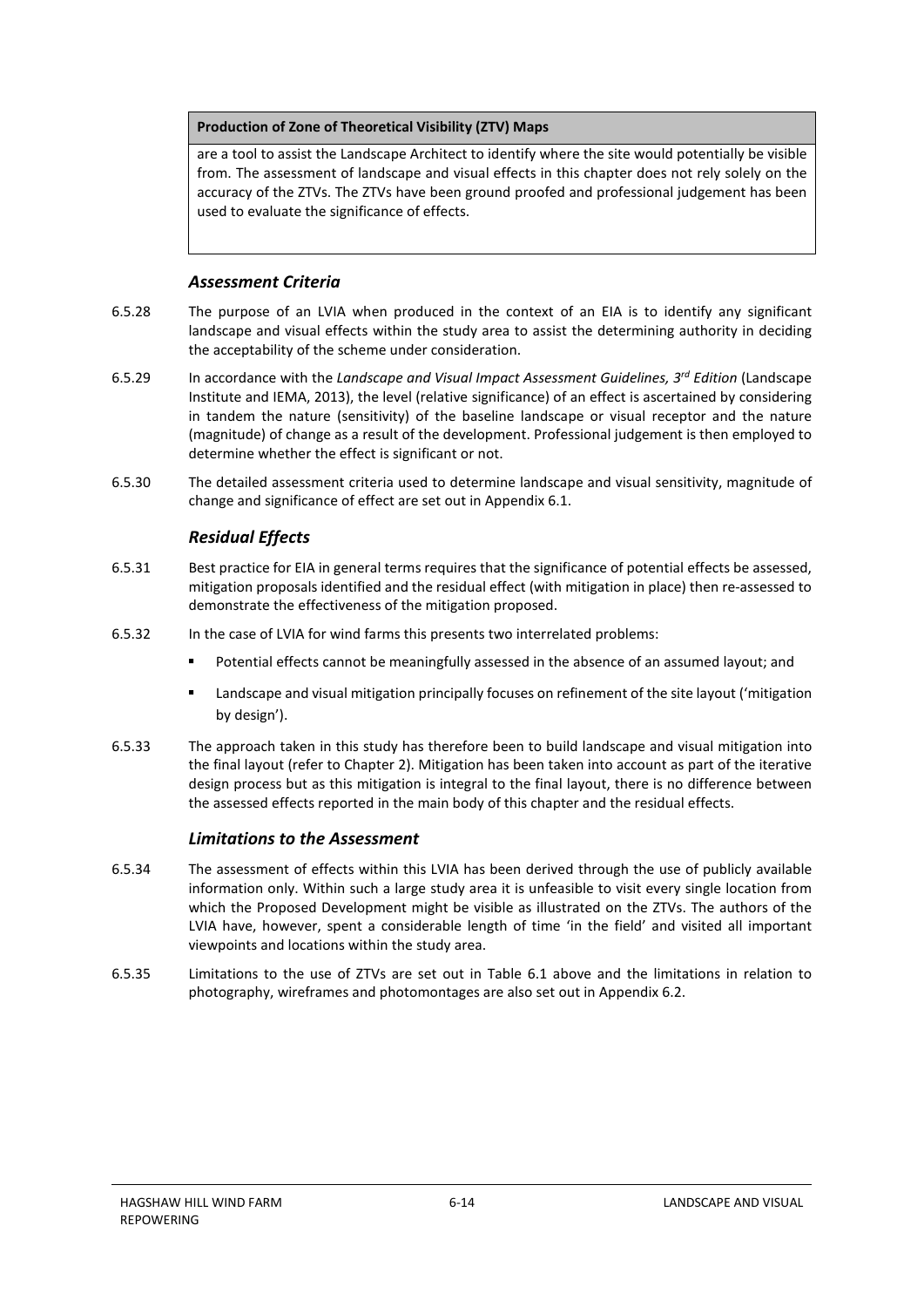| Production of Zone of Theoretical Visibility (ZTV) Maps |
| --- |
| are a tool to assist the Landscape Architect to identify where the site would potentially be visible from. The assessment of landscape and visual effects in this chapter does not rely solely on the accuracy of the ZTVs. The ZTVs have been ground proofed and professional judgement has been used to evaluate the significance of effects. |

### *Assessment Criteria*

6.5.28 The purpose of an LVIA when produced in the context of an EIA is to identify any significant landscape and visual effects within the study area to assist the determining authority in deciding the acceptability of the scheme under consideration.

6.5.29 In accordance with the *Landscape and Visual Impact Assessment Guidelines, 3rd Edition* (Landscape Institute and IEMA, 2013), the level (relative significance) of an effect is ascertained by considering in tandem the nature (sensitivity) of the baseline landscape or visual receptor and the nature (magnitude) of change as a result of the development. Professional judgement is then employed to determine whether the effect is significant or not.

6.5.30 The detailed assessment criteria used to determine landscape and visual sensitivity, magnitude of change and significance of effect are set out in Appendix 6.1.

### *Residual Effects*

6.5.31 Best practice for EIA in general terms requires that the significance of potential effects be assessed, mitigation proposals identified and the residual effect (with mitigation in place) then re-assessed to demonstrate the effectiveness of the mitigation proposed.

6.5.32 In the case of LVIA for wind farms this presents two interrelated problems:

- Potential effects cannot be meaningfully assessed in the absence of an assumed layout; and
- Landscape and visual mitigation principally focuses on refinement of the site layout ('mitigation by design').

6.5.33 The approach taken in this study has therefore been to build landscape and visual mitigation into the final layout (refer to Chapter 2). Mitigation has been taken into account as part of the iterative design process but as this mitigation is integral to the final layout, there is no difference between the assessed effects reported in the main body of this chapter and the residual effects.

### *Limitations to the Assessment*

6.5.34 The assessment of effects within this LVIA has been derived through the use of publicly available information only. Within such a large study area it is unfeasible to visit every single location from which the Proposed Development might be visible as illustrated on the ZTVs. The authors of the LVIA have, however, spent a considerable length of time 'in the field' and visited all important viewpoints and locations within the study area.

6.5.35 Limitations to the use of ZTVs are set out in Table 6.1 above and the limitations in relation to photography, wireframes and photomontages are also set out in Appendix 6.2.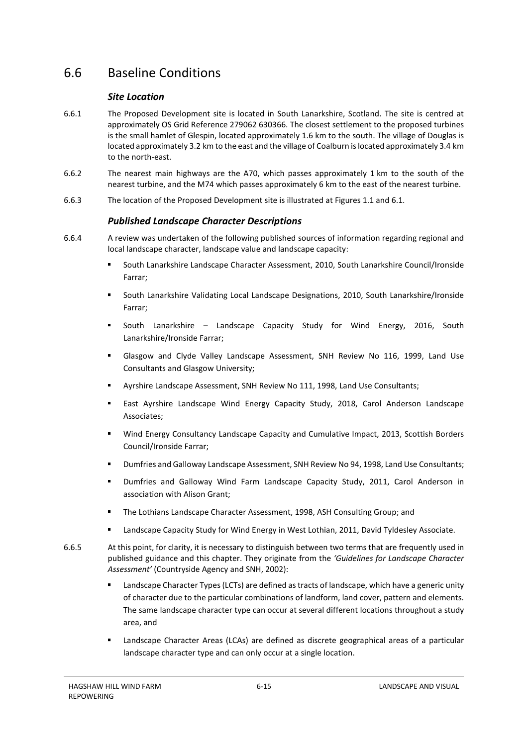## 6.6 Baseline Conditions

### *Site Location*

6.6.1 The Proposed Development site is located in South Lanarkshire, Scotland. The site is centred at approximately OS Grid Reference 279062 630366. The closest settlement to the proposed turbines is the small hamlet of Glespin, located approximately 1.6 km to the south. The village of Douglas is located approximately 3.2 km to the east and the village of Coalburn is located approximately 3.4 km to the north-east.

6.6.2 The nearest main highways are the A70, which passes approximately 1 km to the south of the nearest turbine, and the M74 which passes approximately 6 km to the east of the nearest turbine.

6.6.3 The location of the Proposed Development site is illustrated at Figures 1.1 and 6.1.

### *Published Landscape Character Descriptions*

6.6.4 A review was undertaken of the following published sources of information regarding regional and local landscape character, landscape value and landscape capacity:

- South Lanarkshire Landscape Character Assessment, 2010, South Lanarkshire Council/Ironside Farrar;
- South Lanarkshire Validating Local Landscape Designations, 2010, South Lanarkshire/Ironside Farrar;
- South Lanarkshire – Landscape Capacity Study for Wind Energy, 2016, South Lanarkshire/Ironside Farrar;
- Glasgow and Clyde Valley Landscape Assessment, SNH Review No 116, 1999, Land Use Consultants and Glasgow University;
- Ayrshire Landscape Assessment, SNH Review No 111, 1998, Land Use Consultants;
- East Ayrshire Landscape Wind Energy Capacity Study, 2018, Carol Anderson Landscape Associates;
- Wind Energy Consultancy Landscape Capacity and Cumulative Impact, 2013, Scottish Borders Council/Ironside Farrar;
- Dumfries and Galloway Landscape Assessment, SNH Review No 94, 1998, Land Use Consultants;
- Dumfries and Galloway Wind Farm Landscape Capacity Study, 2011, Carol Anderson in association with Alison Grant;
- The Lothians Landscape Character Assessment, 1998, ASH Consulting Group; and
- Landscape Capacity Study for Wind Energy in West Lothian, 2011, David Tyldesley Associate.

6.6.5 At this point, for clarity, it is necessary to distinguish between two terms that are frequently used in published guidance and this chapter. They originate from the *'Guidelines for Landscape Character Assessment'* (Countryside Agency and SNH, 2002):

- Landscape Character Types (LCTs) are defined as tracts of landscape, which have a generic unity of character due to the particular combinations of landform, land cover, pattern and elements. The same landscape character type can occur at several different locations throughout a study area, and
- Landscape Character Areas (LCAs) are defined as discrete geographical areas of a particular landscape character type and can only occur at a single location.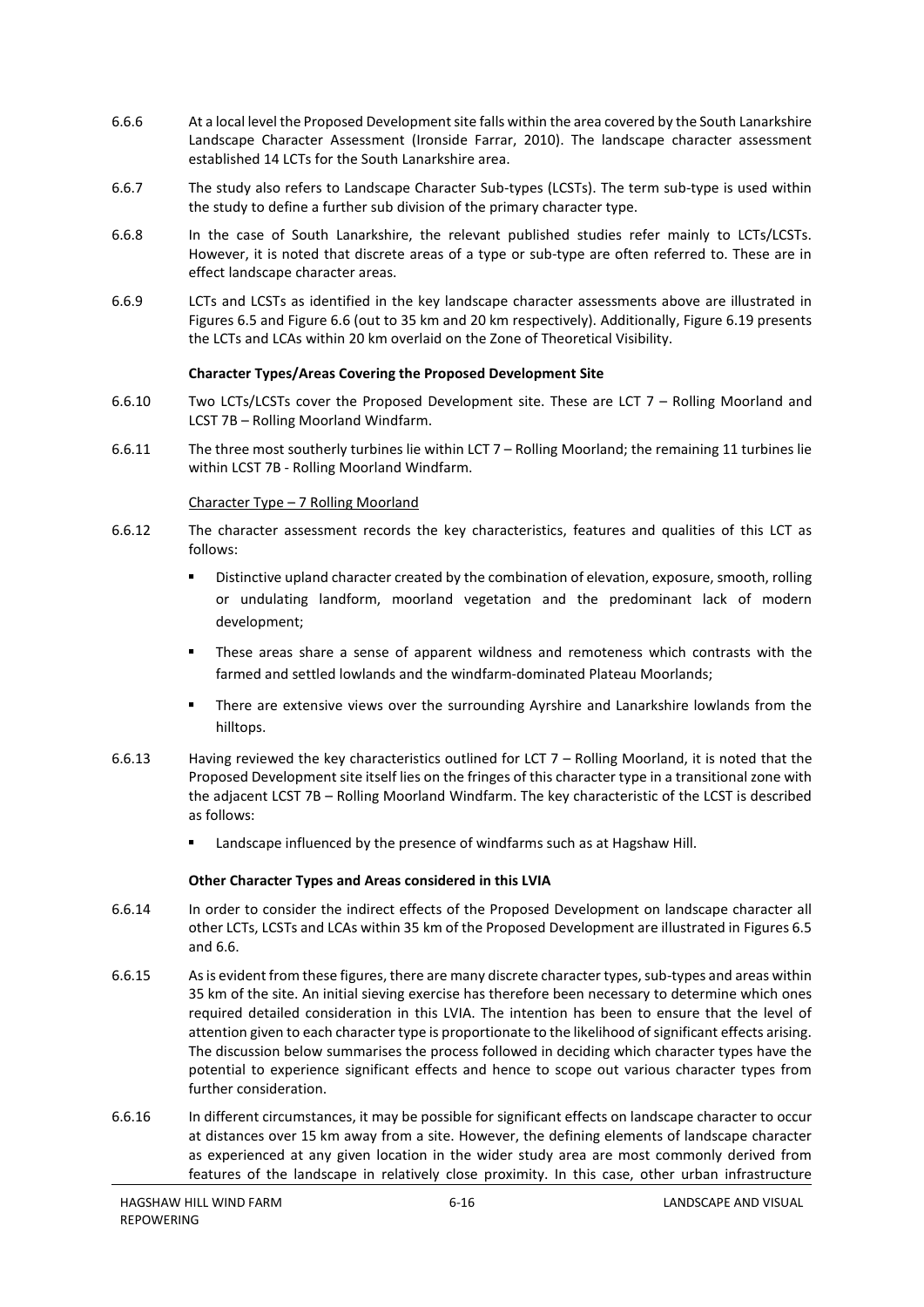6.6.6 At a local level the Proposed Development site falls within the area covered by the South Lanarkshire Landscape Character Assessment (Ironside Farrar, 2010). The landscape character assessment established 14 LCTs for the South Lanarkshire area.

6.6.7 The study also refers to Landscape Character Sub-types (LCSTs). The term sub-type is used within the study to define a further sub division of the primary character type.

6.6.8 In the case of South Lanarkshire, the relevant published studies refer mainly to LCTs/LCSTs. However, it is noted that discrete areas of a type or sub-type are often referred to. These are in effect landscape character areas.

6.6.9 LCTs and LCSTs as identified in the key landscape character assessments above are illustrated in Figures 6.5 and Figure 6.6 (out to 35 km and 20 km respectively). Additionally, Figure 6.19 presents the LCTs and LCAs within 20 km overlaid on the Zone of Theoretical Visibility.

**Character Types/Areas Covering the Proposed Development Site**

6.6.10 Two LCTs/LCSTs cover the Proposed Development site. These are LCT 7 – Rolling Moorland and LCST 7B – Rolling Moorland Windfarm.

6.6.11 The three most southerly turbines lie within LCT 7 – Rolling Moorland; the remaining 11 turbines lie within LCST 7B - Rolling Moorland Windfarm.

Character Type – 7 Rolling Moorland

6.6.12 The character assessment records the key characteristics, features and qualities of this LCT as follows:

- Distinctive upland character created by the combination of elevation, exposure, smooth, rolling or undulating landform, moorland vegetation and the predominant lack of modern development;
- These areas share a sense of apparent wildness and remoteness which contrasts with the farmed and settled lowlands and the windfarm-dominated Plateau Moorlands;
- There are extensive views over the surrounding Ayrshire and Lanarkshire lowlands from the hilltops.

6.6.13 Having reviewed the key characteristics outlined for LCT 7 – Rolling Moorland, it is noted that the Proposed Development site itself lies on the fringes of this character type in a transitional zone with the adjacent LCST 7B – Rolling Moorland Windfarm. The key characteristic of the LCST is described as follows:

- Landscape influenced by the presence of windfarms such as at Hagshaw Hill.

**Other Character Types and Areas considered in this LVIA**

6.6.14 In order to consider the indirect effects of the Proposed Development on landscape character all other LCTs, LCSTs and LCAs within 35 km of the Proposed Development are illustrated in Figures 6.5 and 6.6.

6.6.15 As is evident from these figures, there are many discrete character types, sub-types and areas within 35 km of the site. An initial sieving exercise has therefore been necessary to determine which ones required detailed consideration in this LVIA. The intention has been to ensure that the level of attention given to each character type is proportionate to the likelihood of significant effects arising. The discussion below summarises the process followed in deciding which character types have the potential to experience significant effects and hence to scope out various character types from further consideration.

6.6.16 In different circumstances, it may be possible for significant effects on landscape character to occur at distances over 15 km away from a site. However, the defining elements of landscape character as experienced at any given location in the wider study area are most commonly derived from features of the landscape in relatively close proximity. In this case, other urban infrastructure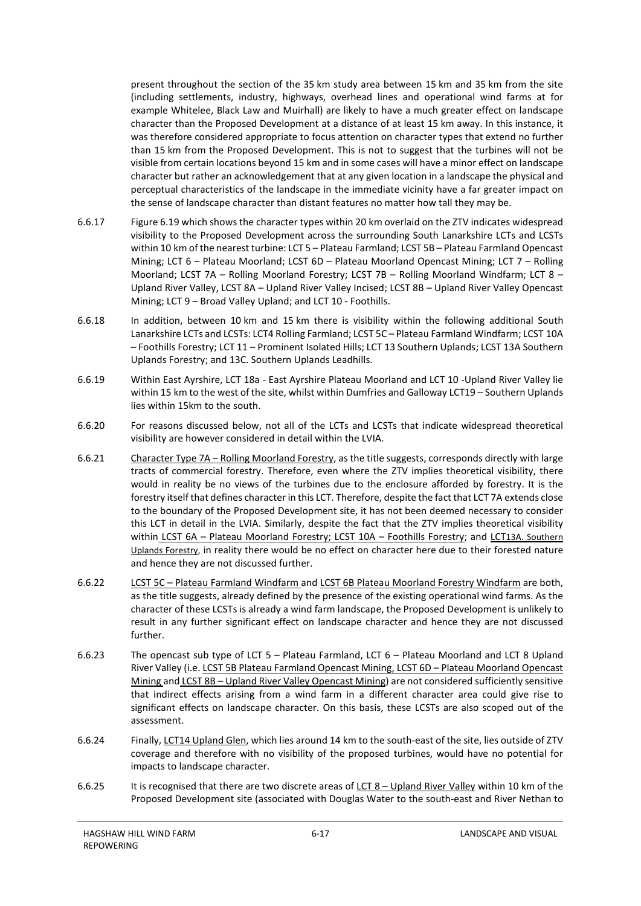present throughout the section of the 35 km study area between 15 km and 35 km from the site (including settlements, industry, highways, overhead lines and operational wind farms at for example Whitelee, Black Law and Muirhall) are likely to have a much greater effect on landscape character than the Proposed Development at a distance of at least 15 km away. In this instance, it was therefore considered appropriate to focus attention on character types that extend no further than 15 km from the Proposed Development. This is not to suggest that the turbines will not be visible from certain locations beyond 15 km and in some cases will have a minor effect on landscape character but rather an acknowledgement that at any given location in a landscape the physical and perceptual characteristics of the landscape in the immediate vicinity have a far greater impact on the sense of landscape character than distant features no matter how tall they may be.

6.6.17 Figure 6.19 which shows the character types within 20 km overlaid on the ZTV indicates widespread visibility to the Proposed Development across the surrounding South Lanarkshire LCTs and LCSTs within 10 km of the nearest turbine: LCT 5 – Plateau Farmland; LCST 5B – Plateau Farmland Opencast Mining; LCT 6 – Plateau Moorland; LCST 6D – Plateau Moorland Opencast Mining; LCT 7 – Rolling Moorland; LCST 7A – Rolling Moorland Forestry; LCST 7B – Rolling Moorland Windfarm; LCT 8 – Upland River Valley, LCST 8A – Upland River Valley Incised; LCST 8B – Upland River Valley Opencast Mining; LCT 9 – Broad Valley Upland; and LCT 10 - Foothills.

6.6.18 In addition, between 10 km and 15 km there is visibility within the following additional South Lanarkshire LCTs and LCSTs: LCT4 Rolling Farmland; LCST 5C – Plateau Farmland Windfarm; LCST 10A – Foothills Forestry; LCT 11 – Prominent Isolated Hills; LCT 13 Southern Uplands; LCST 13A Southern Uplands Forestry; and 13C. Southern Uplands Leadhills.

6.6.19 Within East Ayrshire, LCT 18a - East Ayrshire Plateau Moorland and LCT 10 -Upland River Valley lie within 15 km to the west of the site, whilst within Dumfries and Galloway LCT19 – Southern Uplands lies within 15km to the south.

6.6.20 For reasons discussed below, not all of the LCTs and LCSTs that indicate widespread theoretical visibility are however considered in detail within the LVIA.

6.6.21 Character Type 7A – Rolling Moorland Forestry, as the title suggests, corresponds directly with large tracts of commercial forestry. Therefore, even where the ZTV implies theoretical visibility, there would in reality be no views of the turbines due to the enclosure afforded by forestry. It is the forestry itself that defines character in this LCT. Therefore, despite the fact that LCT 7A extends close to the boundary of the Proposed Development site, it has not been deemed necessary to consider this LCT in detail in the LVIA. Similarly, despite the fact that the ZTV implies theoretical visibility within LCST 6A – Plateau Moorland Forestry; LCST 10A – Foothills Forestry; and LCT13A. Southern Uplands Forestry, in reality there would be no effect on character here due to their forested nature and hence they are not discussed further.

6.6.22 LCST 5C – Plateau Farmland Windfarm and LCST 6B Plateau Moorland Forestry Windfarm are both, as the title suggests, already defined by the presence of the existing operational wind farms. As the character of these LCSTs is already a wind farm landscape, the Proposed Development is unlikely to result in any further significant effect on landscape character and hence they are not discussed further.

6.6.23 The opencast sub type of LCT 5 – Plateau Farmland, LCT 6 – Plateau Moorland and LCT 8 Upland River Valley (i.e. LCST 5B Plateau Farmland Opencast Mining, LCST 6D – Plateau Moorland Opencast Mining and LCST 8B – Upland River Valley Opencast Mining) are not considered sufficiently sensitive that indirect effects arising from a wind farm in a different character area could give rise to significant effects on landscape character. On this basis, these LCSTs are also scoped out of the assessment.

6.6.24 Finally, LCT14 Upland Glen, which lies around 14 km to the south-east of the site, lies outside of ZTV coverage and therefore with no visibility of the proposed turbines, would have no potential for impacts to landscape character.

6.6.25 It is recognised that there are two discrete areas of LCT 8 – Upland River Valley within 10 km of the Proposed Development site (associated with Douglas Water to the south-east and River Nethan to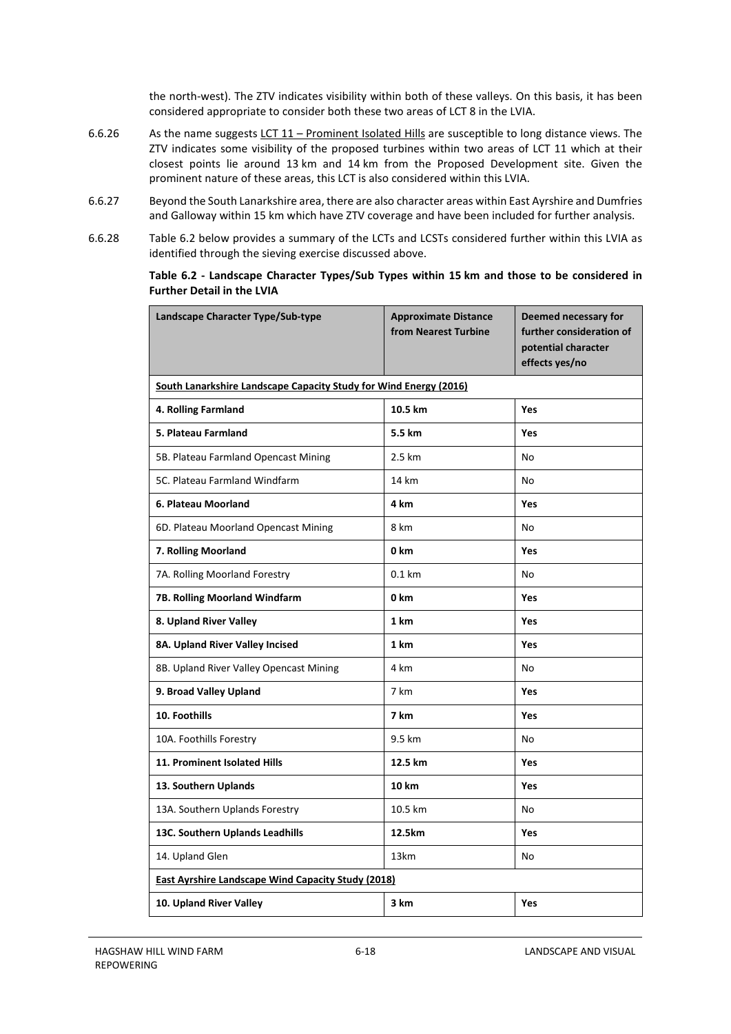the north-west). The ZTV indicates visibility within both of these valleys. On this basis, it has been considered appropriate to consider both these two areas of LCT 8 in the LVIA.

6.6.26 As the name suggests LCT 11 – Prominent Isolated Hills are susceptible to long distance views. The ZTV indicates some visibility of the proposed turbines within two areas of LCT 11 which at their closest points lie around 13 km and 14 km from the Proposed Development site. Given the prominent nature of these areas, this LCT is also considered within this LVIA.

6.6.27 Beyond the South Lanarkshire area, there are also character areas within East Ayrshire and Dumfries and Galloway within 15 km which have ZTV coverage and have been included for further analysis.

6.6.28 Table 6.2 below provides a summary of the LCTs and LCSTs considered further within this LVIA as identified through the sieving exercise discussed above.

**Table 6.2 - Landscape Character Types/Sub Types within 15 km and those to be considered in Further Detail in the LVIA**

| Landscape Character Type/Sub-type | Approximate Distance from Nearest Turbine | Deemed necessary for further consideration of potential character effects yes/no |
|---|---|---|
| **South Lanarkshire Landscape Capacity Study for Wind Energy (2016)** | | |
| **4. Rolling Farmland** | **10.5 km** | **Yes** |
| **5. Plateau Farmland** | **5.5 km** | **Yes** |
| 5B. Plateau Farmland Opencast Mining | 2.5 km | No |
| 5C. Plateau Farmland Windfarm | 14 km | No |
| **6. Plateau Moorland** | **4 km** | **Yes** |
| 6D. Plateau Moorland Opencast Mining | 8 km | No |
| **7. Rolling Moorland** | **0 km** | **Yes** |
| 7A. Rolling Moorland Forestry | 0.1 km | No |
| **7B. Rolling Moorland Windfarm** | **0 km** | **Yes** |
| **8. Upland River Valley** | **1 km** | **Yes** |
| **8A. Upland River Valley Incised** | **1 km** | **Yes** |
| 8B. Upland River Valley Opencast Mining | 4 km | No |
| **9. Broad Valley Upland** | 7 km | **Yes** |
| **10. Foothills** | **7 km** | **Yes** |
| 10A. Foothills Forestry | 9.5 km | No |
| **11. Prominent Isolated Hills** | **12.5 km** | **Yes** |
| **13. Southern Uplands** | **10 km** | **Yes** |
| 13A. Southern Uplands Forestry | 10.5 km | No |
| **13C. Southern Uplands Leadhills** | **12.5km** | **Yes** |
| 14. Upland Glen | 13km | No |
| **East Ayrshire Landscape Wind Capacity Study (2018)** | | |
| **10. Upland River Valley** | **3 km** | **Yes** |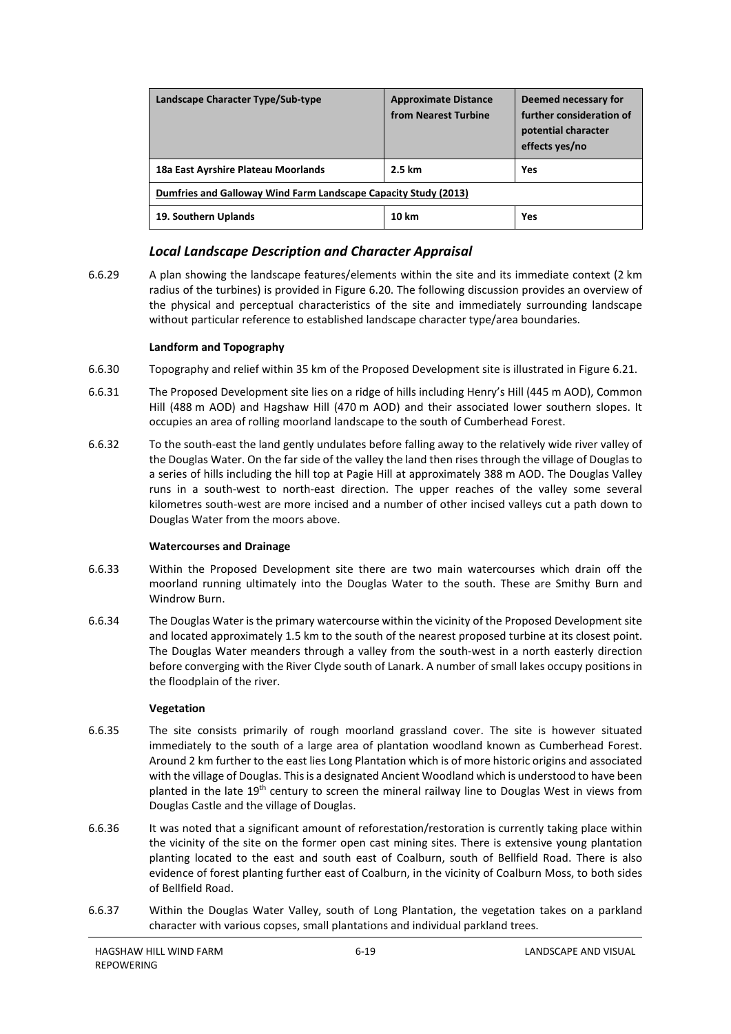| Landscape Character Type/Sub-type | Approximate Distance from Nearest Turbine | Deemed necessary for further consideration of potential character effects yes/no |
|---|---|---|
| **18a East Ayrshire Plateau Moorlands** | **2.5 km** | **Yes** |
| **Dumfries and Galloway Wind Farm Landscape Capacity Study (2013)** | | |
| **19. Southern Uplands** | **10 km** | **Yes** |

### *Local Landscape Description and Character Appraisal*

6.6.29 A plan showing the landscape features/elements within the site and its immediate context (2 km radius of the turbines) is provided in Figure 6.20. The following discussion provides an overview of the physical and perceptual characteristics of the site and immediately surrounding landscape without particular reference to established landscape character type/area boundaries.

#### Landform and Topography

6.6.30 Topography and relief within 35 km of the Proposed Development site is illustrated in Figure 6.21.

6.6.31 The Proposed Development site lies on a ridge of hills including Henry's Hill (445 m AOD), Common Hill (488 m AOD) and Hagshaw Hill (470 m AOD) and their associated lower southern slopes. It occupies an area of rolling moorland landscape to the south of Cumberhead Forest.

6.6.32 To the south-east the land gently undulates before falling away to the relatively wide river valley of the Douglas Water. On the far side of the valley the land then rises through the village of Douglas to a series of hills including the hill top at Pagie Hill at approximately 388 m AOD. The Douglas Valley runs in a south-west to north-east direction. The upper reaches of the valley some several kilometres south-west are more incised and a number of other incised valleys cut a path down to Douglas Water from the moors above.

#### Watercourses and Drainage

6.6.33 Within the Proposed Development site there are two main watercourses which drain off the moorland running ultimately into the Douglas Water to the south. These are Smithy Burn and Windrow Burn.

6.6.34 The Douglas Water is the primary watercourse within the vicinity of the Proposed Development site and located approximately 1.5 km to the south of the nearest proposed turbine at its closest point. The Douglas Water meanders through a valley from the south-west in a north easterly direction before converging with the River Clyde south of Lanark. A number of small lakes occupy positions in the floodplain of the river.

#### Vegetation

6.6.35 The site consists primarily of rough moorland grassland cover. The site is however situated immediately to the south of a large area of plantation woodland known as Cumberhead Forest. Around 2 km further to the east lies Long Plantation which is of more historic origins and associated with the village of Douglas. This is a designated Ancient Woodland which is understood to have been planted in the late 19th century to screen the mineral railway line to Douglas West in views from Douglas Castle and the village of Douglas.

6.6.36 It was noted that a significant amount of reforestation/restoration is currently taking place within the vicinity of the site on the former open cast mining sites. There is extensive young plantation planting located to the east and south east of Coalburn, south of Bellfield Road. There is also evidence of forest planting further east of Coalburn, in the vicinity of Coalburn Moss, to both sides of Bellfield Road.

6.6.37 Within the Douglas Water Valley, south of Long Plantation, the vegetation takes on a parkland character with various copses, small plantations and individual parkland trees.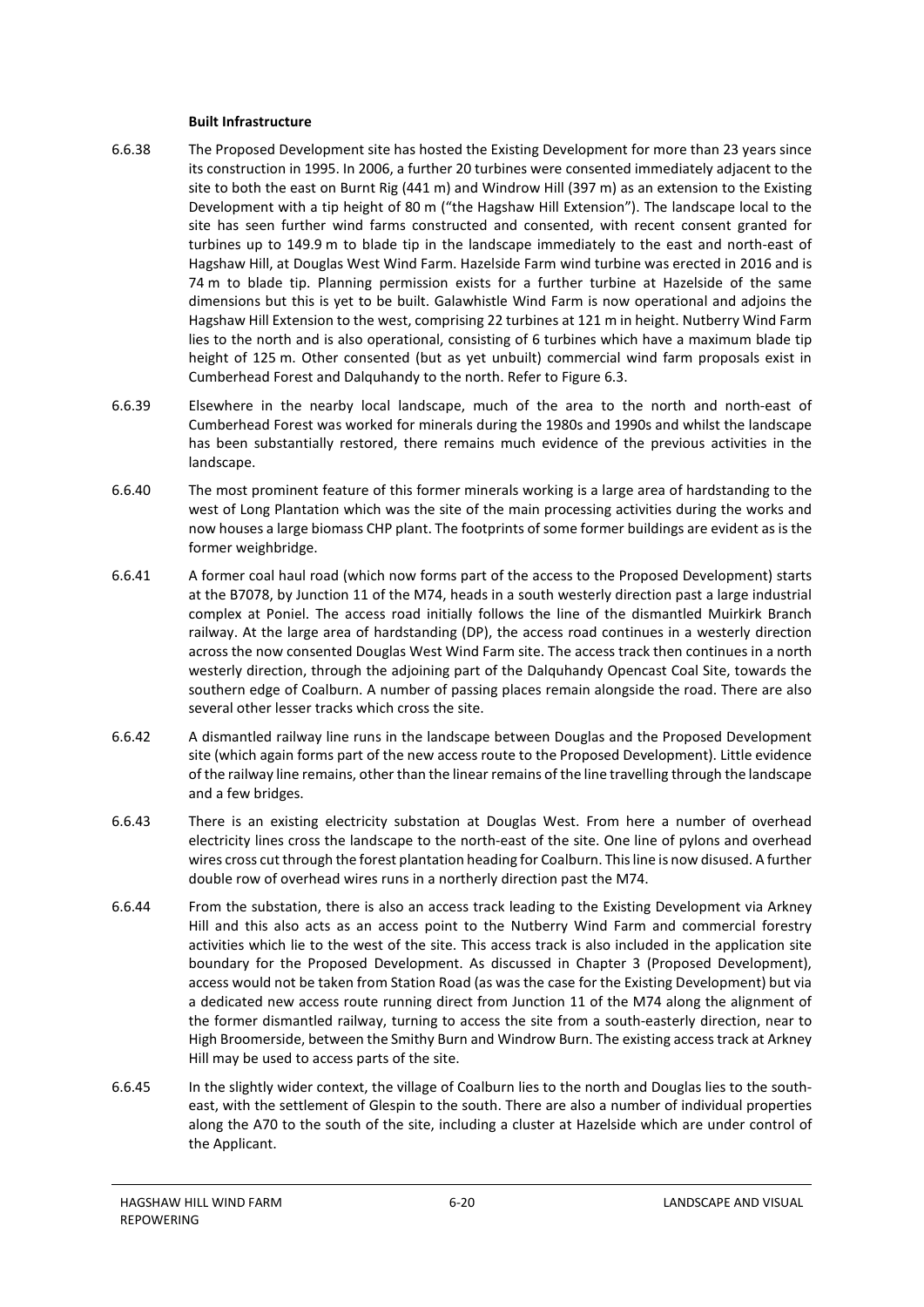**Built Infrastructure**

6.6.38 The Proposed Development site has hosted the Existing Development for more than 23 years since its construction in 1995. In 2006, a further 20 turbines were consented immediately adjacent to the site to both the east on Burnt Rig (441 m) and Windrow Hill (397 m) as an extension to the Existing Development with a tip height of 80 m ("the Hagshaw Hill Extension"). The landscape local to the site has seen further wind farms constructed and consented, with recent consent granted for turbines up to 149.9 m to blade tip in the landscape immediately to the east and north-east of Hagshaw Hill, at Douglas West Wind Farm. Hazelside Farm wind turbine was erected in 2016 and is 74 m to blade tip. Planning permission exists for a further turbine at Hazelside of the same dimensions but this is yet to be built. Galawhistle Wind Farm is now operational and adjoins the Hagshaw Hill Extension to the west, comprising 22 turbines at 121 m in height. Nutberry Wind Farm lies to the north and is also operational, consisting of 6 turbines which have a maximum blade tip height of 125 m. Other consented (but as yet unbuilt) commercial wind farm proposals exist in Cumberhead Forest and Dalquhandy to the north. Refer to Figure 6.3.

6.6.39 Elsewhere in the nearby local landscape, much of the area to the north and north-east of Cumberhead Forest was worked for minerals during the 1980s and 1990s and whilst the landscape has been substantially restored, there remains much evidence of the previous activities in the landscape.

6.6.40 The most prominent feature of this former minerals working is a large area of hardstanding to the west of Long Plantation which was the site of the main processing activities during the works and now houses a large biomass CHP plant. The footprints of some former buildings are evident as is the former weighbridge.

6.6.41 A former coal haul road (which now forms part of the access to the Proposed Development) starts at the B7078, by Junction 11 of the M74, heads in a south westerly direction past a large industrial complex at Poniel. The access road initially follows the line of the dismantled Muirkirk Branch railway. At the large area of hardstanding (DP), the access road continues in a westerly direction across the now consented Douglas West Wind Farm site. The access track then continues in a north westerly direction, through the adjoining part of the Dalquhandy Opencast Coal Site, towards the southern edge of Coalburn. A number of passing places remain alongside the road. There are also several other lesser tracks which cross the site.

6.6.42 A dismantled railway line runs in the landscape between Douglas and the Proposed Development site (which again forms part of the new access route to the Proposed Development). Little evidence of the railway line remains, other than the linear remains of the line travelling through the landscape and a few bridges.

6.6.43 There is an existing electricity substation at Douglas West. From here a number of overhead electricity lines cross the landscape to the north-east of the site. One line of pylons and overhead wires cross cut through the forest plantation heading for Coalburn. This line is now disused. A further double row of overhead wires runs in a northerly direction past the M74.

6.6.44 From the substation, there is also an access track leading to the Existing Development via Arkney Hill and this also acts as an access point to the Nutberry Wind Farm and commercial forestry activities which lie to the west of the site. This access track is also included in the application site boundary for the Proposed Development. As discussed in Chapter 3 (Proposed Development), access would not be taken from Station Road (as was the case for the Existing Development) but via a dedicated new access route running direct from Junction 11 of the M74 along the alignment of the former dismantled railway, turning to access the site from a south-easterly direction, near to High Broomerside, between the Smithy Burn and Windrow Burn. The existing access track at Arkney Hill may be used to access parts of the site.

6.6.45 In the slightly wider context, the village of Coalburn lies to the north and Douglas lies to the south-east, with the settlement of Glespin to the south. There are also a number of individual properties along the A70 to the south of the site, including a cluster at Hazelside which are under control of the Applicant.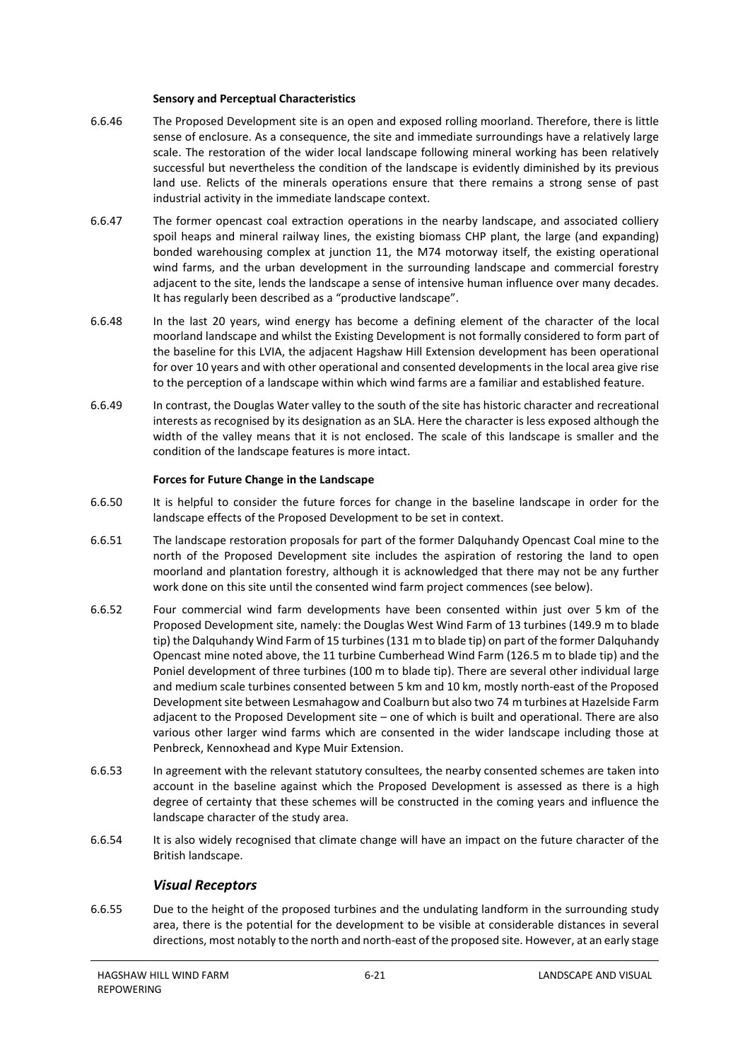**Sensory and Perceptual Characteristics**

6.6.46 The Proposed Development site is an open and exposed rolling moorland. Therefore, there is little sense of enclosure. As a consequence, the site and immediate surroundings have a relatively large scale. The restoration of the wider local landscape following mineral working has been relatively successful but nevertheless the condition of the landscape is evidently diminished by its previous land use. Relicts of the minerals operations ensure that there remains a strong sense of past industrial activity in the immediate landscape context.

6.6.47 The former opencast coal extraction operations in the nearby landscape, and associated colliery spoil heaps and mineral railway lines, the existing biomass CHP plant, the large (and expanding) bonded warehousing complex at junction 11, the M74 motorway itself, the existing operational wind farms, and the urban development in the surrounding landscape and commercial forestry adjacent to the site, lends the landscape a sense of intensive human influence over many decades. It has regularly been described as a "productive landscape".

6.6.48 In the last 20 years, wind energy has become a defining element of the character of the local moorland landscape and whilst the Existing Development is not formally considered to form part of the baseline for this LVIA, the adjacent Hagshaw Hill Extension development has been operational for over 10 years and with other operational and consented developments in the local area give rise to the perception of a landscape within which wind farms are a familiar and established feature.

6.6.49 In contrast, the Douglas Water valley to the south of the site has historic character and recreational interests as recognised by its designation as an SLA. Here the character is less exposed although the width of the valley means that it is not enclosed. The scale of this landscape is smaller and the condition of the landscape features is more intact.

**Forces for Future Change in the Landscape**

6.6.50 It is helpful to consider the future forces for change in the baseline landscape in order for the landscape effects of the Proposed Development to be set in context.

6.6.51 The landscape restoration proposals for part of the former Dalquhandy Opencast Coal mine to the north of the Proposed Development site includes the aspiration of restoring the land to open moorland and plantation forestry, although it is acknowledged that there may not be any further work done on this site until the consented wind farm project commences (see below).

6.6.52 Four commercial wind farm developments have been consented within just over 5 km of the Proposed Development site, namely: the Douglas West Wind Farm of 13 turbines (149.9 m to blade tip) the Dalquhandy Wind Farm of 15 turbines (131 m to blade tip) on part of the former Dalquhandy Opencast mine noted above, the 11 turbine Cumberhead Wind Farm (126.5 m to blade tip) and the Poniel development of three turbines (100 m to blade tip). There are several other individual large and medium scale turbines consented between 5 km and 10 km, mostly north-east of the Proposed Development site between Lesmahagow and Coalburn but also two 74 m turbines at Hazelside Farm adjacent to the Proposed Development site – one of which is built and operational. There are also various other larger wind farms which are consented in the wider landscape including those at Penbreck, Kennoxhead and Kype Muir Extension.

6.6.53 In agreement with the relevant statutory consultees, the nearby consented schemes are taken into account in the baseline against which the Proposed Development is assessed as there is a high degree of certainty that these schemes will be constructed in the coming years and influence the landscape character of the study area.

6.6.54 It is also widely recognised that climate change will have an impact on the future character of the British landscape.

### *Visual Receptors*

6.6.55 Due to the height of the proposed turbines and the undulating landform in the surrounding study area, there is the potential for the development to be visible at considerable distances in several directions, most notably to the north and north-east of the proposed site. However, at an early stage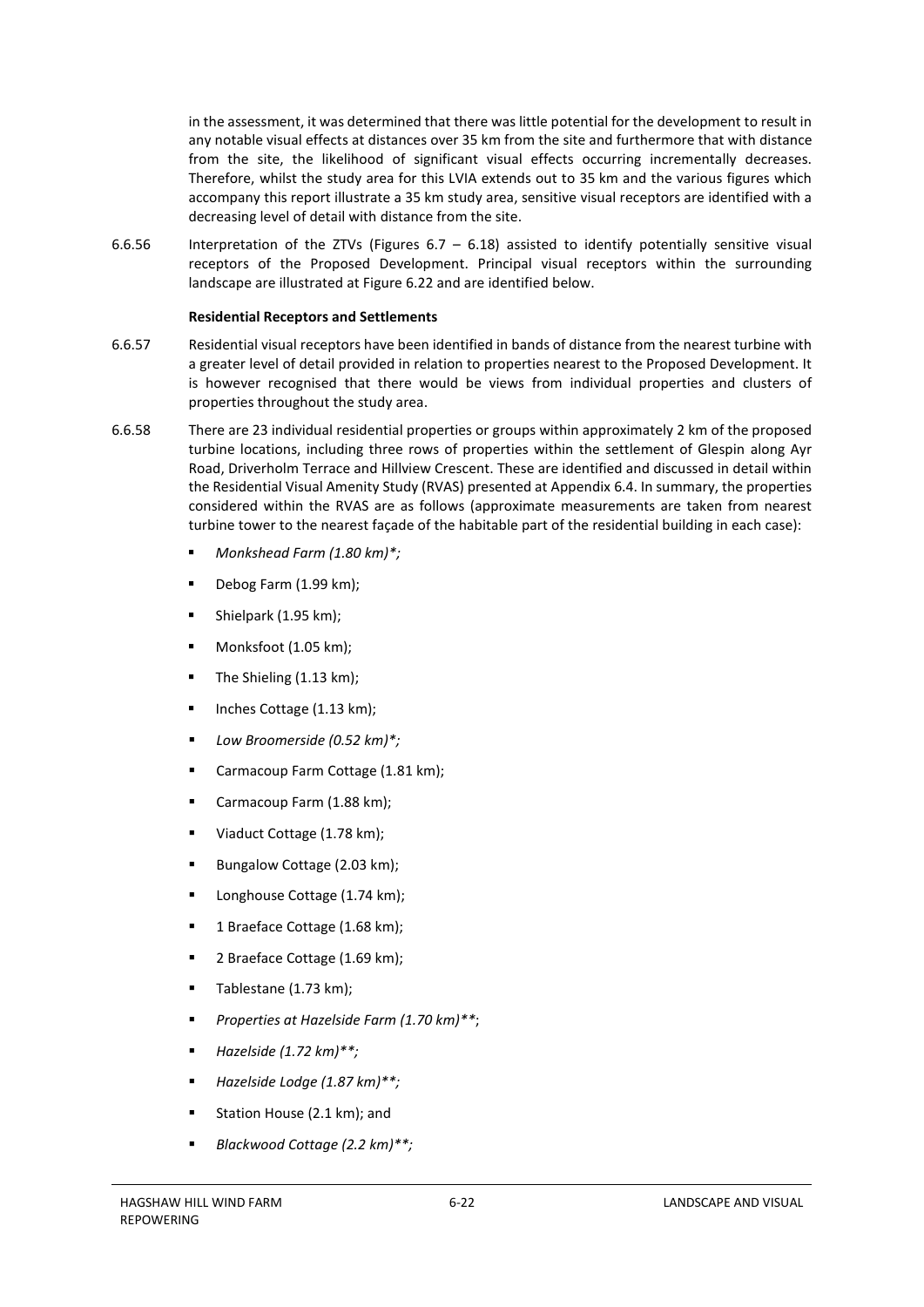in the assessment, it was determined that there was little potential for the development to result in any notable visual effects at distances over 35 km from the site and furthermore that with distance from the site, the likelihood of significant visual effects occurring incrementally decreases. Therefore, whilst the study area for this LVIA extends out to 35 km and the various figures which accompany this report illustrate a 35 km study area, sensitive visual receptors are identified with a decreasing level of detail with distance from the site.

6.6.56 Interpretation of the ZTVs (Figures 6.7 – 6.18) assisted to identify potentially sensitive visual receptors of the Proposed Development. Principal visual receptors within the surrounding landscape are illustrated at Figure 6.22 and are identified below.

**Residential Receptors and Settlements**

6.6.57 Residential visual receptors have been identified in bands of distance from the nearest turbine with a greater level of detail provided in relation to properties nearest to the Proposed Development. It is however recognised that there would be views from individual properties and clusters of properties throughout the study area.

6.6.58 There are 23 individual residential properties or groups within approximately 2 km of the proposed turbine locations, including three rows of properties within the settlement of Glespin along Ayr Road, Driverholm Terrace and Hillview Crescent. These are identified and discussed in detail within the Residential Visual Amenity Study (RVAS) presented at Appendix 6.4. In summary, the properties considered within the RVAS are as follows (approximate measurements are taken from nearest turbine tower to the nearest façade of the habitable part of the residential building in each case):

- *Monkshead Farm (1.80 km)*;*
- Debog Farm (1.99 km);
- Shielpark (1.95 km);
- Monksfoot (1.05 km);
- The Shieling (1.13 km);
- Inches Cottage (1.13 km);
- *Low Broomerside (0.52 km)*;*
- Carmacoup Farm Cottage (1.81 km);
- Carmacoup Farm (1.88 km);
- Viaduct Cottage (1.78 km);
- Bungalow Cottage (2.03 km);
- Longhouse Cottage (1.74 km);
- 1 Braeface Cottage (1.68 km);
- 2 Braeface Cottage (1.69 km);
- Tablestane (1.73 km);
- *Properties at Hazelside Farm (1.70 km)***;
- *Hazelside (1.72 km)**;*
- *Hazelside Lodge (1.87 km)**;*
- Station House (2.1 km); and
- *Blackwood Cottage (2.2 km)**;*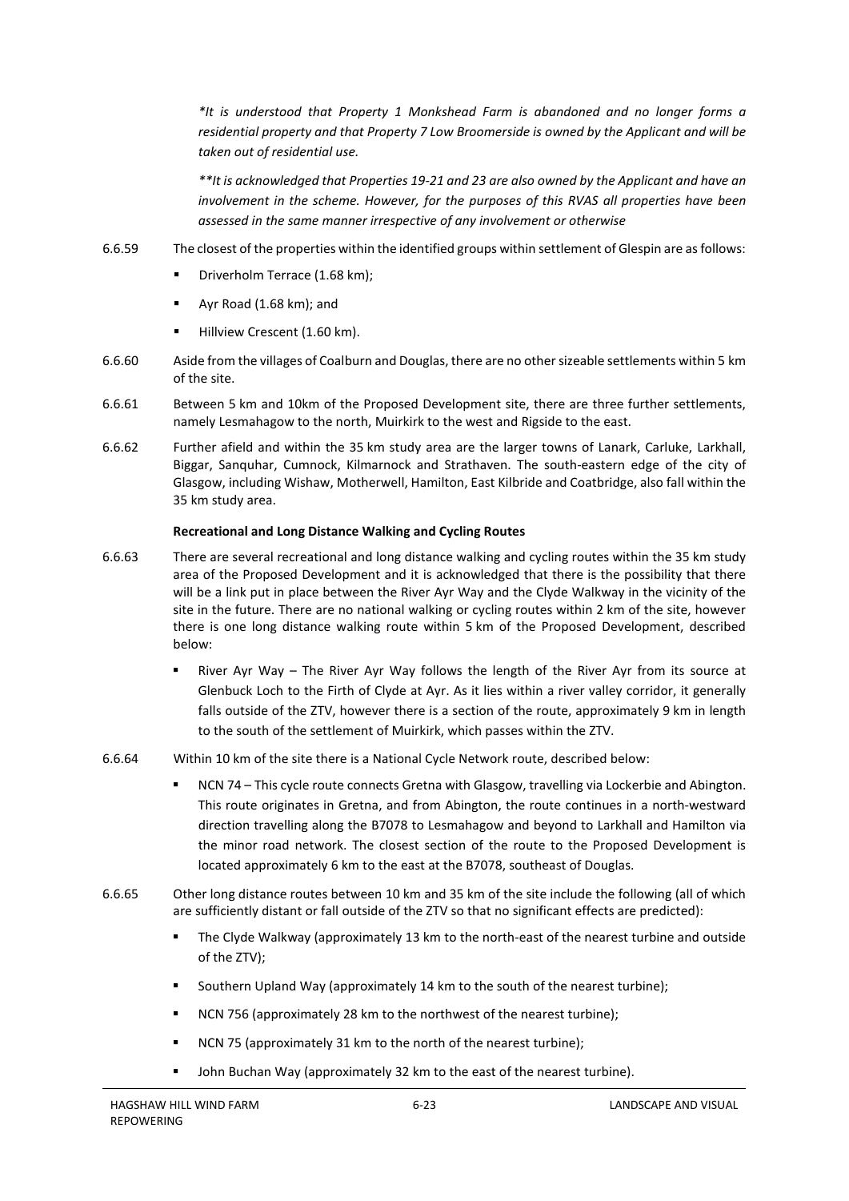*\*It is understood that Property 1 Monkshead Farm is abandoned and no longer forms a residential property and that Property 7 Low Broomerside is owned by the Applicant and will be taken out of residential use.*

*\*\*It is acknowledged that Properties 19-21 and 23 are also owned by the Applicant and have an involvement in the scheme. However, for the purposes of this RVAS all properties have been assessed in the same manner irrespective of any involvement or otherwise*

6.6.59 The closest of the properties within the identified groups within settlement of Glespin are as follows:

- Driverholm Terrace (1.68 km);
- Ayr Road (1.68 km); and
- Hillview Crescent (1.60 km).

6.6.60 Aside from the villages of Coalburn and Douglas, there are no other sizeable settlements within 5 km of the site.

6.6.61 Between 5 km and 10km of the Proposed Development site, there are three further settlements, namely Lesmahagow to the north, Muirkirk to the west and Rigside to the east.

6.6.62 Further afield and within the 35 km study area are the larger towns of Lanark, Carluke, Larkhall, Biggar, Sanquhar, Cumnock, Kilmarnock and Strathaven. The south-eastern edge of the city of Glasgow, including Wishaw, Motherwell, Hamilton, East Kilbride and Coatbridge, also fall within the 35 km study area.

**Recreational and Long Distance Walking and Cycling Routes**

6.6.63 There are several recreational and long distance walking and cycling routes within the 35 km study area of the Proposed Development and it is acknowledged that there is the possibility that there will be a link put in place between the River Ayr Way and the Clyde Walkway in the vicinity of the site in the future. There are no national walking or cycling routes within 2 km of the site, however there is one long distance walking route within 5 km of the Proposed Development, described below:

- River Ayr Way – The River Ayr Way follows the length of the River Ayr from its source at Glenbuck Loch to the Firth of Clyde at Ayr. As it lies within a river valley corridor, it generally falls outside of the ZTV, however there is a section of the route, approximately 9 km in length to the south of the settlement of Muirkirk, which passes within the ZTV.

6.6.64 Within 10 km of the site there is a National Cycle Network route, described below:

- NCN 74 – This cycle route connects Gretna with Glasgow, travelling via Lockerbie and Abington. This route originates in Gretna, and from Abington, the route continues in a north-westward direction travelling along the B7078 to Lesmahagow and beyond to Larkhall and Hamilton via the minor road network. The closest section of the route to the Proposed Development is located approximately 6 km to the east at the B7078, southeast of Douglas.

6.6.65 Other long distance routes between 10 km and 35 km of the site include the following (all of which are sufficiently distant or fall outside of the ZTV so that no significant effects are predicted):

- The Clyde Walkway (approximately 13 km to the north-east of the nearest turbine and outside of the ZTV);
- Southern Upland Way (approximately 14 km to the south of the nearest turbine);
- NCN 756 (approximately 28 km to the northwest of the nearest turbine);
- NCN 75 (approximately 31 km to the north of the nearest turbine);
- John Buchan Way (approximately 32 km to the east of the nearest turbine).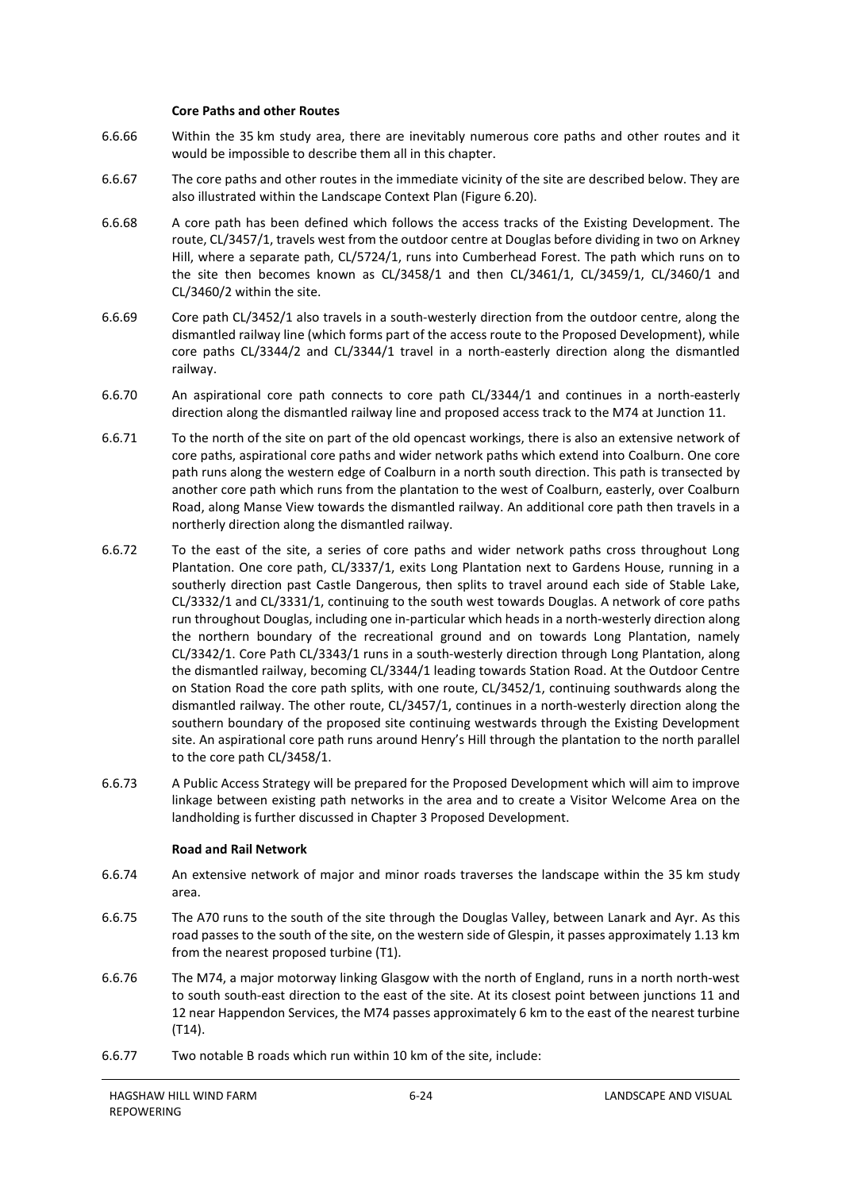### Core Paths and other Routes

6.6.66 Within the 35 km study area, there are inevitably numerous core paths and other routes and it would be impossible to describe them all in this chapter.

6.6.67 The core paths and other routes in the immediate vicinity of the site are described below. They are also illustrated within the Landscape Context Plan (Figure 6.20).

6.6.68 A core path has been defined which follows the access tracks of the Existing Development. The route, CL/3457/1, travels west from the outdoor centre at Douglas before dividing in two on Arkney Hill, where a separate path, CL/5724/1, runs into Cumberhead Forest. The path which runs on to the site then becomes known as CL/3458/1 and then CL/3461/1, CL/3459/1, CL/3460/1 and CL/3460/2 within the site.

6.6.69 Core path CL/3452/1 also travels in a south-westerly direction from the outdoor centre, along the dismantled railway line (which forms part of the access route to the Proposed Development), while core paths CL/3344/2 and CL/3344/1 travel in a north-easterly direction along the dismantled railway.

6.6.70 An aspirational core path connects to core path CL/3344/1 and continues in a north-easterly direction along the dismantled railway line and proposed access track to the M74 at Junction 11.

6.6.71 To the north of the site on part of the old opencast workings, there is also an extensive network of core paths, aspirational core paths and wider network paths which extend into Coalburn. One core path runs along the western edge of Coalburn in a north south direction. This path is transected by another core path which runs from the plantation to the west of Coalburn, easterly, over Coalburn Road, along Manse View towards the dismantled railway. An additional core path then travels in a northerly direction along the dismantled railway.

6.6.72 To the east of the site, a series of core paths and wider network paths cross throughout Long Plantation. One core path, CL/3337/1, exits Long Plantation next to Gardens House, running in a southerly direction past Castle Dangerous, then splits to travel around each side of Stable Lake, CL/3332/1 and CL/3331/1, continuing to the south west towards Douglas. A network of core paths run throughout Douglas, including one in-particular which heads in a north-westerly direction along the northern boundary of the recreational ground and on towards Long Plantation, namely CL/3342/1. Core Path CL/3343/1 runs in a south-westerly direction through Long Plantation, along the dismantled railway, becoming CL/3344/1 leading towards Station Road. At the Outdoor Centre on Station Road the core path splits, with one route, CL/3452/1, continuing southwards along the dismantled railway. The other route, CL/3457/1, continues in a north-westerly direction along the southern boundary of the proposed site continuing westwards through the Existing Development site. An aspirational core path runs around Henry's Hill through the plantation to the north parallel to the core path CL/3458/1.

6.6.73 A Public Access Strategy will be prepared for the Proposed Development which will aim to improve linkage between existing path networks in the area and to create a Visitor Welcome Area on the landholding is further discussed in Chapter 3 Proposed Development.

### Road and Rail Network

6.6.74 An extensive network of major and minor roads traverses the landscape within the 35 km study area.

6.6.75 The A70 runs to the south of the site through the Douglas Valley, between Lanark and Ayr. As this road passes to the south of the site, on the western side of Glespin, it passes approximately 1.13 km from the nearest proposed turbine (T1).

6.6.76 The M74, a major motorway linking Glasgow with the north of England, runs in a north north-west to south south-east direction to the east of the site. At its closest point between junctions 11 and 12 near Happendon Services, the M74 passes approximately 6 km to the east of the nearest turbine (T14).

6.6.77 Two notable B roads which run within 10 km of the site, include: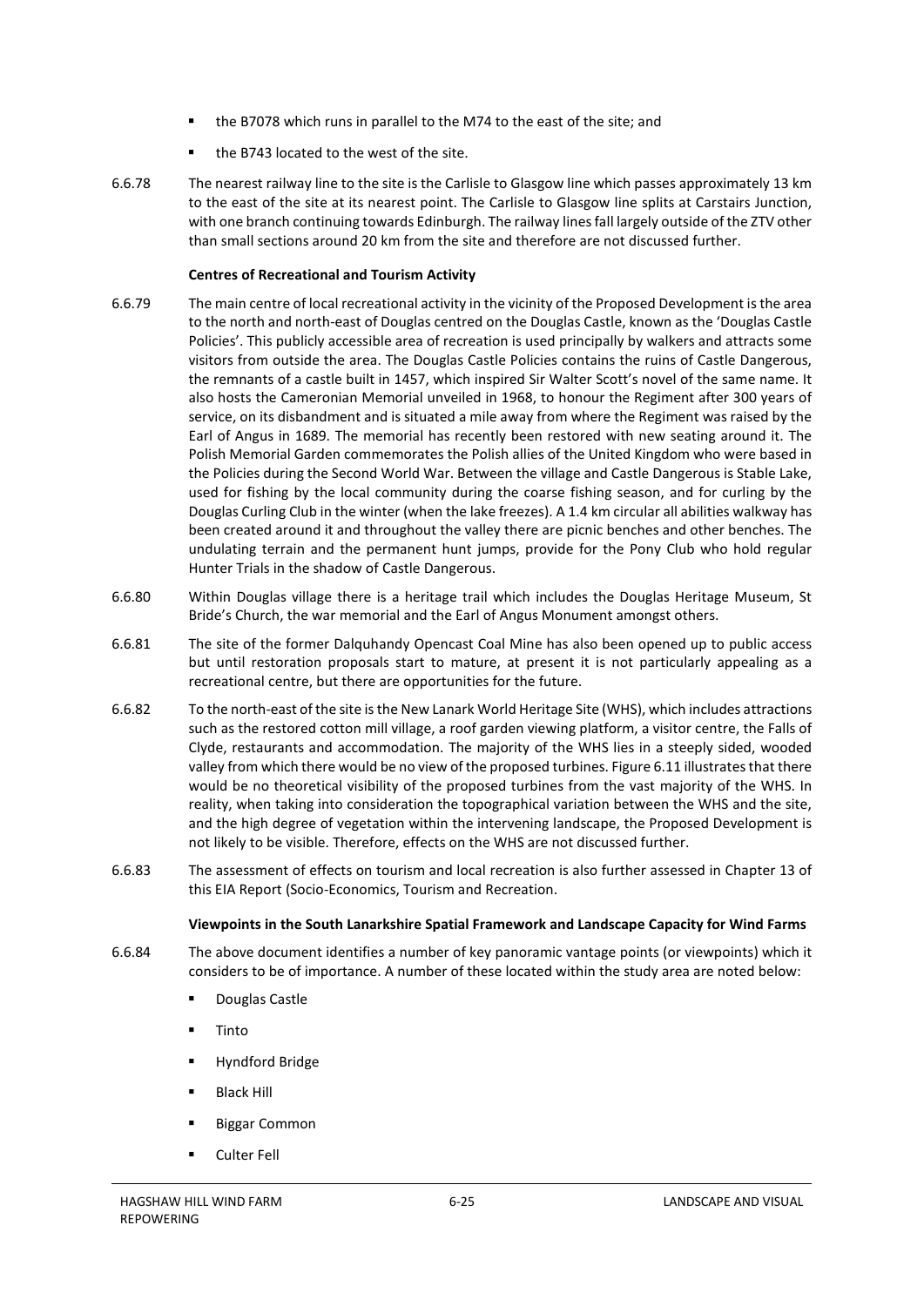- the B7078 which runs in parallel to the M74 to the east of the site; and
- the B743 located to the west of the site.

6.6.78 The nearest railway line to the site is the Carlisle to Glasgow line which passes approximately 13 km to the east of the site at its nearest point. The Carlisle to Glasgow line splits at Carstairs Junction, with one branch continuing towards Edinburgh. The railway lines fall largely outside of the ZTV other than small sections around 20 km from the site and therefore are not discussed further.

**Centres of Recreational and Tourism Activity**

6.6.79 The main centre of local recreational activity in the vicinity of the Proposed Development is the area to the north and north-east of Douglas centred on the Douglas Castle, known as the 'Douglas Castle Policies'. This publicly accessible area of recreation is used principally by walkers and attracts some visitors from outside the area. The Douglas Castle Policies contains the ruins of Castle Dangerous, the remnants of a castle built in 1457, which inspired Sir Walter Scott's novel of the same name. It also hosts the Cameronian Memorial unveiled in 1968, to honour the Regiment after 300 years of service, on its disbandment and is situated a mile away from where the Regiment was raised by the Earl of Angus in 1689. The memorial has recently been restored with new seating around it. The Polish Memorial Garden commemorates the Polish allies of the United Kingdom who were based in the Policies during the Second World War. Between the village and Castle Dangerous is Stable Lake, used for fishing by the local community during the coarse fishing season, and for curling by the Douglas Curling Club in the winter (when the lake freezes). A 1.4 km circular all abilities walkway has been created around it and throughout the valley there are picnic benches and other benches. The undulating terrain and the permanent hunt jumps, provide for the Pony Club who hold regular Hunter Trials in the shadow of Castle Dangerous.

6.6.80 Within Douglas village there is a heritage trail which includes the Douglas Heritage Museum, St Bride's Church, the war memorial and the Earl of Angus Monument amongst others.

6.6.81 The site of the former Dalquhandy Opencast Coal Mine has also been opened up to public access but until restoration proposals start to mature, at present it is not particularly appealing as a recreational centre, but there are opportunities for the future.

6.6.82 To the north-east of the site is the New Lanark World Heritage Site (WHS), which includes attractions such as the restored cotton mill village, a roof garden viewing platform, a visitor centre, the Falls of Clyde, restaurants and accommodation. The majority of the WHS lies in a steeply sided, wooded valley from which there would be no view of the proposed turbines. Figure 6.11 illustrates that there would be no theoretical visibility of the proposed turbines from the vast majority of the WHS. In reality, when taking into consideration the topographical variation between the WHS and the site, and the high degree of vegetation within the intervening landscape, the Proposed Development is not likely to be visible. Therefore, effects on the WHS are not discussed further.

6.6.83 The assessment of effects on tourism and local recreation is also further assessed in Chapter 13 of this EIA Report (Socio-Economics, Tourism and Recreation.

**Viewpoints in the South Lanarkshire Spatial Framework and Landscape Capacity for Wind Farms**

6.6.84 The above document identifies a number of key panoramic vantage points (or viewpoints) which it considers to be of importance. A number of these located within the study area are noted below:

- Douglas Castle
- Tinto
- Hyndford Bridge
- Black Hill
- Biggar Common
- Culter Fell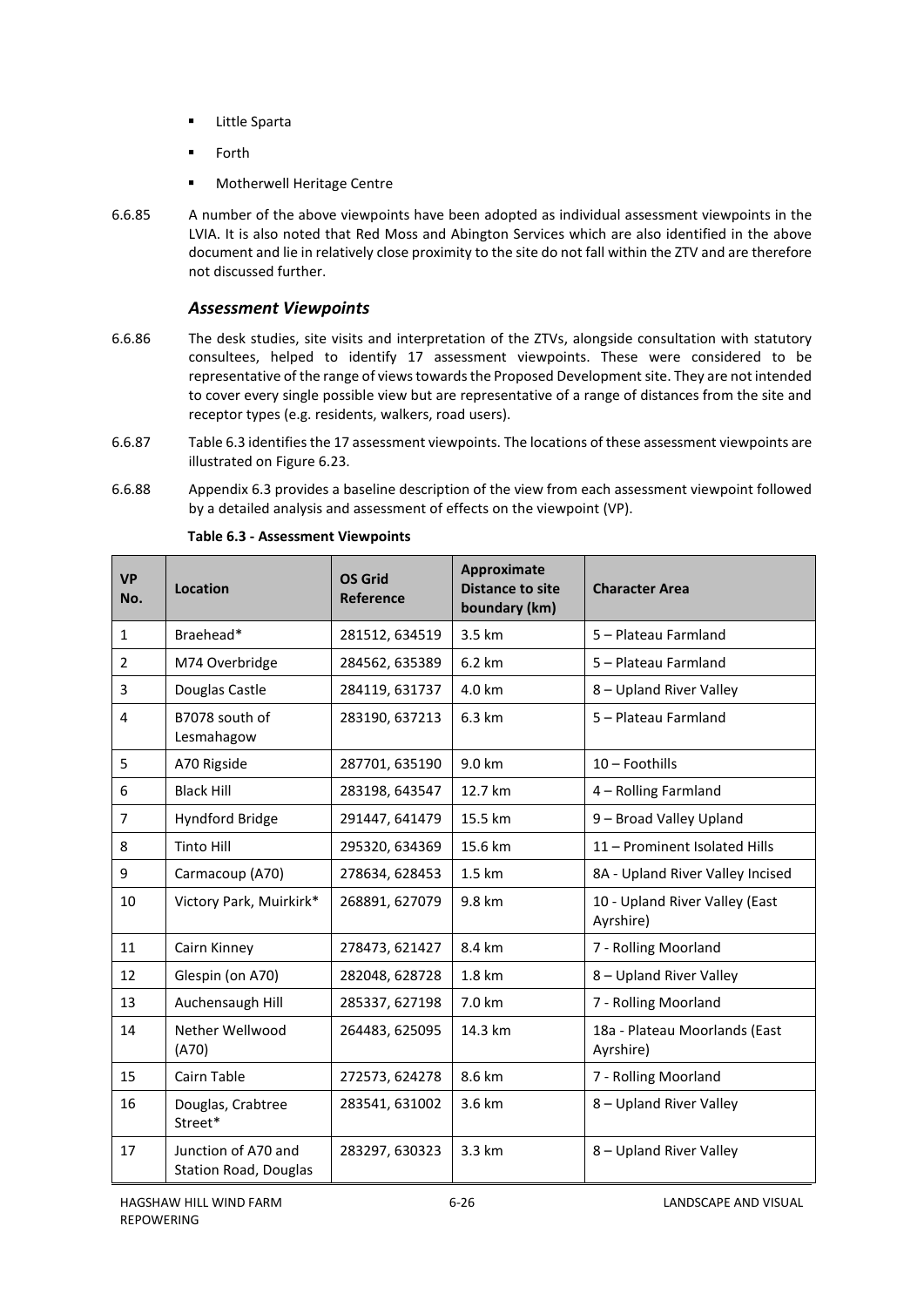- Little Sparta
- Forth
- Motherwell Heritage Centre

6.6.85 A number of the above viewpoints have been adopted as individual assessment viewpoints in the LVIA. It is also noted that Red Moss and Abington Services which are also identified in the above document and lie in relatively close proximity to the site do not fall within the ZTV and are therefore not discussed further.

### *Assessment Viewpoints*

6.6.86 The desk studies, site visits and interpretation of the ZTVs, alongside consultation with statutory consultees, helped to identify 17 assessment viewpoints. These were considered to be representative of the range of views towards the Proposed Development site. They are not intended to cover every single possible view but are representative of a range of distances from the site and receptor types (e.g. residents, walkers, road users).

6.6.87 Table 6.3 identifies the 17 assessment viewpoints. The locations of these assessment viewpoints are illustrated on Figure 6.23.

6.6.88 Appendix 6.3 provides a baseline description of the view from each assessment viewpoint followed by a detailed analysis and assessment of effects on the viewpoint (VP).

**Table 6.3 - Assessment Viewpoints**

| VP No. | Location | OS Grid Reference | Approximate Distance to site boundary (km) | Character Area |
|---|---|---|---|---|
| 1 | Braehead* | 281512, 634519 | 3.5 km | 5 – Plateau Farmland |
| 2 | M74 Overbridge | 284562, 635389 | 6.2 km | 5 – Plateau Farmland |
| 3 | Douglas Castle | 284119, 631737 | 4.0 km | 8 – Upland River Valley |
| 4 | B7078 south of Lesmahagow | 283190, 637213 | 6.3 km | 5 – Plateau Farmland |
| 5 | A70 Rigside | 287701, 635190 | 9.0 km | 10 – Foothills |
| 6 | Black Hill | 283198, 643547 | 12.7 km | 4 – Rolling Farmland |
| 7 | Hyndford Bridge | 291447, 641479 | 15.5 km | 9 – Broad Valley Upland |
| 8 | Tinto Hill | 295320, 634369 | 15.6 km | 11 – Prominent Isolated Hills |
| 9 | Carmacoup (A70) | 278634, 628453 | 1.5 km | 8A - Upland River Valley Incised |
| 10 | Victory Park, Muirkirk* | 268891, 627079 | 9.8 km | 10 - Upland River Valley (East Ayrshire) |
| 11 | Cairn Kinney | 278473, 621427 | 8.4 km | 7 - Rolling Moorland |
| 12 | Glespin (on A70) | 282048, 628728 | 1.8 km | 8 – Upland River Valley |
| 13 | Auchensaugh Hill | 285337, 627198 | 7.0 km | 7 - Rolling Moorland |
| 14 | Nether Wellwood (A70) | 264483, 625095 | 14.3 km | 18a - Plateau Moorlands (East Ayrshire) |
| 15 | Cairn Table | 272573, 624278 | 8.6 km | 7 - Rolling Moorland |
| 16 | Douglas, Crabtree Street* | 283541, 631002 | 3.6 km | 8 – Upland River Valley |
| 17 | Junction of A70 and Station Road, Douglas | 283297, 630323 | 3.3 km | 8 – Upland River Valley |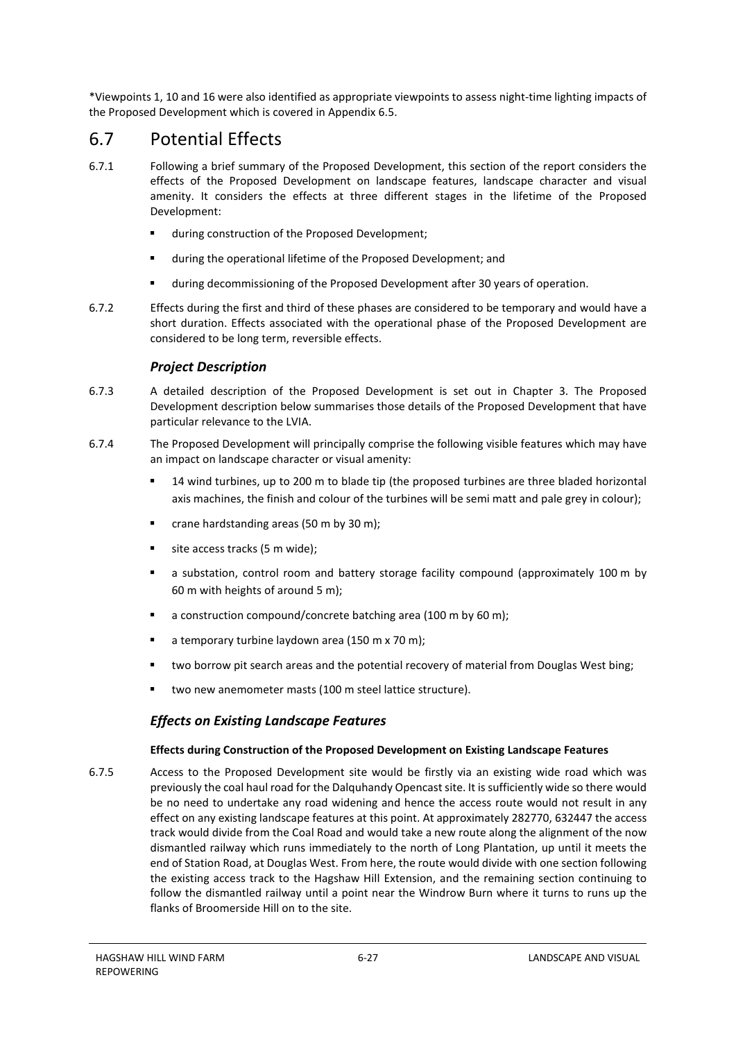*Viewpoints 1, 10 and 16 were also identified as appropriate viewpoints to assess night-time lighting impacts of the Proposed Development which is covered in Appendix 6.5.

## 6.7 Potential Effects

6.7.1 Following a brief summary of the Proposed Development, this section of the report considers the effects of the Proposed Development on landscape features, landscape character and visual amenity. It considers the effects at three different stages in the lifetime of the Proposed Development:

- during construction of the Proposed Development;
- during the operational lifetime of the Proposed Development; and
- during decommissioning of the Proposed Development after 30 years of operation.

6.7.2 Effects during the first and third of these phases are considered to be temporary and would have a short duration. Effects associated with the operational phase of the Proposed Development are considered to be long term, reversible effects.

### *Project Description*

6.7.3 A detailed description of the Proposed Development is set out in Chapter 3. The Proposed Development description below summarises those details of the Proposed Development that have particular relevance to the LVIA.

6.7.4 The Proposed Development will principally comprise the following visible features which may have an impact on landscape character or visual amenity:

- 14 wind turbines, up to 200 m to blade tip (the proposed turbines are three bladed horizontal axis machines, the finish and colour of the turbines will be semi matt and pale grey in colour);
- crane hardstanding areas (50 m by 30 m);
- site access tracks (5 m wide);
- a substation, control room and battery storage facility compound (approximately 100 m by 60 m with heights of around 5 m);
- a construction compound/concrete batching area (100 m by 60 m);
- a temporary turbine laydown area (150 m x 70 m);
- two borrow pit search areas and the potential recovery of material from Douglas West bing;
- two new anemometer masts (100 m steel lattice structure).

### *Effects on Existing Landscape Features*

#### Effects during Construction of the Proposed Development on Existing Landscape Features

6.7.5 Access to the Proposed Development site would be firstly via an existing wide road which was previously the coal haul road for the Dalquhandy Opencast site. It is sufficiently wide so there would be no need to undertake any road widening and hence the access route would not result in any effect on any existing landscape features at this point. At approximately 282770, 632447 the access track would divide from the Coal Road and would take a new route along the alignment of the now dismantled railway which runs immediately to the north of Long Plantation, up until it meets the end of Station Road, at Douglas West. From here, the route would divide with one section following the existing access track to the Hagshaw Hill Extension, and the remaining section continuing to follow the dismantled railway until a point near the Windrow Burn where it turns to runs up the flanks of Broomerside Hill on to the site.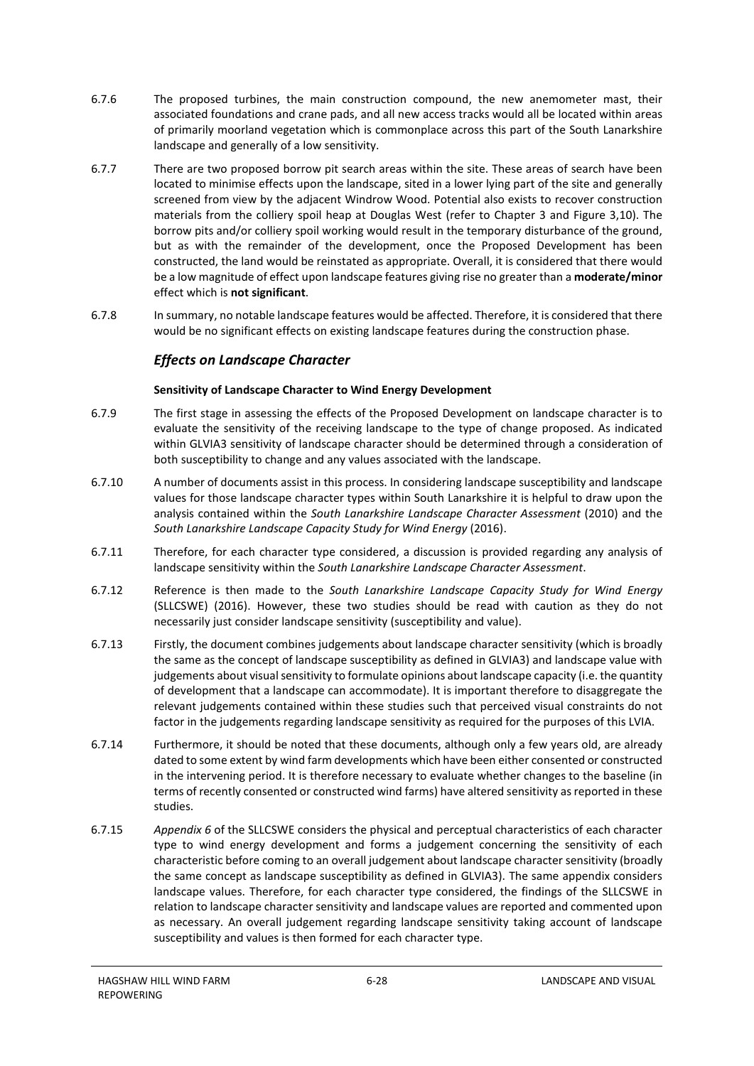6.7.6 The proposed turbines, the main construction compound, the new anemometer mast, their associated foundations and crane pads, and all new access tracks would all be located within areas of primarily moorland vegetation which is commonplace across this part of the South Lanarkshire landscape and generally of a low sensitivity.

6.7.7 There are two proposed borrow pit search areas within the site. These areas of search have been located to minimise effects upon the landscape, sited in a lower lying part of the site and generally screened from view by the adjacent Windrow Wood. Potential also exists to recover construction materials from the colliery spoil heap at Douglas West (refer to Chapter 3 and Figure 3,10). The borrow pits and/or colliery spoil working would result in the temporary disturbance of the ground, but as with the remainder of the development, once the Proposed Development has been constructed, the land would be reinstated as appropriate. Overall, it is considered that there would be a low magnitude of effect upon landscape features giving rise no greater than a **moderate/minor** effect which is **not significant**.

6.7.8 In summary, no notable landscape features would be affected. Therefore, it is considered that there would be no significant effects on existing landscape features during the construction phase.

### *Effects on Landscape Character*

#### Sensitivity of Landscape Character to Wind Energy Development

6.7.9 The first stage in assessing the effects of the Proposed Development on landscape character is to evaluate the sensitivity of the receiving landscape to the type of change proposed. As indicated within GLVIA3 sensitivity of landscape character should be determined through a consideration of both susceptibility to change and any values associated with the landscape.

6.7.10 A number of documents assist in this process. In considering landscape susceptibility and landscape values for those landscape character types within South Lanarkshire it is helpful to draw upon the analysis contained within the *South Lanarkshire Landscape Character Assessment* (2010) and the *South Lanarkshire Landscape Capacity Study for Wind Energy* (2016).

6.7.11 Therefore, for each character type considered, a discussion is provided regarding any analysis of landscape sensitivity within the *South Lanarkshire Landscape Character Assessment*.

6.7.12 Reference is then made to the *South Lanarkshire Landscape Capacity Study for Wind Energy* (SLLCSWE) (2016). However, these two studies should be read with caution as they do not necessarily just consider landscape sensitivity (susceptibility and value).

6.7.13 Firstly, the document combines judgements about landscape character sensitivity (which is broadly the same as the concept of landscape susceptibility as defined in GLVIA3) and landscape value with judgements about visual sensitivity to formulate opinions about landscape capacity (i.e. the quantity of development that a landscape can accommodate). It is important therefore to disaggregate the relevant judgements contained within these studies such that perceived visual constraints do not factor in the judgements regarding landscape sensitivity as required for the purposes of this LVIA.

6.7.14 Furthermore, it should be noted that these documents, although only a few years old, are already dated to some extent by wind farm developments which have been either consented or constructed in the intervening period. It is therefore necessary to evaluate whether changes to the baseline (in terms of recently consented or constructed wind farms) have altered sensitivity as reported in these studies.

6.7.15 *Appendix 6* of the SLLCSWE considers the physical and perceptual characteristics of each character type to wind energy development and forms a judgement concerning the sensitivity of each characteristic before coming to an overall judgement about landscape character sensitivity (broadly the same concept as landscape susceptibility as defined in GLVIA3). The same appendix considers landscape values. Therefore, for each character type considered, the findings of the SLLCSWE in relation to landscape character sensitivity and landscape values are reported and commented upon as necessary. An overall judgement regarding landscape sensitivity taking account of landscape susceptibility and values is then formed for each character type.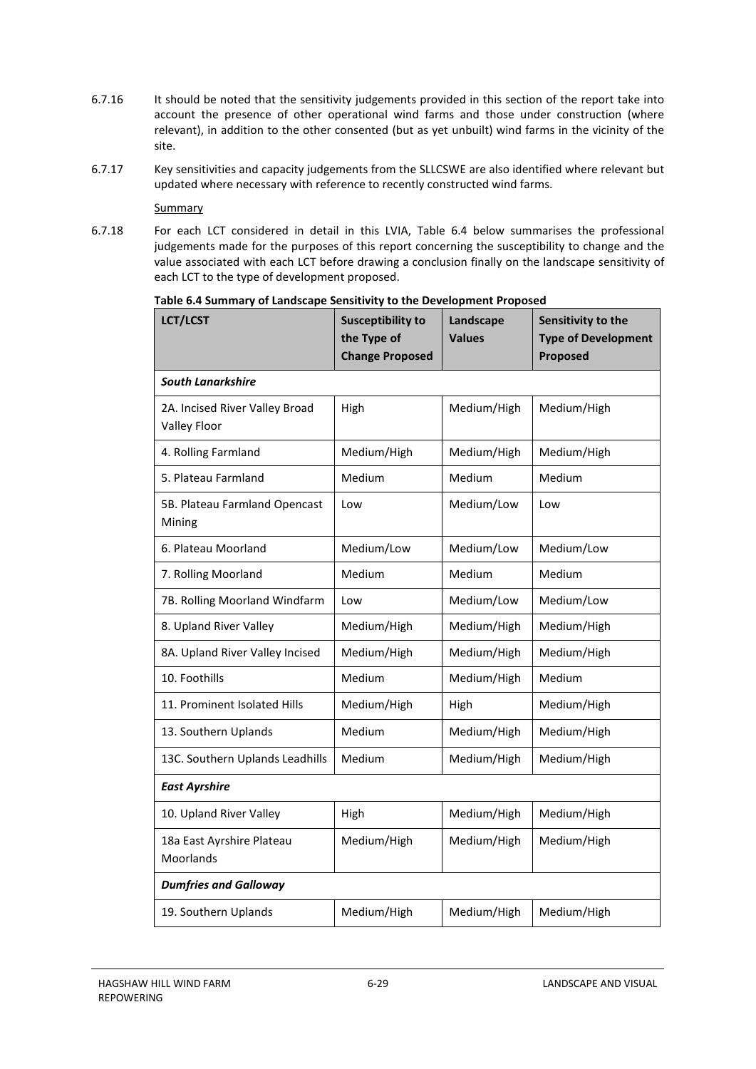6.7.16 It should be noted that the sensitivity judgements provided in this section of the report take into account the presence of other operational wind farms and those under construction (where relevant), in addition to the other consented (but as yet unbuilt) wind farms in the vicinity of the site.

6.7.17 Key sensitivities and capacity judgements from the SLLCSWE are also identified where relevant but updated where necessary with reference to recently constructed wind farms.

Summary

6.7.18 For each LCT considered in detail in this LVIA, Table 6.4 below summarises the professional judgements made for the purposes of this report concerning the susceptibility to change and the value associated with each LCT before drawing a conclusion finally on the landscape sensitivity of each LCT to the type of development proposed.

**Table 6.4 Summary of Landscape Sensitivity to the Development Proposed**

| LCT/LCST | Susceptibility to the Type of Change Proposed | Landscape Values | Sensitivity to the Type of Development Proposed |
|---|---|---|---|
| ***South Lanarkshire*** | | | |
| 2A. Incised River Valley Broad Valley Floor | High | Medium/High | Medium/High |
| 4. Rolling Farmland | Medium/High | Medium/High | Medium/High |
| 5. Plateau Farmland | Medium | Medium | Medium |
| 5B. Plateau Farmland Opencast Mining | Low | Medium/Low | Low |
| 6. Plateau Moorland | Medium/Low | Medium/Low | Medium/Low |
| 7. Rolling Moorland | Medium | Medium | Medium |
| 7B. Rolling Moorland Windfarm | Low | Medium/Low | Medium/Low |
| 8. Upland River Valley | Medium/High | Medium/High | Medium/High |
| 8A. Upland River Valley Incised | Medium/High | Medium/High | Medium/High |
| 10. Foothills | Medium | Medium/High | Medium |
| 11. Prominent Isolated Hills | Medium/High | High | Medium/High |
| 13. Southern Uplands | Medium | Medium/High | Medium/High |
| 13C. Southern Uplands Leadhills | Medium | Medium/High | Medium/High |
| ***East Ayrshire*** | | | |
| 10. Upland River Valley | High | Medium/High | Medium/High |
| 18a East Ayrshire Plateau Moorlands | Medium/High | Medium/High | Medium/High |
| ***Dumfries and Galloway*** | | | |
| 19. Southern Uplands | Medium/High | Medium/High | Medium/High |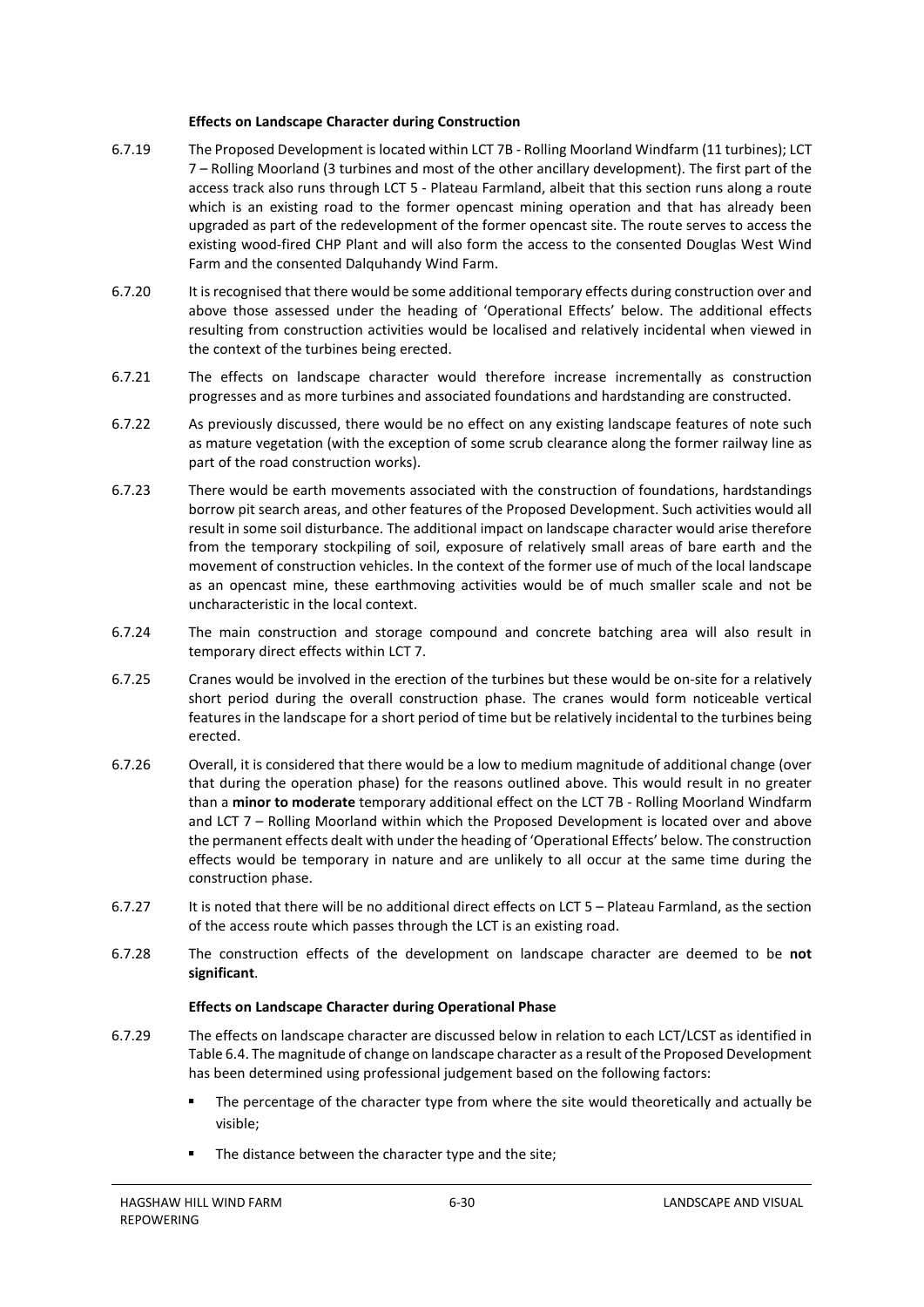**Effects on Landscape Character during Construction**

6.7.19 The Proposed Development is located within LCT 7B - Rolling Moorland Windfarm (11 turbines); LCT 7 – Rolling Moorland (3 turbines and most of the other ancillary development). The first part of the access track also runs through LCT 5 - Plateau Farmland, albeit that this section runs along a route which is an existing road to the former opencast mining operation and that has already been upgraded as part of the redevelopment of the former opencast site. The route serves to access the existing wood-fired CHP Plant and will also form the access to the consented Douglas West Wind Farm and the consented Dalquhandy Wind Farm.

6.7.20 It is recognised that there would be some additional temporary effects during construction over and above those assessed under the heading of 'Operational Effects' below. The additional effects resulting from construction activities would be localised and relatively incidental when viewed in the context of the turbines being erected.

6.7.21 The effects on landscape character would therefore increase incrementally as construction progresses and as more turbines and associated foundations and hardstanding are constructed.

6.7.22 As previously discussed, there would be no effect on any existing landscape features of note such as mature vegetation (with the exception of some scrub clearance along the former railway line as part of the road construction works).

6.7.23 There would be earth movements associated with the construction of foundations, hardstandings borrow pit search areas, and other features of the Proposed Development. Such activities would all result in some soil disturbance. The additional impact on landscape character would arise therefore from the temporary stockpiling of soil, exposure of relatively small areas of bare earth and the movement of construction vehicles. In the context of the former use of much of the local landscape as an opencast mine, these earthmoving activities would be of much smaller scale and not be uncharacteristic in the local context.

6.7.24 The main construction and storage compound and concrete batching area will also result in temporary direct effects within LCT 7.

6.7.25 Cranes would be involved in the erection of the turbines but these would be on-site for a relatively short period during the overall construction phase. The cranes would form noticeable vertical features in the landscape for a short period of time but be relatively incidental to the turbines being erected.

6.7.26 Overall, it is considered that there would be a low to medium magnitude of additional change (over that during the operation phase) for the reasons outlined above. This would result in no greater than a **minor to moderate** temporary additional effect on the LCT 7B - Rolling Moorland Windfarm and LCT 7 – Rolling Moorland within which the Proposed Development is located over and above the permanent effects dealt with under the heading of 'Operational Effects' below. The construction effects would be temporary in nature and are unlikely to all occur at the same time during the construction phase.

6.7.27 It is noted that there will be no additional direct effects on LCT 5 – Plateau Farmland, as the section of the access route which passes through the LCT is an existing road.

6.7.28 The construction effects of the development on landscape character are deemed to be **not significant**.

**Effects on Landscape Character during Operational Phase**

6.7.29 The effects on landscape character are discussed below in relation to each LCT/LCST as identified in Table 6.4. The magnitude of change on landscape character as a result of the Proposed Development has been determined using professional judgement based on the following factors:

- The percentage of the character type from where the site would theoretically and actually be visible;
- The distance between the character type and the site;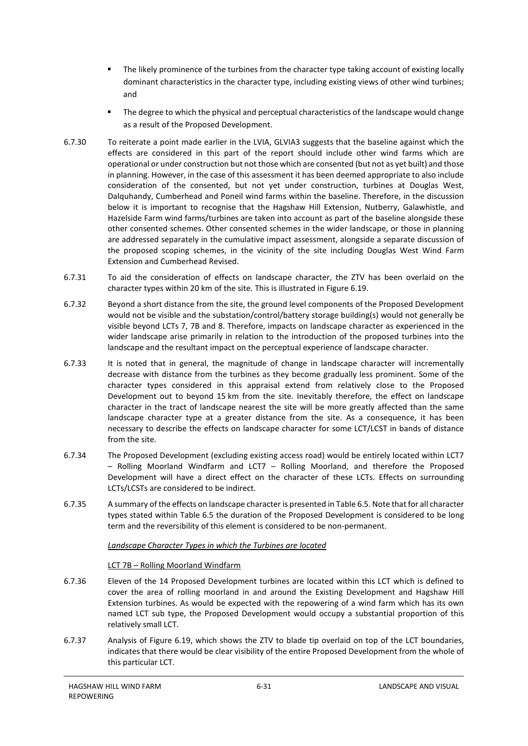- The likely prominence of the turbines from the character type taking account of existing locally dominant characteristics in the character type, including existing views of other wind turbines; and
- The degree to which the physical and perceptual characteristics of the landscape would change as a result of the Proposed Development.

6.7.30 To reiterate a point made earlier in the LVIA, GLVIA3 suggests that the baseline against which the effects are considered in this part of the report should include other wind farms which are operational or under construction but not those which are consented (but not as yet built) and those in planning. However, in the case of this assessment it has been deemed appropriate to also include consideration of the consented, but not yet under construction, turbines at Douglas West, Dalquhandy, Cumberhead and Poneil wind farms within the baseline. Therefore, in the discussion below it is important to recognise that the Hagshaw Hill Extension, Nutberry, Galawhistle, and Hazelside Farm wind farms/turbines are taken into account as part of the baseline alongside these other consented schemes. Other consented schemes in the wider landscape, or those in planning are addressed separately in the cumulative impact assessment, alongside a separate discussion of the proposed scoping schemes, in the vicinity of the site including Douglas West Wind Farm Extension and Cumberhead Revised.

6.7.31 To aid the consideration of effects on landscape character, the ZTV has been overlaid on the character types within 20 km of the site. This is illustrated in Figure 6.19.

6.7.32 Beyond a short distance from the site, the ground level components of the Proposed Development would not be visible and the substation/control/battery storage building(s) would not generally be visible beyond LCTs 7, 7B and 8. Therefore, impacts on landscape character as experienced in the wider landscape arise primarily in relation to the introduction of the proposed turbines into the landscape and the resultant impact on the perceptual experience of landscape character.

6.7.33 It is noted that in general, the magnitude of change in landscape character will incrementally decrease with distance from the turbines as they become gradually less prominent. Some of the character types considered in this appraisal extend from relatively close to the Proposed Development out to beyond 15 km from the site. Inevitably therefore, the effect on landscape character in the tract of landscape nearest the site will be more greatly affected than the same landscape character type at a greater distance from the site. As a consequence, it has been necessary to describe the effects on landscape character for some LCT/LCST in bands of distance from the site.

6.7.34 The Proposed Development (excluding existing access road) would be entirely located within LCT7 – Rolling Moorland Windfarm and LCT7 – Rolling Moorland, and therefore the Proposed Development will have a direct effect on the character of these LCTs. Effects on surrounding LCTs/LCSTs are considered to be indirect.

6.7.35 A summary of the effects on landscape character is presented in Table 6.5. Note that for all character types stated within Table 6.5 the duration of the Proposed Development is considered to be long term and the reversibility of this element is considered to be non-permanent.

*Landscape Character Types in which the Turbines are located*

LCT 7B – Rolling Moorland Windfarm

6.7.36 Eleven of the 14 Proposed Development turbines are located within this LCT which is defined to cover the area of rolling moorland in and around the Existing Development and Hagshaw Hill Extension turbines. As would be expected with the repowering of a wind farm which has its own named LCT sub type, the Proposed Development would occupy a substantial proportion of this relatively small LCT.

6.7.37 Analysis of Figure 6.19, which shows the ZTV to blade tip overlaid on top of the LCT boundaries, indicates that there would be clear visibility of the entire Proposed Development from the whole of this particular LCT.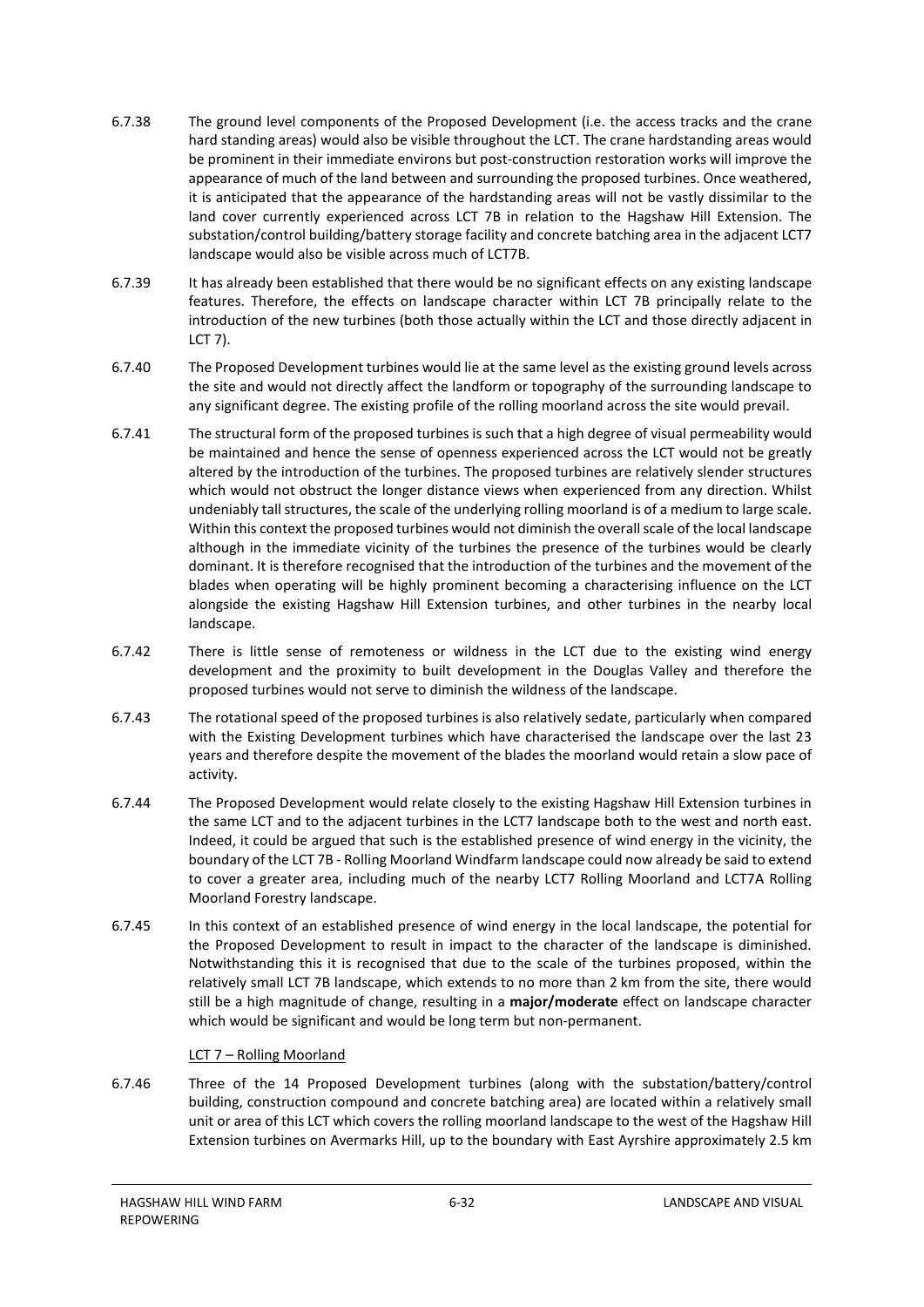6.7.38 The ground level components of the Proposed Development (i.e. the access tracks and the crane hard standing areas) would also be visible throughout the LCT. The crane hardstanding areas would be prominent in their immediate environs but post-construction restoration works will improve the appearance of much of the land between and surrounding the proposed turbines. Once weathered, it is anticipated that the appearance of the hardstanding areas will not be vastly dissimilar to the land cover currently experienced across LCT 7B in relation to the Hagshaw Hill Extension. The substation/control building/battery storage facility and concrete batching area in the adjacent LCT7 landscape would also be visible across much of LCT7B.

6.7.39 It has already been established that there would be no significant effects on any existing landscape features. Therefore, the effects on landscape character within LCT 7B principally relate to the introduction of the new turbines (both those actually within the LCT and those directly adjacent in LCT 7).

6.7.40 The Proposed Development turbines would lie at the same level as the existing ground levels across the site and would not directly affect the landform or topography of the surrounding landscape to any significant degree. The existing profile of the rolling moorland across the site would prevail.

6.7.41 The structural form of the proposed turbines is such that a high degree of visual permeability would be maintained and hence the sense of openness experienced across the LCT would not be greatly altered by the introduction of the turbines. The proposed turbines are relatively slender structures which would not obstruct the longer distance views when experienced from any direction. Whilst undeniably tall structures, the scale of the underlying rolling moorland is of a medium to large scale. Within this context the proposed turbines would not diminish the overall scale of the local landscape although in the immediate vicinity of the turbines the presence of the turbines would be clearly dominant. It is therefore recognised that the introduction of the turbines and the movement of the blades when operating will be highly prominent becoming a characterising influence on the LCT alongside the existing Hagshaw Hill Extension turbines, and other turbines in the nearby local landscape.

6.7.42 There is little sense of remoteness or wildness in the LCT due to the existing wind energy development and the proximity to built development in the Douglas Valley and therefore the proposed turbines would not serve to diminish the wildness of the landscape.

6.7.43 The rotational speed of the proposed turbines is also relatively sedate, particularly when compared with the Existing Development turbines which have characterised the landscape over the last 23 years and therefore despite the movement of the blades the moorland would retain a slow pace of activity.

6.7.44 The Proposed Development would relate closely to the existing Hagshaw Hill Extension turbines in the same LCT and to the adjacent turbines in the LCT7 landscape both to the west and north east. Indeed, it could be argued that such is the established presence of wind energy in the vicinity, the boundary of the LCT 7B - Rolling Moorland Windfarm landscape could now already be said to extend to cover a greater area, including much of the nearby LCT7 Rolling Moorland and LCT7A Rolling Moorland Forestry landscape.

6.7.45 In this context of an established presence of wind energy in the local landscape, the potential for the Proposed Development to result in impact to the character of the landscape is diminished. Notwithstanding this it is recognised that due to the scale of the turbines proposed, within the relatively small LCT 7B landscape, which extends to no more than 2 km from the site, there would still be a high magnitude of change, resulting in a **major/moderate** effect on landscape character which would be significant and would be long term but non-permanent.

LCT 7 – Rolling Moorland

6.7.46 Three of the 14 Proposed Development turbines (along with the substation/battery/control building, construction compound and concrete batching area) are located within a relatively small unit or area of this LCT which covers the rolling moorland landscape to the west of the Hagshaw Hill Extension turbines on Avermarks Hill, up to the boundary with East Ayrshire approximately 2.5 km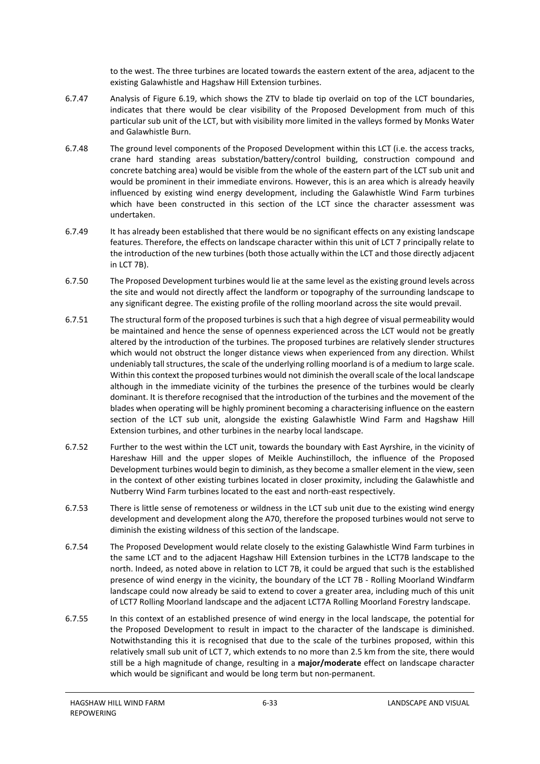to the west. The three turbines are located towards the eastern extent of the area, adjacent to the existing Galawhistle and Hagshaw Hill Extension turbines.

6.7.47 Analysis of Figure 6.19, which shows the ZTV to blade tip overlaid on top of the LCT boundaries, indicates that there would be clear visibility of the Proposed Development from much of this particular sub unit of the LCT, but with visibility more limited in the valleys formed by Monks Water and Galawhistle Burn.

6.7.48 The ground level components of the Proposed Development within this LCT (i.e. the access tracks, crane hard standing areas substation/battery/control building, construction compound and concrete batching area) would be visible from the whole of the eastern part of the LCT sub unit and would be prominent in their immediate environs. However, this is an area which is already heavily influenced by existing wind energy development, including the Galawhistle Wind Farm turbines which have been constructed in this section of the LCT since the character assessment was undertaken.

6.7.49 It has already been established that there would be no significant effects on any existing landscape features. Therefore, the effects on landscape character within this unit of LCT 7 principally relate to the introduction of the new turbines (both those actually within the LCT and those directly adjacent in LCT 7B).

6.7.50 The Proposed Development turbines would lie at the same level as the existing ground levels across the site and would not directly affect the landform or topography of the surrounding landscape to any significant degree. The existing profile of the rolling moorland across the site would prevail.

6.7.51 The structural form of the proposed turbines is such that a high degree of visual permeability would be maintained and hence the sense of openness experienced across the LCT would not be greatly altered by the introduction of the turbines. The proposed turbines are relatively slender structures which would not obstruct the longer distance views when experienced from any direction. Whilst undeniably tall structures, the scale of the underlying rolling moorland is of a medium to large scale. Within this context the proposed turbines would not diminish the overall scale of the local landscape although in the immediate vicinity of the turbines the presence of the turbines would be clearly dominant. It is therefore recognised that the introduction of the turbines and the movement of the blades when operating will be highly prominent becoming a characterising influence on the eastern section of the LCT sub unit, alongside the existing Galawhistle Wind Farm and Hagshaw Hill Extension turbines, and other turbines in the nearby local landscape.

6.7.52 Further to the west within the LCT unit, towards the boundary with East Ayrshire, in the vicinity of Hareshaw Hill and the upper slopes of Meikle Auchinstilloch, the influence of the Proposed Development turbines would begin to diminish, as they become a smaller element in the view, seen in the context of other existing turbines located in closer proximity, including the Galawhistle and Nutberry Wind Farm turbines located to the east and north-east respectively.

6.7.53 There is little sense of remoteness or wildness in the LCT sub unit due to the existing wind energy development and development along the A70, therefore the proposed turbines would not serve to diminish the existing wildness of this section of the landscape.

6.7.54 The Proposed Development would relate closely to the existing Galawhistle Wind Farm turbines in the same LCT and to the adjacent Hagshaw Hill Extension turbines in the LCT7B landscape to the north. Indeed, as noted above in relation to LCT 7B, it could be argued that such is the established presence of wind energy in the vicinity, the boundary of the LCT 7B - Rolling Moorland Windfarm landscape could now already be said to extend to cover a greater area, including much of this unit of LCT7 Rolling Moorland landscape and the adjacent LCT7A Rolling Moorland Forestry landscape.

6.7.55 In this context of an established presence of wind energy in the local landscape, the potential for the Proposed Development to result in impact to the character of the landscape is diminished. Notwithstanding this it is recognised that due to the scale of the turbines proposed, within this relatively small sub unit of LCT 7, which extends to no more than 2.5 km from the site, there would still be a high magnitude of change, resulting in a **major/moderate** effect on landscape character which would be significant and would be long term but non-permanent.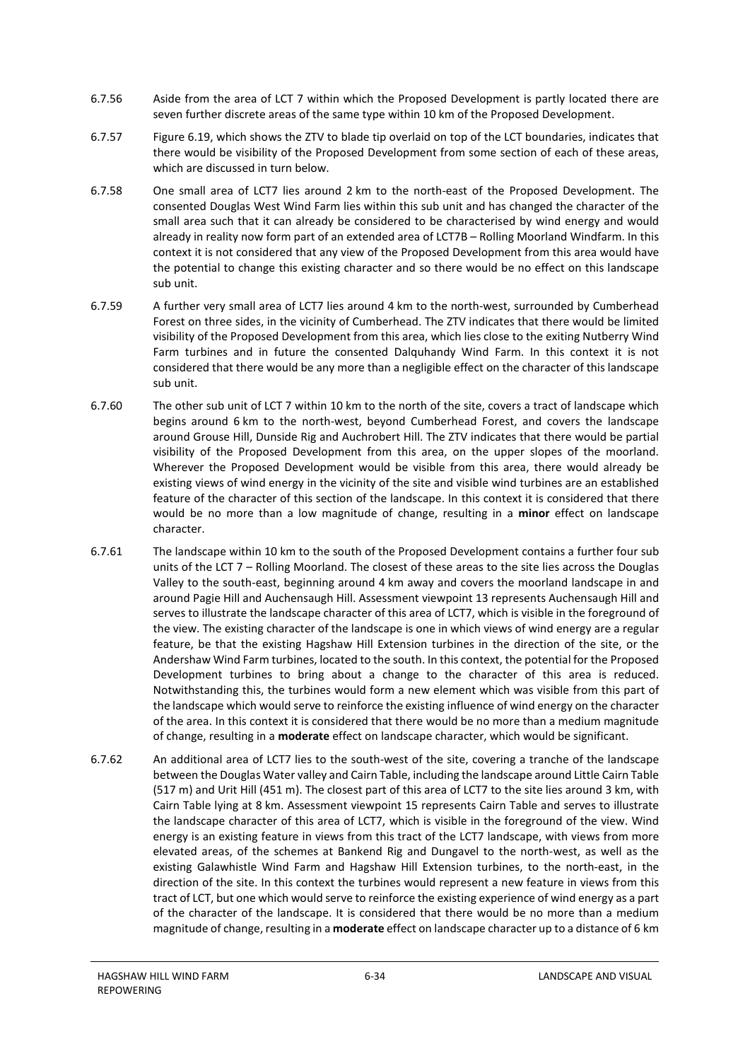6.7.56 Aside from the area of LCT 7 within which the Proposed Development is partly located there are seven further discrete areas of the same type within 10 km of the Proposed Development.

6.7.57 Figure 6.19, which shows the ZTV to blade tip overlaid on top of the LCT boundaries, indicates that there would be visibility of the Proposed Development from some section of each of these areas, which are discussed in turn below.

6.7.58 One small area of LCT7 lies around 2 km to the north-east of the Proposed Development. The consented Douglas West Wind Farm lies within this sub unit and has changed the character of the small area such that it can already be considered to be characterised by wind energy and would already in reality now form part of an extended area of LCT7B – Rolling Moorland Windfarm. In this context it is not considered that any view of the Proposed Development from this area would have the potential to change this existing character and so there would be no effect on this landscape sub unit.

6.7.59 A further very small area of LCT7 lies around 4 km to the north-west, surrounded by Cumberhead Forest on three sides, in the vicinity of Cumberhead. The ZTV indicates that there would be limited visibility of the Proposed Development from this area, which lies close to the exiting Nutberry Wind Farm turbines and in future the consented Dalquhandy Wind Farm. In this context it is not considered that there would be any more than a negligible effect on the character of this landscape sub unit.

6.7.60 The other sub unit of LCT 7 within 10 km to the north of the site, covers a tract of landscape which begins around 6 km to the north-west, beyond Cumberhead Forest, and covers the landscape around Grouse Hill, Dunside Rig and Auchrobert Hill. The ZTV indicates that there would be partial visibility of the Proposed Development from this area, on the upper slopes of the moorland. Wherever the Proposed Development would be visible from this area, there would already be existing views of wind energy in the vicinity of the site and visible wind turbines are an established feature of the character of this section of the landscape. In this context it is considered that there would be no more than a low magnitude of change, resulting in a **minor** effect on landscape character.

6.7.61 The landscape within 10 km to the south of the Proposed Development contains a further four sub units of the LCT 7 – Rolling Moorland. The closest of these areas to the site lies across the Douglas Valley to the south-east, beginning around 4 km away and covers the moorland landscape in and around Pagie Hill and Auchensaugh Hill. Assessment viewpoint 13 represents Auchensaugh Hill and serves to illustrate the landscape character of this area of LCT7, which is visible in the foreground of the view. The existing character of the landscape is one in which views of wind energy are a regular feature, be that the existing Hagshaw Hill Extension turbines in the direction of the site, or the Andershaw Wind Farm turbines, located to the south. In this context, the potential for the Proposed Development turbines to bring about a change to the character of this area is reduced. Notwithstanding this, the turbines would form a new element which was visible from this part of the landscape which would serve to reinforce the existing influence of wind energy on the character of the area. In this context it is considered that there would be no more than a medium magnitude of change, resulting in a **moderate** effect on landscape character, which would be significant.

6.7.62 An additional area of LCT7 lies to the south-west of the site, covering a tranche of the landscape between the Douglas Water valley and Cairn Table, including the landscape around Little Cairn Table (517 m) and Urit Hill (451 m). The closest part of this area of LCT7 to the site lies around 3 km, with Cairn Table lying at 8 km. Assessment viewpoint 15 represents Cairn Table and serves to illustrate the landscape character of this area of LCT7, which is visible in the foreground of the view. Wind energy is an existing feature in views from this tract of the LCT7 landscape, with views from more elevated areas, of the schemes at Bankend Rig and Dungavel to the north-west, as well as the existing Galawhistle Wind Farm and Hagshaw Hill Extension turbines, to the north-east, in the direction of the site. In this context the turbines would represent a new feature in views from this tract of LCT, but one which would serve to reinforce the existing experience of wind energy as a part of the character of the landscape. It is considered that there would be no more than a medium magnitude of change, resulting in a **moderate** effect on landscape character up to a distance of 6 km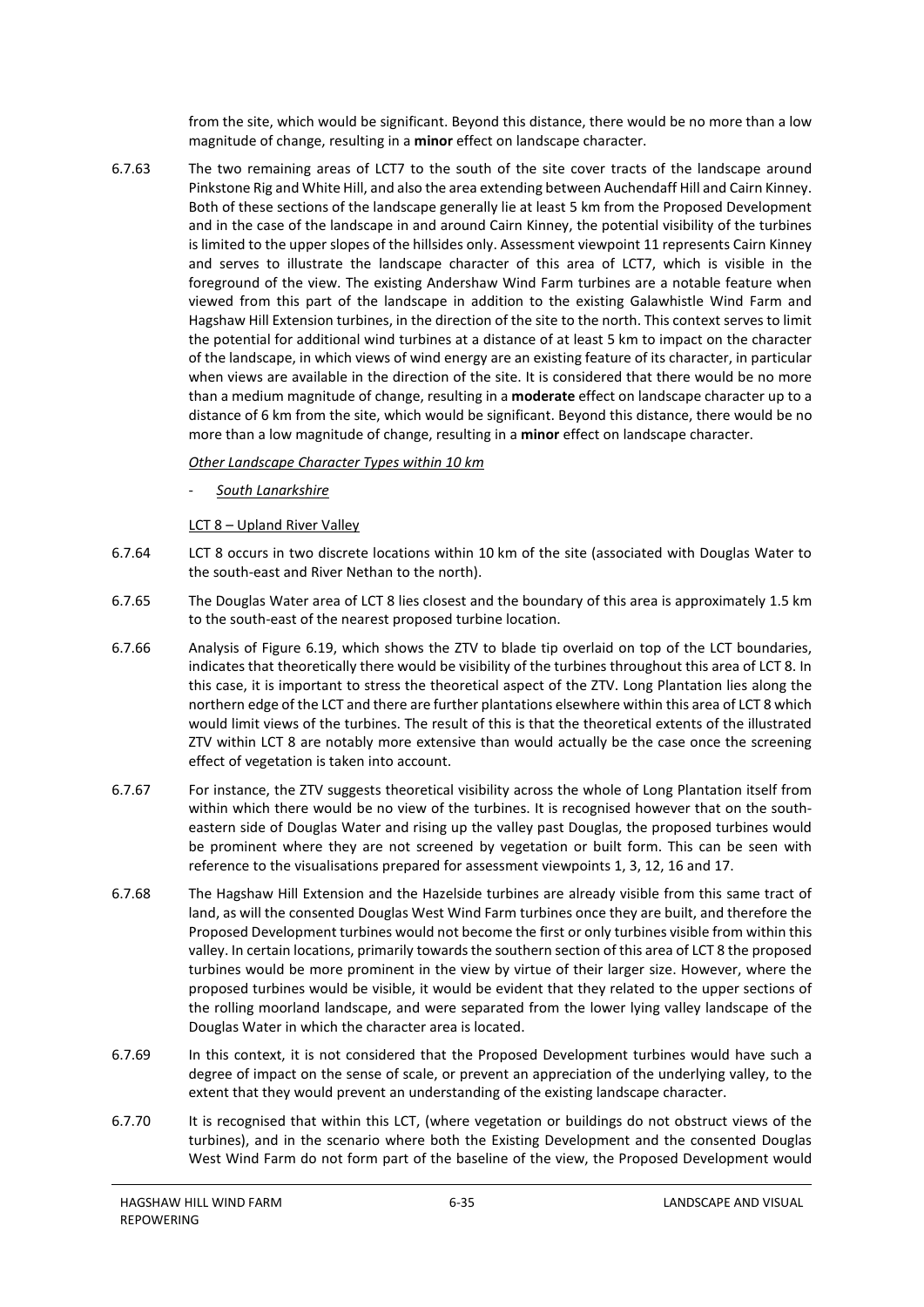from the site, which would be significant. Beyond this distance, there would be no more than a low magnitude of change, resulting in a **minor** effect on landscape character.

6.7.63 The two remaining areas of LCT7 to the south of the site cover tracts of the landscape around Pinkstone Rig and White Hill, and also the area extending between Auchendaff Hill and Cairn Kinney. Both of these sections of the landscape generally lie at least 5 km from the Proposed Development and in the case of the landscape in and around Cairn Kinney, the potential visibility of the turbines is limited to the upper slopes of the hillsides only. Assessment viewpoint 11 represents Cairn Kinney and serves to illustrate the landscape character of this area of LCT7, which is visible in the foreground of the view. The existing Andershaw Wind Farm turbines are a notable feature when viewed from this part of the landscape in addition to the existing Galawhistle Wind Farm and Hagshaw Hill Extension turbines, in the direction of the site to the north. This context serves to limit the potential for additional wind turbines at a distance of at least 5 km to impact on the character of the landscape, in which views of wind energy are an existing feature of its character, in particular when views are available in the direction of the site. It is considered that there would be no more than a medium magnitude of change, resulting in a **moderate** effect on landscape character up to a distance of 6 km from the site, which would be significant. Beyond this distance, there would be no more than a low magnitude of change, resulting in a **minor** effect on landscape character.

*Other Landscape Character Types within 10 km*

- *South Lanarkshire*

LCT 8 – Upland River Valley

6.7.64 LCT 8 occurs in two discrete locations within 10 km of the site (associated with Douglas Water to the south-east and River Nethan to the north).

6.7.65 The Douglas Water area of LCT 8 lies closest and the boundary of this area is approximately 1.5 km to the south-east of the nearest proposed turbine location.

6.7.66 Analysis of Figure 6.19, which shows the ZTV to blade tip overlaid on top of the LCT boundaries, indicates that theoretically there would be visibility of the turbines throughout this area of LCT 8. In this case, it is important to stress the theoretical aspect of the ZTV. Long Plantation lies along the northern edge of the LCT and there are further plantations elsewhere within this area of LCT 8 which would limit views of the turbines. The result of this is that the theoretical extents of the illustrated ZTV within LCT 8 are notably more extensive than would actually be the case once the screening effect of vegetation is taken into account.

6.7.67 For instance, the ZTV suggests theoretical visibility across the whole of Long Plantation itself from within which there would be no view of the turbines. It is recognised however that on the south-eastern side of Douglas Water and rising up the valley past Douglas, the proposed turbines would be prominent where they are not screened by vegetation or built form. This can be seen with reference to the visualisations prepared for assessment viewpoints 1, 3, 12, 16 and 17.

6.7.68 The Hagshaw Hill Extension and the Hazelside turbines are already visible from this same tract of land, as will the consented Douglas West Wind Farm turbines once they are built, and therefore the Proposed Development turbines would not become the first or only turbines visible from within this valley. In certain locations, primarily towards the southern section of this area of LCT 8 the proposed turbines would be more prominent in the view by virtue of their larger size. However, where the proposed turbines would be visible, it would be evident that they related to the upper sections of the rolling moorland landscape, and were separated from the lower lying valley landscape of the Douglas Water in which the character area is located.

6.7.69 In this context, it is not considered that the Proposed Development turbines would have such a degree of impact on the sense of scale, or prevent an appreciation of the underlying valley, to the extent that they would prevent an understanding of the existing landscape character.

6.7.70 It is recognised that within this LCT, (where vegetation or buildings do not obstruct views of the turbines), and in the scenario where both the Existing Development and the consented Douglas West Wind Farm do not form part of the baseline of the view, the Proposed Development would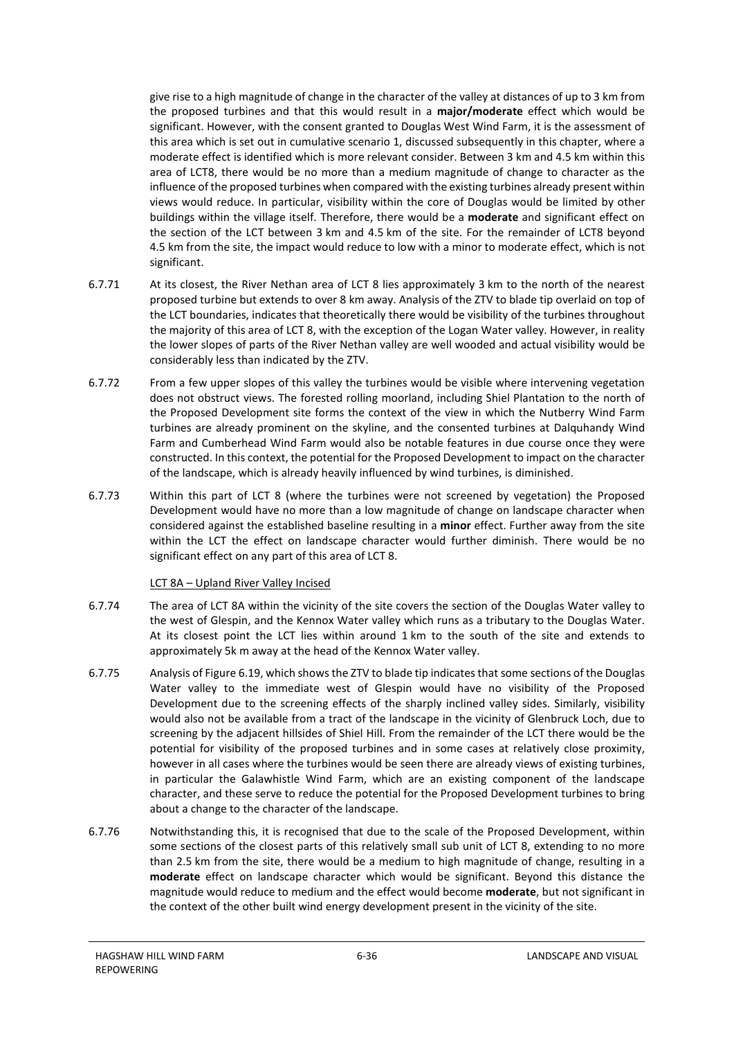give rise to a high magnitude of change in the character of the valley at distances of up to 3 km from the proposed turbines and that this would result in a **major/moderate** effect which would be significant. However, with the consent granted to Douglas West Wind Farm, it is the assessment of this area which is set out in cumulative scenario 1, discussed subsequently in this chapter, where a moderate effect is identified which is more relevant consider. Between 3 km and 4.5 km within this area of LCT8, there would be no more than a medium magnitude of change to character as the influence of the proposed turbines when compared with the existing turbines already present within views would reduce. In particular, visibility within the core of Douglas would be limited by other buildings within the village itself. Therefore, there would be a **moderate** and significant effect on the section of the LCT between 3 km and 4.5 km of the site. For the remainder of LCT8 beyond 4.5 km from the site, the impact would reduce to low with a minor to moderate effect, which is not significant.

6.7.71 At its closest, the River Nethan area of LCT 8 lies approximately 3 km to the north of the nearest proposed turbine but extends to over 8 km away. Analysis of the ZTV to blade tip overlaid on top of the LCT boundaries, indicates that theoretically there would be visibility of the turbines throughout the majority of this area of LCT 8, with the exception of the Logan Water valley. However, in reality the lower slopes of parts of the River Nethan valley are well wooded and actual visibility would be considerably less than indicated by the ZTV.

6.7.72 From a few upper slopes of this valley the turbines would be visible where intervening vegetation does not obstruct views. The forested rolling moorland, including Shiel Plantation to the north of the Proposed Development site forms the context of the view in which the Nutberry Wind Farm turbines are already prominent on the skyline, and the consented turbines at Dalquhandy Wind Farm and Cumberhead Wind Farm would also be notable features in due course once they were constructed. In this context, the potential for the Proposed Development to impact on the character of the landscape, which is already heavily influenced by wind turbines, is diminished.

6.7.73 Within this part of LCT 8 (where the turbines were not screened by vegetation) the Proposed Development would have no more than a low magnitude of change on landscape character when considered against the established baseline resulting in a **minor** effect. Further away from the site within the LCT the effect on landscape character would further diminish. There would be no significant effect on any part of this area of LCT 8.

LCT 8A – Upland River Valley Incised

6.7.74 The area of LCT 8A within the vicinity of the site covers the section of the Douglas Water valley to the west of Glespin, and the Kennox Water valley which runs as a tributary to the Douglas Water. At its closest point the LCT lies within around 1 km to the south of the site and extends to approximately 5k m away at the head of the Kennox Water valley.

6.7.75 Analysis of Figure 6.19, which shows the ZTV to blade tip indicates that some sections of the Douglas Water valley to the immediate west of Glespin would have no visibility of the Proposed Development due to the screening effects of the sharply inclined valley sides. Similarly, visibility would also not be available from a tract of the landscape in the vicinity of Glenbruck Loch, due to screening by the adjacent hillsides of Shiel Hill. From the remainder of the LCT there would be the potential for visibility of the proposed turbines and in some cases at relatively close proximity, however in all cases where the turbines would be seen there are already views of existing turbines, in particular the Galawhistle Wind Farm, which are an existing component of the landscape character, and these serve to reduce the potential for the Proposed Development turbines to bring about a change to the character of the landscape.

6.7.76 Notwithstanding this, it is recognised that due to the scale of the Proposed Development, within some sections of the closest parts of this relatively small sub unit of LCT 8, extending to no more than 2.5 km from the site, there would be a medium to high magnitude of change, resulting in a **moderate** effect on landscape character which would be significant. Beyond this distance the magnitude would reduce to medium and the effect would become **moderate**, but not significant in the context of the other built wind energy development present in the vicinity of the site.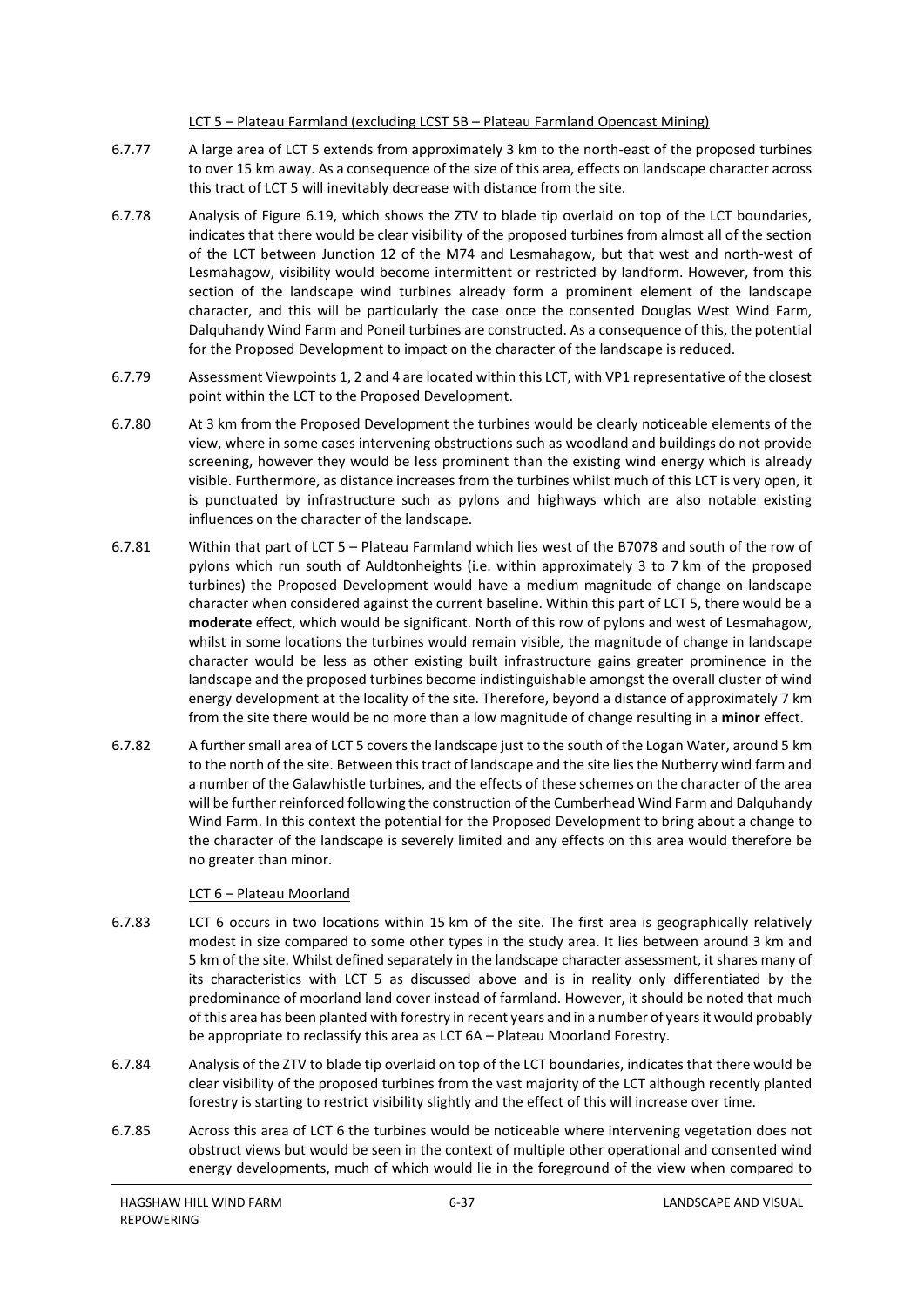LCT 5 – Plateau Farmland (excluding LCST 5B – Plateau Farmland Opencast Mining)

6.7.77 A large area of LCT 5 extends from approximately 3 km to the north-east of the proposed turbines to over 15 km away. As a consequence of the size of this area, effects on landscape character across this tract of LCT 5 will inevitably decrease with distance from the site.

6.7.78 Analysis of Figure 6.19, which shows the ZTV to blade tip overlaid on top of the LCT boundaries, indicates that there would be clear visibility of the proposed turbines from almost all of the section of the LCT between Junction 12 of the M74 and Lesmahagow, but that west and north-west of Lesmahagow, visibility would become intermittent or restricted by landform. However, from this section of the landscape wind turbines already form a prominent element of the landscape character, and this will be particularly the case once the consented Douglas West Wind Farm, Dalquhandy Wind Farm and Poneil turbines are constructed. As a consequence of this, the potential for the Proposed Development to impact on the character of the landscape is reduced.

6.7.79 Assessment Viewpoints 1, 2 and 4 are located within this LCT, with VP1 representative of the closest point within the LCT to the Proposed Development.

6.7.80 At 3 km from the Proposed Development the turbines would be clearly noticeable elements of the view, where in some cases intervening obstructions such as woodland and buildings do not provide screening, however they would be less prominent than the existing wind energy which is already visible. Furthermore, as distance increases from the turbines whilst much of this LCT is very open, it is punctuated by infrastructure such as pylons and highways which are also notable existing influences on the character of the landscape.

6.7.81 Within that part of LCT 5 – Plateau Farmland which lies west of the B7078 and south of the row of pylons which run south of Auldtonheights (i.e. within approximately 3 to 7 km of the proposed turbines) the Proposed Development would have a medium magnitude of change on landscape character when considered against the current baseline. Within this part of LCT 5, there would be a **moderate** effect, which would be significant. North of this row of pylons and west of Lesmahagow, whilst in some locations the turbines would remain visible, the magnitude of change in landscape character would be less as other existing built infrastructure gains greater prominence in the landscape and the proposed turbines become indistinguishable amongst the overall cluster of wind energy development at the locality of the site. Therefore, beyond a distance of approximately 7 km from the site there would be no more than a low magnitude of change resulting in a **minor** effect.

6.7.82 A further small area of LCT 5 covers the landscape just to the south of the Logan Water, around 5 km to the north of the site. Between this tract of landscape and the site lies the Nutberry wind farm and a number of the Galawhistle turbines, and the effects of these schemes on the character of the area will be further reinforced following the construction of the Cumberhead Wind Farm and Dalquhandy Wind Farm. In this context the potential for the Proposed Development to bring about a change to the character of the landscape is severely limited and any effects on this area would therefore be no greater than minor.

LCT 6 – Plateau Moorland

6.7.83 LCT 6 occurs in two locations within 15 km of the site. The first area is geographically relatively modest in size compared to some other types in the study area. It lies between around 3 km and 5 km of the site. Whilst defined separately in the landscape character assessment, it shares many of its characteristics with LCT 5 as discussed above and is in reality only differentiated by the predominance of moorland land cover instead of farmland. However, it should be noted that much of this area has been planted with forestry in recent years and in a number of years it would probably be appropriate to reclassify this area as LCT 6A – Plateau Moorland Forestry.

6.7.84 Analysis of the ZTV to blade tip overlaid on top of the LCT boundaries, indicates that there would be clear visibility of the proposed turbines from the vast majority of the LCT although recently planted forestry is starting to restrict visibility slightly and the effect of this will increase over time.

6.7.85 Across this area of LCT 6 the turbines would be noticeable where intervening vegetation does not obstruct views but would be seen in the context of multiple other operational and consented wind energy developments, much of which would lie in the foreground of the view when compared to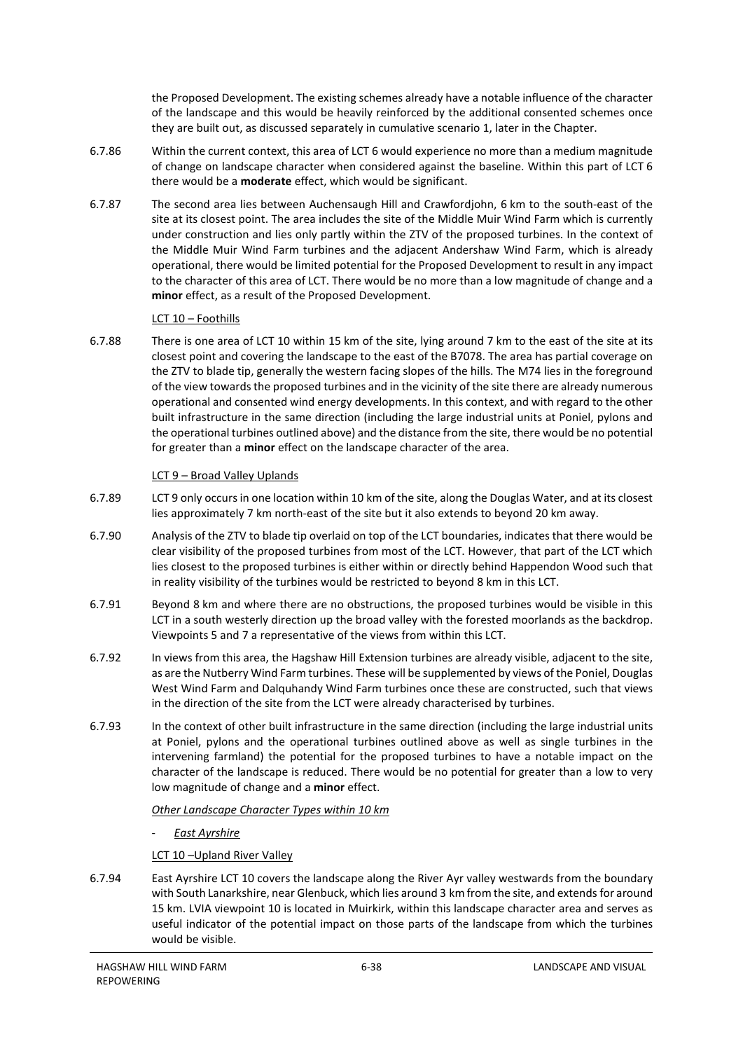the Proposed Development. The existing schemes already have a notable influence of the character of the landscape and this would be heavily reinforced by the additional consented schemes once they are built out, as discussed separately in cumulative scenario 1, later in the Chapter.

6.7.86 Within the current context, this area of LCT 6 would experience no more than a medium magnitude of change on landscape character when considered against the baseline. Within this part of LCT 6 there would be a **moderate** effect, which would be significant.

6.7.87 The second area lies between Auchensaugh Hill and Crawfordjohn, 6 km to the south-east of the site at its closest point. The area includes the site of the Middle Muir Wind Farm which is currently under construction and lies only partly within the ZTV of the proposed turbines. In the context of the Middle Muir Wind Farm turbines and the adjacent Andershaw Wind Farm, which is already operational, there would be limited potential for the Proposed Development to result in any impact to the character of this area of LCT. There would be no more than a low magnitude of change and a **minor** effect, as a result of the Proposed Development.

LCT 10 – Foothills

6.7.88 There is one area of LCT 10 within 15 km of the site, lying around 7 km to the east of the site at its closest point and covering the landscape to the east of the B7078. The area has partial coverage on the ZTV to blade tip, generally the western facing slopes of the hills. The M74 lies in the foreground of the view towards the proposed turbines and in the vicinity of the site there are already numerous operational and consented wind energy developments. In this context, and with regard to the other built infrastructure in the same direction (including the large industrial units at Poniel, pylons and the operational turbines outlined above) and the distance from the site, there would be no potential for greater than a **minor** effect on the landscape character of the area.

LCT 9 – Broad Valley Uplands

6.7.89 LCT 9 only occurs in one location within 10 km of the site, along the Douglas Water, and at its closest lies approximately 7 km north-east of the site but it also extends to beyond 20 km away.

6.7.90 Analysis of the ZTV to blade tip overlaid on top of the LCT boundaries, indicates that there would be clear visibility of the proposed turbines from most of the LCT. However, that part of the LCT which lies closest to the proposed turbines is either within or directly behind Happendon Wood such that in reality visibility of the turbines would be restricted to beyond 8 km in this LCT.

6.7.91 Beyond 8 km and where there are no obstructions, the proposed turbines would be visible in this LCT in a south westerly direction up the broad valley with the forested moorlands as the backdrop. Viewpoints 5 and 7 a representative of the views from within this LCT.

6.7.92 In views from this area, the Hagshaw Hill Extension turbines are already visible, adjacent to the site, as are the Nutberry Wind Farm turbines. These will be supplemented by views of the Poniel, Douglas West Wind Farm and Dalquhandy Wind Farm turbines once these are constructed, such that views in the direction of the site from the LCT were already characterised by turbines.

6.7.93 In the context of other built infrastructure in the same direction (including the large industrial units at Poniel, pylons and the operational turbines outlined above as well as single turbines in the intervening farmland) the potential for the proposed turbines to have a notable impact on the character of the landscape is reduced. There would be no potential for greater than a low to very low magnitude of change and a **minor** effect.

*Other Landscape Character Types within 10 km*

- *East Ayrshire*

LCT 10 –Upland River Valley

6.7.94 East Ayrshire LCT 10 covers the landscape along the River Ayr valley westwards from the boundary with South Lanarkshire, near Glenbuck, which lies around 3 km from the site, and extends for around 15 km. LVIA viewpoint 10 is located in Muirkirk, within this landscape character area and serves as useful indicator of the potential impact on those parts of the landscape from which the turbines would be visible.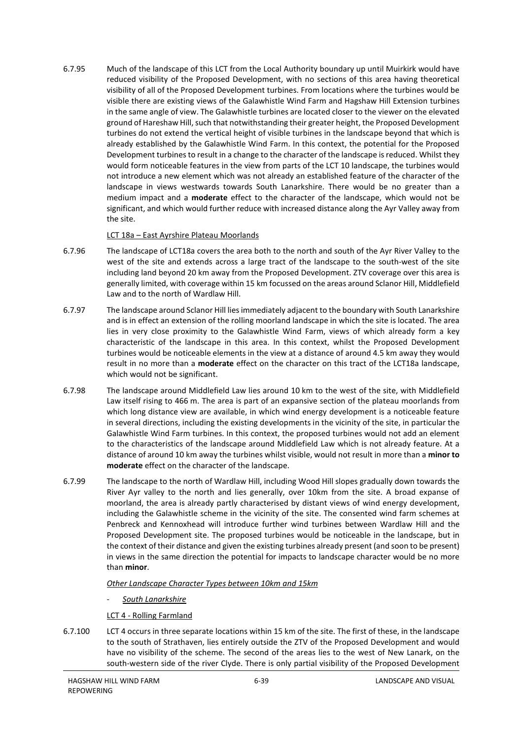6.7.95 Much of the landscape of this LCT from the Local Authority boundary up until Muirkirk would have reduced visibility of the Proposed Development, with no sections of this area having theoretical visibility of all of the Proposed Development turbines. From locations where the turbines would be visible there are existing views of the Galawhistle Wind Farm and Hagshaw Hill Extension turbines in the same angle of view. The Galawhistle turbines are located closer to the viewer on the elevated ground of Hareshaw Hill, such that notwithstanding their greater height, the Proposed Development turbines do not extend the vertical height of visible turbines in the landscape beyond that which is already established by the Galawhistle Wind Farm. In this context, the potential for the Proposed Development turbines to result in a change to the character of the landscape is reduced. Whilst they would form noticeable features in the view from parts of the LCT 10 landscape, the turbines would not introduce a new element which was not already an established feature of the character of the landscape in views westwards towards South Lanarkshire. There would be no greater than a medium impact and a **moderate** effect to the character of the landscape, which would not be significant, and which would further reduce with increased distance along the Ayr Valley away from the site.

LCT 18a – East Ayrshire Plateau Moorlands

6.7.96 The landscape of LCT18a covers the area both to the north and south of the Ayr River Valley to the west of the site and extends across a large tract of the landscape to the south-west of the site including land beyond 20 km away from the Proposed Development. ZTV coverage over this area is generally limited, with coverage within 15 km focussed on the areas around Sclanor Hill, Middlefield Law and to the north of Wardlaw Hill.

6.7.97 The landscape around Sclanor Hill lies immediately adjacent to the boundary with South Lanarkshire and is in effect an extension of the rolling moorland landscape in which the site is located. The area lies in very close proximity to the Galawhistle Wind Farm, views of which already form a key characteristic of the landscape in this area. In this context, whilst the Proposed Development turbines would be noticeable elements in the view at a distance of around 4.5 km away they would result in no more than a **moderate** effect on the character on this tract of the LCT18a landscape, which would not be significant.

6.7.98 The landscape around Middlefield Law lies around 10 km to the west of the site, with Middlefield Law itself rising to 466 m. The area is part of an expansive section of the plateau moorlands from which long distance view are available, in which wind energy development is a noticeable feature in several directions, including the existing developments in the vicinity of the site, in particular the Galawhistle Wind Farm turbines. In this context, the proposed turbines would not add an element to the characteristics of the landscape around Middlefield Law which is not already feature. At a distance of around 10 km away the turbines whilst visible, would not result in more than a **minor to moderate** effect on the character of the landscape.

6.7.99 The landscape to the north of Wardlaw Hill, including Wood Hill slopes gradually down towards the River Ayr valley to the north and lies generally, over 10km from the site. A broad expanse of moorland, the area is already partly characterised by distant views of wind energy development, including the Galawhistle scheme in the vicinity of the site. The consented wind farm schemes at Penbreck and Kennoxhead will introduce further wind turbines between Wardlaw Hill and the Proposed Development site. The proposed turbines would be noticeable in the landscape, but in the context of their distance and given the existing turbines already present (and soon to be present) in views in the same direction the potential for impacts to landscape character would be no more than **minor**.

*Other Landscape Character Types between 10km and 15km*

- *South Lanarkshire*

LCT 4 - Rolling Farmland

6.7.100 LCT 4 occurs in three separate locations within 15 km of the site. The first of these, in the landscape to the south of Strathaven, lies entirely outside the ZTV of the Proposed Development and would have no visibility of the scheme. The second of the areas lies to the west of New Lanark, on the south-western side of the river Clyde. There is only partial visibility of the Proposed Development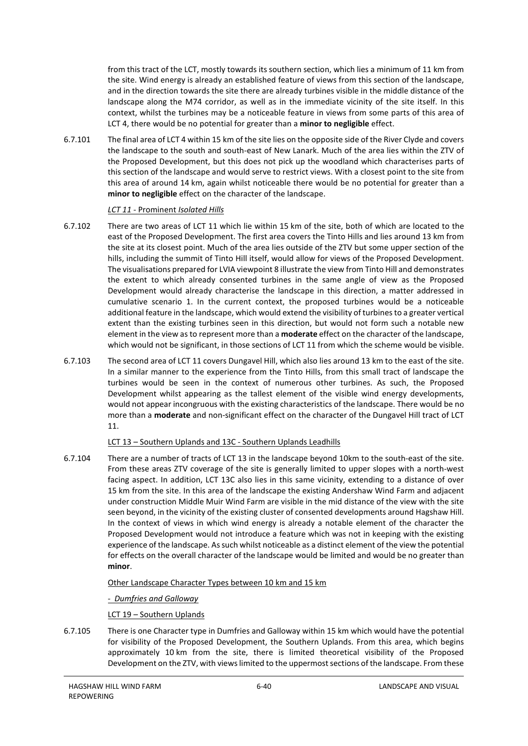from this tract of the LCT, mostly towards its southern section, which lies a minimum of 11 km from the site. Wind energy is already an established feature of views from this section of the landscape, and in the direction towards the site there are already turbines visible in the middle distance of the landscape along the M74 corridor, as well as in the immediate vicinity of the site itself. In this context, whilst the turbines may be a noticeable feature in views from some parts of this area of LCT 4, there would be no potential for greater than a **minor to negligible** effect.

6.7.101 The final area of LCT 4 within 15 km of the site lies on the opposite side of the River Clyde and covers the landscape to the south and south-east of New Lanark. Much of the area lies within the ZTV of the Proposed Development, but this does not pick up the woodland which characterises parts of this section of the landscape and would serve to restrict views. With a closest point to the site from this area of around 14 km, again whilst noticeable there would be no potential for greater than a **minor to negligible** effect on the character of the landscape.

*LCT 11 - Prominent Isolated Hills*

6.7.102 There are two areas of LCT 11 which lie within 15 km of the site, both of which are located to the east of the Proposed Development. The first area covers the Tinto Hills and lies around 13 km from the site at its closest point. Much of the area lies outside of the ZTV but some upper section of the hills, including the summit of Tinto Hill itself, would allow for views of the Proposed Development. The visualisations prepared for LVIA viewpoint 8 illustrate the view from Tinto Hill and demonstrates the extent to which already consented turbines in the same angle of view as the Proposed Development would already characterise the landscape in this direction, a matter addressed in cumulative scenario 1. In the current context, the proposed turbines would be a noticeable additional feature in the landscape, which would extend the visibility of turbines to a greater vertical extent than the existing turbines seen in this direction, but would not form such a notable new element in the view as to represent more than a **moderate** effect on the character of the landscape, which would not be significant, in those sections of LCT 11 from which the scheme would be visible.

6.7.103 The second area of LCT 11 covers Dungavel Hill, which also lies around 13 km to the east of the site. In a similar manner to the experience from the Tinto Hills, from this small tract of landscape the turbines would be seen in the context of numerous other turbines. As such, the Proposed Development whilst appearing as the tallest element of the visible wind energy developments, would not appear incongruous with the existing characteristics of the landscape. There would be no more than a **moderate** and non-significant effect on the character of the Dungavel Hill tract of LCT 11.

LCT 13 – Southern Uplands and 13C - Southern Uplands Leadhills

6.7.104 There are a number of tracts of LCT 13 in the landscape beyond 10km to the south-east of the site. From these areas ZTV coverage of the site is generally limited to upper slopes with a north-west facing aspect. In addition, LCT 13C also lies in this same vicinity, extending to a distance of over 15 km from the site. In this area of the landscape the existing Andershaw Wind Farm and adjacent under construction Middle Muir Wind Farm are visible in the mid distance of the view with the site seen beyond, in the vicinity of the existing cluster of consented developments around Hagshaw Hill. In the context of views in which wind energy is already a notable element of the character the Proposed Development would not introduce a feature which was not in keeping with the existing experience of the landscape. As such whilst noticeable as a distinct element of the view the potential for effects on the overall character of the landscape would be limited and would be no greater than **minor**.

Other Landscape Character Types between 10 km and 15 km

*- Dumfries and Galloway*

LCT 19 – Southern Uplands

6.7.105 There is one Character type in Dumfries and Galloway within 15 km which would have the potential for visibility of the Proposed Development, the Southern Uplands. From this area, which begins approximately 10 km from the site, there is limited theoretical visibility of the Proposed Development on the ZTV, with views limited to the uppermost sections of the landscape. From these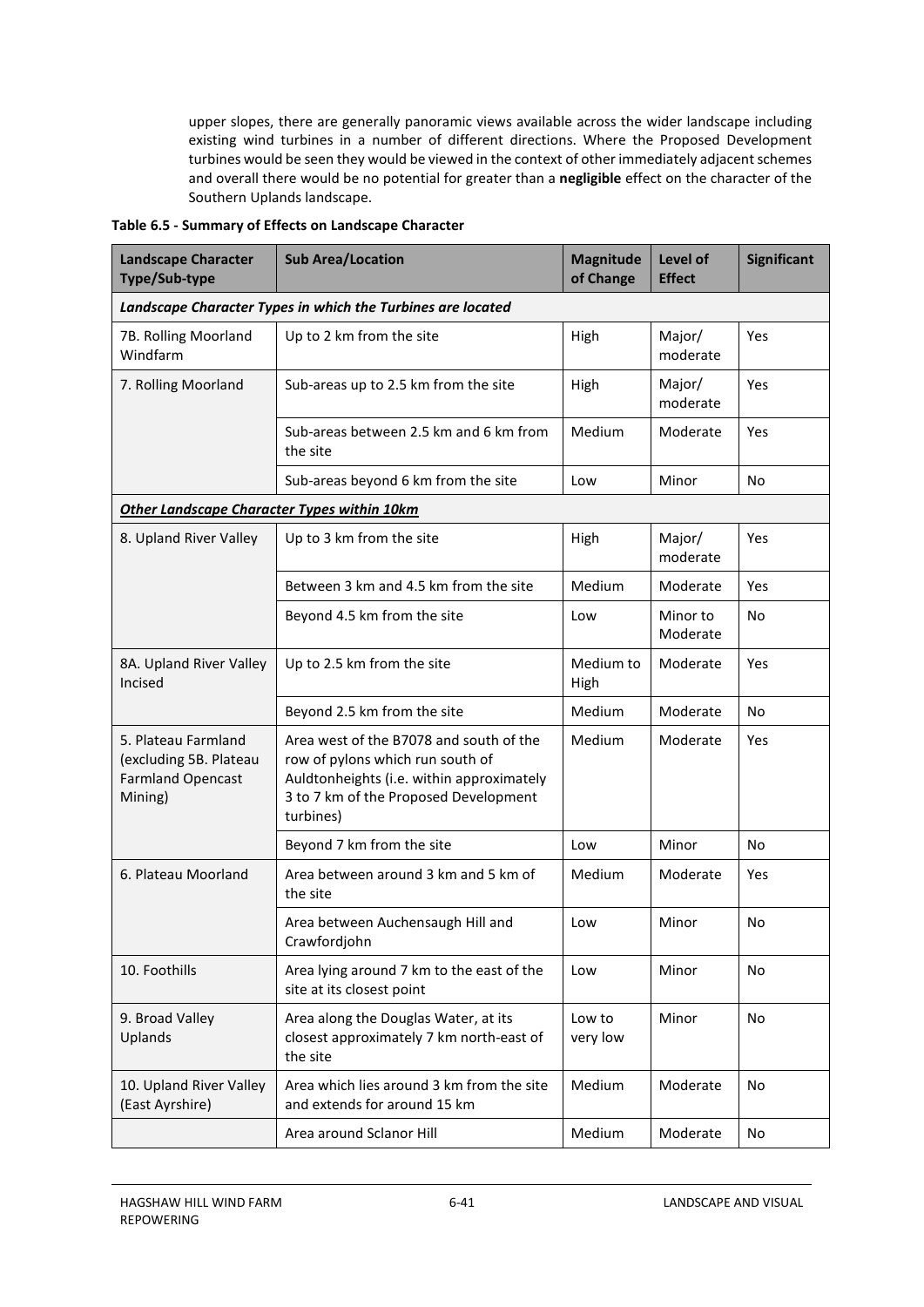upper slopes, there are generally panoramic views available across the wider landscape including existing wind turbines in a number of different directions. Where the Proposed Development turbines would be seen they would be viewed in the context of other immediately adjacent schemes and overall there would be no potential for greater than a **negligible** effect on the character of the Southern Uplands landscape.

**Table 6.5 - Summary of Effects on Landscape Character**

| Landscape Character Type/Sub-type | Sub Area/Location | Magnitude of Change | Level of Effect | Significant |
|---|---|---|---|---|
| ***Landscape Character Types in which the Turbines are located*** | | | | |
| 7B. Rolling Moorland Windfarm | Up to 2 km from the site | High | Major/ moderate | Yes |
| 7. Rolling Moorland | Sub-areas up to 2.5 km from the site | High | Major/ moderate | Yes |
| | Sub-areas between 2.5 km and 6 km from the site | Medium | Moderate | Yes |
| | Sub-areas beyond 6 km from the site | Low | Minor | No |
| ***Other Landscape Character Types within 10km*** | | | | |
| 8. Upland River Valley | Up to 3 km from the site | High | Major/ moderate | Yes |
| | Between 3 km and 4.5 km from the site | Medium | Moderate | Yes |
| | Beyond 4.5 km from the site | Low | Minor to Moderate | No |
| 8A. Upland River Valley Incised | Up to 2.5 km from the site | Medium to High | Moderate | Yes |
| | Beyond 2.5 km from the site | Medium | Moderate | No |
| 5. Plateau Farmland (excluding 5B. Plateau Farmland Opencast Mining) | Area west of the B7078 and south of the row of pylons which run south of Auldtonheights (i.e. within approximately 3 to 7 km of the Proposed Development turbines) | Medium | Moderate | Yes |
| | Beyond 7 km from the site | Low | Minor | No |
| 6. Plateau Moorland | Area between around 3 km and 5 km of the site | Medium | Moderate | Yes |
| | Area between Auchensaugh Hill and Crawfordjohn | Low | Minor | No |
| 10. Foothills | Area lying around 7 km to the east of the site at its closest point | Low | Minor | No |
| 9. Broad Valley Uplands | Area along the Douglas Water, at its closest approximately 7 km north-east of the site | Low to very low | Minor | No |
| 10. Upland River Valley (East Ayrshire) | Area which lies around 3 km from the site and extends for around 15 km | Medium | Moderate | No |
| | Area around Sclanor Hill | Medium | Moderate | No |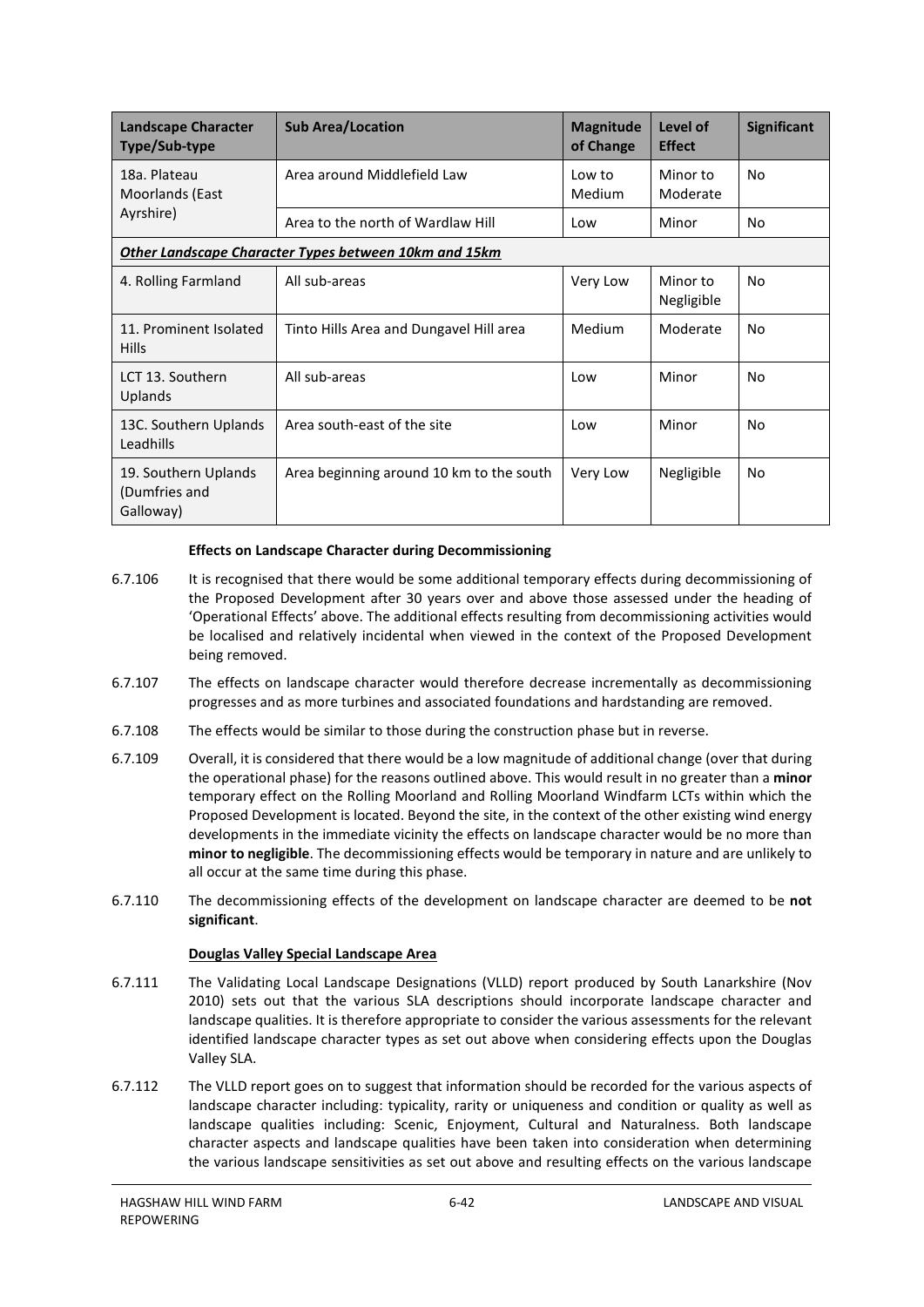| Landscape Character Type/Sub-type | Sub Area/Location | Magnitude of Change | Level of Effect | Significant |
|---|---|---|---|---|
| 18a. Plateau Moorlands (East Ayrshire) | Area around Middlefield Law | Low to Medium | Minor to Moderate | No |
| | Area to the north of Wardlaw Hill | Low | Minor | No |
| ***Other Landscape Character Types between 10km and 15km*** | | | | |
| 4. Rolling Farmland | All sub-areas | Very Low | Minor to Negligible | No |
| 11. Prominent Isolated Hills | Tinto Hills Area and Dungavel Hill area | Medium | Moderate | No |
| LCT 13. Southern Uplands | All sub-areas | Low | Minor | No |
| 13C. Southern Uplands Leadhills | Area south-east of the site | Low | Minor | No |
| 19. Southern Uplands (Dumfries and Galloway) | Area beginning around 10 km to the south | Very Low | Negligible | No |

**Effects on Landscape Character during Decommissioning**

6.7.106 It is recognised that there would be some additional temporary effects during decommissioning of the Proposed Development after 30 years over and above those assessed under the heading of 'Operational Effects' above. The additional effects resulting from decommissioning activities would be localised and relatively incidental when viewed in the context of the Proposed Development being removed.

6.7.107 The effects on landscape character would therefore decrease incrementally as decommissioning progresses and as more turbines and associated foundations and hardstanding are removed.

6.7.108 The effects would be similar to those during the construction phase but in reverse.

6.7.109 Overall, it is considered that there would be a low magnitude of additional change (over that during the operational phase) for the reasons outlined above. This would result in no greater than a **minor** temporary effect on the Rolling Moorland and Rolling Moorland Windfarm LCTs within which the Proposed Development is located. Beyond the site, in the context of the other existing wind energy developments in the immediate vicinity the effects on landscape character would be no more than **minor to negligible**. The decommissioning effects would be temporary in nature and are unlikely to all occur at the same time during this phase.

6.7.110 The decommissioning effects of the development on landscape character are deemed to be **not significant**.

**Douglas Valley Special Landscape Area**

6.7.111 The Validating Local Landscape Designations (VLLD) report produced by South Lanarkshire (Nov 2010) sets out that the various SLA descriptions should incorporate landscape character and landscape qualities. It is therefore appropriate to consider the various assessments for the relevant identified landscape character types as set out above when considering effects upon the Douglas Valley SLA.

6.7.112 The VLLD report goes on to suggest that information should be recorded for the various aspects of landscape character including: typicality, rarity or uniqueness and condition or quality as well as landscape qualities including: Scenic, Enjoyment, Cultural and Naturalness. Both landscape character aspects and landscape qualities have been taken into consideration when determining the various landscape sensitivities as set out above and resulting effects on the various landscape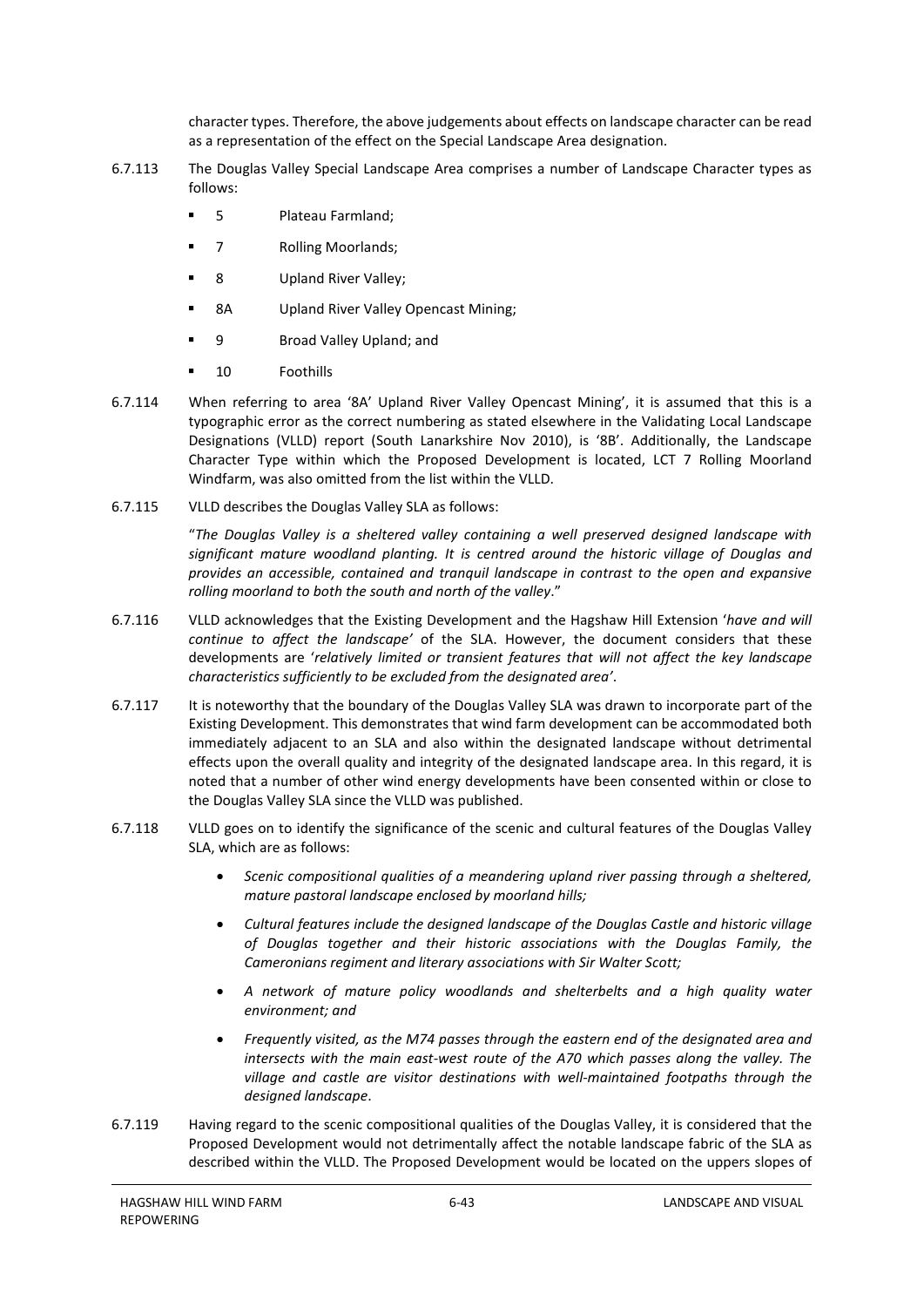character types. Therefore, the above judgements about effects on landscape character can be read as a representation of the effect on the Special Landscape Area designation.

6.7.113 The Douglas Valley Special Landscape Area comprises a number of Landscape Character types as follows:

- 5 Plateau Farmland;
- 7 Rolling Moorlands;
- 8 Upland River Valley;
- 8A Upland River Valley Opencast Mining;
- 9 Broad Valley Upland; and
- 10 Foothills

6.7.114 When referring to area '8A' Upland River Valley Opencast Mining', it is assumed that this is a typographic error as the correct numbering as stated elsewhere in the Validating Local Landscape Designations (VLLD) report (South Lanarkshire Nov 2010), is '8B'. Additionally, the Landscape Character Type within which the Proposed Development is located, LCT 7 Rolling Moorland Windfarm, was also omitted from the list within the VLLD.

6.7.115 VLLD describes the Douglas Valley SLA as follows:

"*The Douglas Valley is a sheltered valley containing a well preserved designed landscape with significant mature woodland planting. It is centred around the historic village of Douglas and provides an accessible, contained and tranquil landscape in contrast to the open and expansive rolling moorland to both the south and north of the valley*."

6.7.116 VLLD acknowledges that the Existing Development and the Hagshaw Hill Extension '*have and will continue to affect the landscape'* of the SLA. However, the document considers that these developments are '*relatively limited or transient features that will not affect the key landscape characteristics sufficiently to be excluded from the designated area'*.

6.7.117 It is noteworthy that the boundary of the Douglas Valley SLA was drawn to incorporate part of the Existing Development. This demonstrates that wind farm development can be accommodated both immediately adjacent to an SLA and also within the designated landscape without detrimental effects upon the overall quality and integrity of the designated landscape area. In this regard, it is noted that a number of other wind energy developments have been consented within or close to the Douglas Valley SLA since the VLLD was published.

6.7.118 VLLD goes on to identify the significance of the scenic and cultural features of the Douglas Valley SLA, which are as follows:

- *Scenic compositional qualities of a meandering upland river passing through a sheltered, mature pastoral landscape enclosed by moorland hills;*
- *Cultural features include the designed landscape of the Douglas Castle and historic village of Douglas together and their historic associations with the Douglas Family, the Cameronians regiment and literary associations with Sir Walter Scott;*
- *A network of mature policy woodlands and shelterbelts and a high quality water environment; and*
- *Frequently visited, as the M74 passes through the eastern end of the designated area and intersects with the main east-west route of the A70 which passes along the valley. The village and castle are visitor destinations with well-maintained footpaths through the designed landscape*.

6.7.119 Having regard to the scenic compositional qualities of the Douglas Valley, it is considered that the Proposed Development would not detrimentally affect the notable landscape fabric of the SLA as described within the VLLD. The Proposed Development would be located on the uppers slopes of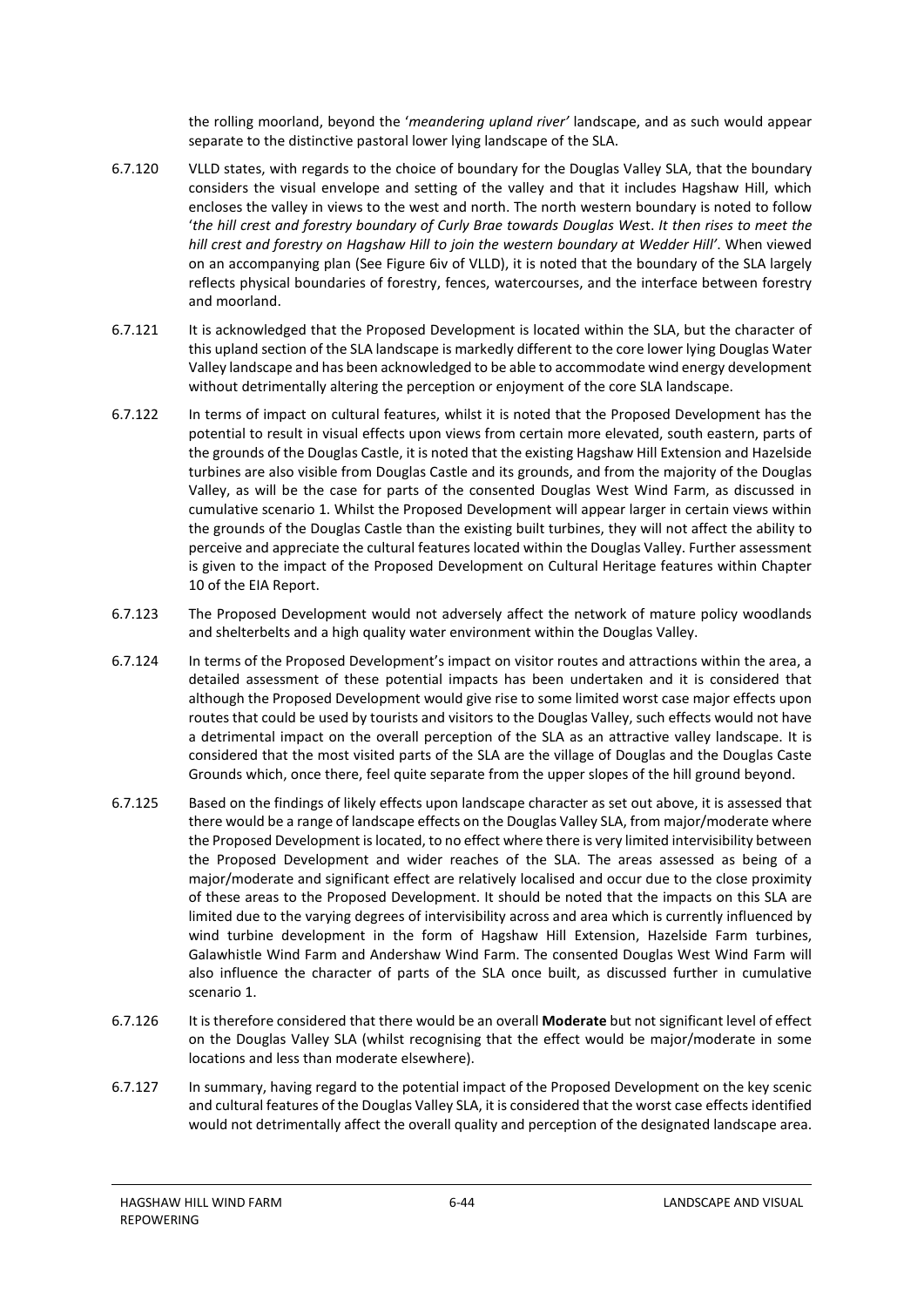the rolling moorland, beyond the '*meandering upland river*' landscape, and as such would appear separate to the distinctive pastoral lower lying landscape of the SLA.

6.7.120 VLLD states, with regards to the choice of boundary for the Douglas Valley SLA, that the boundary considers the visual envelope and setting of the valley and that it includes Hagshaw Hill, which encloses the valley in views to the west and north. The north western boundary is noted to follow '*the hill crest and forestry boundary of Curly Brae towards Douglas Wes*t. *It then rises to meet the hill crest and forestry on Hagshaw Hill to join the western boundary at Wedder Hill'*. When viewed on an accompanying plan (See Figure 6iv of VLLD), it is noted that the boundary of the SLA largely reflects physical boundaries of forestry, fences, watercourses, and the interface between forestry and moorland.

6.7.121 It is acknowledged that the Proposed Development is located within the SLA, but the character of this upland section of the SLA landscape is markedly different to the core lower lying Douglas Water Valley landscape and has been acknowledged to be able to accommodate wind energy development without detrimentally altering the perception or enjoyment of the core SLA landscape.

6.7.122 In terms of impact on cultural features, whilst it is noted that the Proposed Development has the potential to result in visual effects upon views from certain more elevated, south eastern, parts of the grounds of the Douglas Castle, it is noted that the existing Hagshaw Hill Extension and Hazelside turbines are also visible from Douglas Castle and its grounds, and from the majority of the Douglas Valley, as will be the case for parts of the consented Douglas West Wind Farm, as discussed in cumulative scenario 1. Whilst the Proposed Development will appear larger in certain views within the grounds of the Douglas Castle than the existing built turbines, they will not affect the ability to perceive and appreciate the cultural features located within the Douglas Valley. Further assessment is given to the impact of the Proposed Development on Cultural Heritage features within Chapter 10 of the EIA Report.

6.7.123 The Proposed Development would not adversely affect the network of mature policy woodlands and shelterbelts and a high quality water environment within the Douglas Valley.

6.7.124 In terms of the Proposed Development's impact on visitor routes and attractions within the area, a detailed assessment of these potential impacts has been undertaken and it is considered that although the Proposed Development would give rise to some limited worst case major effects upon routes that could be used by tourists and visitors to the Douglas Valley, such effects would not have a detrimental impact on the overall perception of the SLA as an attractive valley landscape. It is considered that the most visited parts of the SLA are the village of Douglas and the Douglas Caste Grounds which, once there, feel quite separate from the upper slopes of the hill ground beyond.

6.7.125 Based on the findings of likely effects upon landscape character as set out above, it is assessed that there would be a range of landscape effects on the Douglas Valley SLA, from major/moderate where the Proposed Development is located, to no effect where there is very limited intervisibility between the Proposed Development and wider reaches of the SLA. The areas assessed as being of a major/moderate and significant effect are relatively localised and occur due to the close proximity of these areas to the Proposed Development. It should be noted that the impacts on this SLA are limited due to the varying degrees of intervisibility across and area which is currently influenced by wind turbine development in the form of Hagshaw Hill Extension, Hazelside Farm turbines, Galawhistle Wind Farm and Andershaw Wind Farm. The consented Douglas West Wind Farm will also influence the character of parts of the SLA once built, as discussed further in cumulative scenario 1.

6.7.126 It is therefore considered that there would be an overall **Moderate** but not significant level of effect on the Douglas Valley SLA (whilst recognising that the effect would be major/moderate in some locations and less than moderate elsewhere).

6.7.127 In summary, having regard to the potential impact of the Proposed Development on the key scenic and cultural features of the Douglas Valley SLA, it is considered that the worst case effects identified would not detrimentally affect the overall quality and perception of the designated landscape area.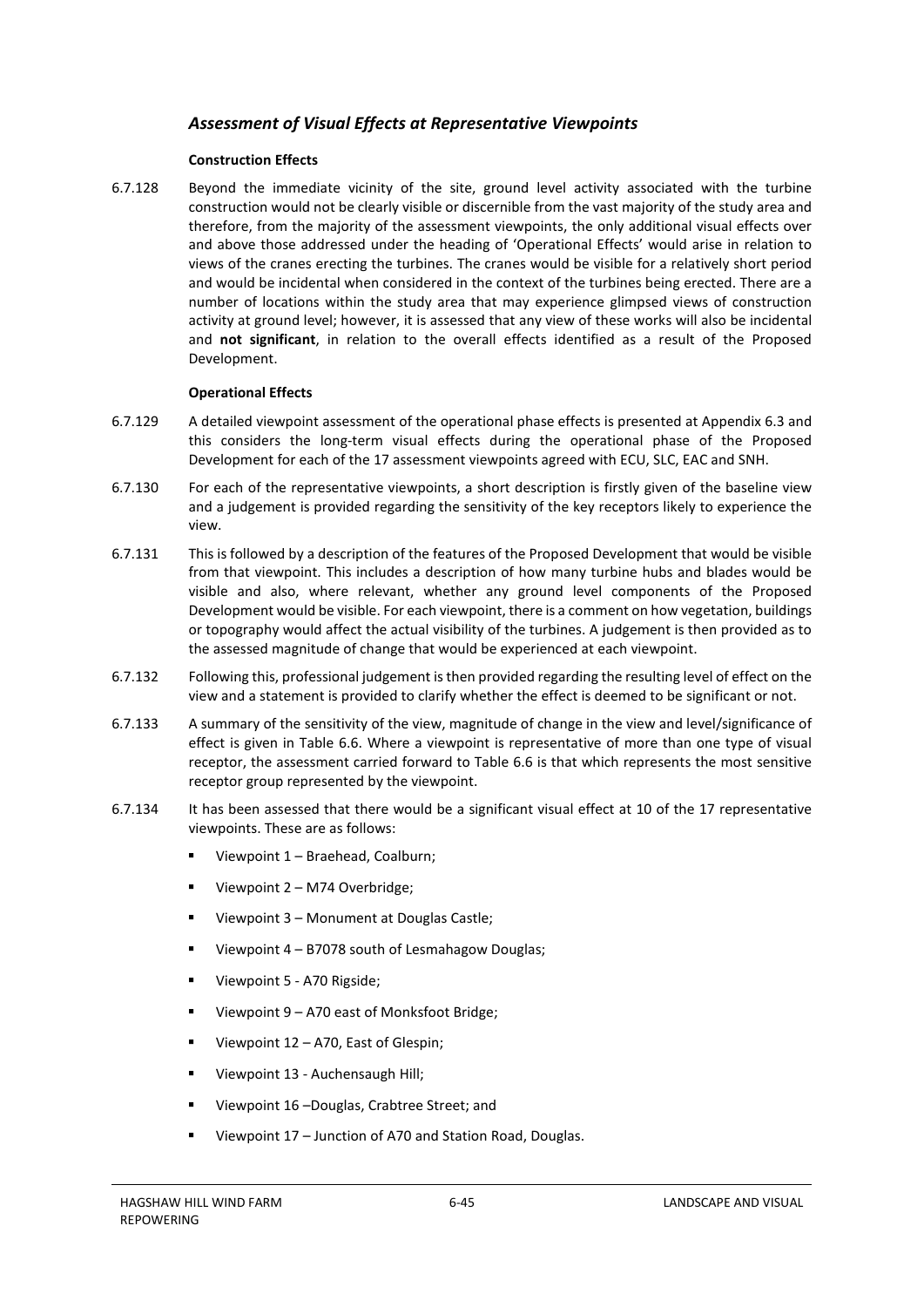## *Assessment of Visual Effects at Representative Viewpoints*

**Construction Effects**

6.7.128 Beyond the immediate vicinity of the site, ground level activity associated with the turbine construction would not be clearly visible or discernible from the vast majority of the study area and therefore, from the majority of the assessment viewpoints, the only additional visual effects over and above those addressed under the heading of 'Operational Effects' would arise in relation to views of the cranes erecting the turbines. The cranes would be visible for a relatively short period and would be incidental when considered in the context of the turbines being erected. There are a number of locations within the study area that may experience glimpsed views of construction activity at ground level; however, it is assessed that any view of these works will also be incidental and **not significant**, in relation to the overall effects identified as a result of the Proposed Development.

**Operational Effects**

6.7.129 A detailed viewpoint assessment of the operational phase effects is presented at Appendix 6.3 and this considers the long-term visual effects during the operational phase of the Proposed Development for each of the 17 assessment viewpoints agreed with ECU, SLC, EAC and SNH.

6.7.130 For each of the representative viewpoints, a short description is firstly given of the baseline view and a judgement is provided regarding the sensitivity of the key receptors likely to experience the view.

6.7.131 This is followed by a description of the features of the Proposed Development that would be visible from that viewpoint. This includes a description of how many turbine hubs and blades would be visible and also, where relevant, whether any ground level components of the Proposed Development would be visible. For each viewpoint, there is a comment on how vegetation, buildings or topography would affect the actual visibility of the turbines. A judgement is then provided as to the assessed magnitude of change that would be experienced at each viewpoint.

6.7.132 Following this, professional judgement is then provided regarding the resulting level of effect on the view and a statement is provided to clarify whether the effect is deemed to be significant or not.

6.7.133 A summary of the sensitivity of the view, magnitude of change in the view and level/significance of effect is given in Table 6.6. Where a viewpoint is representative of more than one type of visual receptor, the assessment carried forward to Table 6.6 is that which represents the most sensitive receptor group represented by the viewpoint.

6.7.134 It has been assessed that there would be a significant visual effect at 10 of the 17 representative viewpoints. These are as follows:

- Viewpoint 1 – Braehead, Coalburn;
- Viewpoint 2 – M74 Overbridge;
- Viewpoint 3 – Monument at Douglas Castle;
- Viewpoint 4 – B7078 south of Lesmahagow Douglas;
- Viewpoint 5 - A70 Rigside;
- Viewpoint 9 – A70 east of Monksfoot Bridge;
- Viewpoint 12 – A70, East of Glespin;
- Viewpoint 13 - Auchensaugh Hill;
- Viewpoint 16 –Douglas, Crabtree Street; and
- Viewpoint 17 – Junction of A70 and Station Road, Douglas.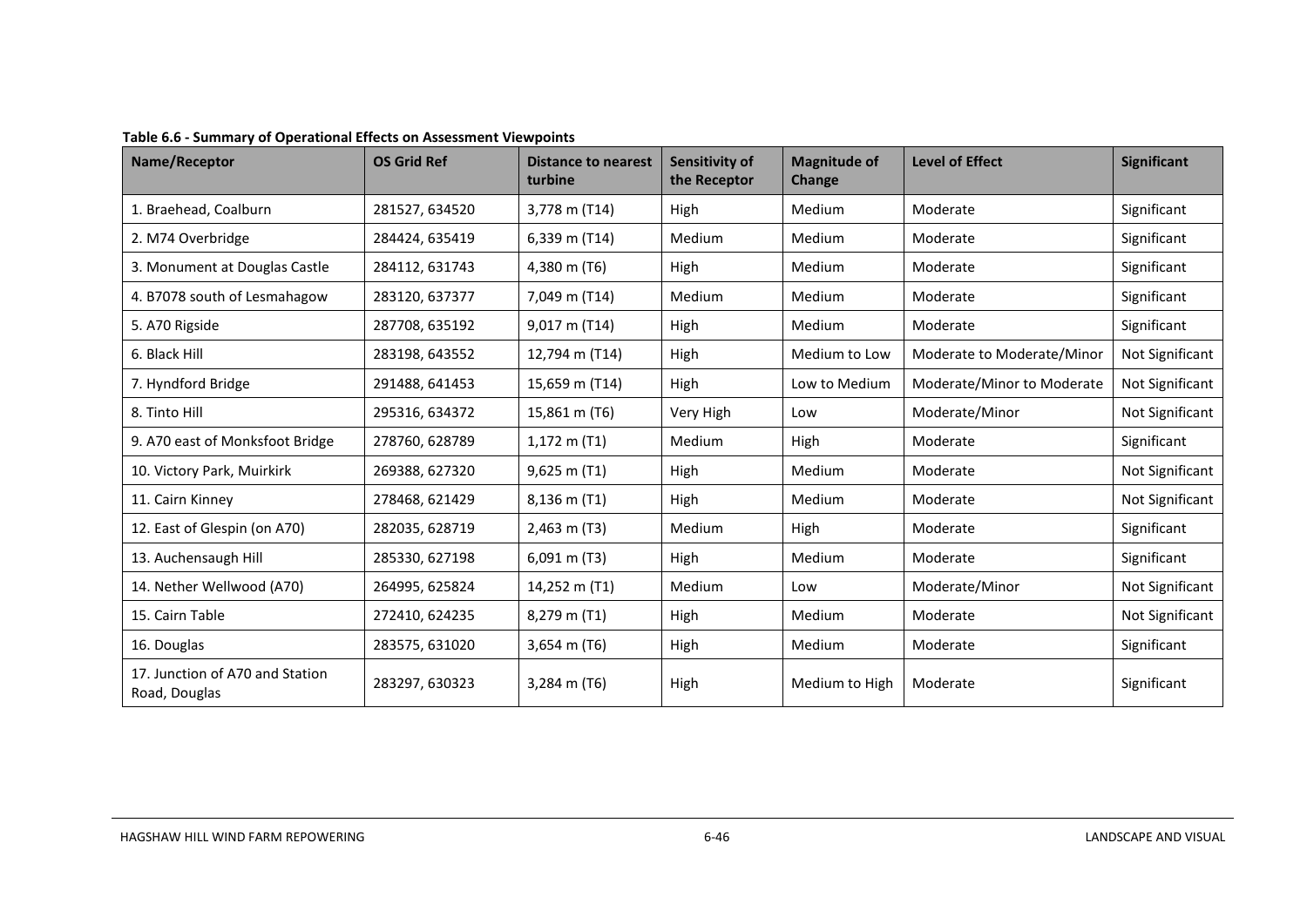**Table 6.6 - Summary of Operational Effects on Assessment Viewpoints**

| Name/Receptor | OS Grid Ref | Distance to nearest turbine | Sensitivity of the Receptor | Magnitude of Change | Level of Effect | Significant |
|---|---|---|---|---|---|---|
| 1. Braehead, Coalburn | 281527, 634520 | 3,778 m (T14) | High | Medium | Moderate | Significant |
| 2. M74 Overbridge | 284424, 635419 | 6,339 m (T14) | Medium | Medium | Moderate | Significant |
| 3. Monument at Douglas Castle | 284112, 631743 | 4,380 m (T6) | High | Medium | Moderate | Significant |
| 4. B7078 south of Lesmahagow | 283120, 637377 | 7,049 m (T14) | Medium | Medium | Moderate | Significant |
| 5. A70 Rigside | 287708, 635192 | 9,017 m (T14) | High | Medium | Moderate | Significant |
| 6. Black Hill | 283198, 643552 | 12,794 m (T14) | High | Medium to Low | Moderate to Moderate/Minor | Not Significant |
| 7. Hyndford Bridge | 291488, 641453 | 15,659 m (T14) | High | Low to Medium | Moderate/Minor to Moderate | Not Significant |
| 8. Tinto Hill | 295316, 634372 | 15,861 m (T6) | Very High | Low | Moderate/Minor | Not Significant |
| 9. A70 east of Monksfoot Bridge | 278760, 628789 | 1,172 m (T1) | Medium | High | Moderate | Significant |
| 10. Victory Park, Muirkirk | 269388, 627320 | 9,625 m (T1) | High | Medium | Moderate | Not Significant |
| 11. Cairn Kinney | 278468, 621429 | 8,136 m (T1) | High | Medium | Moderate | Not Significant |
| 12. East of Glespin (on A70) | 282035, 628719 | 2,463 m (T3) | Medium | High | Moderate | Significant |
| 13. Auchensaugh Hill | 285330, 627198 | 6,091 m (T3) | High | Medium | Moderate | Significant |
| 14. Nether Wellwood (A70) | 264995, 625824 | 14,252 m (T1) | Medium | Low | Moderate/Minor | Not Significant |
| 15. Cairn Table | 272410, 624235 | 8,279 m (T1) | High | Medium | Moderate | Not Significant |
| 16. Douglas | 283575, 631020 | 3,654 m (T6) | High | Medium | Moderate | Significant |
| 17. Junction of A70 and Station Road, Douglas | 283297, 630323 | 3,284 m (T6) | High | Medium to High | Moderate | Significant |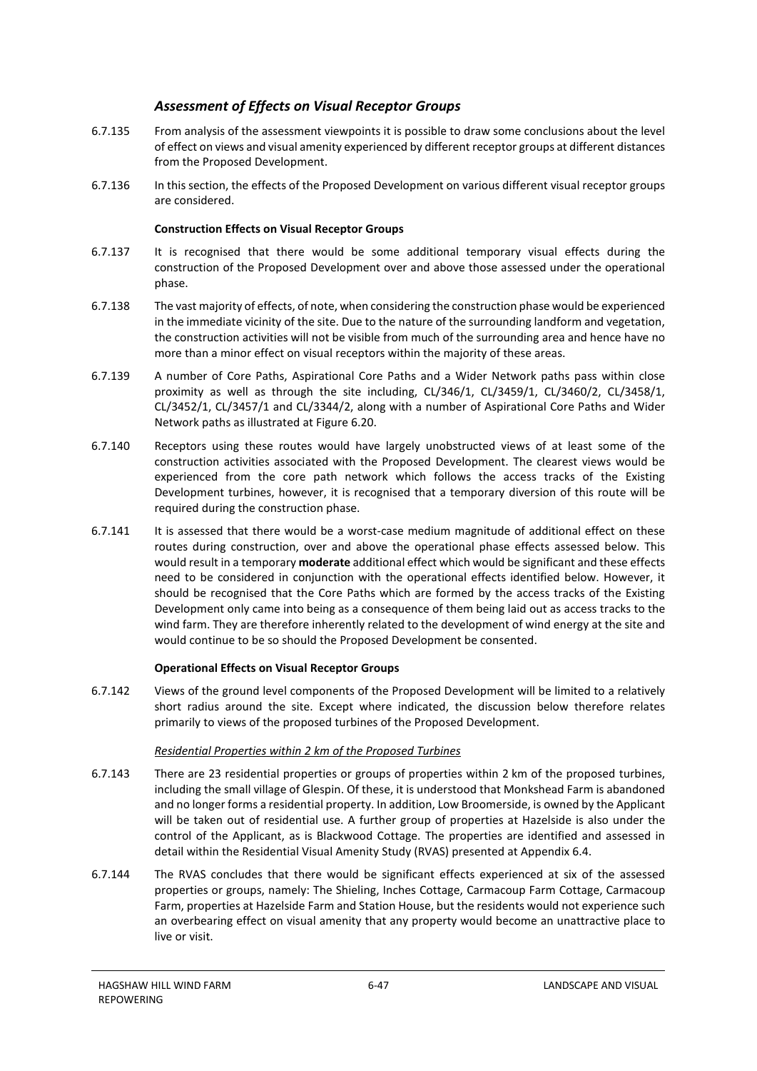## *Assessment of Effects on Visual Receptor Groups*

6.7.135 From analysis of the assessment viewpoints it is possible to draw some conclusions about the level of effect on views and visual amenity experienced by different receptor groups at different distances from the Proposed Development.

6.7.136 In this section, the effects of the Proposed Development on various different visual receptor groups are considered.

### Construction Effects on Visual Receptor Groups

6.7.137 It is recognised that there would be some additional temporary visual effects during the construction of the Proposed Development over and above those assessed under the operational phase.

6.7.138 The vast majority of effects, of note, when considering the construction phase would be experienced in the immediate vicinity of the site. Due to the nature of the surrounding landform and vegetation, the construction activities will not be visible from much of the surrounding area and hence have no more than a minor effect on visual receptors within the majority of these areas.

6.7.139 A number of Core Paths, Aspirational Core Paths and a Wider Network paths pass within close proximity as well as through the site including, CL/346/1, CL/3459/1, CL/3460/2, CL/3458/1, CL/3452/1, CL/3457/1 and CL/3344/2, along with a number of Aspirational Core Paths and Wider Network paths as illustrated at Figure 6.20.

6.7.140 Receptors using these routes would have largely unobstructed views of at least some of the construction activities associated with the Proposed Development. The clearest views would be experienced from the core path network which follows the access tracks of the Existing Development turbines, however, it is recognised that a temporary diversion of this route will be required during the construction phase.

6.7.141 It is assessed that there would be a worst-case medium magnitude of additional effect on these routes during construction, over and above the operational phase effects assessed below. This would result in a temporary **moderate** additional effect which would be significant and these effects need to be considered in conjunction with the operational effects identified below. However, it should be recognised that the Core Paths which are formed by the access tracks of the Existing Development only came into being as a consequence of them being laid out as access tracks to the wind farm. They are therefore inherently related to the development of wind energy at the site and would continue to be so should the Proposed Development be consented.

### Operational Effects on Visual Receptor Groups

6.7.142 Views of the ground level components of the Proposed Development will be limited to a relatively short radius around the site. Except where indicated, the discussion below therefore relates primarily to views of the proposed turbines of the Proposed Development.

#### *Residential Properties within 2 km of the Proposed Turbines*

6.7.143 There are 23 residential properties or groups of properties within 2 km of the proposed turbines, including the small village of Glespin. Of these, it is understood that Monkshead Farm is abandoned and no longer forms a residential property. In addition, Low Broomerside, is owned by the Applicant will be taken out of residential use. A further group of properties at Hazelside is also under the control of the Applicant, as is Blackwood Cottage. The properties are identified and assessed in detail within the Residential Visual Amenity Study (RVAS) presented at Appendix 6.4.

6.7.144 The RVAS concludes that there would be significant effects experienced at six of the assessed properties or groups, namely: The Shieling, Inches Cottage, Carmacoup Farm Cottage, Carmacoup Farm, properties at Hazelside Farm and Station House, but the residents would not experience such an overbearing effect on visual amenity that any property would become an unattractive place to live or visit.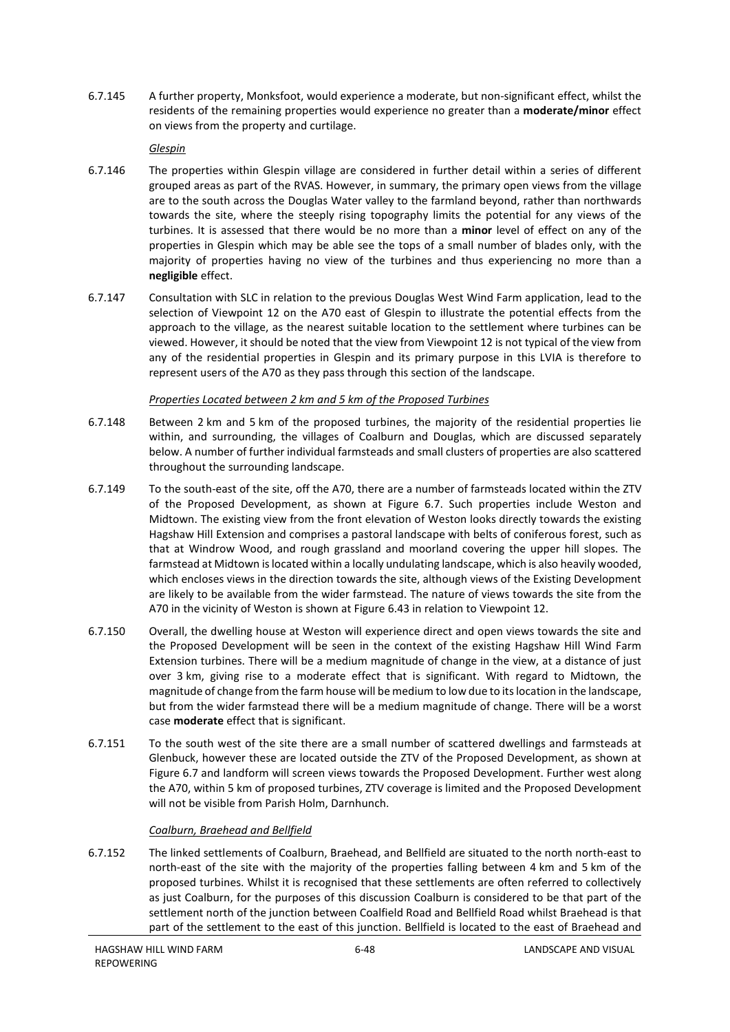6.7.145 A further property, Monksfoot, would experience a moderate, but non-significant effect, whilst the residents of the remaining properties would experience no greater than a **moderate/minor** effect on views from the property and curtilage.

*Glespin*

6.7.146 The properties within Glespin village are considered in further detail within a series of different grouped areas as part of the RVAS. However, in summary, the primary open views from the village are to the south across the Douglas Water valley to the farmland beyond, rather than northwards towards the site, where the steeply rising topography limits the potential for any views of the turbines. It is assessed that there would be no more than a **minor** level of effect on any of the properties in Glespin which may be able see the tops of a small number of blades only, with the majority of properties having no view of the turbines and thus experiencing no more than a **negligible** effect.

6.7.147 Consultation with SLC in relation to the previous Douglas West Wind Farm application, lead to the selection of Viewpoint 12 on the A70 east of Glespin to illustrate the potential effects from the approach to the village, as the nearest suitable location to the settlement where turbines can be viewed. However, it should be noted that the view from Viewpoint 12 is not typical of the view from any of the residential properties in Glespin and its primary purpose in this LVIA is therefore to represent users of the A70 as they pass through this section of the landscape.

*Properties Located between 2 km and 5 km of the Proposed Turbines*

6.7.148 Between 2 km and 5 km of the proposed turbines, the majority of the residential properties lie within, and surrounding, the villages of Coalburn and Douglas, which are discussed separately below. A number of further individual farmsteads and small clusters of properties are also scattered throughout the surrounding landscape.

6.7.149 To the south-east of the site, off the A70, there are a number of farmsteads located within the ZTV of the Proposed Development, as shown at Figure 6.7. Such properties include Weston and Midtown. The existing view from the front elevation of Weston looks directly towards the existing Hagshaw Hill Extension and comprises a pastoral landscape with belts of coniferous forest, such as that at Windrow Wood, and rough grassland and moorland covering the upper hill slopes. The farmstead at Midtown is located within a locally undulating landscape, which is also heavily wooded, which encloses views in the direction towards the site, although views of the Existing Development are likely to be available from the wider farmstead. The nature of views towards the site from the A70 in the vicinity of Weston is shown at Figure 6.43 in relation to Viewpoint 12.

6.7.150 Overall, the dwelling house at Weston will experience direct and open views towards the site and the Proposed Development will be seen in the context of the existing Hagshaw Hill Wind Farm Extension turbines. There will be a medium magnitude of change in the view, at a distance of just over 3 km, giving rise to a moderate effect that is significant. With regard to Midtown, the magnitude of change from the farm house will be medium to low due to its location in the landscape, but from the wider farmstead there will be a medium magnitude of change. There will be a worst case **moderate** effect that is significant.

6.7.151 To the south west of the site there are a small number of scattered dwellings and farmsteads at Glenbuck, however these are located outside the ZTV of the Proposed Development, as shown at Figure 6.7 and landform will screen views towards the Proposed Development. Further west along the A70, within 5 km of proposed turbines, ZTV coverage is limited and the Proposed Development will not be visible from Parish Holm, Darnhunch.

*Coalburn, Braehead and Bellfield*

6.7.152 The linked settlements of Coalburn, Braehead, and Bellfield are situated to the north north-east to north-east of the site with the majority of the properties falling between 4 km and 5 km of the proposed turbines. Whilst it is recognised that these settlements are often referred to collectively as just Coalburn, for the purposes of this discussion Coalburn is considered to be that part of the settlement north of the junction between Coalfield Road and Bellfield Road whilst Braehead is that part of the settlement to the east of this junction. Bellfield is located to the east of Braehead and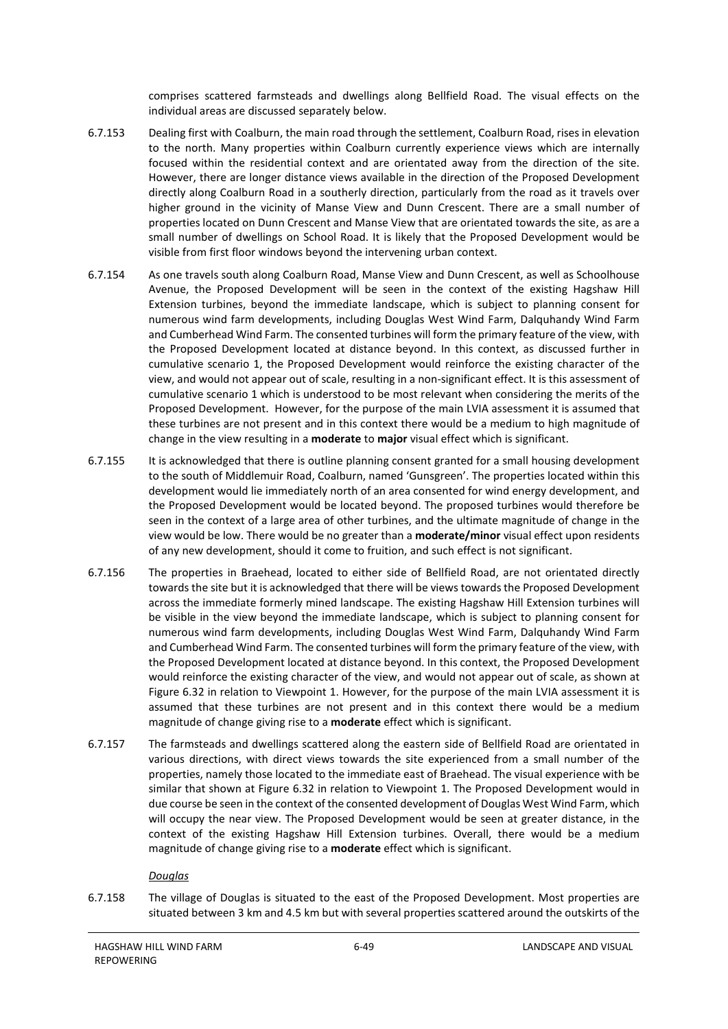comprises scattered farmsteads and dwellings along Bellfield Road. The visual effects on the individual areas are discussed separately below.

6.7.153 Dealing first with Coalburn, the main road through the settlement, Coalburn Road, rises in elevation to the north. Many properties within Coalburn currently experience views which are internally focused within the residential context and are orientated away from the direction of the site. However, there are longer distance views available in the direction of the Proposed Development directly along Coalburn Road in a southerly direction, particularly from the road as it travels over higher ground in the vicinity of Manse View and Dunn Crescent. There are a small number of properties located on Dunn Crescent and Manse View that are orientated towards the site, as are a small number of dwellings on School Road. It is likely that the Proposed Development would be visible from first floor windows beyond the intervening urban context.

6.7.154 As one travels south along Coalburn Road, Manse View and Dunn Crescent, as well as Schoolhouse Avenue, the Proposed Development will be seen in the context of the existing Hagshaw Hill Extension turbines, beyond the immediate landscape, which is subject to planning consent for numerous wind farm developments, including Douglas West Wind Farm, Dalquhandy Wind Farm and Cumberhead Wind Farm. The consented turbines will form the primary feature of the view, with the Proposed Development located at distance beyond. In this context, as discussed further in cumulative scenario 1, the Proposed Development would reinforce the existing character of the view, and would not appear out of scale, resulting in a non-significant effect. It is this assessment of cumulative scenario 1 which is understood to be most relevant when considering the merits of the Proposed Development. However, for the purpose of the main LVIA assessment it is assumed that these turbines are not present and in this context there would be a medium to high magnitude of change in the view resulting in a **moderate** to **major** visual effect which is significant.

6.7.155 It is acknowledged that there is outline planning consent granted for a small housing development to the south of Middlemuir Road, Coalburn, named 'Gunsgreen'. The properties located within this development would lie immediately north of an area consented for wind energy development, and the Proposed Development would be located beyond. The proposed turbines would therefore be seen in the context of a large area of other turbines, and the ultimate magnitude of change in the view would be low. There would be no greater than a **moderate/minor** visual effect upon residents of any new development, should it come to fruition, and such effect is not significant.

6.7.156 The properties in Braehead, located to either side of Bellfield Road, are not orientated directly towards the site but it is acknowledged that there will be views towards the Proposed Development across the immediate formerly mined landscape. The existing Hagshaw Hill Extension turbines will be visible in the view beyond the immediate landscape, which is subject to planning consent for numerous wind farm developments, including Douglas West Wind Farm, Dalquhandy Wind Farm and Cumberhead Wind Farm. The consented turbines will form the primary feature of the view, with the Proposed Development located at distance beyond. In this context, the Proposed Development would reinforce the existing character of the view, and would not appear out of scale, as shown at Figure 6.32 in relation to Viewpoint 1. However, for the purpose of the main LVIA assessment it is assumed that these turbines are not present and in this context there would be a medium magnitude of change giving rise to a **moderate** effect which is significant.

6.7.157 The farmsteads and dwellings scattered along the eastern side of Bellfield Road are orientated in various directions, with direct views towards the site experienced from a small number of the properties, namely those located to the immediate east of Braehead. The visual experience with be similar that shown at Figure 6.32 in relation to Viewpoint 1. The Proposed Development would in due course be seen in the context of the consented development of Douglas West Wind Farm, which will occupy the near view. The Proposed Development would be seen at greater distance, in the context of the existing Hagshaw Hill Extension turbines. Overall, there would be a medium magnitude of change giving rise to a **moderate** effect which is significant.

*Douglas*

6.7.158 The village of Douglas is situated to the east of the Proposed Development. Most properties are situated between 3 km and 4.5 km but with several properties scattered around the outskirts of the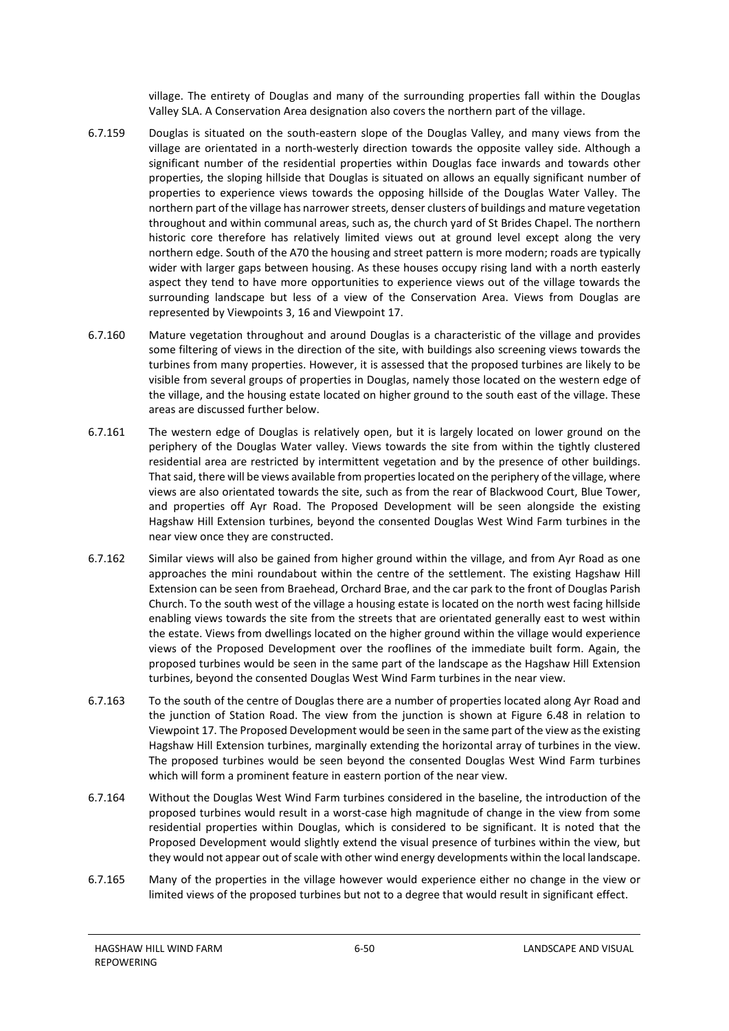village. The entirety of Douglas and many of the surrounding properties fall within the Douglas Valley SLA. A Conservation Area designation also covers the northern part of the village.

6.7.159 Douglas is situated on the south-eastern slope of the Douglas Valley, and many views from the village are orientated in a north-westerly direction towards the opposite valley side. Although a significant number of the residential properties within Douglas face inwards and towards other properties, the sloping hillside that Douglas is situated on allows an equally significant number of properties to experience views towards the opposing hillside of the Douglas Water Valley. The northern part of the village has narrower streets, denser clusters of buildings and mature vegetation throughout and within communal areas, such as, the church yard of St Brides Chapel. The northern historic core therefore has relatively limited views out at ground level except along the very northern edge. South of the A70 the housing and street pattern is more modern; roads are typically wider with larger gaps between housing. As these houses occupy rising land with a north easterly aspect they tend to have more opportunities to experience views out of the village towards the surrounding landscape but less of a view of the Conservation Area. Views from Douglas are represented by Viewpoints 3, 16 and Viewpoint 17.

6.7.160 Mature vegetation throughout and around Douglas is a characteristic of the village and provides some filtering of views in the direction of the site, with buildings also screening views towards the turbines from many properties. However, it is assessed that the proposed turbines are likely to be visible from several groups of properties in Douglas, namely those located on the western edge of the village, and the housing estate located on higher ground to the south east of the village. These areas are discussed further below.

6.7.161 The western edge of Douglas is relatively open, but it is largely located on lower ground on the periphery of the Douglas Water valley. Views towards the site from within the tightly clustered residential area are restricted by intermittent vegetation and by the presence of other buildings. That said, there will be views available from properties located on the periphery of the village, where views are also orientated towards the site, such as from the rear of Blackwood Court, Blue Tower, and properties off Ayr Road. The Proposed Development will be seen alongside the existing Hagshaw Hill Extension turbines, beyond the consented Douglas West Wind Farm turbines in the near view once they are constructed.

6.7.162 Similar views will also be gained from higher ground within the village, and from Ayr Road as one approaches the mini roundabout within the centre of the settlement. The existing Hagshaw Hill Extension can be seen from Braehead, Orchard Brae, and the car park to the front of Douglas Parish Church. To the south west of the village a housing estate is located on the north west facing hillside enabling views towards the site from the streets that are orientated generally east to west within the estate. Views from dwellings located on the higher ground within the village would experience views of the Proposed Development over the rooflines of the immediate built form. Again, the proposed turbines would be seen in the same part of the landscape as the Hagshaw Hill Extension turbines, beyond the consented Douglas West Wind Farm turbines in the near view.

6.7.163 To the south of the centre of Douglas there are a number of properties located along Ayr Road and the junction of Station Road. The view from the junction is shown at Figure 6.48 in relation to Viewpoint 17. The Proposed Development would be seen in the same part of the view as the existing Hagshaw Hill Extension turbines, marginally extending the horizontal array of turbines in the view. The proposed turbines would be seen beyond the consented Douglas West Wind Farm turbines which will form a prominent feature in eastern portion of the near view.

6.7.164 Without the Douglas West Wind Farm turbines considered in the baseline, the introduction of the proposed turbines would result in a worst-case high magnitude of change in the view from some residential properties within Douglas, which is considered to be significant. It is noted that the Proposed Development would slightly extend the visual presence of turbines within the view, but they would not appear out of scale with other wind energy developments within the local landscape.

6.7.165 Many of the properties in the village however would experience either no change in the view or limited views of the proposed turbines but not to a degree that would result in significant effect.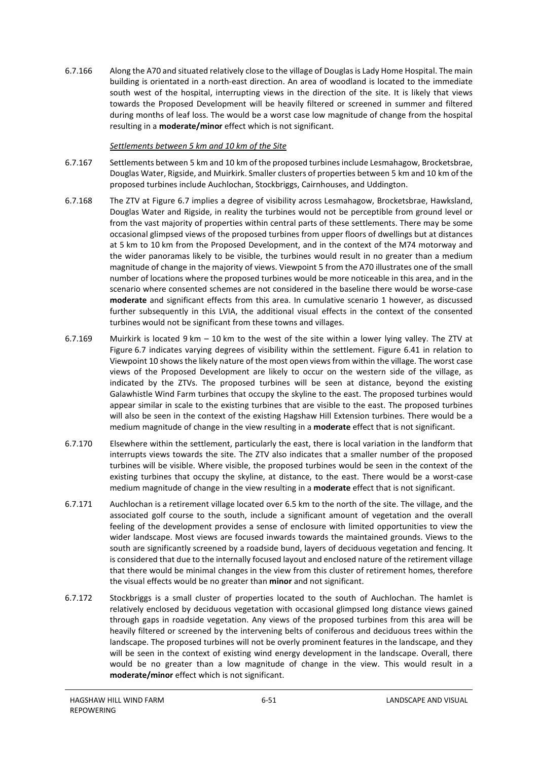6.7.166 Along the A70 and situated relatively close to the village of Douglas is Lady Home Hospital. The main building is orientated in a north-east direction. An area of woodland is located to the immediate south west of the hospital, interrupting views in the direction of the site. It is likely that views towards the Proposed Development will be heavily filtered or screened in summer and filtered during months of leaf loss. The would be a worst case low magnitude of change from the hospital resulting in a **moderate/minor** effect which is not significant.

*Settlements between 5 km and 10 km of the Site*

6.7.167 Settlements between 5 km and 10 km of the proposed turbines include Lesmahagow, Brocketsbrae, Douglas Water, Rigside, and Muirkirk. Smaller clusters of properties between 5 km and 10 km of the proposed turbines include Auchlochan, Stockbriggs, Cairnhouses, and Uddington.

6.7.168 The ZTV at Figure 6.7 implies a degree of visibility across Lesmahagow, Brocketsbrae, Hawksland, Douglas Water and Rigside, in reality the turbines would not be perceptible from ground level or from the vast majority of properties within central parts of these settlements. There may be some occasional glimpsed views of the proposed turbines from upper floors of dwellings but at distances at 5 km to 10 km from the Proposed Development, and in the context of the M74 motorway and the wider panoramas likely to be visible, the turbines would result in no greater than a medium magnitude of change in the majority of views. Viewpoint 5 from the A70 illustrates one of the small number of locations where the proposed turbines would be more noticeable in this area, and in the scenario where consented schemes are not considered in the baseline there would be worse-case **moderate** and significant effects from this area. In cumulative scenario 1 however, as discussed further subsequently in this LVIA, the additional visual effects in the context of the consented turbines would not be significant from these towns and villages.

6.7.169 Muirkirk is located 9 km – 10 km to the west of the site within a lower lying valley. The ZTV at Figure 6.7 indicates varying degrees of visibility within the settlement. Figure 6.41 in relation to Viewpoint 10 shows the likely nature of the most open views from within the village. The worst case views of the Proposed Development are likely to occur on the western side of the village, as indicated by the ZTVs. The proposed turbines will be seen at distance, beyond the existing Galawhistle Wind Farm turbines that occupy the skyline to the east. The proposed turbines would appear similar in scale to the existing turbines that are visible to the east. The proposed turbines will also be seen in the context of the existing Hagshaw Hill Extension turbines. There would be a medium magnitude of change in the view resulting in a **moderate** effect that is not significant.

6.7.170 Elsewhere within the settlement, particularly the east, there is local variation in the landform that interrupts views towards the site. The ZTV also indicates that a smaller number of the proposed turbines will be visible. Where visible, the proposed turbines would be seen in the context of the existing turbines that occupy the skyline, at distance, to the east. There would be a worst-case medium magnitude of change in the view resulting in a **moderate** effect that is not significant.

6.7.171 Auchlochan is a retirement village located over 6.5 km to the north of the site. The village, and the associated golf course to the south, include a significant amount of vegetation and the overall feeling of the development provides a sense of enclosure with limited opportunities to view the wider landscape. Most views are focused inwards towards the maintained grounds. Views to the south are significantly screened by a roadside bund, layers of deciduous vegetation and fencing. It is considered that due to the internally focused layout and enclosed nature of the retirement village that there would be minimal changes in the view from this cluster of retirement homes, therefore the visual effects would be no greater than **minor** and not significant.

6.7.172 Stockbriggs is a small cluster of properties located to the south of Auchlochan. The hamlet is relatively enclosed by deciduous vegetation with occasional glimpsed long distance views gained through gaps in roadside vegetation. Any views of the proposed turbines from this area will be heavily filtered or screened by the intervening belts of coniferous and deciduous trees within the landscape. The proposed turbines will not be overly prominent features in the landscape, and they will be seen in the context of existing wind energy development in the landscape. Overall, there would be no greater than a low magnitude of change in the view. This would result in a **moderate/minor** effect which is not significant.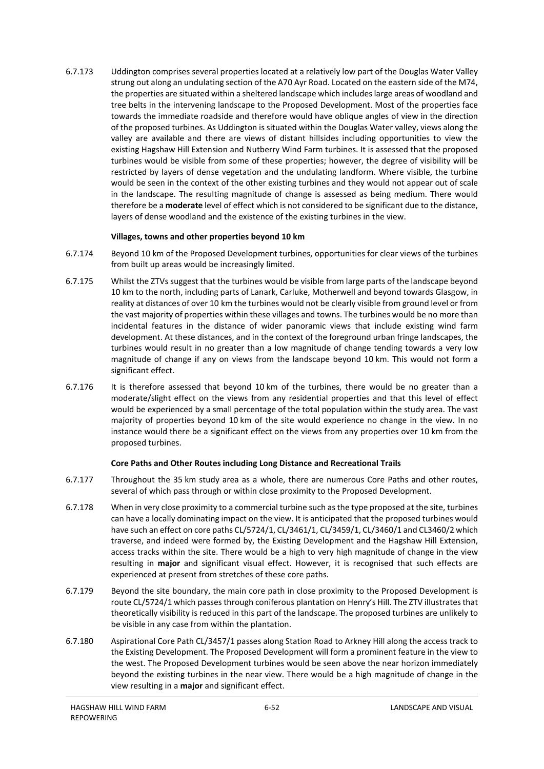6.7.173 Uddington comprises several properties located at a relatively low part of the Douglas Water Valley strung out along an undulating section of the A70 Ayr Road. Located on the eastern side of the M74, the properties are situated within a sheltered landscape which includes large areas of woodland and tree belts in the intervening landscape to the Proposed Development. Most of the properties face towards the immediate roadside and therefore would have oblique angles of view in the direction of the proposed turbines. As Uddington is situated within the Douglas Water valley, views along the valley are available and there are views of distant hillsides including opportunities to view the existing Hagshaw Hill Extension and Nutberry Wind Farm turbines. It is assessed that the proposed turbines would be visible from some of these properties; however, the degree of visibility will be restricted by layers of dense vegetation and the undulating landform. Where visible, the turbine would be seen in the context of the other existing turbines and they would not appear out of scale in the landscape. The resulting magnitude of change is assessed as being medium. There would therefore be a **moderate** level of effect which is not considered to be significant due to the distance, layers of dense woodland and the existence of the existing turbines in the view.

**Villages, towns and other properties beyond 10 km**

6.7.174 Beyond 10 km of the Proposed Development turbines, opportunities for clear views of the turbines from built up areas would be increasingly limited.

6.7.175 Whilst the ZTVs suggest that the turbines would be visible from large parts of the landscape beyond 10 km to the north, including parts of Lanark, Carluke, Motherwell and beyond towards Glasgow, in reality at distances of over 10 km the turbines would not be clearly visible from ground level or from the vast majority of properties within these villages and towns. The turbines would be no more than incidental features in the distance of wider panoramic views that include existing wind farm development. At these distances, and in the context of the foreground urban fringe landscapes, the turbines would result in no greater than a low magnitude of change tending towards a very low magnitude of change if any on views from the landscape beyond 10 km. This would not form a significant effect.

6.7.176 It is therefore assessed that beyond 10 km of the turbines, there would be no greater than a moderate/slight effect on the views from any residential properties and that this level of effect would be experienced by a small percentage of the total population within the study area. The vast majority of properties beyond 10 km of the site would experience no change in the view. In no instance would there be a significant effect on the views from any properties over 10 km from the proposed turbines.

**Core Paths and Other Routes including Long Distance and Recreational Trails**

6.7.177 Throughout the 35 km study area as a whole, there are numerous Core Paths and other routes, several of which pass through or within close proximity to the Proposed Development.

6.7.178 When in very close proximity to a commercial turbine such as the type proposed at the site, turbines can have a locally dominating impact on the view. It is anticipated that the proposed turbines would have such an effect on core paths CL/5724/1, CL/3461/1, CL/3459/1, CL/3460/1 and CL3460/2 which traverse, and indeed were formed by, the Existing Development and the Hagshaw Hill Extension, access tracks within the site. There would be a high to very high magnitude of change in the view resulting in **major** and significant visual effect. However, it is recognised that such effects are experienced at present from stretches of these core paths.

6.7.179 Beyond the site boundary, the main core path in close proximity to the Proposed Development is route CL/5724/1 which passes through coniferous plantation on Henry's Hill. The ZTV illustrates that theoretically visibility is reduced in this part of the landscape. The proposed turbines are unlikely to be visible in any case from within the plantation.

6.7.180 Aspirational Core Path CL/3457/1 passes along Station Road to Arkney Hill along the access track to the Existing Development. The Proposed Development will form a prominent feature in the view to the west. The Proposed Development turbines would be seen above the near horizon immediately beyond the existing turbines in the near view. There would be a high magnitude of change in the view resulting in a **major** and significant effect.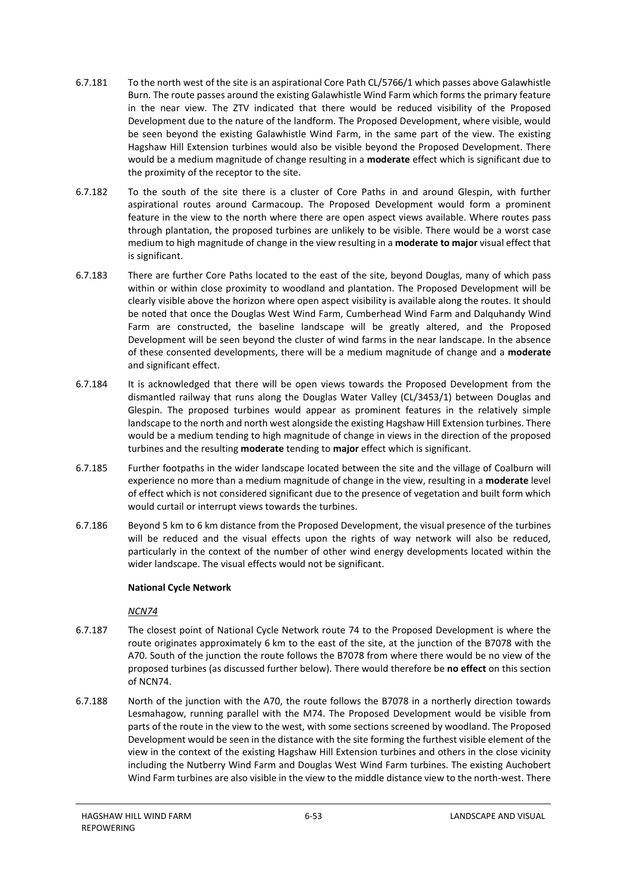6.7.181 To the north west of the site is an aspirational Core Path CL/5766/1 which passes above Galawhistle Burn. The route passes around the existing Galawhistle Wind Farm which forms the primary feature in the near view. The ZTV indicated that there would be reduced visibility of the Proposed Development due to the nature of the landform. The Proposed Development, where visible, would be seen beyond the existing Galawhistle Wind Farm, in the same part of the view. The existing Hagshaw Hill Extension turbines would also be visible beyond the Proposed Development. There would be a medium magnitude of change resulting in a **moderate** effect which is significant due to the proximity of the receptor to the site.

6.7.182 To the south of the site there is a cluster of Core Paths in and around Glespin, with further aspirational routes around Carmacoup. The Proposed Development would form a prominent feature in the view to the north where there are open aspect views available. Where routes pass through plantation, the proposed turbines are unlikely to be visible. There would be a worst case medium to high magnitude of change in the view resulting in a **moderate to major** visual effect that is significant.

6.7.183 There are further Core Paths located to the east of the site, beyond Douglas, many of which pass within or within close proximity to woodland and plantation. The Proposed Development will be clearly visible above the horizon where open aspect visibility is available along the routes. It should be noted that once the Douglas West Wind Farm, Cumberhead Wind Farm and Dalquhandy Wind Farm are constructed, the baseline landscape will be greatly altered, and the Proposed Development will be seen beyond the cluster of wind farms in the near landscape. In the absence of these consented developments, there will be a medium magnitude of change and a **moderate** and significant effect.

6.7.184 It is acknowledged that there will be open views towards the Proposed Development from the dismantled railway that runs along the Douglas Water Valley (CL/3453/1) between Douglas and Glespin. The proposed turbines would appear as prominent features in the relatively simple landscape to the north and north west alongside the existing Hagshaw Hill Extension turbines. There would be a medium tending to high magnitude of change in views in the direction of the proposed turbines and the resulting **moderate** tending to **major** effect which is significant.

6.7.185 Further footpaths in the wider landscape located between the site and the village of Coalburn will experience no more than a medium magnitude of change in the view, resulting in a **moderate** level of effect which is not considered significant due to the presence of vegetation and built form which would curtail or interrupt views towards the turbines.

6.7.186 Beyond 5 km to 6 km distance from the Proposed Development, the visual presence of the turbines will be reduced and the visual effects upon the rights of way network will also be reduced, particularly in the context of the number of other wind energy developments located within the wider landscape. The visual effects would not be significant.

**National Cycle Network**

*NCN74*

6.7.187 The closest point of National Cycle Network route 74 to the Proposed Development is where the route originates approximately 6 km to the east of the site, at the junction of the B7078 with the A70. South of the junction the route follows the B7078 from where there would be no view of the proposed turbines (as discussed further below). There would therefore be **no effect** on this section of NCN74.

6.7.188 North of the junction with the A70, the route follows the B7078 in a northerly direction towards Lesmahagow, running parallel with the M74. The Proposed Development would be visible from parts of the route in the view to the west, with some sections screened by woodland. The Proposed Development would be seen in the distance with the site forming the furthest visible element of the view in the context of the existing Hagshaw Hill Extension turbines and others in the close vicinity including the Nutberry Wind Farm and Douglas West Wind Farm turbines. The existing Auchobert Wind Farm turbines are also visible in the view to the middle distance view to the north-west. There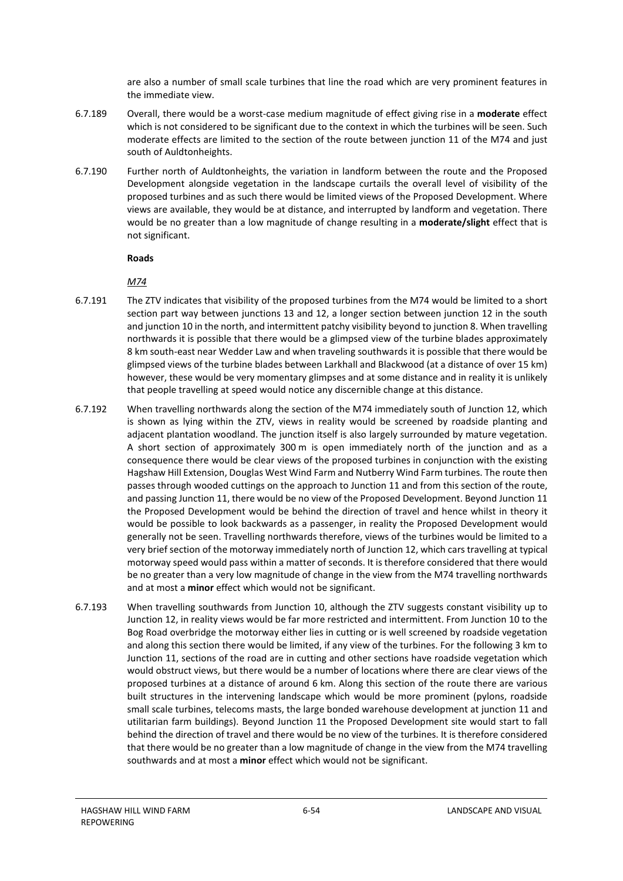are also a number of small scale turbines that line the road which are very prominent features in the immediate view.

6.7.189 Overall, there would be a worst-case medium magnitude of effect giving rise in a **moderate** effect which is not considered to be significant due to the context in which the turbines will be seen. Such moderate effects are limited to the section of the route between junction 11 of the M74 and just south of Auldtonheights.

6.7.190 Further north of Auldtonheights, the variation in landform between the route and the Proposed Development alongside vegetation in the landscape curtails the overall level of visibility of the proposed turbines and as such there would be limited views of the Proposed Development. Where views are available, they would be at distance, and interrupted by landform and vegetation. There would be no greater than a low magnitude of change resulting in a **moderate/slight** effect that is not significant.

**Roads**

*M74*

6.7.191 The ZTV indicates that visibility of the proposed turbines from the M74 would be limited to a short section part way between junctions 13 and 12, a longer section between junction 12 in the south and junction 10 in the north, and intermittent patchy visibility beyond to junction 8. When travelling northwards it is possible that there would be a glimpsed view of the turbine blades approximately 8 km south-east near Wedder Law and when traveling southwards it is possible that there would be glimpsed views of the turbine blades between Larkhall and Blackwood (at a distance of over 15 km) however, these would be very momentary glimpses and at some distance and in reality it is unlikely that people travelling at speed would notice any discernible change at this distance.

6.7.192 When travelling northwards along the section of the M74 immediately south of Junction 12, which is shown as lying within the ZTV, views in reality would be screened by roadside planting and adjacent plantation woodland. The junction itself is also largely surrounded by mature vegetation. A short section of approximately 300 m is open immediately north of the junction and as a consequence there would be clear views of the proposed turbines in conjunction with the existing Hagshaw Hill Extension, Douglas West Wind Farm and Nutberry Wind Farm turbines. The route then passes through wooded cuttings on the approach to Junction 11 and from this section of the route, and passing Junction 11, there would be no view of the Proposed Development. Beyond Junction 11 the Proposed Development would be behind the direction of travel and hence whilst in theory it would be possible to look backwards as a passenger, in reality the Proposed Development would generally not be seen. Travelling northwards therefore, views of the turbines would be limited to a very brief section of the motorway immediately north of Junction 12, which cars travelling at typical motorway speed would pass within a matter of seconds. It is therefore considered that there would be no greater than a very low magnitude of change in the view from the M74 travelling northwards and at most a **minor** effect which would not be significant.

6.7.193 When travelling southwards from Junction 10, although the ZTV suggests constant visibility up to Junction 12, in reality views would be far more restricted and intermittent. From Junction 10 to the Bog Road overbridge the motorway either lies in cutting or is well screened by roadside vegetation and along this section there would be limited, if any view of the turbines. For the following 3 km to Junction 11, sections of the road are in cutting and other sections have roadside vegetation which would obstruct views, but there would be a number of locations where there are clear views of the proposed turbines at a distance of around 6 km. Along this section of the route there are various built structures in the intervening landscape which would be more prominent (pylons, roadside small scale turbines, telecoms masts, the large bonded warehouse development at junction 11 and utilitarian farm buildings). Beyond Junction 11 the Proposed Development site would start to fall behind the direction of travel and there would be no view of the turbines. It is therefore considered that there would be no greater than a low magnitude of change in the view from the M74 travelling southwards and at most a **minor** effect which would not be significant.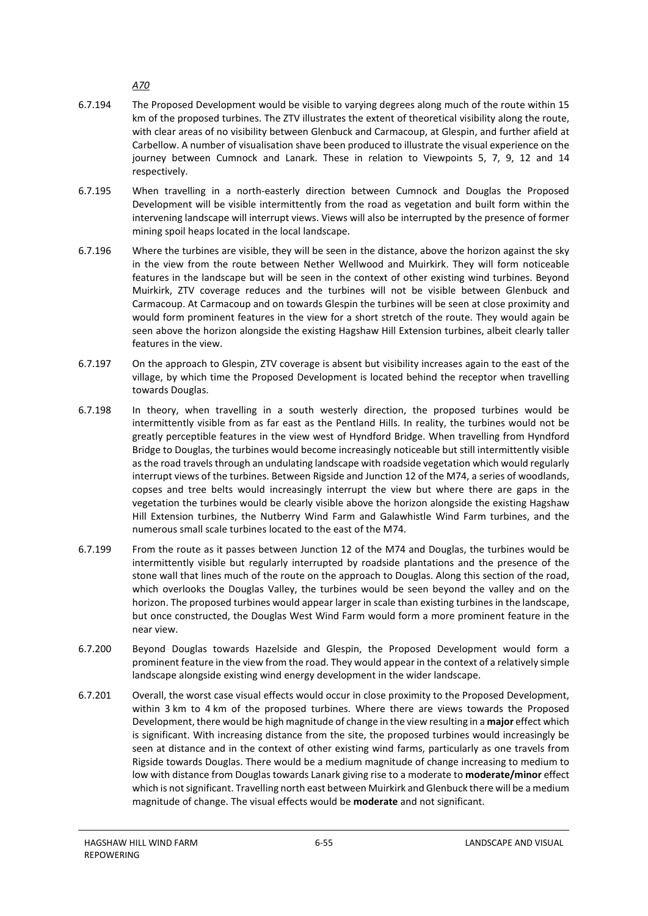*A70*

6.7.194 The Proposed Development would be visible to varying degrees along much of the route within 15 km of the proposed turbines. The ZTV illustrates the extent of theoretical visibility along the route, with clear areas of no visibility between Glenbuck and Carmacoup, at Glespin, and further afield at Carbellow. A number of visualisation shave been produced to illustrate the visual experience on the journey between Cumnock and Lanark. These in relation to Viewpoints 5, 7, 9, 12 and 14 respectively.

6.7.195 When travelling in a north-easterly direction between Cumnock and Douglas the Proposed Development will be visible intermittently from the road as vegetation and built form within the intervening landscape will interrupt views. Views will also be interrupted by the presence of former mining spoil heaps located in the local landscape.

6.7.196 Where the turbines are visible, they will be seen in the distance, above the horizon against the sky in the view from the route between Nether Wellwood and Muirkirk. They will form noticeable features in the landscape but will be seen in the context of other existing wind turbines. Beyond Muirkirk, ZTV coverage reduces and the turbines will not be visible between Glenbuck and Carmacoup. At Carmacoup and on towards Glespin the turbines will be seen at close proximity and would form prominent features in the view for a short stretch of the route. They would again be seen above the horizon alongside the existing Hagshaw Hill Extension turbines, albeit clearly taller features in the view.

6.7.197 On the approach to Glespin, ZTV coverage is absent but visibility increases again to the east of the village, by which time the Proposed Development is located behind the receptor when travelling towards Douglas.

6.7.198 In theory, when travelling in a south westerly direction, the proposed turbines would be intermittently visible from as far east as the Pentland Hills. In reality, the turbines would not be greatly perceptible features in the view west of Hyndford Bridge. When travelling from Hyndford Bridge to Douglas, the turbines would become increasingly noticeable but still intermittently visible as the road travels through an undulating landscape with roadside vegetation which would regularly interrupt views of the turbines. Between Rigside and Junction 12 of the M74, a series of woodlands, copses and tree belts would increasingly interrupt the view but where there are gaps in the vegetation the turbines would be clearly visible above the horizon alongside the existing Hagshaw Hill Extension turbines, the Nutberry Wind Farm and Galawhistle Wind Farm turbines, and the numerous small scale turbines located to the east of the M74.

6.7.199 From the route as it passes between Junction 12 of the M74 and Douglas, the turbines would be intermittently visible but regularly interrupted by roadside plantations and the presence of the stone wall that lines much of the route on the approach to Douglas. Along this section of the road, which overlooks the Douglas Valley, the turbines would be seen beyond the valley and on the horizon. The proposed turbines would appear larger in scale than existing turbines in the landscape, but once constructed, the Douglas West Wind Farm would form a more prominent feature in the near view.

6.7.200 Beyond Douglas towards Hazelside and Glespin, the Proposed Development would form a prominent feature in the view from the road. They would appear in the context of a relatively simple landscape alongside existing wind energy development in the wider landscape.

6.7.201 Overall, the worst case visual effects would occur in close proximity to the Proposed Development, within 3 km to 4 km of the proposed turbines. Where there are views towards the Proposed Development, there would be high magnitude of change in the view resulting in a **major** effect which is significant. With increasing distance from the site, the proposed turbines would increasingly be seen at distance and in the context of other existing wind farms, particularly as one travels from Rigside towards Douglas. There would be a medium magnitude of change increasing to medium to low with distance from Douglas towards Lanark giving rise to a moderate to **moderate/minor** effect which is not significant. Travelling north east between Muirkirk and Glenbuck there will be a medium magnitude of change. The visual effects would be **moderate** and not significant.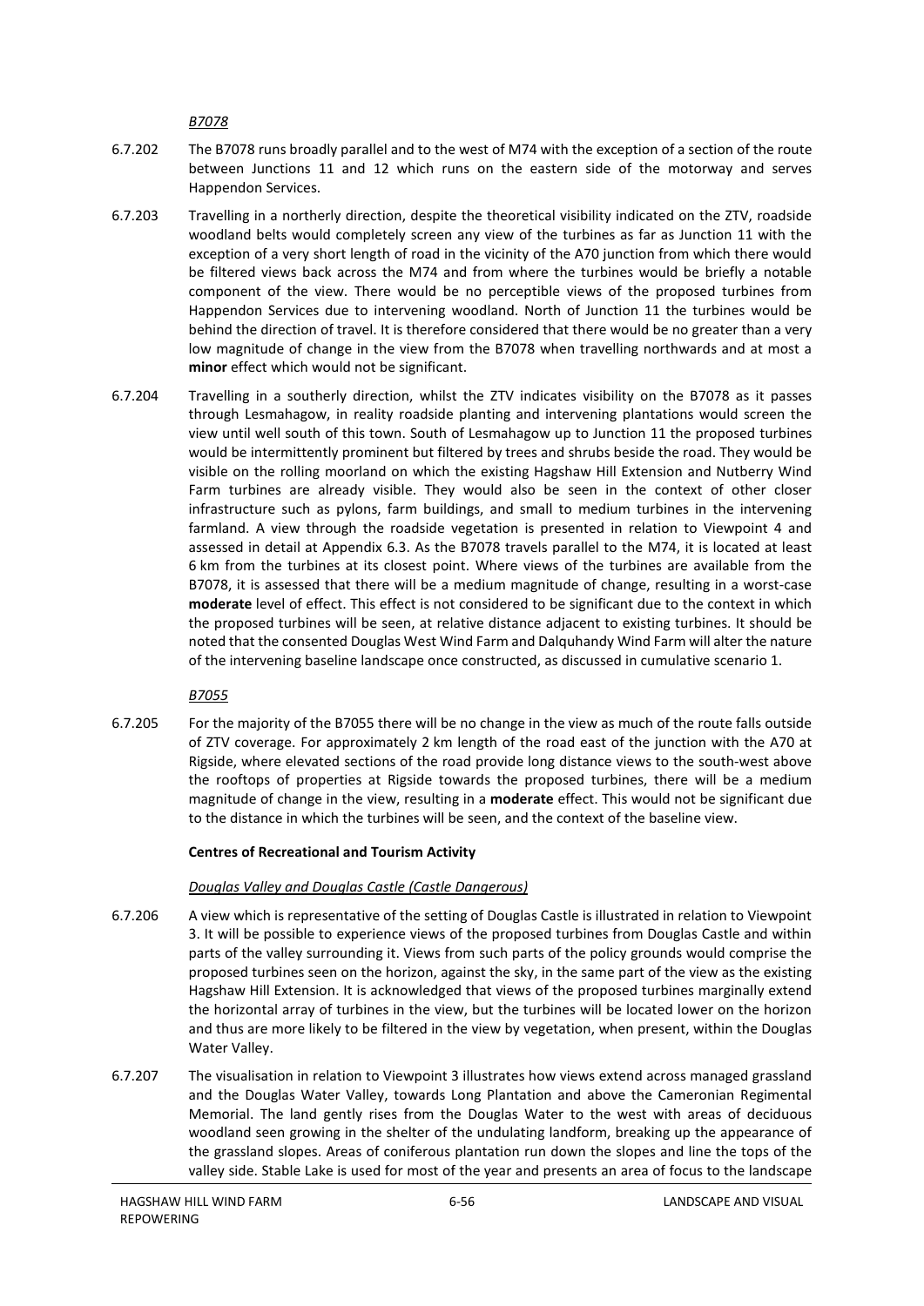*B7078*

6.7.202 The B7078 runs broadly parallel and to the west of M74 with the exception of a section of the route between Junctions 11 and 12 which runs on the eastern side of the motorway and serves Happendon Services.

6.7.203 Travelling in a northerly direction, despite the theoretical visibility indicated on the ZTV, roadside woodland belts would completely screen any view of the turbines as far as Junction 11 with the exception of a very short length of road in the vicinity of the A70 junction from which there would be filtered views back across the M74 and from where the turbines would be briefly a notable component of the view. There would be no perceptible views of the proposed turbines from Happendon Services due to intervening woodland. North of Junction 11 the turbines would be behind the direction of travel. It is therefore considered that there would be no greater than a very low magnitude of change in the view from the B7078 when travelling northwards and at most a **minor** effect which would not be significant.

6.7.204 Travelling in a southerly direction, whilst the ZTV indicates visibility on the B7078 as it passes through Lesmahagow, in reality roadside planting and intervening plantations would screen the view until well south of this town. South of Lesmahagow up to Junction 11 the proposed turbines would be intermittently prominent but filtered by trees and shrubs beside the road. They would be visible on the rolling moorland on which the existing Hagshaw Hill Extension and Nutberry Wind Farm turbines are already visible. They would also be seen in the context of other closer infrastructure such as pylons, farm buildings, and small to medium turbines in the intervening farmland. A view through the roadside vegetation is presented in relation to Viewpoint 4 and assessed in detail at Appendix 6.3. As the B7078 travels parallel to the M74, it is located at least 6 km from the turbines at its closest point. Where views of the turbines are available from the B7078, it is assessed that there will be a medium magnitude of change, resulting in a worst-case **moderate** level of effect. This effect is not considered to be significant due to the context in which the proposed turbines will be seen, at relative distance adjacent to existing turbines. It should be noted that the consented Douglas West Wind Farm and Dalquhandy Wind Farm will alter the nature of the intervening baseline landscape once constructed, as discussed in cumulative scenario 1.

*B7055*

6.7.205 For the majority of the B7055 there will be no change in the view as much of the route falls outside of ZTV coverage. For approximately 2 km length of the road east of the junction with the A70 at Rigside, where elevated sections of the road provide long distance views to the south-west above the rooftops of properties at Rigside towards the proposed turbines, there will be a medium magnitude of change in the view, resulting in a **moderate** effect. This would not be significant due to the distance in which the turbines will be seen, and the context of the baseline view.

**Centres of Recreational and Tourism Activity**

*Douglas Valley and Douglas Castle (Castle Dangerous)*

6.7.206 A view which is representative of the setting of Douglas Castle is illustrated in relation to Viewpoint 3. It will be possible to experience views of the proposed turbines from Douglas Castle and within parts of the valley surrounding it. Views from such parts of the policy grounds would comprise the proposed turbines seen on the horizon, against the sky, in the same part of the view as the existing Hagshaw Hill Extension. It is acknowledged that views of the proposed turbines marginally extend the horizontal array of turbines in the view, but the turbines will be located lower on the horizon and thus are more likely to be filtered in the view by vegetation, when present, within the Douglas Water Valley.

6.7.207 The visualisation in relation to Viewpoint 3 illustrates how views extend across managed grassland and the Douglas Water Valley, towards Long Plantation and above the Cameronian Regimental Memorial. The land gently rises from the Douglas Water to the west with areas of deciduous woodland seen growing in the shelter of the undulating landform, breaking up the appearance of the grassland slopes. Areas of coniferous plantation run down the slopes and line the tops of the valley side. Stable Lake is used for most of the year and presents an area of focus to the landscape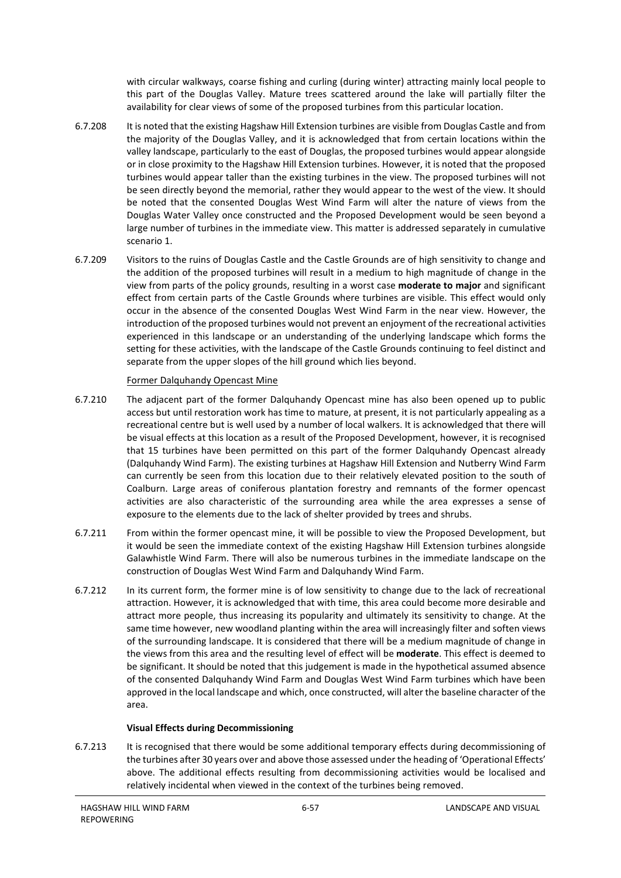with circular walkways, coarse fishing and curling (during winter) attracting mainly local people to this part of the Douglas Valley. Mature trees scattered around the lake will partially filter the availability for clear views of some of the proposed turbines from this particular location.

6.7.208 It is noted that the existing Hagshaw Hill Extension turbines are visible from Douglas Castle and from the majority of the Douglas Valley, and it is acknowledged that from certain locations within the valley landscape, particularly to the east of Douglas, the proposed turbines would appear alongside or in close proximity to the Hagshaw Hill Extension turbines. However, it is noted that the proposed turbines would appear taller than the existing turbines in the view. The proposed turbines will not be seen directly beyond the memorial, rather they would appear to the west of the view. It should be noted that the consented Douglas West Wind Farm will alter the nature of views from the Douglas Water Valley once constructed and the Proposed Development would be seen beyond a large number of turbines in the immediate view. This matter is addressed separately in cumulative scenario 1.

6.7.209 Visitors to the ruins of Douglas Castle and the Castle Grounds are of high sensitivity to change and the addition of the proposed turbines will result in a medium to high magnitude of change in the view from parts of the policy grounds, resulting in a worst case **moderate to major** and significant effect from certain parts of the Castle Grounds where turbines are visible. This effect would only occur in the absence of the consented Douglas West Wind Farm in the near view. However, the introduction of the proposed turbines would not prevent an enjoyment of the recreational activities experienced in this landscape or an understanding of the underlying landscape which forms the setting for these activities, with the landscape of the Castle Grounds continuing to feel distinct and separate from the upper slopes of the hill ground which lies beyond.

Former Dalquhandy Opencast Mine

6.7.210 The adjacent part of the former Dalquhandy Opencast mine has also been opened up to public access but until restoration work has time to mature, at present, it is not particularly appealing as a recreational centre but is well used by a number of local walkers. It is acknowledged that there will be visual effects at this location as a result of the Proposed Development, however, it is recognised that 15 turbines have been permitted on this part of the former Dalquhandy Opencast already (Dalquhandy Wind Farm). The existing turbines at Hagshaw Hill Extension and Nutberry Wind Farm can currently be seen from this location due to their relatively elevated position to the south of Coalburn. Large areas of coniferous plantation forestry and remnants of the former opencast activities are also characteristic of the surrounding area while the area expresses a sense of exposure to the elements due to the lack of shelter provided by trees and shrubs.

6.7.211 From within the former opencast mine, it will be possible to view the Proposed Development, but it would be seen the immediate context of the existing Hagshaw Hill Extension turbines alongside Galawhistle Wind Farm. There will also be numerous turbines in the immediate landscape on the construction of Douglas West Wind Farm and Dalquhandy Wind Farm.

6.7.212 In its current form, the former mine is of low sensitivity to change due to the lack of recreational attraction. However, it is acknowledged that with time, this area could become more desirable and attract more people, thus increasing its popularity and ultimately its sensitivity to change. At the same time however, new woodland planting within the area will increasingly filter and soften views of the surrounding landscape. It is considered that there will be a medium magnitude of change in the views from this area and the resulting level of effect will be **moderate**. This effect is deemed to be significant. It should be noted that this judgement is made in the hypothetical assumed absence of the consented Dalquhandy Wind Farm and Douglas West Wind Farm turbines which have been approved in the local landscape and which, once constructed, will alter the baseline character of the area.

**Visual Effects during Decommissioning**

6.7.213 It is recognised that there would be some additional temporary effects during decommissioning of the turbines after 30 years over and above those assessed under the heading of 'Operational Effects' above. The additional effects resulting from decommissioning activities would be localised and relatively incidental when viewed in the context of the turbines being removed.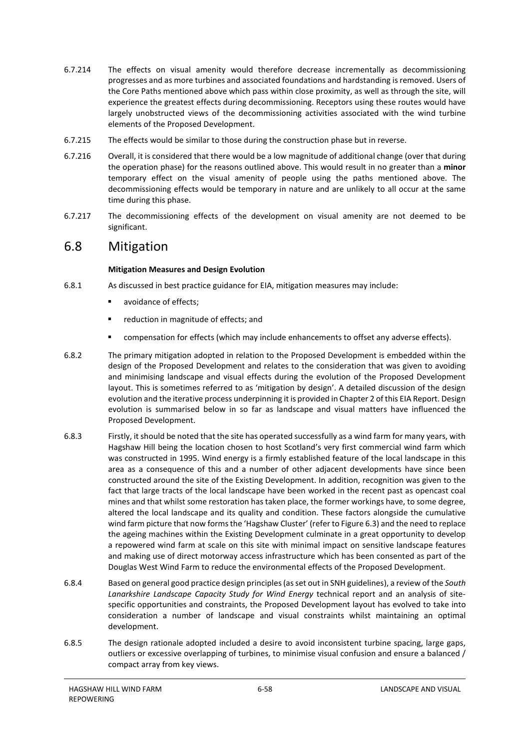6.7.214 The effects on visual amenity would therefore decrease incrementally as decommissioning progresses and as more turbines and associated foundations and hardstanding is removed. Users of the Core Paths mentioned above which pass within close proximity, as well as through the site, will experience the greatest effects during decommissioning. Receptors using these routes would have largely unobstructed views of the decommissioning activities associated with the wind turbine elements of the Proposed Development.

6.7.215 The effects would be similar to those during the construction phase but in reverse.

6.7.216 Overall, it is considered that there would be a low magnitude of additional change (over that during the operation phase) for the reasons outlined above. This would result in no greater than a **minor** temporary effect on the visual amenity of people using the paths mentioned above. The decommissioning effects would be temporary in nature and are unlikely to all occur at the same time during this phase.

6.7.217 The decommissioning effects of the development on visual amenity are not deemed to be significant.

## 6.8 Mitigation

**Mitigation Measures and Design Evolution**

6.8.1 As discussed in best practice guidance for EIA, mitigation measures may include:

- avoidance of effects;
- reduction in magnitude of effects; and
- compensation for effects (which may include enhancements to offset any adverse effects).

6.8.2 The primary mitigation adopted in relation to the Proposed Development is embedded within the design of the Proposed Development and relates to the consideration that was given to avoiding and minimising landscape and visual effects during the evolution of the Proposed Development layout. This is sometimes referred to as 'mitigation by design'. A detailed discussion of the design evolution and the iterative process underpinning it is provided in Chapter 2 of this EIA Report. Design evolution is summarised below in so far as landscape and visual matters have influenced the Proposed Development.

6.8.3 Firstly, it should be noted that the site has operated successfully as a wind farm for many years, with Hagshaw Hill being the location chosen to host Scotland's very first commercial wind farm which was constructed in 1995. Wind energy is a firmly established feature of the local landscape in this area as a consequence of this and a number of other adjacent developments have since been constructed around the site of the Existing Development. In addition, recognition was given to the fact that large tracts of the local landscape have been worked in the recent past as opencast coal mines and that whilst some restoration has taken place, the former workings have, to some degree, altered the local landscape and its quality and condition. These factors alongside the cumulative wind farm picture that now forms the 'Hagshaw Cluster' (refer to Figure 6.3) and the need to replace the ageing machines within the Existing Development culminate in a great opportunity to develop a repowered wind farm at scale on this site with minimal impact on sensitive landscape features and making use of direct motorway access infrastructure which has been consented as part of the Douglas West Wind Farm to reduce the environmental effects of the Proposed Development.

6.8.4 Based on general good practice design principles (as set out in SNH guidelines), a review of the *South Lanarkshire Landscape Capacity Study for Wind Energy* technical report and an analysis of site-specific opportunities and constraints, the Proposed Development layout has evolved to take into consideration a number of landscape and visual constraints whilst maintaining an optimal development.

6.8.5 The design rationale adopted included a desire to avoid inconsistent turbine spacing, large gaps, outliers or excessive overlapping of turbines, to minimise visual confusion and ensure a balanced / compact array from key views.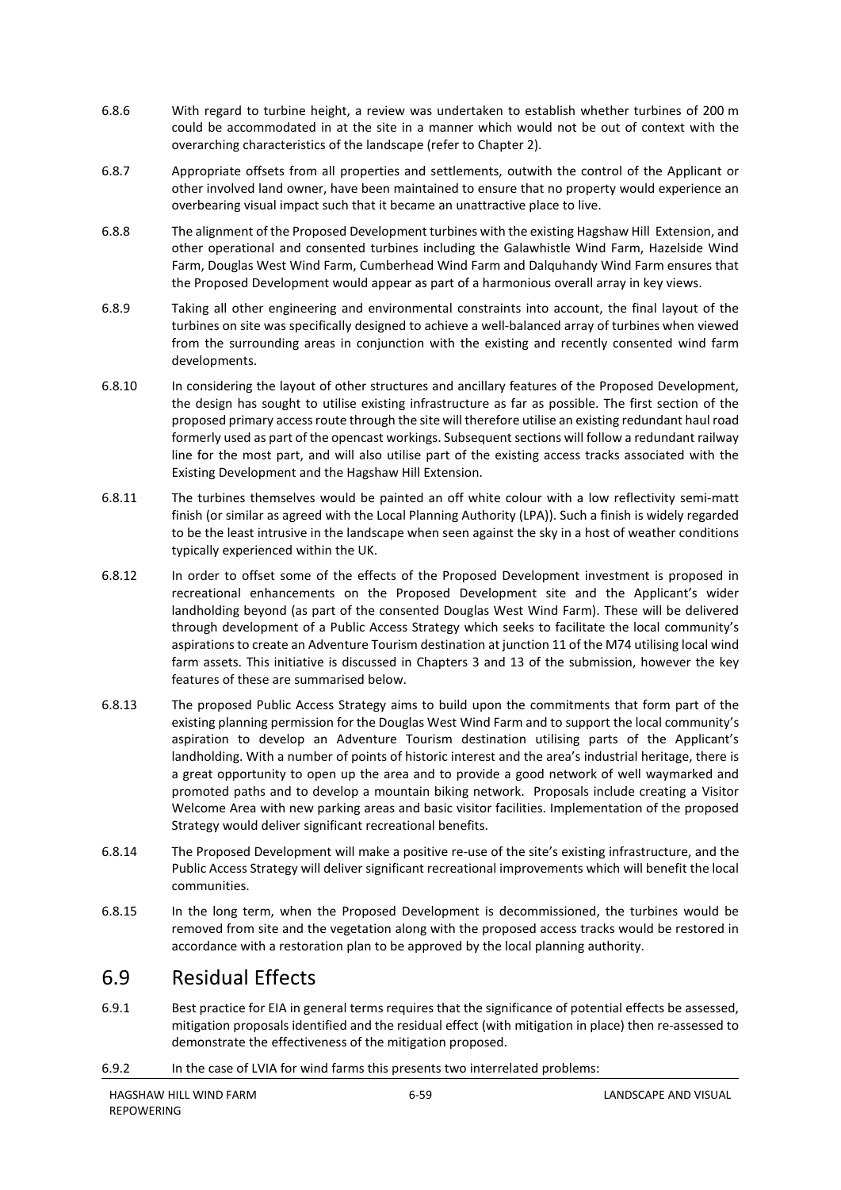6.8.6 With regard to turbine height, a review was undertaken to establish whether turbines of 200 m could be accommodated in at the site in a manner which would not be out of context with the overarching characteristics of the landscape (refer to Chapter 2).

6.8.7 Appropriate offsets from all properties and settlements, outwith the control of the Applicant or other involved land owner, have been maintained to ensure that no property would experience an overbearing visual impact such that it became an unattractive place to live.

6.8.8 The alignment of the Proposed Development turbines with the existing Hagshaw Hill Extension, and other operational and consented turbines including the Galawhistle Wind Farm, Hazelside Wind Farm, Douglas West Wind Farm, Cumberhead Wind Farm and Dalquhandy Wind Farm ensures that the Proposed Development would appear as part of a harmonious overall array in key views.

6.8.9 Taking all other engineering and environmental constraints into account, the final layout of the turbines on site was specifically designed to achieve a well-balanced array of turbines when viewed from the surrounding areas in conjunction with the existing and recently consented wind farm developments.

6.8.10 In considering the layout of other structures and ancillary features of the Proposed Development, the design has sought to utilise existing infrastructure as far as possible. The first section of the proposed primary access route through the site will therefore utilise an existing redundant haul road formerly used as part of the opencast workings. Subsequent sections will follow a redundant railway line for the most part, and will also utilise part of the existing access tracks associated with the Existing Development and the Hagshaw Hill Extension.

6.8.11 The turbines themselves would be painted an off white colour with a low reflectivity semi-matt finish (or similar as agreed with the Local Planning Authority (LPA)). Such a finish is widely regarded to be the least intrusive in the landscape when seen against the sky in a host of weather conditions typically experienced within the UK.

6.8.12 In order to offset some of the effects of the Proposed Development investment is proposed in recreational enhancements on the Proposed Development site and the Applicant's wider landholding beyond (as part of the consented Douglas West Wind Farm). These will be delivered through development of a Public Access Strategy which seeks to facilitate the local community's aspirations to create an Adventure Tourism destination at junction 11 of the M74 utilising local wind farm assets. This initiative is discussed in Chapters 3 and 13 of the submission, however the key features of these are summarised below.

6.8.13 The proposed Public Access Strategy aims to build upon the commitments that form part of the existing planning permission for the Douglas West Wind Farm and to support the local community's aspiration to develop an Adventure Tourism destination utilising parts of the Applicant's landholding. With a number of points of historic interest and the area's industrial heritage, there is a great opportunity to open up the area and to provide a good network of well waymarked and promoted paths and to develop a mountain biking network. Proposals include creating a Visitor Welcome Area with new parking areas and basic visitor facilities. Implementation of the proposed Strategy would deliver significant recreational benefits.

6.8.14 The Proposed Development will make a positive re-use of the site's existing infrastructure, and the Public Access Strategy will deliver significant recreational improvements which will benefit the local communities.

6.8.15 In the long term, when the Proposed Development is decommissioned, the turbines would be removed from site and the vegetation along with the proposed access tracks would be restored in accordance with a restoration plan to be approved by the local planning authority.

## 6.9 Residual Effects

6.9.1 Best practice for EIA in general terms requires that the significance of potential effects be assessed, mitigation proposals identified and the residual effect (with mitigation in place) then re-assessed to demonstrate the effectiveness of the mitigation proposed.

6.9.2 In the case of LVIA for wind farms this presents two interrelated problems: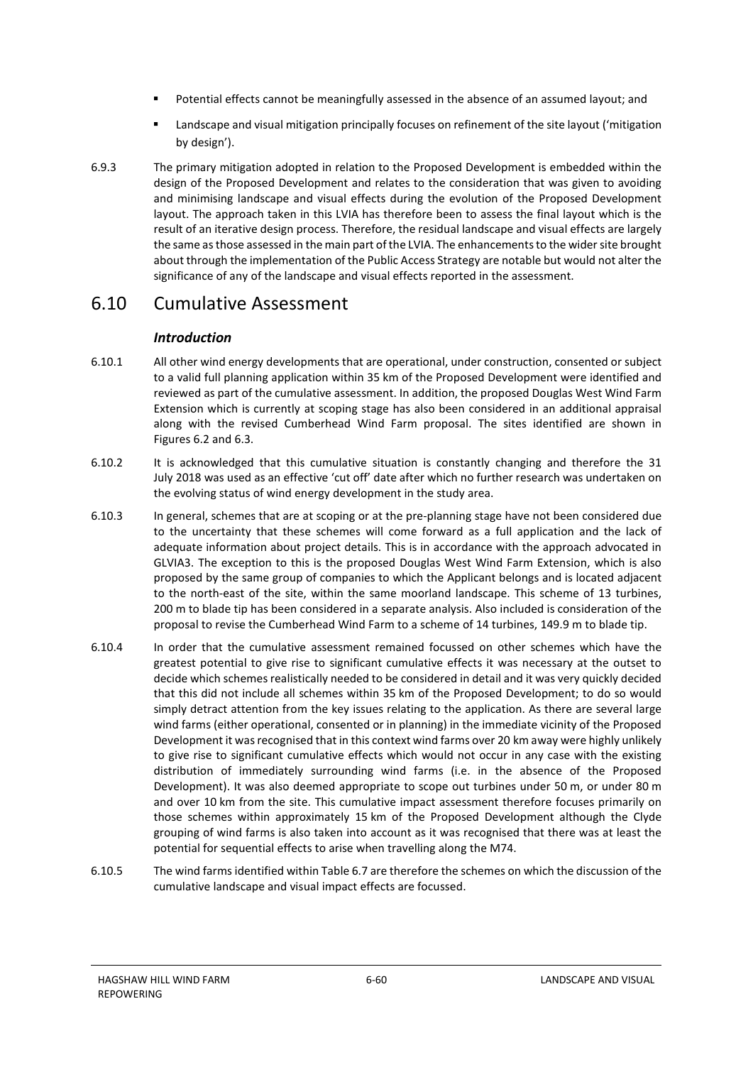- Potential effects cannot be meaningfully assessed in the absence of an assumed layout; and
- Landscape and visual mitigation principally focuses on refinement of the site layout ('mitigation by design').

6.9.3 The primary mitigation adopted in relation to the Proposed Development is embedded within the design of the Proposed Development and relates to the consideration that was given to avoiding and minimising landscape and visual effects during the evolution of the Proposed Development layout. The approach taken in this LVIA has therefore been to assess the final layout which is the result of an iterative design process. Therefore, the residual landscape and visual effects are largely the same as those assessed in the main part of the LVIA. The enhancements to the wider site brought about through the implementation of the Public Access Strategy are notable but would not alter the significance of any of the landscape and visual effects reported in the assessment.

## 6.10 Cumulative Assessment

### *Introduction*

6.10.1 All other wind energy developments that are operational, under construction, consented or subject to a valid full planning application within 35 km of the Proposed Development were identified and reviewed as part of the cumulative assessment. In addition, the proposed Douglas West Wind Farm Extension which is currently at scoping stage has also been considered in an additional appraisal along with the revised Cumberhead Wind Farm proposal. The sites identified are shown in Figures 6.2 and 6.3.

6.10.2 It is acknowledged that this cumulative situation is constantly changing and therefore the 31 July 2018 was used as an effective 'cut off' date after which no further research was undertaken on the evolving status of wind energy development in the study area.

6.10.3 In general, schemes that are at scoping or at the pre-planning stage have not been considered due to the uncertainty that these schemes will come forward as a full application and the lack of adequate information about project details. This is in accordance with the approach advocated in GLVIA3. The exception to this is the proposed Douglas West Wind Farm Extension, which is also proposed by the same group of companies to which the Applicant belongs and is located adjacent to the north-east of the site, within the same moorland landscape. This scheme of 13 turbines, 200 m to blade tip has been considered in a separate analysis. Also included is consideration of the proposal to revise the Cumberhead Wind Farm to a scheme of 14 turbines, 149.9 m to blade tip.

6.10.4 In order that the cumulative assessment remained focussed on other schemes which have the greatest potential to give rise to significant cumulative effects it was necessary at the outset to decide which schemes realistically needed to be considered in detail and it was very quickly decided that this did not include all schemes within 35 km of the Proposed Development; to do so would simply detract attention from the key issues relating to the application. As there are several large wind farms (either operational, consented or in planning) in the immediate vicinity of the Proposed Development it was recognised that in this context wind farms over 20 km away were highly unlikely to give rise to significant cumulative effects which would not occur in any case with the existing distribution of immediately surrounding wind farms (i.e. in the absence of the Proposed Development). It was also deemed appropriate to scope out turbines under 50 m, or under 80 m and over 10 km from the site. This cumulative impact assessment therefore focuses primarily on those schemes within approximately 15 km of the Proposed Development although the Clyde grouping of wind farms is also taken into account as it was recognised that there was at least the potential for sequential effects to arise when travelling along the M74.

6.10.5 The wind farms identified within Table 6.7 are therefore the schemes on which the discussion of the cumulative landscape and visual impact effects are focussed.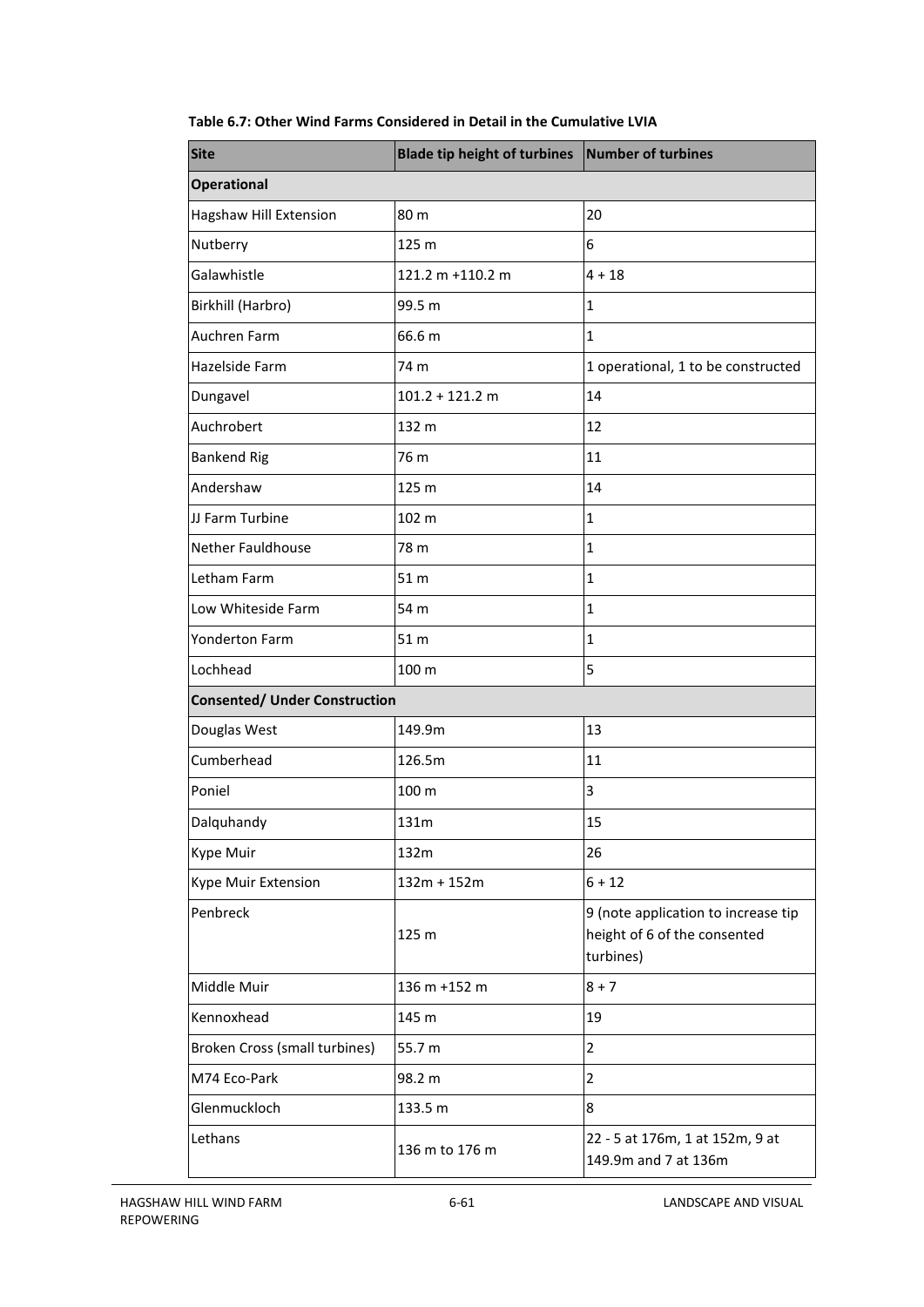**Table 6.7: Other Wind Farms Considered in Detail in the Cumulative LVIA**

| Site | Blade tip height of turbines | Number of turbines |
|---|---|---|
| **Operational** | | |
| Hagshaw Hill Extension | 80 m | 20 |
| Nutberry | 125 m | 6 |
| Galawhistle | 121.2 m +110.2 m | 4 + 18 |
| Birkhill (Harbro) | 99.5 m | 1 |
| Auchren Farm | 66.6 m | 1 |
| Hazelside Farm | 74 m | 1 operational, 1 to be constructed |
| Dungavel | 101.2 + 121.2 m | 14 |
| Auchrobert | 132 m | 12 |
| Bankend Rig | 76 m | 11 |
| Andershaw | 125 m | 14 |
| JJ Farm Turbine | 102 m | 1 |
| Nether Fauldhouse | 78 m | 1 |
| Letham Farm | 51 m | 1 |
| Low Whiteside Farm | 54 m | 1 |
| Yonderton Farm | 51 m | 1 |
| Lochhead | 100 m | 5 |
| **Consented/ Under Construction** | | |
| Douglas West | 149.9m | 13 |
| Cumberhead | 126.5m | 11 |
| Poniel | 100 m | 3 |
| Dalquhandy | 131m | 15 |
| Kype Muir | 132m | 26 |
| Kype Muir Extension | 132m + 152m | 6 + 12 |
| Penbreck | 125 m | 9 (note application to increase tip height of 6 of the consented turbines) |
| Middle Muir | 136 m +152 m | 8 + 7 |
| Kennoxhead | 145 m | 19 |
| Broken Cross (small turbines) | 55.7 m | 2 |
| M74 Eco-Park | 98.2 m | 2 |
| Glenmuckloch | 133.5 m | 8 |
| Lethans | 136 m to 176 m | 22 - 5 at 176m, 1 at 152m, 9 at 149.9m and 7 at 136m |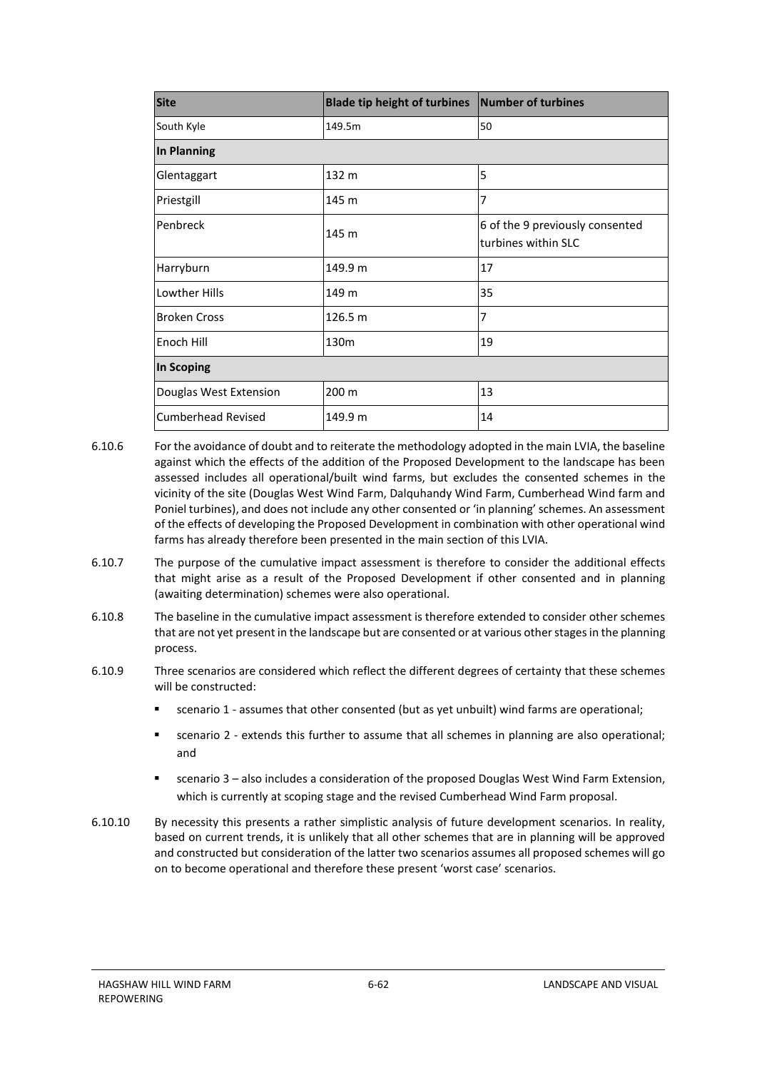| Site | Blade tip height of turbines | Number of turbines |
|---|---|---|
| South Kyle | 149.5m | 50 |
| **In Planning** | | |
| Glentaggart | 132 m | 5 |
| Priestgill | 145 m | 7 |
| Penbreck | 145 m | 6 of the 9 previously consented turbines within SLC |
| Harryburn | 149.9 m | 17 |
| Lowther Hills | 149 m | 35 |
| Broken Cross | 126.5 m | 7 |
| Enoch Hill | 130m | 19 |
| **In Scoping** | | |
| Douglas West Extension | 200 m | 13 |
| Cumberhead Revised | 149.9 m | 14 |

6.10.6 For the avoidance of doubt and to reiterate the methodology adopted in the main LVIA, the baseline against which the effects of the addition of the Proposed Development to the landscape has been assessed includes all operational/built wind farms, but excludes the consented schemes in the vicinity of the site (Douglas West Wind Farm, Dalquhandy Wind Farm, Cumberhead Wind farm and Poniel turbines), and does not include any other consented or 'in planning' schemes. An assessment of the effects of developing the Proposed Development in combination with other operational wind farms has already therefore been presented in the main section of this LVIA.

6.10.7 The purpose of the cumulative impact assessment is therefore to consider the additional effects that might arise as a result of the Proposed Development if other consented and in planning (awaiting determination) schemes were also operational.

6.10.8 The baseline in the cumulative impact assessment is therefore extended to consider other schemes that are not yet present in the landscape but are consented or at various other stages in the planning process.

6.10.9 Three scenarios are considered which reflect the different degrees of certainty that these schemes will be constructed:

- scenario 1 - assumes that other consented (but as yet unbuilt) wind farms are operational;
- scenario 2 - extends this further to assume that all schemes in planning are also operational; and
- scenario 3 – also includes a consideration of the proposed Douglas West Wind Farm Extension, which is currently at scoping stage and the revised Cumberhead Wind Farm proposal.

6.10.10 By necessity this presents a rather simplistic analysis of future development scenarios. In reality, based on current trends, it is unlikely that all other schemes that are in planning will be approved and constructed but consideration of the latter two scenarios assumes all proposed schemes will go on to become operational and therefore these present 'worst case' scenarios.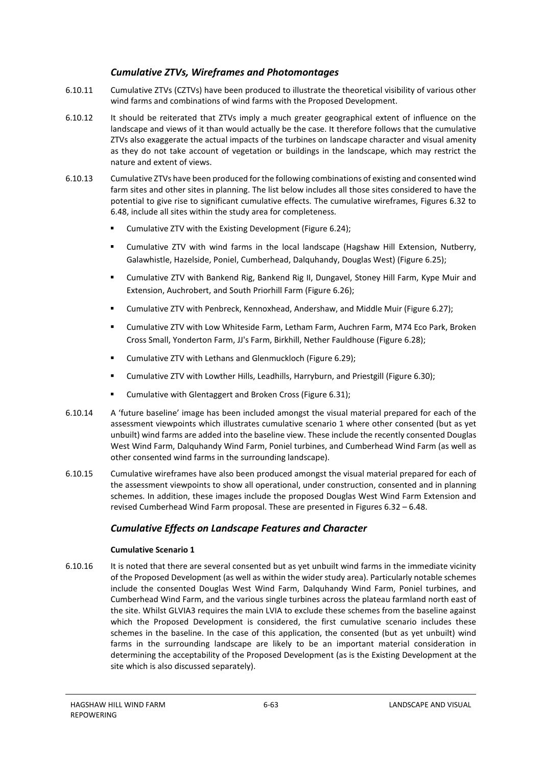### *Cumulative ZTVs, Wireframes and Photomontages*

6.10.11 Cumulative ZTVs (CZTVs) have been produced to illustrate the theoretical visibility of various other wind farms and combinations of wind farms with the Proposed Development.

6.10.12 It should be reiterated that ZTVs imply a much greater geographical extent of influence on the landscape and views of it than would actually be the case. It therefore follows that the cumulative ZTVs also exaggerate the actual impacts of the turbines on landscape character and visual amenity as they do not take account of vegetation or buildings in the landscape, which may restrict the nature and extent of views.

6.10.13 Cumulative ZTVs have been produced for the following combinations of existing and consented wind farm sites and other sites in planning. The list below includes all those sites considered to have the potential to give rise to significant cumulative effects. The cumulative wireframes, Figures 6.32 to 6.48, include all sites within the study area for completeness.

- Cumulative ZTV with the Existing Development (Figure 6.24);
- Cumulative ZTV with wind farms in the local landscape (Hagshaw Hill Extension, Nutberry, Galawhistle, Hazelside, Poniel, Cumberhead, Dalquhandy, Douglas West) (Figure 6.25);
- Cumulative ZTV with Bankend Rig, Bankend Rig II, Dungavel, Stoney Hill Farm, Kype Muir and Extension, Auchrobert, and South Priorhill Farm (Figure 6.26);
- Cumulative ZTV with Penbreck, Kennoxhead, Andershaw, and Middle Muir (Figure 6.27);
- Cumulative ZTV with Low Whiteside Farm, Letham Farm, Auchren Farm, M74 Eco Park, Broken Cross Small, Yonderton Farm, JJ's Farm, Birkhill, Nether Fauldhouse (Figure 6.28);
- Cumulative ZTV with Lethans and Glenmuckloch (Figure 6.29);
- Cumulative ZTV with Lowther Hills, Leadhills, Harryburn, and Priestgill (Figure 6.30);
- Cumulative with Glentaggert and Broken Cross (Figure 6.31);

6.10.14 A 'future baseline' image has been included amongst the visual material prepared for each of the assessment viewpoints which illustrates cumulative scenario 1 where other consented (but as yet unbuilt) wind farms are added into the baseline view. These include the recently consented Douglas West Wind Farm, Dalquhandy Wind Farm, Poniel turbines, and Cumberhead Wind Farm (as well as other consented wind farms in the surrounding landscape).

6.10.15 Cumulative wireframes have also been produced amongst the visual material prepared for each of the assessment viewpoints to show all operational, under construction, consented and in planning schemes. In addition, these images include the proposed Douglas West Wind Farm Extension and revised Cumberhead Wind Farm proposal. These are presented in Figures 6.32 – 6.48.

### *Cumulative Effects on Landscape Features and Character*

**Cumulative Scenario 1**

6.10.16 It is noted that there are several consented but as yet unbuilt wind farms in the immediate vicinity of the Proposed Development (as well as within the wider study area). Particularly notable schemes include the consented Douglas West Wind Farm, Dalquhandy Wind Farm, Poniel turbines, and Cumberhead Wind Farm, and the various single turbines across the plateau farmland north east of the site. Whilst GLVIA3 requires the main LVIA to exclude these schemes from the baseline against which the Proposed Development is considered, the first cumulative scenario includes these schemes in the baseline. In the case of this application, the consented (but as yet unbuilt) wind farms in the surrounding landscape are likely to be an important material consideration in determining the acceptability of the Proposed Development (as is the Existing Development at the site which is also discussed separately).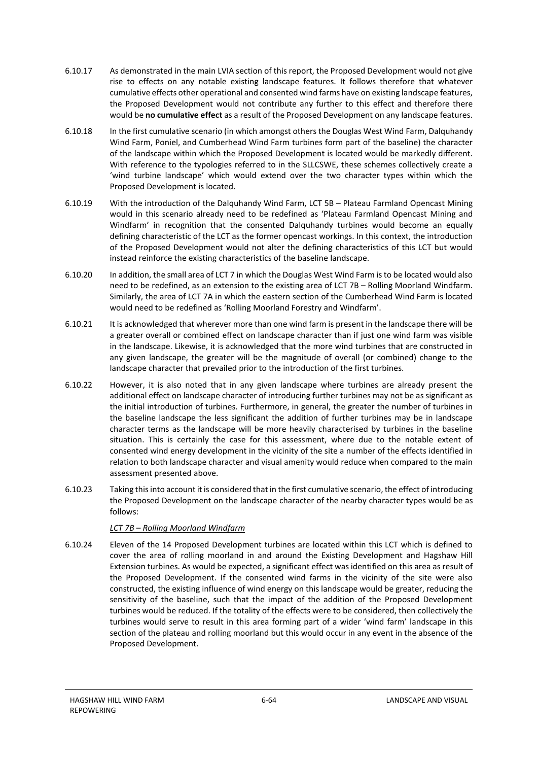6.10.17 As demonstrated in the main LVIA section of this report, the Proposed Development would not give rise to effects on any notable existing landscape features. It follows therefore that whatever cumulative effects other operational and consented wind farms have on existing landscape features, the Proposed Development would not contribute any further to this effect and therefore there would be **no cumulative effect** as a result of the Proposed Development on any landscape features.

6.10.18 In the first cumulative scenario (in which amongst others the Douglas West Wind Farm, Dalquhandy Wind Farm, Poniel, and Cumberhead Wind Farm turbines form part of the baseline) the character of the landscape within which the Proposed Development is located would be markedly different. With reference to the typologies referred to in the SLLCSWE, these schemes collectively create a 'wind turbine landscape' which would extend over the two character types within which the Proposed Development is located.

6.10.19 With the introduction of the Dalquhandy Wind Farm, LCT 5B – Plateau Farmland Opencast Mining would in this scenario already need to be redefined as 'Plateau Farmland Opencast Mining and Windfarm' in recognition that the consented Dalquhandy turbines would become an equally defining characteristic of the LCT as the former opencast workings. In this context, the introduction of the Proposed Development would not alter the defining characteristics of this LCT but would instead reinforce the existing characteristics of the baseline landscape.

6.10.20 In addition, the small area of LCT 7 in which the Douglas West Wind Farm is to be located would also need to be redefined, as an extension to the existing area of LCT 7B – Rolling Moorland Windfarm. Similarly, the area of LCT 7A in which the eastern section of the Cumberhead Wind Farm is located would need to be redefined as 'Rolling Moorland Forestry and Windfarm'.

6.10.21 It is acknowledged that wherever more than one wind farm is present in the landscape there will be a greater overall or combined effect on landscape character than if just one wind farm was visible in the landscape. Likewise, it is acknowledged that the more wind turbines that are constructed in any given landscape, the greater will be the magnitude of overall (or combined) change to the landscape character that prevailed prior to the introduction of the first turbines.

6.10.22 However, it is also noted that in any given landscape where turbines are already present the additional effect on landscape character of introducing further turbines may not be as significant as the initial introduction of turbines. Furthermore, in general, the greater the number of turbines in the baseline landscape the less significant the addition of further turbines may be in landscape character terms as the landscape will be more heavily characterised by turbines in the baseline situation. This is certainly the case for this assessment, where due to the notable extent of consented wind energy development in the vicinity of the site a number of the effects identified in relation to both landscape character and visual amenity would reduce when compared to the main assessment presented above.

6.10.23 Taking this into account it is considered that in the first cumulative scenario, the effect of introducing the Proposed Development on the landscape character of the nearby character types would be as follows:

*LCT 7B – Rolling Moorland Windfarm*

6.10.24 Eleven of the 14 Proposed Development turbines are located within this LCT which is defined to cover the area of rolling moorland in and around the Existing Development and Hagshaw Hill Extension turbines. As would be expected, a significant effect was identified on this area as result of the Proposed Development. If the consented wind farms in the vicinity of the site were also constructed, the existing influence of wind energy on this landscape would be greater, reducing the sensitivity of the baseline, such that the impact of the addition of the Proposed Development turbines would be reduced. If the totality of the effects were to be considered, then collectively the turbines would serve to result in this area forming part of a wider 'wind farm' landscape in this section of the plateau and rolling moorland but this would occur in any event in the absence of the Proposed Development.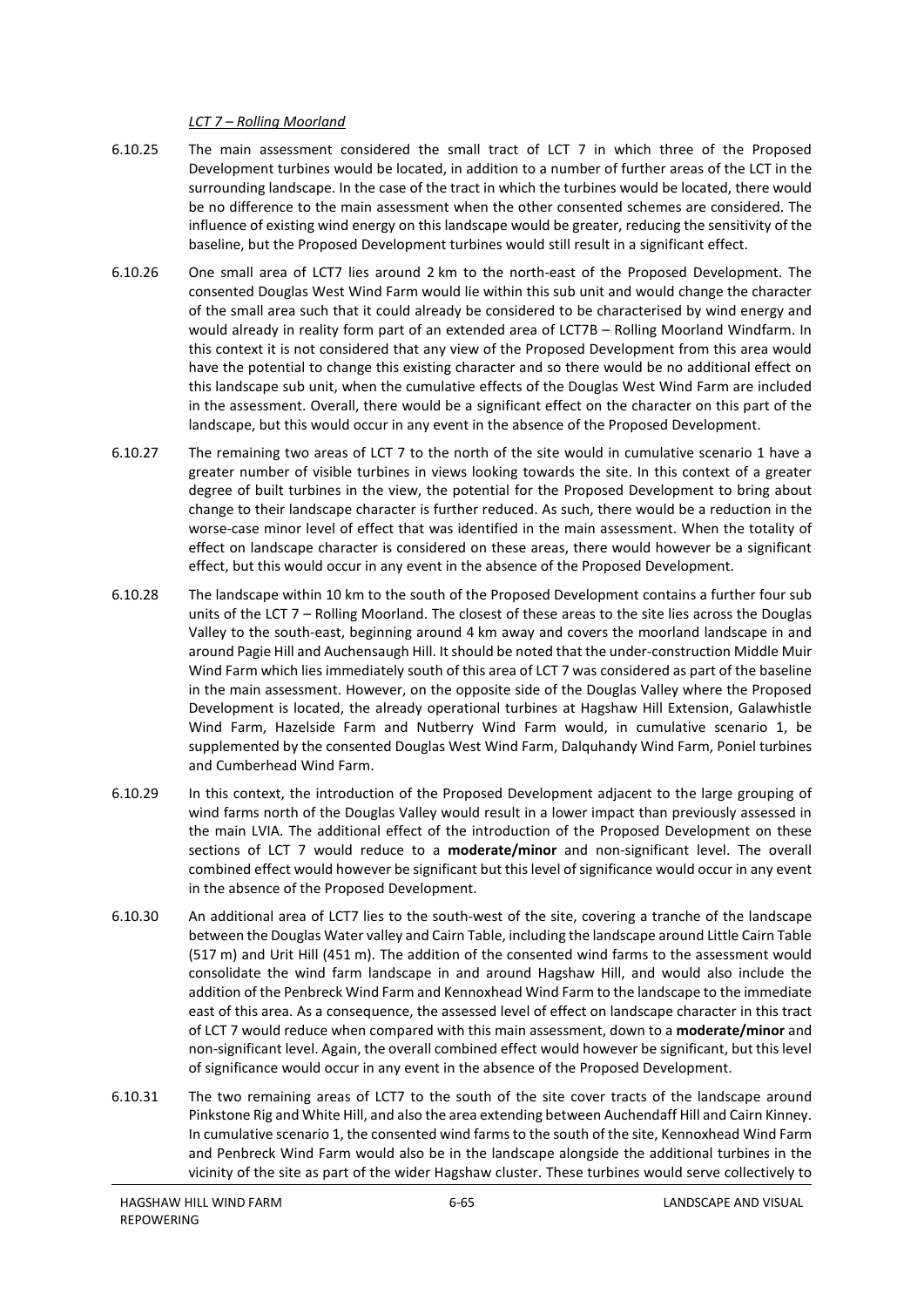*LCT 7 – Rolling Moorland*

6.10.25 The main assessment considered the small tract of LCT 7 in which three of the Proposed Development turbines would be located, in addition to a number of further areas of the LCT in the surrounding landscape. In the case of the tract in which the turbines would be located, there would be no difference to the main assessment when the other consented schemes are considered. The influence of existing wind energy on this landscape would be greater, reducing the sensitivity of the baseline, but the Proposed Development turbines would still result in a significant effect.

6.10.26 One small area of LCT7 lies around 2 km to the north-east of the Proposed Development. The consented Douglas West Wind Farm would lie within this sub unit and would change the character of the small area such that it could already be considered to be characterised by wind energy and would already in reality form part of an extended area of LCT7B – Rolling Moorland Windfarm. In this context it is not considered that any view of the Proposed Development from this area would have the potential to change this existing character and so there would be no additional effect on this landscape sub unit, when the cumulative effects of the Douglas West Wind Farm are included in the assessment. Overall, there would be a significant effect on the character on this part of the landscape, but this would occur in any event in the absence of the Proposed Development.

6.10.27 The remaining two areas of LCT 7 to the north of the site would in cumulative scenario 1 have a greater number of visible turbines in views looking towards the site. In this context of a greater degree of built turbines in the view, the potential for the Proposed Development to bring about change to their landscape character is further reduced. As such, there would be a reduction in the worse-case minor level of effect that was identified in the main assessment. When the totality of effect on landscape character is considered on these areas, there would however be a significant effect, but this would occur in any event in the absence of the Proposed Development.

6.10.28 The landscape within 10 km to the south of the Proposed Development contains a further four sub units of the LCT 7 – Rolling Moorland. The closest of these areas to the site lies across the Douglas Valley to the south-east, beginning around 4 km away and covers the moorland landscape in and around Pagie Hill and Auchensaugh Hill. It should be noted that the under-construction Middle Muir Wind Farm which lies immediately south of this area of LCT 7 was considered as part of the baseline in the main assessment. However, on the opposite side of the Douglas Valley where the Proposed Development is located, the already operational turbines at Hagshaw Hill Extension, Galawhistle Wind Farm, Hazelside Farm and Nutberry Wind Farm would, in cumulative scenario 1, be supplemented by the consented Douglas West Wind Farm, Dalquhandy Wind Farm, Poniel turbines and Cumberhead Wind Farm.

6.10.29 In this context, the introduction of the Proposed Development adjacent to the large grouping of wind farms north of the Douglas Valley would result in a lower impact than previously assessed in the main LVIA. The additional effect of the introduction of the Proposed Development on these sections of LCT 7 would reduce to a **moderate/minor** and non-significant level. The overall combined effect would however be significant but this level of significance would occur in any event in the absence of the Proposed Development.

6.10.30 An additional area of LCT7 lies to the south-west of the site, covering a tranche of the landscape between the Douglas Water valley and Cairn Table, including the landscape around Little Cairn Table (517 m) and Urit Hill (451 m). The addition of the consented wind farms to the assessment would consolidate the wind farm landscape in and around Hagshaw Hill, and would also include the addition of the Penbreck Wind Farm and Kennoxhead Wind Farm to the landscape to the immediate east of this area. As a consequence, the assessed level of effect on landscape character in this tract of LCT 7 would reduce when compared with this main assessment, down to a **moderate/minor** and non-significant level. Again, the overall combined effect would however be significant, but this level of significance would occur in any event in the absence of the Proposed Development.

6.10.31 The two remaining areas of LCT7 to the south of the site cover tracts of the landscape around Pinkstone Rig and White Hill, and also the area extending between Auchendaff Hill and Cairn Kinney. In cumulative scenario 1, the consented wind farms to the south of the site, Kennoxhead Wind Farm and Penbreck Wind Farm would also be in the landscape alongside the additional turbines in the vicinity of the site as part of the wider Hagshaw cluster. These turbines would serve collectively to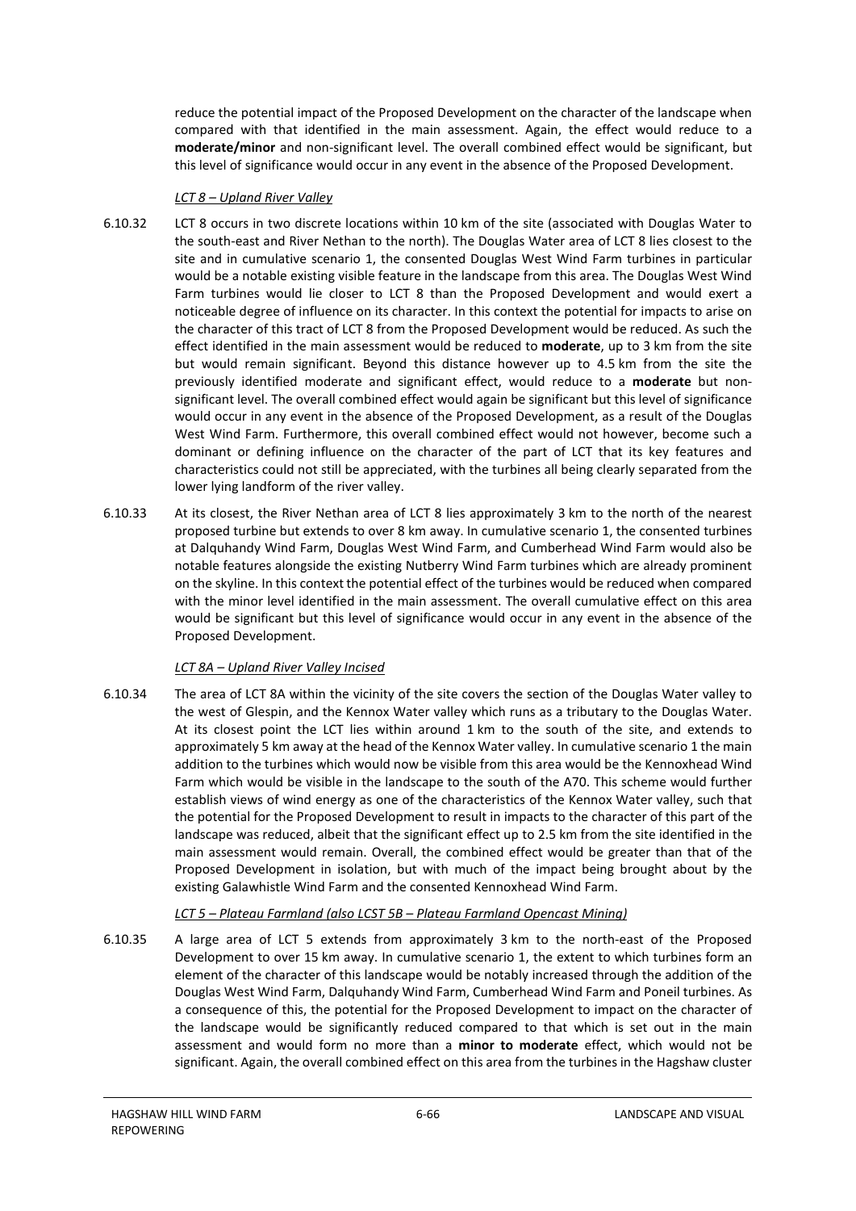reduce the potential impact of the Proposed Development on the character of the landscape when compared with that identified in the main assessment. Again, the effect would reduce to a **moderate/minor** and non-significant level. The overall combined effect would be significant, but this level of significance would occur in any event in the absence of the Proposed Development.

*LCT 8 – Upland River Valley*

6.10.32 LCT 8 occurs in two discrete locations within 10 km of the site (associated with Douglas Water to the south-east and River Nethan to the north). The Douglas Water area of LCT 8 lies closest to the site and in cumulative scenario 1, the consented Douglas West Wind Farm turbines in particular would be a notable existing visible feature in the landscape from this area. The Douglas West Wind Farm turbines would lie closer to LCT 8 than the Proposed Development and would exert a noticeable degree of influence on its character. In this context the potential for impacts to arise on the character of this tract of LCT 8 from the Proposed Development would be reduced. As such the effect identified in the main assessment would be reduced to **moderate**, up to 3 km from the site but would remain significant. Beyond this distance however up to 4.5 km from the site the previously identified moderate and significant effect, would reduce to a **moderate** but non-significant level. The overall combined effect would again be significant but this level of significance would occur in any event in the absence of the Proposed Development, as a result of the Douglas West Wind Farm. Furthermore, this overall combined effect would not however, become such a dominant or defining influence on the character of the part of LCT that its key features and characteristics could not still be appreciated, with the turbines all being clearly separated from the lower lying landform of the river valley.

6.10.33 At its closest, the River Nethan area of LCT 8 lies approximately 3 km to the north of the nearest proposed turbine but extends to over 8 km away. In cumulative scenario 1, the consented turbines at Dalquhandy Wind Farm, Douglas West Wind Farm, and Cumberhead Wind Farm would also be notable features alongside the existing Nutberry Wind Farm turbines which are already prominent on the skyline. In this context the potential effect of the turbines would be reduced when compared with the minor level identified in the main assessment. The overall cumulative effect on this area would be significant but this level of significance would occur in any event in the absence of the Proposed Development.

*LCT 8A – Upland River Valley Incised*

6.10.34 The area of LCT 8A within the vicinity of the site covers the section of the Douglas Water valley to the west of Glespin, and the Kennox Water valley which runs as a tributary to the Douglas Water. At its closest point the LCT lies within around 1 km to the south of the site, and extends to approximately 5 km away at the head of the Kennox Water valley. In cumulative scenario 1 the main addition to the turbines which would now be visible from this area would be the Kennoxhead Wind Farm which would be visible in the landscape to the south of the A70. This scheme would further establish views of wind energy as one of the characteristics of the Kennox Water valley, such that the potential for the Proposed Development to result in impacts to the character of this part of the landscape was reduced, albeit that the significant effect up to 2.5 km from the site identified in the main assessment would remain. Overall, the combined effect would be greater than that of the Proposed Development in isolation, but with much of the impact being brought about by the existing Galawhistle Wind Farm and the consented Kennoxhead Wind Farm.

*LCT 5 – Plateau Farmland (also LCST 5B – Plateau Farmland Opencast Mining)*

6.10.35 A large area of LCT 5 extends from approximately 3 km to the north-east of the Proposed Development to over 15 km away. In cumulative scenario 1, the extent to which turbines form an element of the character of this landscape would be notably increased through the addition of the Douglas West Wind Farm, Dalquhandy Wind Farm, Cumberhead Wind Farm and Poneil turbines. As a consequence of this, the potential for the Proposed Development to impact on the character of the landscape would be significantly reduced compared to that which is set out in the main assessment and would form no more than a **minor to moderate** effect, which would not be significant. Again, the overall combined effect on this area from the turbines in the Hagshaw cluster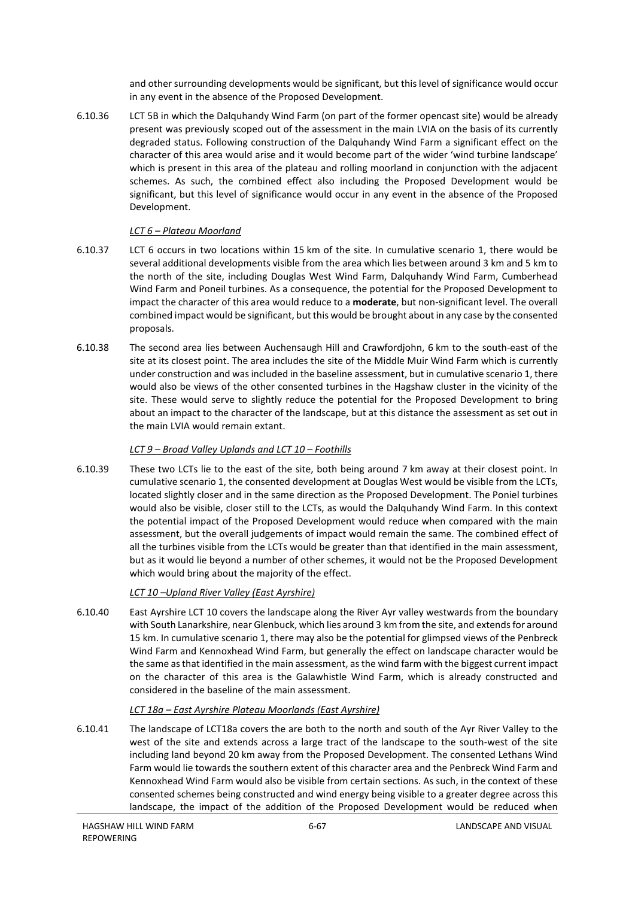and other surrounding developments would be significant, but this level of significance would occur in any event in the absence of the Proposed Development.

6.10.36 LCT 5B in which the Dalquhandy Wind Farm (on part of the former opencast site) would be already present was previously scoped out of the assessment in the main LVIA on the basis of its currently degraded status. Following construction of the Dalquhandy Wind Farm a significant effect on the character of this area would arise and it would become part of the wider 'wind turbine landscape' which is present in this area of the plateau and rolling moorland in conjunction with the adjacent schemes. As such, the combined effect also including the Proposed Development would be significant, but this level of significance would occur in any event in the absence of the Proposed Development.

*LCT 6 – Plateau Moorland*

6.10.37 LCT 6 occurs in two locations within 15 km of the site. In cumulative scenario 1, there would be several additional developments visible from the area which lies between around 3 km and 5 km to the north of the site, including Douglas West Wind Farm, Dalquhandy Wind Farm, Cumberhead Wind Farm and Poneil turbines. As a consequence, the potential for the Proposed Development to impact the character of this area would reduce to a **moderate**, but non-significant level. The overall combined impact would be significant, but this would be brought about in any case by the consented proposals.

6.10.38 The second area lies between Auchensaugh Hill and Crawfordjohn, 6 km to the south-east of the site at its closest point. The area includes the site of the Middle Muir Wind Farm which is currently under construction and was included in the baseline assessment, but in cumulative scenario 1, there would also be views of the other consented turbines in the Hagshaw cluster in the vicinity of the site. These would serve to slightly reduce the potential for the Proposed Development to bring about an impact to the character of the landscape, but at this distance the assessment as set out in the main LVIA would remain extant.

*LCT 9 – Broad Valley Uplands and LCT 10 – Foothills*

6.10.39 These two LCTs lie to the east of the site, both being around 7 km away at their closest point. In cumulative scenario 1, the consented development at Douglas West would be visible from the LCTs, located slightly closer and in the same direction as the Proposed Development. The Poniel turbines would also be visible, closer still to the LCTs, as would the Dalquhandy Wind Farm. In this context the potential impact of the Proposed Development would reduce when compared with the main assessment, but the overall judgements of impact would remain the same. The combined effect of all the turbines visible from the LCTs would be greater than that identified in the main assessment, but as it would lie beyond a number of other schemes, it would not be the Proposed Development which would bring about the majority of the effect.

*LCT 10 –Upland River Valley (East Ayrshire)*

6.10.40 East Ayrshire LCT 10 covers the landscape along the River Ayr valley westwards from the boundary with South Lanarkshire, near Glenbuck, which lies around 3 km from the site, and extends for around 15 km. In cumulative scenario 1, there may also be the potential for glimpsed views of the Penbreck Wind Farm and Kennoxhead Wind Farm, but generally the effect on landscape character would be the same as that identified in the main assessment, as the wind farm with the biggest current impact on the character of this area is the Galawhistle Wind Farm, which is already constructed and considered in the baseline of the main assessment.

*LCT 18a – East Ayrshire Plateau Moorlands (East Ayrshire)*

6.10.41 The landscape of LCT18a covers the are both to the north and south of the Ayr River Valley to the west of the site and extends across a large tract of the landscape to the south-west of the site including land beyond 20 km away from the Proposed Development. The consented Lethans Wind Farm would lie towards the southern extent of this character area and the Penbreck Wind Farm and Kennoxhead Wind Farm would also be visible from certain sections. As such, in the context of these consented schemes being constructed and wind energy being visible to a greater degree across this landscape, the impact of the addition of the Proposed Development would be reduced when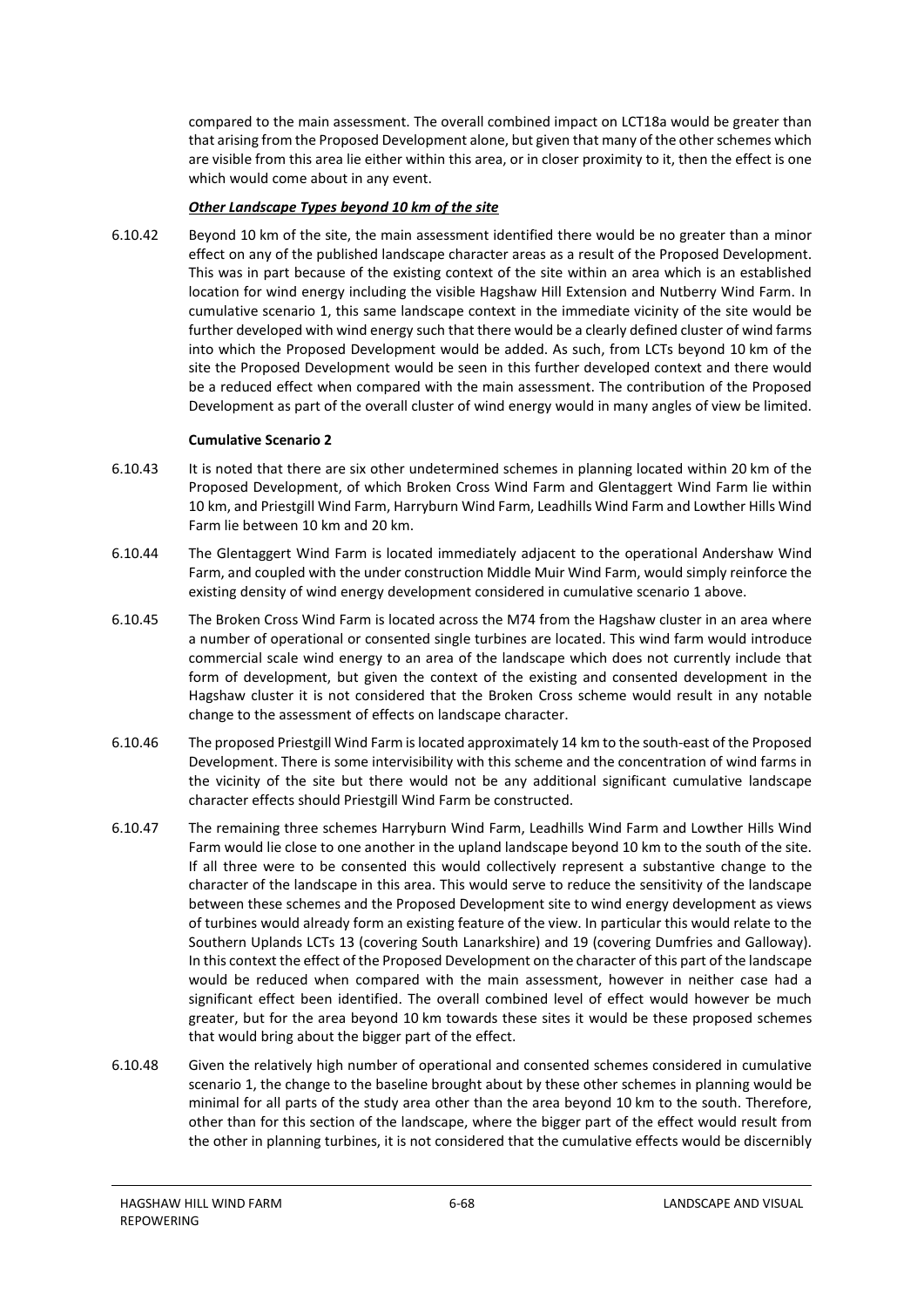compared to the main assessment. The overall combined impact on LCT18a would be greater than that arising from the Proposed Development alone, but given that many of the other schemes which are visible from this area lie either within this area, or in closer proximity to it, then the effect is one which would come about in any event.

***Other Landscape Types beyond 10 km of the site***

6.10.42 Beyond 10 km of the site, the main assessment identified there would be no greater than a minor effect on any of the published landscape character areas as a result of the Proposed Development. This was in part because of the existing context of the site within an area which is an established location for wind energy including the visible Hagshaw Hill Extension and Nutberry Wind Farm. In cumulative scenario 1, this same landscape context in the immediate vicinity of the site would be further developed with wind energy such that there would be a clearly defined cluster of wind farms into which the Proposed Development would be added. As such, from LCTs beyond 10 km of the site the Proposed Development would be seen in this further developed context and there would be a reduced effect when compared with the main assessment. The contribution of the Proposed Development as part of the overall cluster of wind energy would in many angles of view be limited.

**Cumulative Scenario 2**

6.10.43 It is noted that there are six other undetermined schemes in planning located within 20 km of the Proposed Development, of which Broken Cross Wind Farm and Glentaggert Wind Farm lie within 10 km, and Priestgill Wind Farm, Harryburn Wind Farm, Leadhills Wind Farm and Lowther Hills Wind Farm lie between 10 km and 20 km.

6.10.44 The Glentaggert Wind Farm is located immediately adjacent to the operational Andershaw Wind Farm, and coupled with the under construction Middle Muir Wind Farm, would simply reinforce the existing density of wind energy development considered in cumulative scenario 1 above.

6.10.45 The Broken Cross Wind Farm is located across the M74 from the Hagshaw cluster in an area where a number of operational or consented single turbines are located. This wind farm would introduce commercial scale wind energy to an area of the landscape which does not currently include that form of development, but given the context of the existing and consented development in the Hagshaw cluster it is not considered that the Broken Cross scheme would result in any notable change to the assessment of effects on landscape character.

6.10.46 The proposed Priestgill Wind Farm is located approximately 14 km to the south-east of the Proposed Development. There is some intervisibility with this scheme and the concentration of wind farms in the vicinity of the site but there would not be any additional significant cumulative landscape character effects should Priestgill Wind Farm be constructed.

6.10.47 The remaining three schemes Harryburn Wind Farm, Leadhills Wind Farm and Lowther Hills Wind Farm would lie close to one another in the upland landscape beyond 10 km to the south of the site. If all three were to be consented this would collectively represent a substantive change to the character of the landscape in this area. This would serve to reduce the sensitivity of the landscape between these schemes and the Proposed Development site to wind energy development as views of turbines would already form an existing feature of the view. In particular this would relate to the Southern Uplands LCTs 13 (covering South Lanarkshire) and 19 (covering Dumfries and Galloway). In this context the effect of the Proposed Development on the character of this part of the landscape would be reduced when compared with the main assessment, however in neither case had a significant effect been identified. The overall combined level of effect would however be much greater, but for the area beyond 10 km towards these sites it would be these proposed schemes that would bring about the bigger part of the effect.

6.10.48 Given the relatively high number of operational and consented schemes considered in cumulative scenario 1, the change to the baseline brought about by these other schemes in planning would be minimal for all parts of the study area other than the area beyond 10 km to the south. Therefore, other than for this section of the landscape, where the bigger part of the effect would result from the other in planning turbines, it is not considered that the cumulative effects would be discernibly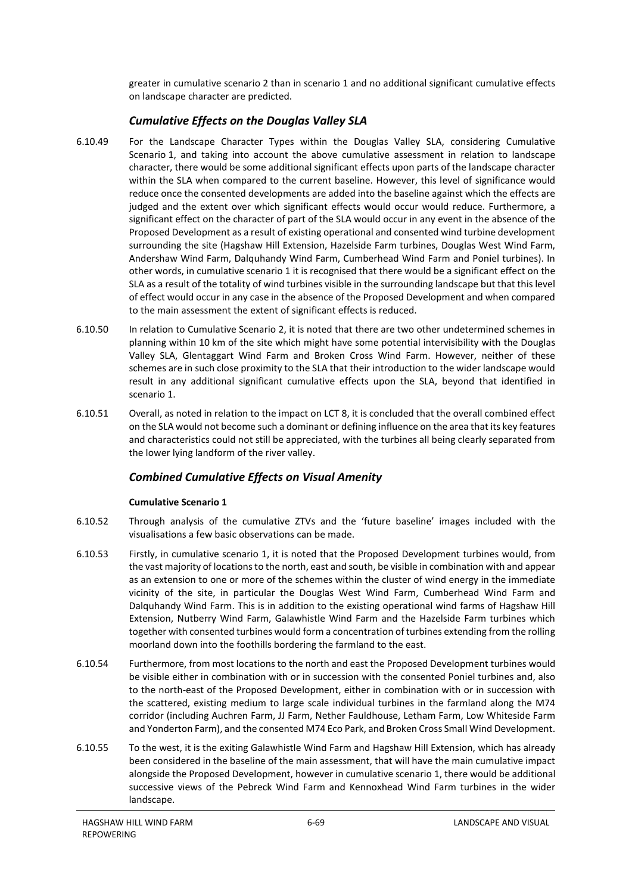greater in cumulative scenario 2 than in scenario 1 and no additional significant cumulative effects on landscape character are predicted.

### *Cumulative Effects on the Douglas Valley SLA*

6.10.49 For the Landscape Character Types within the Douglas Valley SLA, considering Cumulative Scenario 1, and taking into account the above cumulative assessment in relation to landscape character, there would be some additional significant effects upon parts of the landscape character within the SLA when compared to the current baseline. However, this level of significance would reduce once the consented developments are added into the baseline against which the effects are judged and the extent over which significant effects would occur would reduce. Furthermore, a significant effect on the character of part of the SLA would occur in any event in the absence of the Proposed Development as a result of existing operational and consented wind turbine development surrounding the site (Hagshaw Hill Extension, Hazelside Farm turbines, Douglas West Wind Farm, Andershaw Wind Farm, Dalquhandy Wind Farm, Cumberhead Wind Farm and Poniel turbines). In other words, in cumulative scenario 1 it is recognised that there would be a significant effect on the SLA as a result of the totality of wind turbines visible in the surrounding landscape but that this level of effect would occur in any case in the absence of the Proposed Development and when compared to the main assessment the extent of significant effects is reduced.

6.10.50 In relation to Cumulative Scenario 2, it is noted that there are two other undetermined schemes in planning within 10 km of the site which might have some potential intervisibility with the Douglas Valley SLA, Glentaggart Wind Farm and Broken Cross Wind Farm. However, neither of these schemes are in such close proximity to the SLA that their introduction to the wider landscape would result in any additional significant cumulative effects upon the SLA, beyond that identified in scenario 1.

6.10.51 Overall, as noted in relation to the impact on LCT 8, it is concluded that the overall combined effect on the SLA would not become such a dominant or defining influence on the area that its key features and characteristics could not still be appreciated, with the turbines all being clearly separated from the lower lying landform of the river valley.

### *Combined Cumulative Effects on Visual Amenity*

#### Cumulative Scenario 1

6.10.52 Through analysis of the cumulative ZTVs and the 'future baseline' images included with the visualisations a few basic observations can be made.

6.10.53 Firstly, in cumulative scenario 1, it is noted that the Proposed Development turbines would, from the vast majority of locations to the north, east and south, be visible in combination with and appear as an extension to one or more of the schemes within the cluster of wind energy in the immediate vicinity of the site, in particular the Douglas West Wind Farm, Cumberhead Wind Farm and Dalquhandy Wind Farm. This is in addition to the existing operational wind farms of Hagshaw Hill Extension, Nutberry Wind Farm, Galawhistle Wind Farm and the Hazelside Farm turbines which together with consented turbines would form a concentration of turbines extending from the rolling moorland down into the foothills bordering the farmland to the east.

6.10.54 Furthermore, from most locations to the north and east the Proposed Development turbines would be visible either in combination with or in succession with the consented Poniel turbines and, also to the north-east of the Proposed Development, either in combination with or in succession with the scattered, existing medium to large scale individual turbines in the farmland along the M74 corridor (including Auchren Farm, JJ Farm, Nether Fauldhouse, Letham Farm, Low Whiteside Farm and Yonderton Farm), and the consented M74 Eco Park, and Broken Cross Small Wind Development.

6.10.55 To the west, it is the exiting Galawhistle Wind Farm and Hagshaw Hill Extension, which has already been considered in the baseline of the main assessment, that will have the main cumulative impact alongside the Proposed Development, however in cumulative scenario 1, there would be additional successive views of the Pebreck Wind Farm and Kennoxhead Wind Farm turbines in the wider landscape.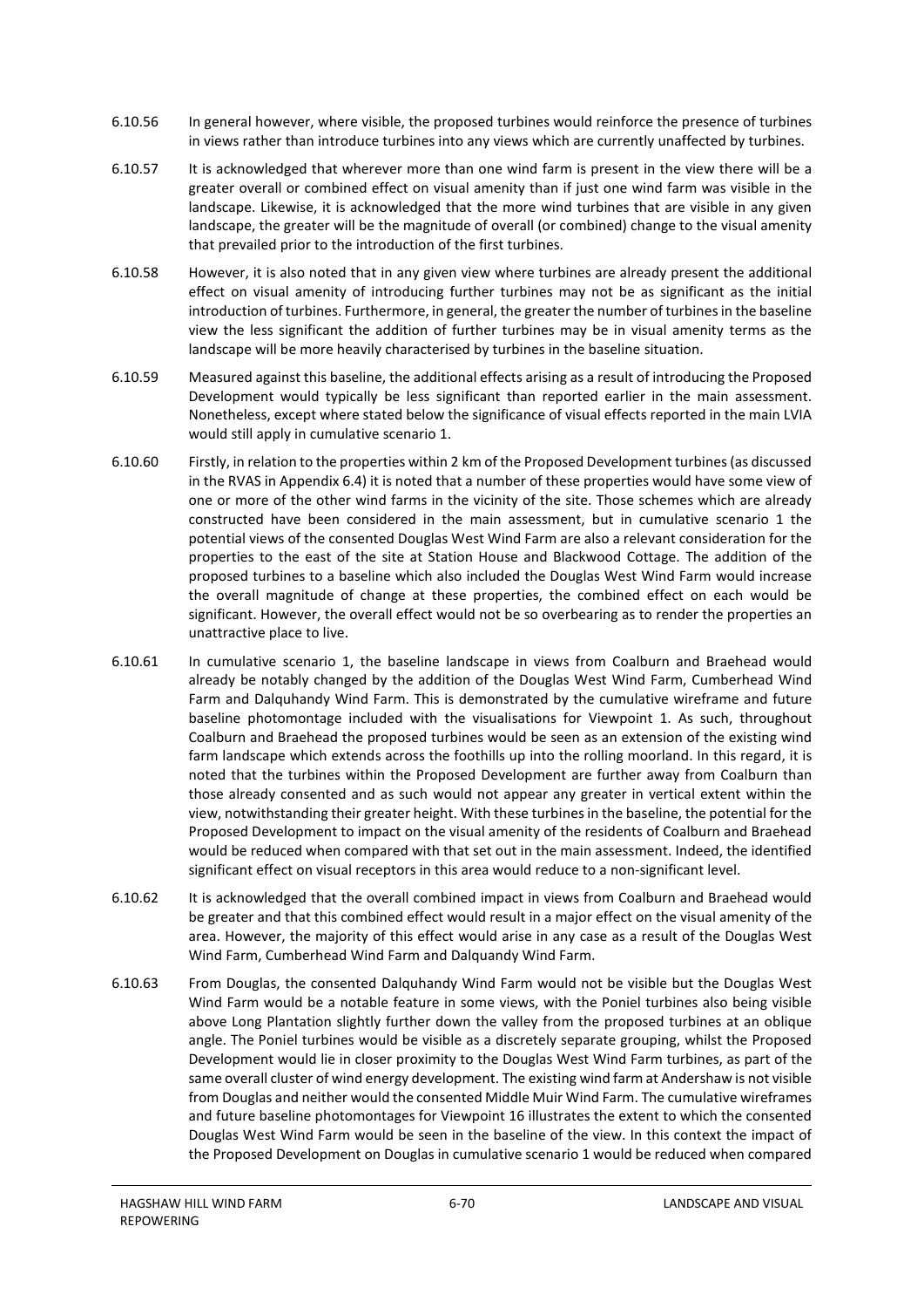6.10.56 In general however, where visible, the proposed turbines would reinforce the presence of turbines in views rather than introduce turbines into any views which are currently unaffected by turbines.

6.10.57 It is acknowledged that wherever more than one wind farm is present in the view there will be a greater overall or combined effect on visual amenity than if just one wind farm was visible in the landscape. Likewise, it is acknowledged that the more wind turbines that are visible in any given landscape, the greater will be the magnitude of overall (or combined) change to the visual amenity that prevailed prior to the introduction of the first turbines.

6.10.58 However, it is also noted that in any given view where turbines are already present the additional effect on visual amenity of introducing further turbines may not be as significant as the initial introduction of turbines. Furthermore, in general, the greater the number of turbines in the baseline view the less significant the addition of further turbines may be in visual amenity terms as the landscape will be more heavily characterised by turbines in the baseline situation.

6.10.59 Measured against this baseline, the additional effects arising as a result of introducing the Proposed Development would typically be less significant than reported earlier in the main assessment. Nonetheless, except where stated below the significance of visual effects reported in the main LVIA would still apply in cumulative scenario 1.

6.10.60 Firstly, in relation to the properties within 2 km of the Proposed Development turbines (as discussed in the RVAS in Appendix 6.4) it is noted that a number of these properties would have some view of one or more of the other wind farms in the vicinity of the site. Those schemes which are already constructed have been considered in the main assessment, but in cumulative scenario 1 the potential views of the consented Douglas West Wind Farm are also a relevant consideration for the properties to the east of the site at Station House and Blackwood Cottage. The addition of the proposed turbines to a baseline which also included the Douglas West Wind Farm would increase the overall magnitude of change at these properties, the combined effect on each would be significant. However, the overall effect would not be so overbearing as to render the properties an unattractive place to live.

6.10.61 In cumulative scenario 1, the baseline landscape in views from Coalburn and Braehead would already be notably changed by the addition of the Douglas West Wind Farm, Cumberhead Wind Farm and Dalquhandy Wind Farm. This is demonstrated by the cumulative wireframe and future baseline photomontage included with the visualisations for Viewpoint 1. As such, throughout Coalburn and Braehead the proposed turbines would be seen as an extension of the existing wind farm landscape which extends across the foothills up into the rolling moorland. In this regard, it is noted that the turbines within the Proposed Development are further away from Coalburn than those already consented and as such would not appear any greater in vertical extent within the view, notwithstanding their greater height. With these turbines in the baseline, the potential for the Proposed Development to impact on the visual amenity of the residents of Coalburn and Braehead would be reduced when compared with that set out in the main assessment. Indeed, the identified significant effect on visual receptors in this area would reduce to a non-significant level.

6.10.62 It is acknowledged that the overall combined impact in views from Coalburn and Braehead would be greater and that this combined effect would result in a major effect on the visual amenity of the area. However, the majority of this effect would arise in any case as a result of the Douglas West Wind Farm, Cumberhead Wind Farm and Dalquandy Wind Farm.

6.10.63 From Douglas, the consented Dalquhandy Wind Farm would not be visible but the Douglas West Wind Farm would be a notable feature in some views, with the Poniel turbines also being visible above Long Plantation slightly further down the valley from the proposed turbines at an oblique angle. The Poniel turbines would be visible as a discretely separate grouping, whilst the Proposed Development would lie in closer proximity to the Douglas West Wind Farm turbines, as part of the same overall cluster of wind energy development. The existing wind farm at Andershaw is not visible from Douglas and neither would the consented Middle Muir Wind Farm. The cumulative wireframes and future baseline photomontages for Viewpoint 16 illustrates the extent to which the consented Douglas West Wind Farm would be seen in the baseline of the view. In this context the impact of the Proposed Development on Douglas in cumulative scenario 1 would be reduced when compared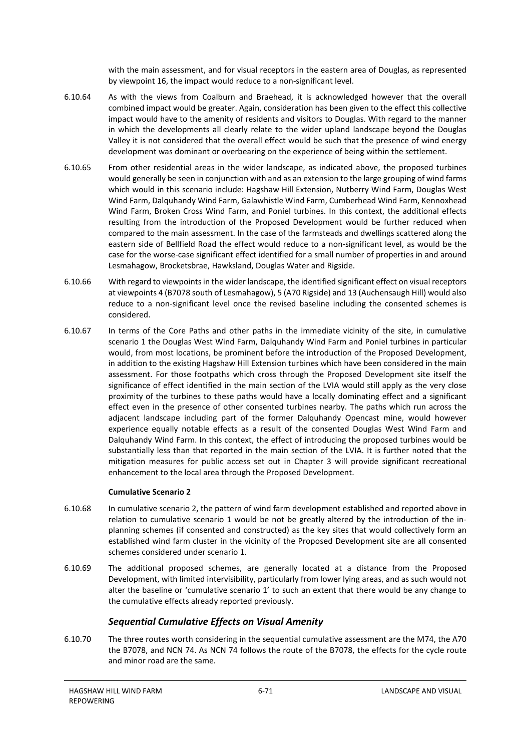with the main assessment, and for visual receptors in the eastern area of Douglas, as represented by viewpoint 16, the impact would reduce to a non-significant level.

6.10.64 As with the views from Coalburn and Braehead, it is acknowledged however that the overall combined impact would be greater. Again, consideration has been given to the effect this collective impact would have to the amenity of residents and visitors to Douglas. With regard to the manner in which the developments all clearly relate to the wider upland landscape beyond the Douglas Valley it is not considered that the overall effect would be such that the presence of wind energy development was dominant or overbearing on the experience of being within the settlement.

6.10.65 From other residential areas in the wider landscape, as indicated above, the proposed turbines would generally be seen in conjunction with and as an extension to the large grouping of wind farms which would in this scenario include: Hagshaw Hill Extension, Nutberry Wind Farm, Douglas West Wind Farm, Dalquhandy Wind Farm, Galawhistle Wind Farm, Cumberhead Wind Farm, Kennoxhead Wind Farm, Broken Cross Wind Farm, and Poniel turbines. In this context, the additional effects resulting from the introduction of the Proposed Development would be further reduced when compared to the main assessment. In the case of the farmsteads and dwellings scattered along the eastern side of Bellfield Road the effect would reduce to a non-significant level, as would be the case for the worse-case significant effect identified for a small number of properties in and around Lesmahagow, Brocketsbrae, Hawksland, Douglas Water and Rigside.

6.10.66 With regard to viewpoints in the wider landscape, the identified significant effect on visual receptors at viewpoints 4 (B7078 south of Lesmahagow), 5 (A70 Rigside) and 13 (Auchensaugh Hill) would also reduce to a non-significant level once the revised baseline including the consented schemes is considered.

6.10.67 In terms of the Core Paths and other paths in the immediate vicinity of the site, in cumulative scenario 1 the Douglas West Wind Farm, Dalquhandy Wind Farm and Poniel turbines in particular would, from most locations, be prominent before the introduction of the Proposed Development, in addition to the existing Hagshaw Hill Extension turbines which have been considered in the main assessment. For those footpaths which cross through the Proposed Development site itself the significance of effect identified in the main section of the LVIA would still apply as the very close proximity of the turbines to these paths would have a locally dominating effect and a significant effect even in the presence of other consented turbines nearby. The paths which run across the adjacent landscape including part of the former Dalquhandy Opencast mine, would however experience equally notable effects as a result of the consented Douglas West Wind Farm and Dalquhandy Wind Farm. In this context, the effect of introducing the proposed turbines would be substantially less than that reported in the main section of the LVIA. It is further noted that the mitigation measures for public access set out in Chapter 3 will provide significant recreational enhancement to the local area through the Proposed Development.

**Cumulative Scenario 2**

6.10.68 In cumulative scenario 2, the pattern of wind farm development established and reported above in relation to cumulative scenario 1 would be not be greatly altered by the introduction of the in-planning schemes (if consented and constructed) as the key sites that would collectively form an established wind farm cluster in the vicinity of the Proposed Development site are all consented schemes considered under scenario 1.

6.10.69 The additional proposed schemes, are generally located at a distance from the Proposed Development, with limited intervisibility, particularly from lower lying areas, and as such would not alter the baseline or 'cumulative scenario 1' to such an extent that there would be any change to the cumulative effects already reported previously.

### *Sequential Cumulative Effects on Visual Amenity*

6.10.70 The three routes worth considering in the sequential cumulative assessment are the M74, the A70 the B7078, and NCN 74. As NCN 74 follows the route of the B7078, the effects for the cycle route and minor road are the same.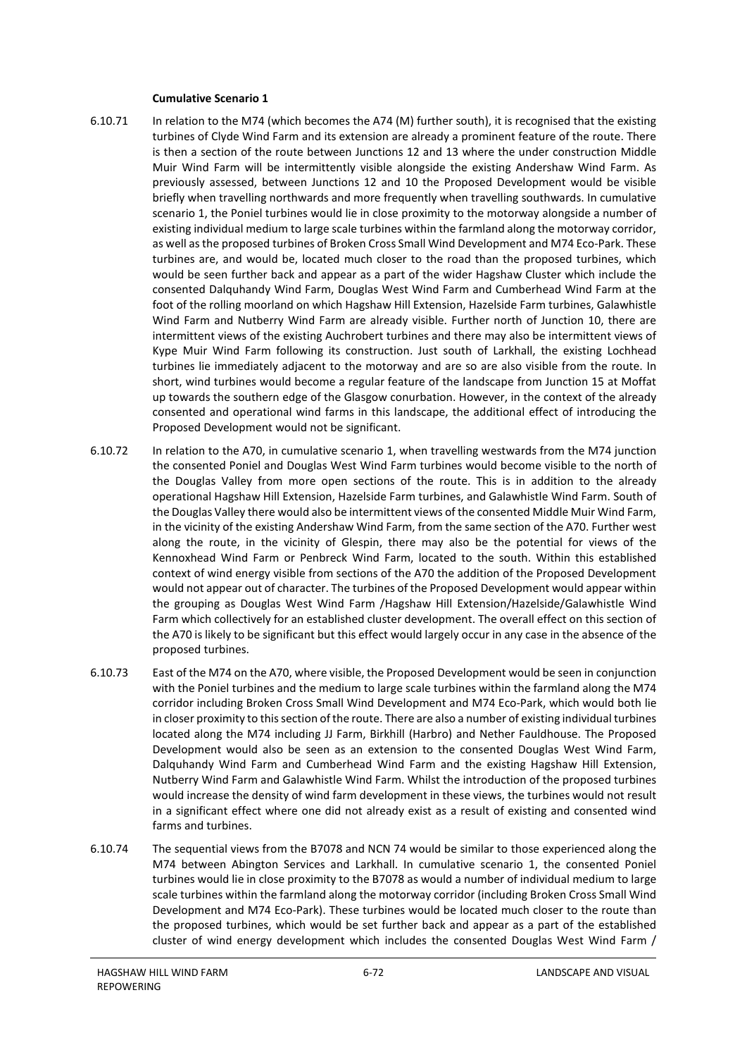**Cumulative Scenario 1**

6.10.71 In relation to the M74 (which becomes the A74 (M) further south), it is recognised that the existing turbines of Clyde Wind Farm and its extension are already a prominent feature of the route. There is then a section of the route between Junctions 12 and 13 where the under construction Middle Muir Wind Farm will be intermittently visible alongside the existing Andershaw Wind Farm. As previously assessed, between Junctions 12 and 10 the Proposed Development would be visible briefly when travelling northwards and more frequently when travelling southwards. In cumulative scenario 1, the Poniel turbines would lie in close proximity to the motorway alongside a number of existing individual medium to large scale turbines within the farmland along the motorway corridor, as well as the proposed turbines of Broken Cross Small Wind Development and M74 Eco-Park. These turbines are, and would be, located much closer to the road than the proposed turbines, which would be seen further back and appear as a part of the wider Hagshaw Cluster which include the consented Dalquhandy Wind Farm, Douglas West Wind Farm and Cumberhead Wind Farm at the foot of the rolling moorland on which Hagshaw Hill Extension, Hazelside Farm turbines, Galawhistle Wind Farm and Nutberry Wind Farm are already visible. Further north of Junction 10, there are intermittent views of the existing Auchrobert turbines and there may also be intermittent views of Kype Muir Wind Farm following its construction. Just south of Larkhall, the existing Lochhead turbines lie immediately adjacent to the motorway and are so are also visible from the route. In short, wind turbines would become a regular feature of the landscape from Junction 15 at Moffat up towards the southern edge of the Glasgow conurbation. However, in the context of the already consented and operational wind farms in this landscape, the additional effect of introducing the Proposed Development would not be significant.

6.10.72 In relation to the A70, in cumulative scenario 1, when travelling westwards from the M74 junction the consented Poniel and Douglas West Wind Farm turbines would become visible to the north of the Douglas Valley from more open sections of the route. This is in addition to the already operational Hagshaw Hill Extension, Hazelside Farm turbines, and Galawhistle Wind Farm. South of the Douglas Valley there would also be intermittent views of the consented Middle Muir Wind Farm, in the vicinity of the existing Andershaw Wind Farm, from the same section of the A70. Further west along the route, in the vicinity of Glespin, there may also be the potential for views of the Kennoxhead Wind Farm or Penbreck Wind Farm, located to the south. Within this established context of wind energy visible from sections of the A70 the addition of the Proposed Development would not appear out of character. The turbines of the Proposed Development would appear within the grouping as Douglas West Wind Farm /Hagshaw Hill Extension/Hazelside/Galawhistle Wind Farm which collectively for an established cluster development. The overall effect on this section of the A70 is likely to be significant but this effect would largely occur in any case in the absence of the proposed turbines.

6.10.73 East of the M74 on the A70, where visible, the Proposed Development would be seen in conjunction with the Poniel turbines and the medium to large scale turbines within the farmland along the M74 corridor including Broken Cross Small Wind Development and M74 Eco-Park, which would both lie in closer proximity to this section of the route. There are also a number of existing individual turbines located along the M74 including JJ Farm, Birkhill (Harbro) and Nether Fauldhouse. The Proposed Development would also be seen as an extension to the consented Douglas West Wind Farm, Dalquhandy Wind Farm and Cumberhead Wind Farm and the existing Hagshaw Hill Extension, Nutberry Wind Farm and Galawhistle Wind Farm. Whilst the introduction of the proposed turbines would increase the density of wind farm development in these views, the turbines would not result in a significant effect where one did not already exist as a result of existing and consented wind farms and turbines.

6.10.74 The sequential views from the B7078 and NCN 74 would be similar to those experienced along the M74 between Abington Services and Larkhall. In cumulative scenario 1, the consented Poniel turbines would lie in close proximity to the B7078 as would a number of individual medium to large scale turbines within the farmland along the motorway corridor (including Broken Cross Small Wind Development and M74 Eco-Park). These turbines would be located much closer to the route than the proposed turbines, which would be set further back and appear as a part of the established cluster of wind energy development which includes the consented Douglas West Wind Farm /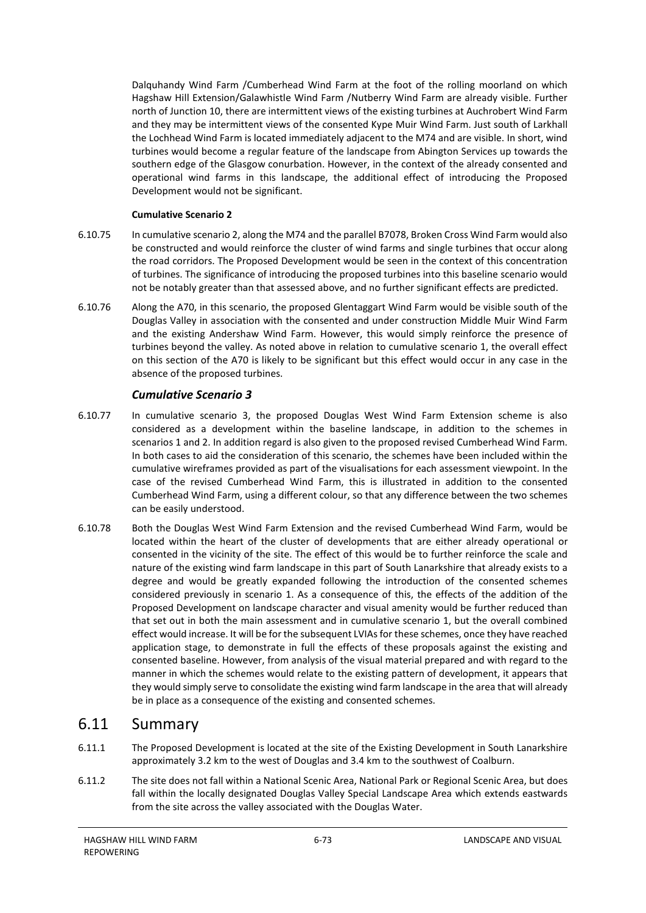Dalquhandy Wind Farm /Cumberhead Wind Farm at the foot of the rolling moorland on which Hagshaw Hill Extension/Galawhistle Wind Farm /Nutberry Wind Farm are already visible. Further north of Junction 10, there are intermittent views of the existing turbines at Auchrobert Wind Farm and they may be intermittent views of the consented Kype Muir Wind Farm. Just south of Larkhall the Lochhead Wind Farm is located immediately adjacent to the M74 and are visible. In short, wind turbines would become a regular feature of the landscape from Abington Services up towards the southern edge of the Glasgow conurbation. However, in the context of the already consented and operational wind farms in this landscape, the additional effect of introducing the Proposed Development would not be significant.

**Cumulative Scenario 2**

6.10.75 In cumulative scenario 2, along the M74 and the parallel B7078, Broken Cross Wind Farm would also be constructed and would reinforce the cluster of wind farms and single turbines that occur along the road corridors. The Proposed Development would be seen in the context of this concentration of turbines. The significance of introducing the proposed turbines into this baseline scenario would not be notably greater than that assessed above, and no further significant effects are predicted.

6.10.76 Along the A70, in this scenario, the proposed Glentaggart Wind Farm would be visible south of the Douglas Valley in association with the consented and under construction Middle Muir Wind Farm and the existing Andershaw Wind Farm. However, this would simply reinforce the presence of turbines beyond the valley. As noted above in relation to cumulative scenario 1, the overall effect on this section of the A70 is likely to be significant but this effect would occur in any case in the absence of the proposed turbines.

### *Cumulative Scenario 3*

6.10.77 In cumulative scenario 3, the proposed Douglas West Wind Farm Extension scheme is also considered as a development within the baseline landscape, in addition to the schemes in scenarios 1 and 2. In addition regard is also given to the proposed revised Cumberhead Wind Farm. In both cases to aid the consideration of this scenario, the schemes have been included within the cumulative wireframes provided as part of the visualisations for each assessment viewpoint. In the case of the revised Cumberhead Wind Farm, this is illustrated in addition to the consented Cumberhead Wind Farm, using a different colour, so that any difference between the two schemes can be easily understood.

6.10.78 Both the Douglas West Wind Farm Extension and the revised Cumberhead Wind Farm, would be located within the heart of the cluster of developments that are either already operational or consented in the vicinity of the site. The effect of this would be to further reinforce the scale and nature of the existing wind farm landscape in this part of South Lanarkshire that already exists to a degree and would be greatly expanded following the introduction of the consented schemes considered previously in scenario 1. As a consequence of this, the effects of the addition of the Proposed Development on landscape character and visual amenity would be further reduced than that set out in both the main assessment and in cumulative scenario 1, but the overall combined effect would increase. It will be for the subsequent LVIAs for these schemes, once they have reached application stage, to demonstrate in full the effects of these proposals against the existing and consented baseline. However, from analysis of the visual material prepared and with regard to the manner in which the schemes would relate to the existing pattern of development, it appears that they would simply serve to consolidate the existing wind farm landscape in the area that will already be in place as a consequence of the existing and consented schemes.

## 6.11 Summary

6.11.1 The Proposed Development is located at the site of the Existing Development in South Lanarkshire approximately 3.2 km to the west of Douglas and 3.4 km to the southwest of Coalburn.

6.11.2 The site does not fall within a National Scenic Area, National Park or Regional Scenic Area, but does fall within the locally designated Douglas Valley Special Landscape Area which extends eastwards from the site across the valley associated with the Douglas Water.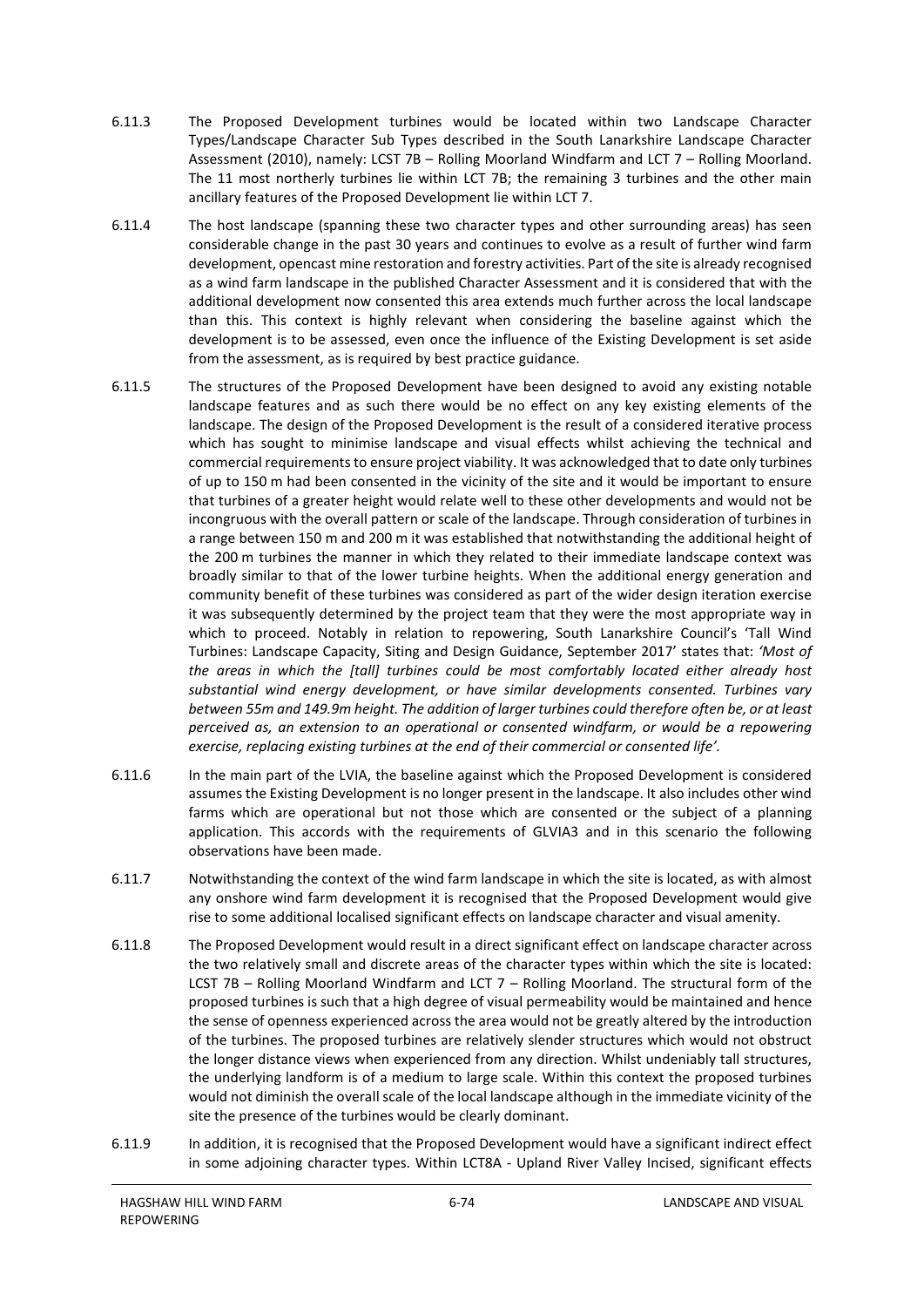6.11.3 The Proposed Development turbines would be located within two Landscape Character Types/Landscape Character Sub Types described in the South Lanarkshire Landscape Character Assessment (2010), namely: LCST 7B – Rolling Moorland Windfarm and LCT 7 – Rolling Moorland. The 11 most northerly turbines lie within LCT 7B; the remaining 3 turbines and the other main ancillary features of the Proposed Development lie within LCT 7.

6.11.4 The host landscape (spanning these two character types and other surrounding areas) has seen considerable change in the past 30 years and continues to evolve as a result of further wind farm development, opencast mine restoration and forestry activities. Part of the site is already recognised as a wind farm landscape in the published Character Assessment and it is considered that with the additional development now consented this area extends much further across the local landscape than this. This context is highly relevant when considering the baseline against which the development is to be assessed, even once the influence of the Existing Development is set aside from the assessment, as is required by best practice guidance.

6.11.5 The structures of the Proposed Development have been designed to avoid any existing notable landscape features and as such there would be no effect on any key existing elements of the landscape. The design of the Proposed Development is the result of a considered iterative process which has sought to minimise landscape and visual effects whilst achieving the technical and commercial requirements to ensure project viability. It was acknowledged that to date only turbines of up to 150 m had been consented in the vicinity of the site and it would be important to ensure that turbines of a greater height would relate well to these other developments and would not be incongruous with the overall pattern or scale of the landscape. Through consideration of turbines in a range between 150 m and 200 m it was established that notwithstanding the additional height of the 200 m turbines the manner in which they related to their immediate landscape context was broadly similar to that of the lower turbine heights. When the additional energy generation and community benefit of these turbines was considered as part of the wider design iteration exercise it was subsequently determined by the project team that they were the most appropriate way in which to proceed. Notably in relation to repowering, South Lanarkshire Council's 'Tall Wind Turbines: Landscape Capacity, Siting and Design Guidance, September 2017' states that: *'Most of the areas in which the [tall] turbines could be most comfortably located either already host substantial wind energy development, or have similar developments consented. Turbines vary between 55m and 149.9m height. The addition of larger turbines could therefore often be, or at least perceived as, an extension to an operational or consented windfarm, or would be a repowering exercise, replacing existing turbines at the end of their commercial or consented life'.*

6.11.6 In the main part of the LVIA, the baseline against which the Proposed Development is considered assumes the Existing Development is no longer present in the landscape. It also includes other wind farms which are operational but not those which are consented or the subject of a planning application. This accords with the requirements of GLVIA3 and in this scenario the following observations have been made.

6.11.7 Notwithstanding the context of the wind farm landscape in which the site is located, as with almost any onshore wind farm development it is recognised that the Proposed Development would give rise to some additional localised significant effects on landscape character and visual amenity.

6.11.8 The Proposed Development would result in a direct significant effect on landscape character across the two relatively small and discrete areas of the character types within which the site is located: LCST 7B – Rolling Moorland Windfarm and LCT 7 – Rolling Moorland. The structural form of the proposed turbines is such that a high degree of visual permeability would be maintained and hence the sense of openness experienced across the area would not be greatly altered by the introduction of the turbines. The proposed turbines are relatively slender structures which would not obstruct the longer distance views when experienced from any direction. Whilst undeniably tall structures, the underlying landform is of a medium to large scale. Within this context the proposed turbines would not diminish the overall scale of the local landscape although in the immediate vicinity of the site the presence of the turbines would be clearly dominant.

6.11.9 In addition, it is recognised that the Proposed Development would have a significant indirect effect in some adjoining character types. Within LCT8A - Upland River Valley Incised, significant effects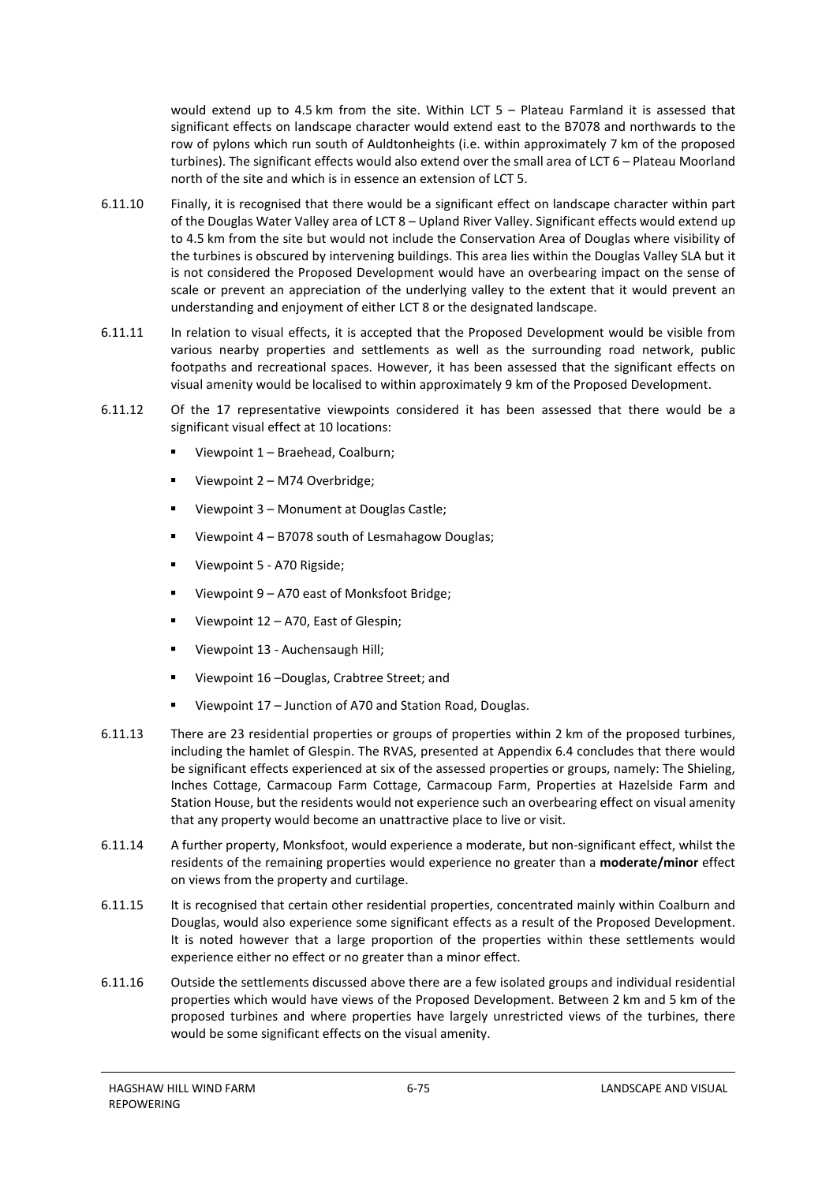would extend up to 4.5 km from the site. Within LCT 5 – Plateau Farmland it is assessed that significant effects on landscape character would extend east to the B7078 and northwards to the row of pylons which run south of Auldtonheights (i.e. within approximately 7 km of the proposed turbines). The significant effects would also extend over the small area of LCT 6 – Plateau Moorland north of the site and which is in essence an extension of LCT 5.

6.11.10 Finally, it is recognised that there would be a significant effect on landscape character within part of the Douglas Water Valley area of LCT 8 – Upland River Valley. Significant effects would extend up to 4.5 km from the site but would not include the Conservation Area of Douglas where visibility of the turbines is obscured by intervening buildings. This area lies within the Douglas Valley SLA but it is not considered the Proposed Development would have an overbearing impact on the sense of scale or prevent an appreciation of the underlying valley to the extent that it would prevent an understanding and enjoyment of either LCT 8 or the designated landscape.

6.11.11 In relation to visual effects, it is accepted that the Proposed Development would be visible from various nearby properties and settlements as well as the surrounding road network, public footpaths and recreational spaces. However, it has been assessed that the significant effects on visual amenity would be localised to within approximately 9 km of the Proposed Development.

6.11.12 Of the 17 representative viewpoints considered it has been assessed that there would be a significant visual effect at 10 locations:

- Viewpoint 1 – Braehead, Coalburn;
- Viewpoint 2 – M74 Overbridge;
- Viewpoint 3 – Monument at Douglas Castle;
- Viewpoint 4 – B7078 south of Lesmahagow Douglas;
- Viewpoint 5 - A70 Rigside;
- Viewpoint 9 – A70 east of Monksfoot Bridge;
- Viewpoint 12 – A70, East of Glespin;
- Viewpoint 13 - Auchensaugh Hill;
- Viewpoint 16 –Douglas, Crabtree Street; and
- Viewpoint 17 – Junction of A70 and Station Road, Douglas.

6.11.13 There are 23 residential properties or groups of properties within 2 km of the proposed turbines, including the hamlet of Glespin. The RVAS, presented at Appendix 6.4 concludes that there would be significant effects experienced at six of the assessed properties or groups, namely: The Shieling, Inches Cottage, Carmacoup Farm Cottage, Carmacoup Farm, Properties at Hazelside Farm and Station House, but the residents would not experience such an overbearing effect on visual amenity that any property would become an unattractive place to live or visit.

6.11.14 A further property, Monksfoot, would experience a moderate, but non-significant effect, whilst the residents of the remaining properties would experience no greater than a **moderate/minor** effect on views from the property and curtilage.

6.11.15 It is recognised that certain other residential properties, concentrated mainly within Coalburn and Douglas, would also experience some significant effects as a result of the Proposed Development. It is noted however that a large proportion of the properties within these settlements would experience either no effect or no greater than a minor effect.

6.11.16 Outside the settlements discussed above there are a few isolated groups and individual residential properties which would have views of the Proposed Development. Between 2 km and 5 km of the proposed turbines and where properties have largely unrestricted views of the turbines, there would be some significant effects on the visual amenity.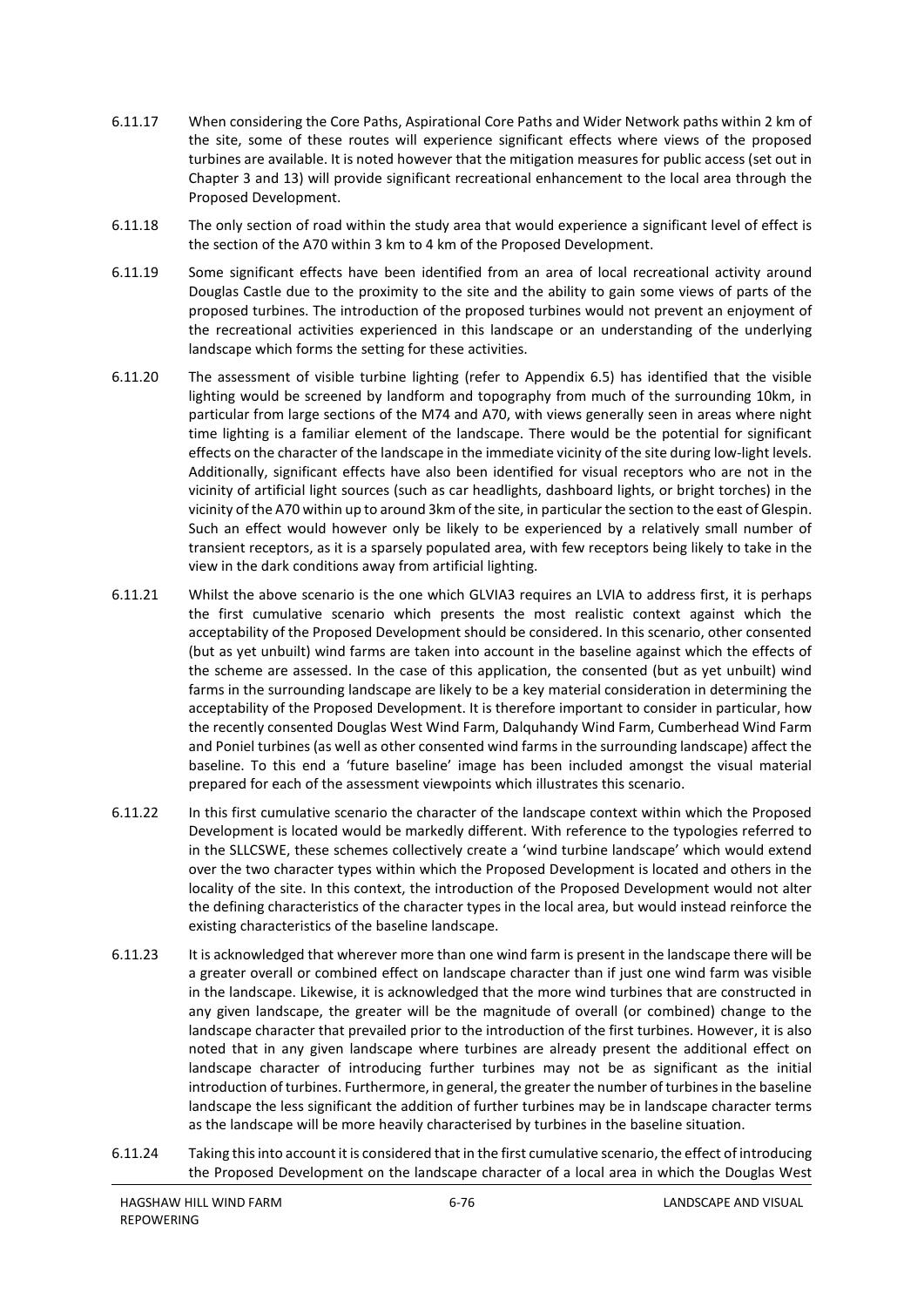6.11.17 When considering the Core Paths, Aspirational Core Paths and Wider Network paths within 2 km of the site, some of these routes will experience significant effects where views of the proposed turbines are available. It is noted however that the mitigation measures for public access (set out in Chapter 3 and 13) will provide significant recreational enhancement to the local area through the Proposed Development.

6.11.18 The only section of road within the study area that would experience a significant level of effect is the section of the A70 within 3 km to 4 km of the Proposed Development.

6.11.19 Some significant effects have been identified from an area of local recreational activity around Douglas Castle due to the proximity to the site and the ability to gain some views of parts of the proposed turbines. The introduction of the proposed turbines would not prevent an enjoyment of the recreational activities experienced in this landscape or an understanding of the underlying landscape which forms the setting for these activities.

6.11.20 The assessment of visible turbine lighting (refer to Appendix 6.5) has identified that the visible lighting would be screened by landform and topography from much of the surrounding 10km, in particular from large sections of the M74 and A70, with views generally seen in areas where night time lighting is a familiar element of the landscape. There would be the potential for significant effects on the character of the landscape in the immediate vicinity of the site during low-light levels. Additionally, significant effects have also been identified for visual receptors who are not in the vicinity of artificial light sources (such as car headlights, dashboard lights, or bright torches) in the vicinity of the A70 within up to around 3km of the site, in particular the section to the east of Glespin. Such an effect would however only be likely to be experienced by a relatively small number of transient receptors, as it is a sparsely populated area, with few receptors being likely to take in the view in the dark conditions away from artificial lighting.

6.11.21 Whilst the above scenario is the one which GLVIA3 requires an LVIA to address first, it is perhaps the first cumulative scenario which presents the most realistic context against which the acceptability of the Proposed Development should be considered. In this scenario, other consented (but as yet unbuilt) wind farms are taken into account in the baseline against which the effects of the scheme are assessed. In the case of this application, the consented (but as yet unbuilt) wind farms in the surrounding landscape are likely to be a key material consideration in determining the acceptability of the Proposed Development. It is therefore important to consider in particular, how the recently consented Douglas West Wind Farm, Dalquhandy Wind Farm, Cumberhead Wind Farm and Poniel turbines (as well as other consented wind farms in the surrounding landscape) affect the baseline. To this end a 'future baseline' image has been included amongst the visual material prepared for each of the assessment viewpoints which illustrates this scenario.

6.11.22 In this first cumulative scenario the character of the landscape context within which the Proposed Development is located would be markedly different. With reference to the typologies referred to in the SLLCSWE, these schemes collectively create a 'wind turbine landscape' which would extend over the two character types within which the Proposed Development is located and others in the locality of the site. In this context, the introduction of the Proposed Development would not alter the defining characteristics of the character types in the local area, but would instead reinforce the existing characteristics of the baseline landscape.

6.11.23 It is acknowledged that wherever more than one wind farm is present in the landscape there will be a greater overall or combined effect on landscape character than if just one wind farm was visible in the landscape. Likewise, it is acknowledged that the more wind turbines that are constructed in any given landscape, the greater will be the magnitude of overall (or combined) change to the landscape character that prevailed prior to the introduction of the first turbines. However, it is also noted that in any given landscape where turbines are already present the additional effect on landscape character of introducing further turbines may not be as significant as the initial introduction of turbines. Furthermore, in general, the greater the number of turbines in the baseline landscape the less significant the addition of further turbines may be in landscape character terms as the landscape will be more heavily characterised by turbines in the baseline situation.

6.11.24 Taking this into account it is considered that in the first cumulative scenario, the effect of introducing the Proposed Development on the landscape character of a local area in which the Douglas West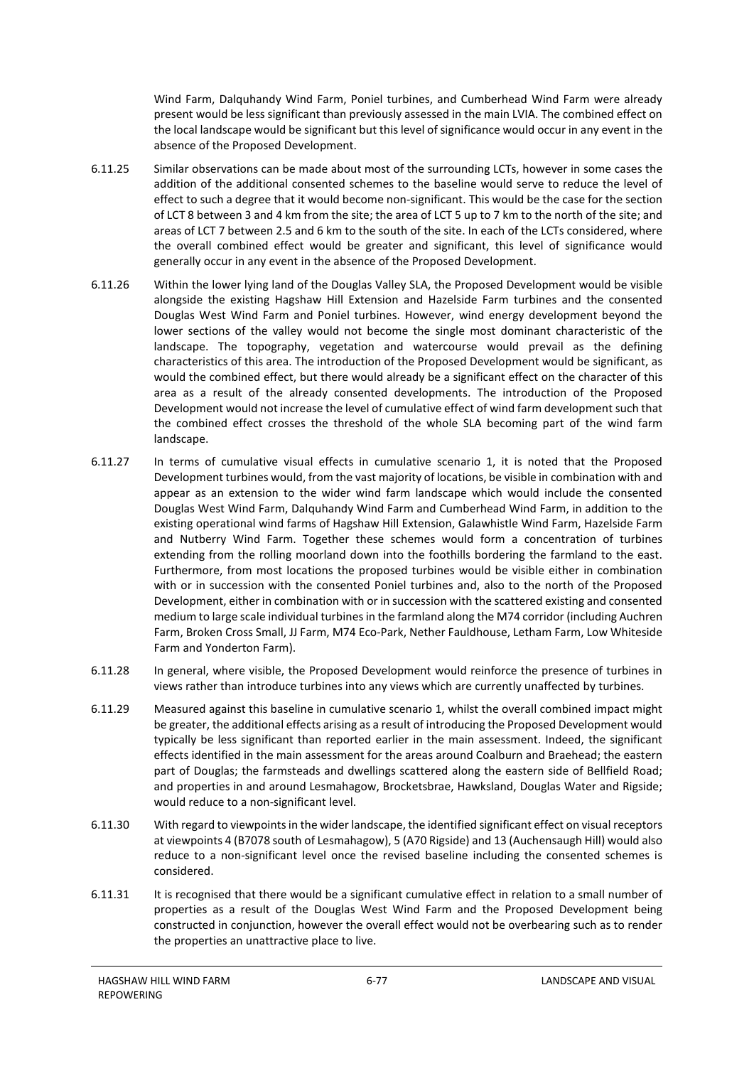Wind Farm, Dalquhandy Wind Farm, Poniel turbines, and Cumberhead Wind Farm were already present would be less significant than previously assessed in the main LVIA. The combined effect on the local landscape would be significant but this level of significance would occur in any event in the absence of the Proposed Development.

6.11.25 Similar observations can be made about most of the surrounding LCTs, however in some cases the addition of the additional consented schemes to the baseline would serve to reduce the level of effect to such a degree that it would become non-significant. This would be the case for the section of LCT 8 between 3 and 4 km from the site; the area of LCT 5 up to 7 km to the north of the site; and areas of LCT 7 between 2.5 and 6 km to the south of the site. In each of the LCTs considered, where the overall combined effect would be greater and significant, this level of significance would generally occur in any event in the absence of the Proposed Development.

6.11.26 Within the lower lying land of the Douglas Valley SLA, the Proposed Development would be visible alongside the existing Hagshaw Hill Extension and Hazelside Farm turbines and the consented Douglas West Wind Farm and Poniel turbines. However, wind energy development beyond the lower sections of the valley would not become the single most dominant characteristic of the landscape. The topography, vegetation and watercourse would prevail as the defining characteristics of this area. The introduction of the Proposed Development would be significant, as would the combined effect, but there would already be a significant effect on the character of this area as a result of the already consented developments. The introduction of the Proposed Development would not increase the level of cumulative effect of wind farm development such that the combined effect crosses the threshold of the whole SLA becoming part of the wind farm landscape.

6.11.27 In terms of cumulative visual effects in cumulative scenario 1, it is noted that the Proposed Development turbines would, from the vast majority of locations, be visible in combination with and appear as an extension to the wider wind farm landscape which would include the consented Douglas West Wind Farm, Dalquhandy Wind Farm and Cumberhead Wind Farm, in addition to the existing operational wind farms of Hagshaw Hill Extension, Galawhistle Wind Farm, Hazelside Farm and Nutberry Wind Farm. Together these schemes would form a concentration of turbines extending from the rolling moorland down into the foothills bordering the farmland to the east. Furthermore, from most locations the proposed turbines would be visible either in combination with or in succession with the consented Poniel turbines and, also to the north of the Proposed Development, either in combination with or in succession with the scattered existing and consented medium to large scale individual turbines in the farmland along the M74 corridor (including Auchren Farm, Broken Cross Small, JJ Farm, M74 Eco-Park, Nether Fauldhouse, Letham Farm, Low Whiteside Farm and Yonderton Farm).

6.11.28 In general, where visible, the Proposed Development would reinforce the presence of turbines in views rather than introduce turbines into any views which are currently unaffected by turbines.

6.11.29 Measured against this baseline in cumulative scenario 1, whilst the overall combined impact might be greater, the additional effects arising as a result of introducing the Proposed Development would typically be less significant than reported earlier in the main assessment. Indeed, the significant effects identified in the main assessment for the areas around Coalburn and Braehead; the eastern part of Douglas; the farmsteads and dwellings scattered along the eastern side of Bellfield Road; and properties in and around Lesmahagow, Brocketsbrae, Hawksland, Douglas Water and Rigside; would reduce to a non-significant level.

6.11.30 With regard to viewpoints in the wider landscape, the identified significant effect on visual receptors at viewpoints 4 (B7078 south of Lesmahagow), 5 (A70 Rigside) and 13 (Auchensaugh Hill) would also reduce to a non-significant level once the revised baseline including the consented schemes is considered.

6.11.31 It is recognised that there would be a significant cumulative effect in relation to a small number of properties as a result of the Douglas West Wind Farm and the Proposed Development being constructed in conjunction, however the overall effect would not be overbearing such as to render the properties an unattractive place to live.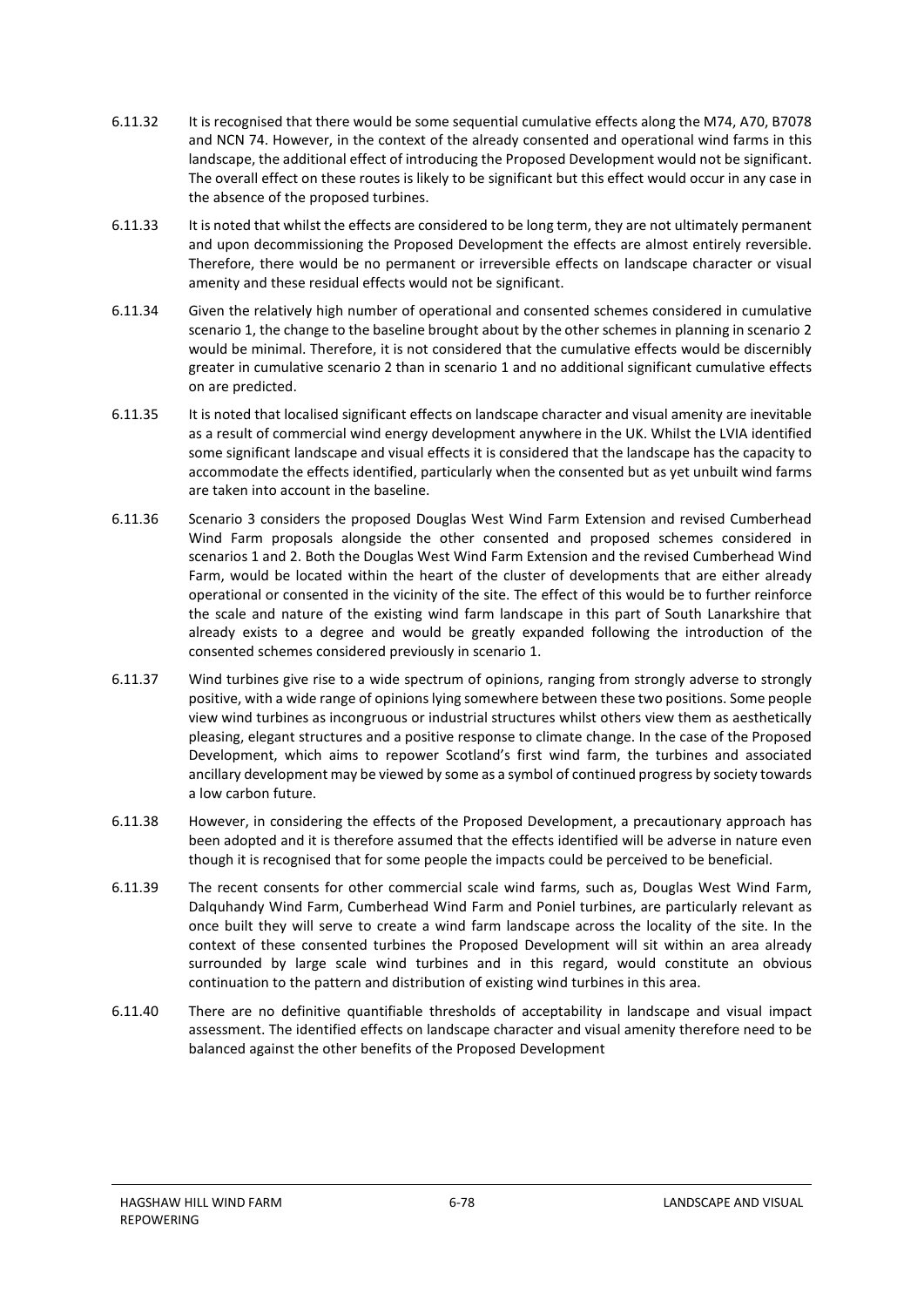6.11.32 It is recognised that there would be some sequential cumulative effects along the M74, A70, B7078 and NCN 74. However, in the context of the already consented and operational wind farms in this landscape, the additional effect of introducing the Proposed Development would not be significant. The overall effect on these routes is likely to be significant but this effect would occur in any case in the absence of the proposed turbines.

6.11.33 It is noted that whilst the effects are considered to be long term, they are not ultimately permanent and upon decommissioning the Proposed Development the effects are almost entirely reversible. Therefore, there would be no permanent or irreversible effects on landscape character or visual amenity and these residual effects would not be significant.

6.11.34 Given the relatively high number of operational and consented schemes considered in cumulative scenario 1, the change to the baseline brought about by the other schemes in planning in scenario 2 would be minimal. Therefore, it is not considered that the cumulative effects would be discernibly greater in cumulative scenario 2 than in scenario 1 and no additional significant cumulative effects on are predicted.

6.11.35 It is noted that localised significant effects on landscape character and visual amenity are inevitable as a result of commercial wind energy development anywhere in the UK. Whilst the LVIA identified some significant landscape and visual effects it is considered that the landscape has the capacity to accommodate the effects identified, particularly when the consented but as yet unbuilt wind farms are taken into account in the baseline.

6.11.36 Scenario 3 considers the proposed Douglas West Wind Farm Extension and revised Cumberhead Wind Farm proposals alongside the other consented and proposed schemes considered in scenarios 1 and 2. Both the Douglas West Wind Farm Extension and the revised Cumberhead Wind Farm, would be located within the heart of the cluster of developments that are either already operational or consented in the vicinity of the site. The effect of this would be to further reinforce the scale and nature of the existing wind farm landscape in this part of South Lanarkshire that already exists to a degree and would be greatly expanded following the introduction of the consented schemes considered previously in scenario 1.

6.11.37 Wind turbines give rise to a wide spectrum of opinions, ranging from strongly adverse to strongly positive, with a wide range of opinions lying somewhere between these two positions. Some people view wind turbines as incongruous or industrial structures whilst others view them as aesthetically pleasing, elegant structures and a positive response to climate change. In the case of the Proposed Development, which aims to repower Scotland's first wind farm, the turbines and associated ancillary development may be viewed by some as a symbol of continued progress by society towards a low carbon future.

6.11.38 However, in considering the effects of the Proposed Development, a precautionary approach has been adopted and it is therefore assumed that the effects identified will be adverse in nature even though it is recognised that for some people the impacts could be perceived to be beneficial.

6.11.39 The recent consents for other commercial scale wind farms, such as, Douglas West Wind Farm, Dalquhandy Wind Farm, Cumberhead Wind Farm and Poniel turbines, are particularly relevant as once built they will serve to create a wind farm landscape across the locality of the site. In the context of these consented turbines the Proposed Development will sit within an area already surrounded by large scale wind turbines and in this regard, would constitute an obvious continuation to the pattern and distribution of existing wind turbines in this area.

6.11.40 There are no definitive quantifiable thresholds of acceptability in landscape and visual impact assessment. The identified effects on landscape character and visual amenity therefore need to be balanced against the other benefits of the Proposed Development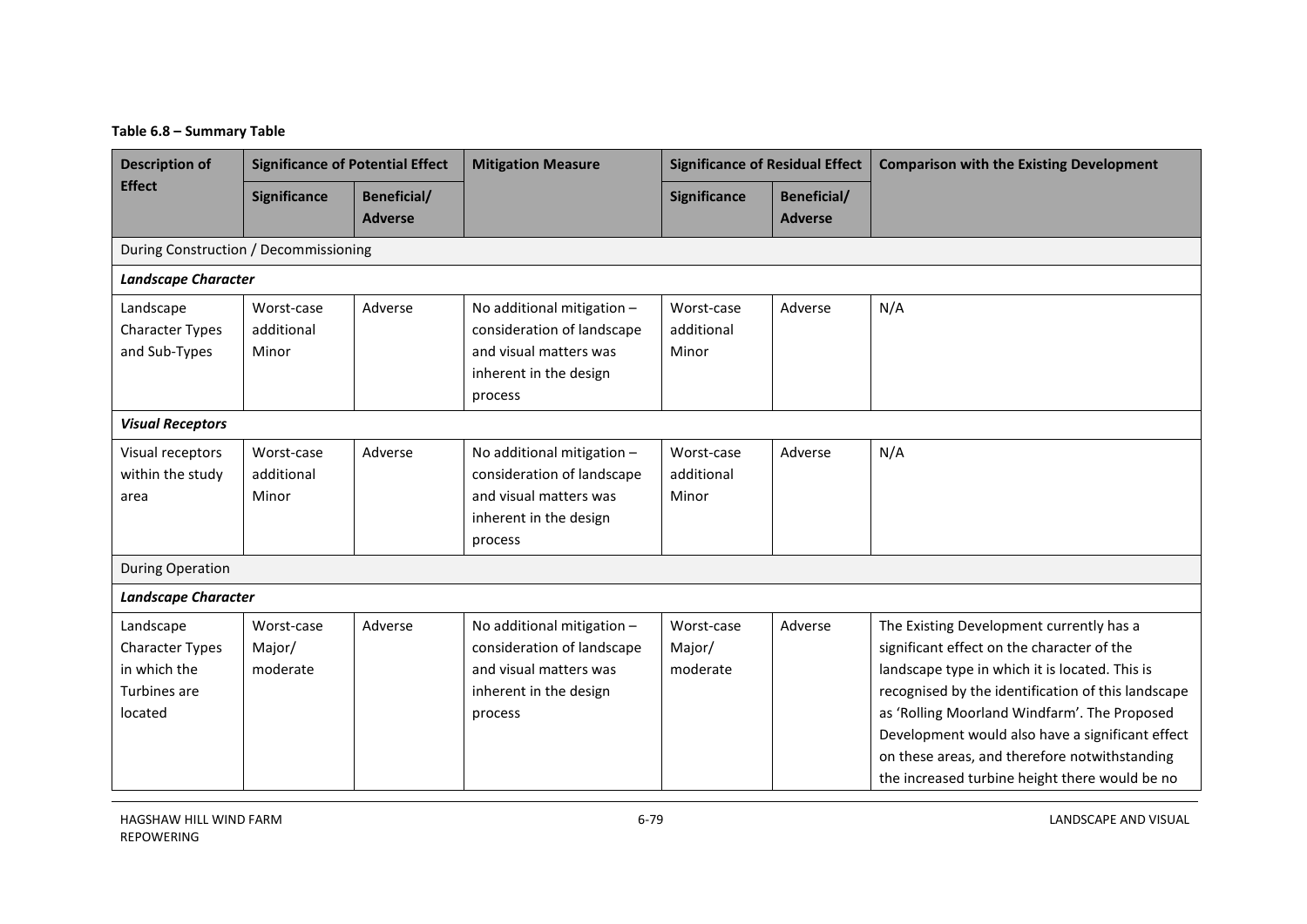**Table 6.8 – Summary Table**

| Description of Effect | Significance of Potential Effect | | Mitigation Measure | Significance of Residual Effect | | Comparison with the Existing Development |
|---|---|---|---|---|---|---|
| | Significance | Beneficial/ Adverse | | Significance | Beneficial/ Adverse | |
| During Construction / Decommissioning | | | | | | |
| ***Landscape Character*** | | | | | | |
| Landscape Character Types and Sub-Types | Worst-case additional Minor | Adverse | No additional mitigation – consideration of landscape and visual matters was inherent in the design process | Worst-case additional Minor | Adverse | N/A |
| ***Visual Receptors*** | | | | | | |
| Visual receptors within the study area | Worst-case additional Minor | Adverse | No additional mitigation – consideration of landscape and visual matters was inherent in the design process | Worst-case additional Minor | Adverse | N/A |
| During Operation | | | | | | |
| ***Landscape Character*** | | | | | | |
| Landscape Character Types in which the Turbines are located | Worst-case Major/ moderate | Adverse | No additional mitigation – consideration of landscape and visual matters was inherent in the design process | Worst-case Major/ moderate | Adverse | The Existing Development currently has a significant effect on the character of the landscape type in which it is located. This is recognised by the identification of this landscape as 'Rolling Moorland Windfarm'. The Proposed Development would also have a significant effect on these areas, and therefore notwithstanding the increased turbine height there would be no |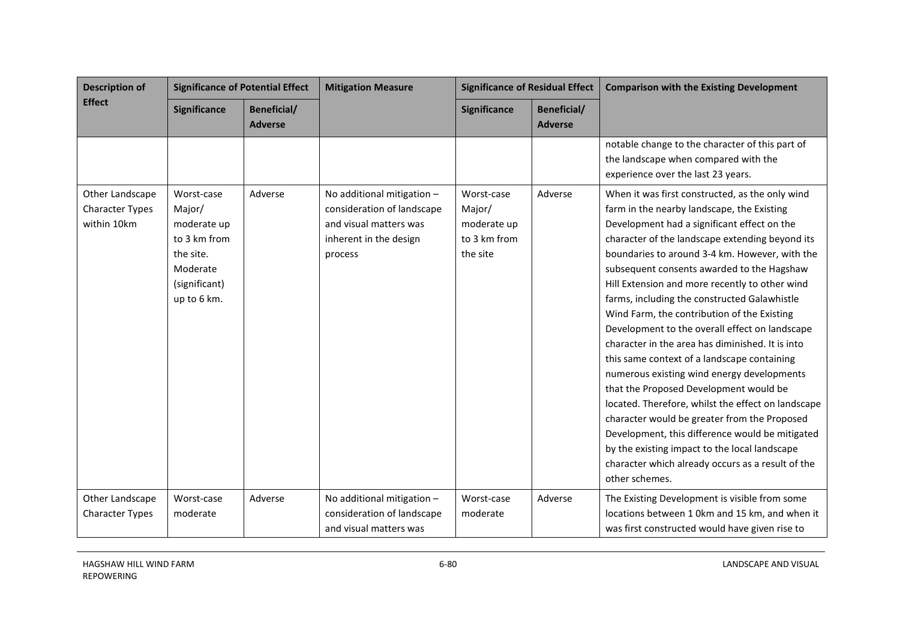| Description of Effect | Significance of Potential Effect | | Mitigation Measure | Significance of Residual Effect | | Comparison with the Existing Development |
|---|---|---|---|---|---|---|
| | Significance | Beneficial/ Adverse | | Significance | Beneficial/ Adverse | |
| | | | | | | notable change to the character of this part of the landscape when compared with the experience over the last 23 years. |
| Other Landscape Character Types within 10km | Worst-case Major/ moderate up to 3 km from the site. Moderate (significant) up to 6 km. | Adverse | No additional mitigation – consideration of landscape and visual matters was inherent in the design process | Worst-case Major/ moderate up to 3 km from the site | Adverse | When it was first constructed, as the only wind farm in the nearby landscape, the Existing Development had a significant effect on the character of the landscape extending beyond its boundaries to around 3-4 km. However, with the subsequent consents awarded to the Hagshaw Hill Extension and more recently to other wind farms, including the constructed Galawhistle Wind Farm, the contribution of the Existing Development to the overall effect on landscape character in the area has diminished. It is into this same context of a landscape containing numerous existing wind energy developments that the Proposed Development would be located. Therefore, whilst the effect on landscape character would be greater from the Proposed Development, this difference would be mitigated by the existing impact to the local landscape character which already occurs as a result of the other schemes. |
| Other Landscape Character Types | Worst-case moderate | Adverse | No additional mitigation – consideration of landscape and visual matters was | Worst-case moderate | Adverse | The Existing Development is visible from some locations between 1 0km and 15 km, and when it was first constructed would have given rise to |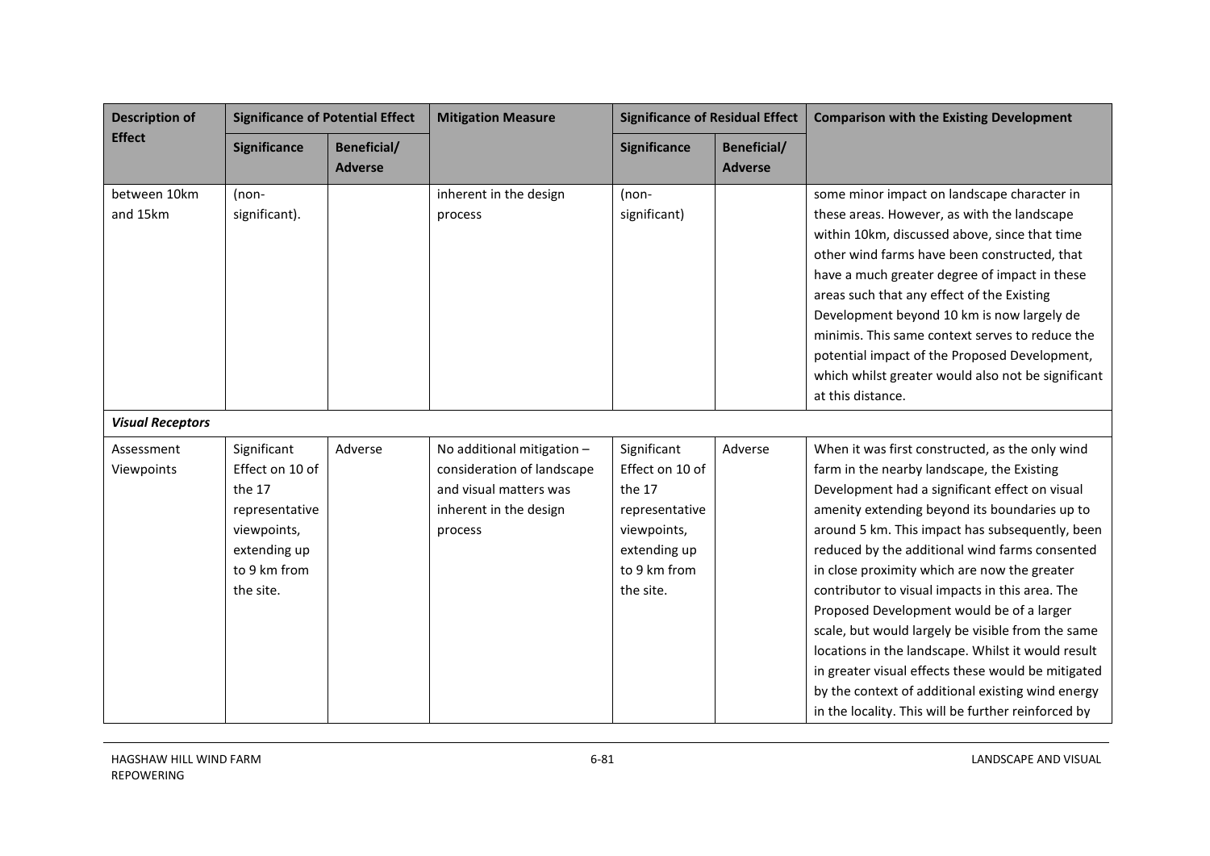| Description of Effect | Significance of Potential Effect | | Mitigation Measure | Significance of Residual Effect | | Comparison with the Existing Development |
|---|---|---|---|---|---|---|
| | Significance | Beneficial/ Adverse | | Significance | Beneficial/ Adverse | |
| between 10km and 15km | (non-significant). | | inherent in the design process | (non-significant) | | some minor impact on landscape character in these areas. However, as with the landscape within 10km, discussed above, since that time other wind farms have been constructed, that have a much greater degree of impact in these areas such that any effect of the Existing Development beyond 10 km is now largely de minimis. This same context serves to reduce the potential impact of the Proposed Development, which whilst greater would also not be significant at this distance. |
| ***Visual Receptors*** | | | | | | |
| Assessment Viewpoints | Significant Effect on 10 of the 17 representative viewpoints, extending up to 9 km from the site. | Adverse | No additional mitigation – consideration of landscape and visual matters was inherent in the design process | Significant Effect on 10 of the 17 representative viewpoints, extending up to 9 km from the site. | Adverse | When it was first constructed, as the only wind farm in the nearby landscape, the Existing Development had a significant effect on visual amenity extending beyond its boundaries up to around 5 km. This impact has subsequently, been reduced by the additional wind farms consented in close proximity which are now the greater contributor to visual impacts in this area. The Proposed Development would be of a larger scale, but would largely be visible from the same locations in the landscape. Whilst it would result in greater visual effects these would be mitigated by the context of additional existing wind energy in the locality. This will be further reinforced by |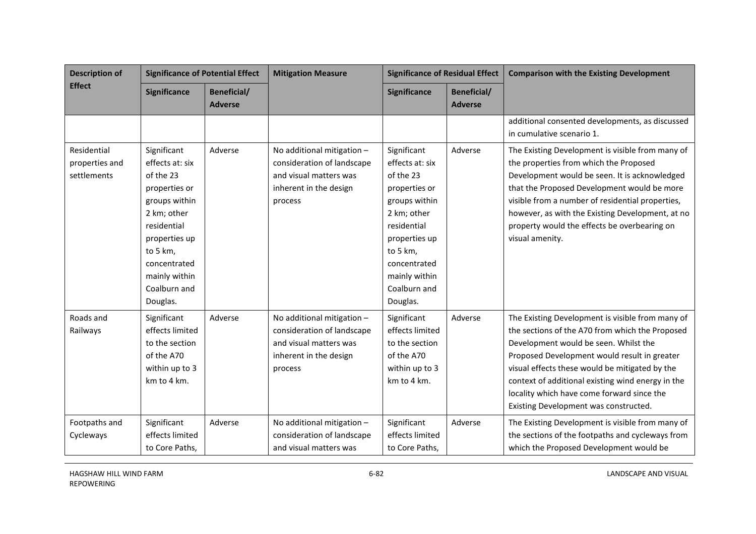| Description of Effect | Significance of Potential Effect | | Mitigation Measure | Significance of Residual Effect | | Comparison with the Existing Development |
|---|---|---|---|---|---|---|
| | Significance | Beneficial/ Adverse | | Significance | Beneficial/ Adverse | |
| | | | | | | additional consented developments, as discussed in cumulative scenario 1. |
| Residential properties and settlements | Significant effects at: six of the 23 properties or groups within 2 km; other residential properties up to 5 km, concentrated mainly within Coalburn and Douglas. | Adverse | No additional mitigation – consideration of landscape and visual matters was inherent in the design process | Significant effects at: six of the 23 properties or groups within 2 km; other residential properties up to 5 km, concentrated mainly within Coalburn and Douglas. | Adverse | The Existing Development is visible from many of the properties from which the Proposed Development would be seen. It is acknowledged that the Proposed Development would be more visible from a number of residential properties, however, as with the Existing Development, at no property would the effects be overbearing on visual amenity. |
| Roads and Railways | Significant effects limited to the section of the A70 within up to 3 km to 4 km. | Adverse | No additional mitigation – consideration of landscape and visual matters was inherent in the design process | Significant effects limited to the section of the A70 within up to 3 km to 4 km. | Adverse | The Existing Development is visible from many of the sections of the A70 from which the Proposed Development would be seen. Whilst the Proposed Development would result in greater visual effects these would be mitigated by the context of additional existing wind energy in the locality which have come forward since the Existing Development was constructed. |
| Footpaths and Cycleways | Significant effects limited to Core Paths, | Adverse | No additional mitigation – consideration of landscape and visual matters was | Significant effects limited to Core Paths, | Adverse | The Existing Development is visible from many of the sections of the footpaths and cycleways from which the Proposed Development would be |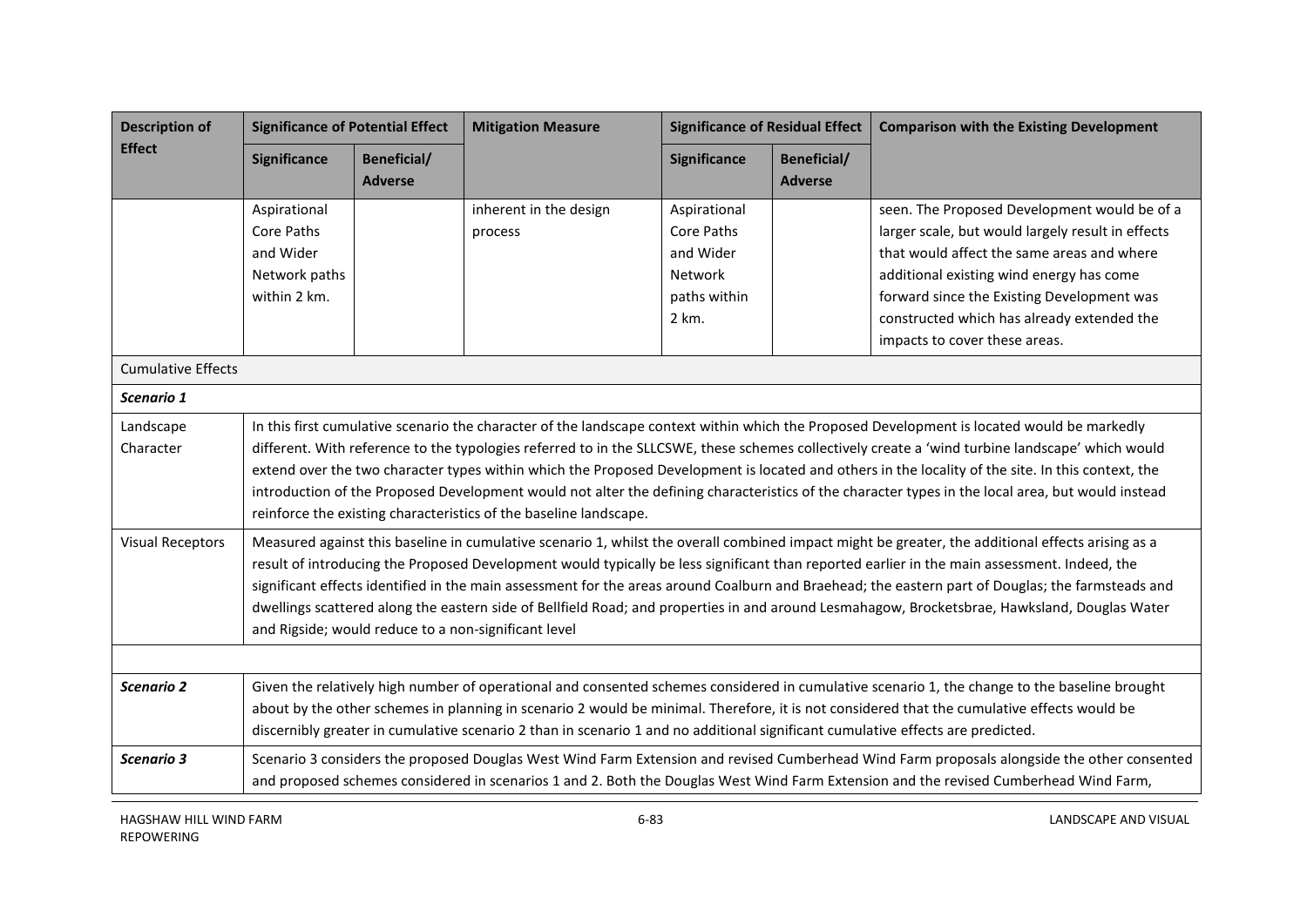| Description of Effect | Significance of Potential Effect | | Mitigation Measure | Significance of Residual Effect | | Comparison with the Existing Development |
|---|---|---|---|---|---|---|
| | Significance | Beneficial/ Adverse | | Significance | Beneficial/ Adverse | |
| | Aspirational Core Paths and Wider Network paths within 2 km. | | inherent in the design process | Aspirational Core Paths and Wider Network paths within 2 km. | | seen. The Proposed Development would be of a larger scale, but would largely result in effects that would affect the same areas and where additional existing wind energy has come forward since the Existing Development was constructed which has already extended the impacts to cover these areas. |
| Cumulative Effects | | | | | | |
| ***Scenario 1*** | | | | | | |
| Landscape Character | In this first cumulative scenario the character of the landscape context within which the Proposed Development is located would be markedly different. With reference to the typologies referred to in the SLLCSWE, these schemes collectively create a 'wind turbine landscape' which would extend over the two character types within which the Proposed Development is located and others in the locality of the site. In this context, the introduction of the Proposed Development would not alter the defining characteristics of the character types in the local area, but would instead reinforce the existing characteristics of the baseline landscape. | | | | | |
| Visual Receptors | Measured against this baseline in cumulative scenario 1, whilst the overall combined impact might be greater, the additional effects arising as a result of introducing the Proposed Development would typically be less significant than reported earlier in the main assessment. Indeed, the significant effects identified in the main assessment for the areas around Coalburn and Braehead; the eastern part of Douglas; the farmsteads and dwellings scattered along the eastern side of Bellfield Road; and properties in and around Lesmahagow, Brocketsbrae, Hawksland, Douglas Water and Rigside; would reduce to a non-significant level | | | | | |
| | | | | | | |
| ***Scenario 2*** | Given the relatively high number of operational and consented schemes considered in cumulative scenario 1, the change to the baseline brought about by the other schemes in planning in scenario 2 would be minimal. Therefore, it is not considered that the cumulative effects would be discernibly greater in cumulative scenario 2 than in scenario 1 and no additional significant cumulative effects are predicted. | | | | | |
| ***Scenario 3*** | Scenario 3 considers the proposed Douglas West Wind Farm Extension and revised Cumberhead Wind Farm proposals alongside the other consented and proposed schemes considered in scenarios 1 and 2. Both the Douglas West Wind Farm Extension and the revised Cumberhead Wind Farm, | | | | | |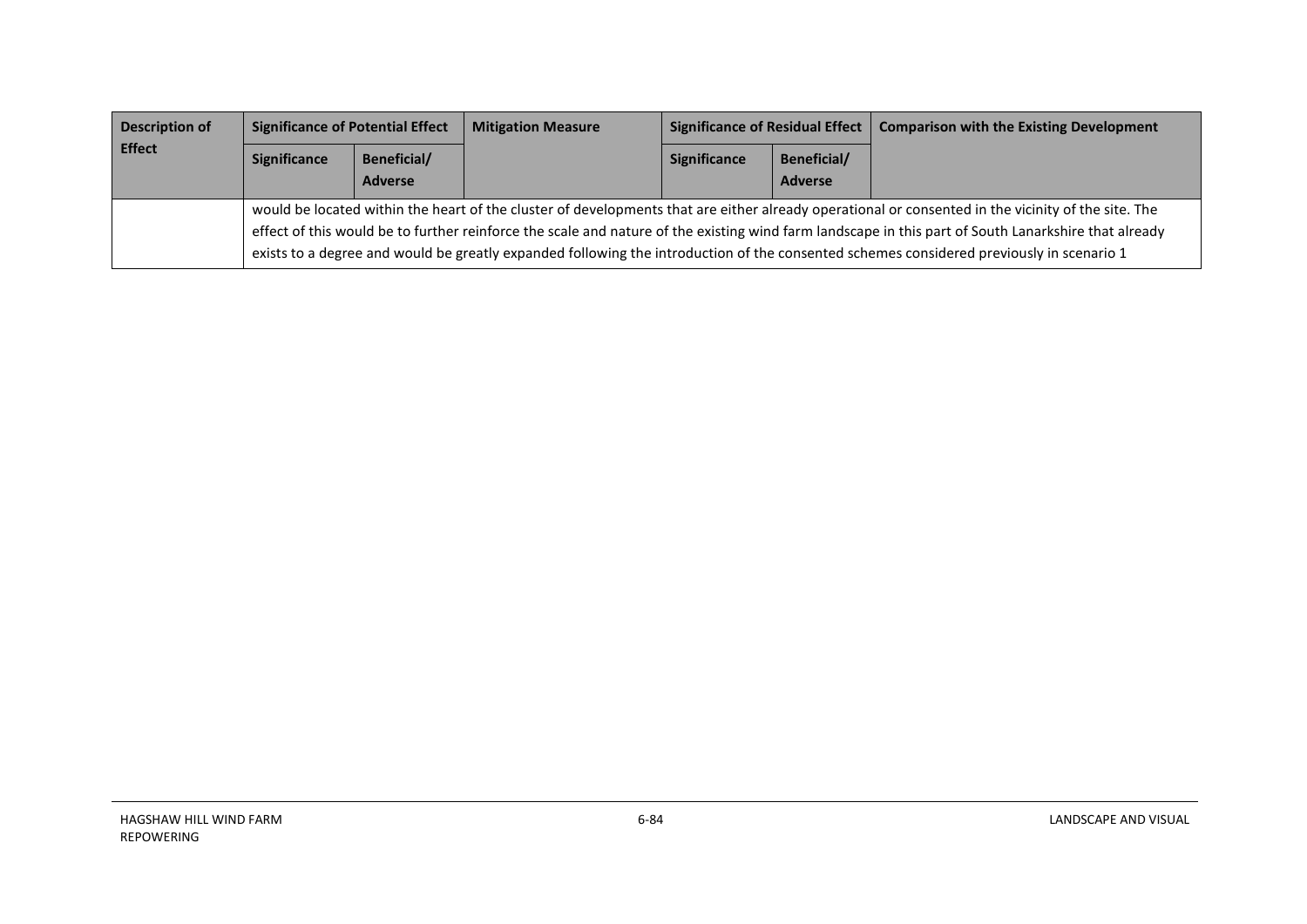| Description of Effect | Significance of Potential Effect | | Mitigation Measure | Significance of Residual Effect | | Comparison with the Existing Development |
|---|---|---|---|---|---|---|
| | Significance | Beneficial/ Adverse | | Significance | Beneficial/ Adverse | |
| | would be located within the heart of the cluster of developments that are either already operational or consented in the vicinity of the site. The effect of this would be to further reinforce the scale and nature of the existing wind farm landscape in this part of South Lanarkshire that already exists to a degree and would be greatly expanded following the introduction of the consented schemes considered previously in scenario 1 | | | | | |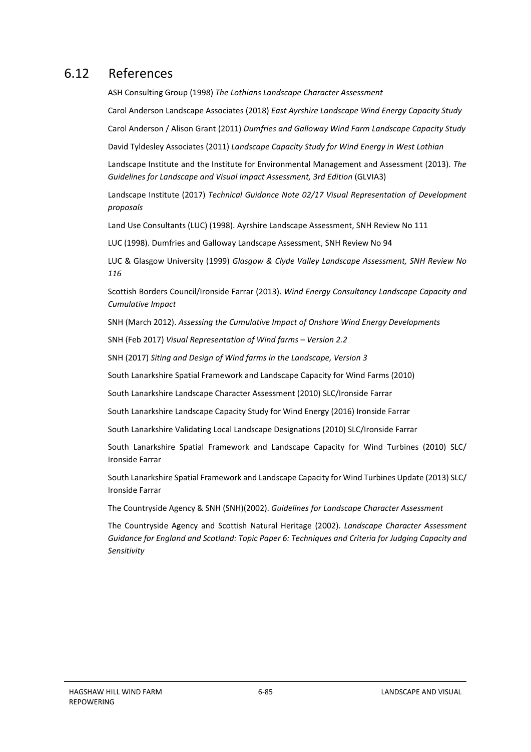## 6.12 References

ASH Consulting Group (1998) *The Lothians Landscape Character Assessment*

Carol Anderson Landscape Associates (2018) *East Ayrshire Landscape Wind Energy Capacity Study*

Carol Anderson / Alison Grant (2011) *Dumfries and Galloway Wind Farm Landscape Capacity Study*

David Tyldesley Associates (2011) *Landscape Capacity Study for Wind Energy in West Lothian*

Landscape Institute and the Institute for Environmental Management and Assessment (2013). *The Guidelines for Landscape and Visual Impact Assessment, 3rd Edition* (GLVIA3)

Landscape Institute (2017) *Technical Guidance Note 02/17 Visual Representation of Development proposals*

Land Use Consultants (LUC) (1998). Ayrshire Landscape Assessment, SNH Review No 111

LUC (1998). Dumfries and Galloway Landscape Assessment, SNH Review No 94

LUC & Glasgow University (1999) *Glasgow & Clyde Valley Landscape Assessment, SNH Review No 116*

Scottish Borders Council/Ironside Farrar (2013). *Wind Energy Consultancy Landscape Capacity and Cumulative Impact*

SNH (March 2012). *Assessing the Cumulative Impact of Onshore Wind Energy Developments*

SNH (Feb 2017) *Visual Representation of Wind farms – Version 2.2*

SNH (2017) *Siting and Design of Wind farms in the Landscape, Version 3*

South Lanarkshire Spatial Framework and Landscape Capacity for Wind Farms (2010)

South Lanarkshire Landscape Character Assessment (2010) SLC/Ironside Farrar

South Lanarkshire Landscape Capacity Study for Wind Energy (2016) Ironside Farrar

South Lanarkshire Validating Local Landscape Designations (2010) SLC/Ironside Farrar

South Lanarkshire Spatial Framework and Landscape Capacity for Wind Turbines (2010) SLC/ Ironside Farrar

South Lanarkshire Spatial Framework and Landscape Capacity for Wind Turbines Update (2013) SLC/ Ironside Farrar

The Countryside Agency & SNH (SNH)(2002). *Guidelines for Landscape Character Assessment*

The Countryside Agency and Scottish Natural Heritage (2002). *Landscape Character Assessment Guidance for England and Scotland: Topic Paper 6: Techniques and Criteria for Judging Capacity and Sensitivity*